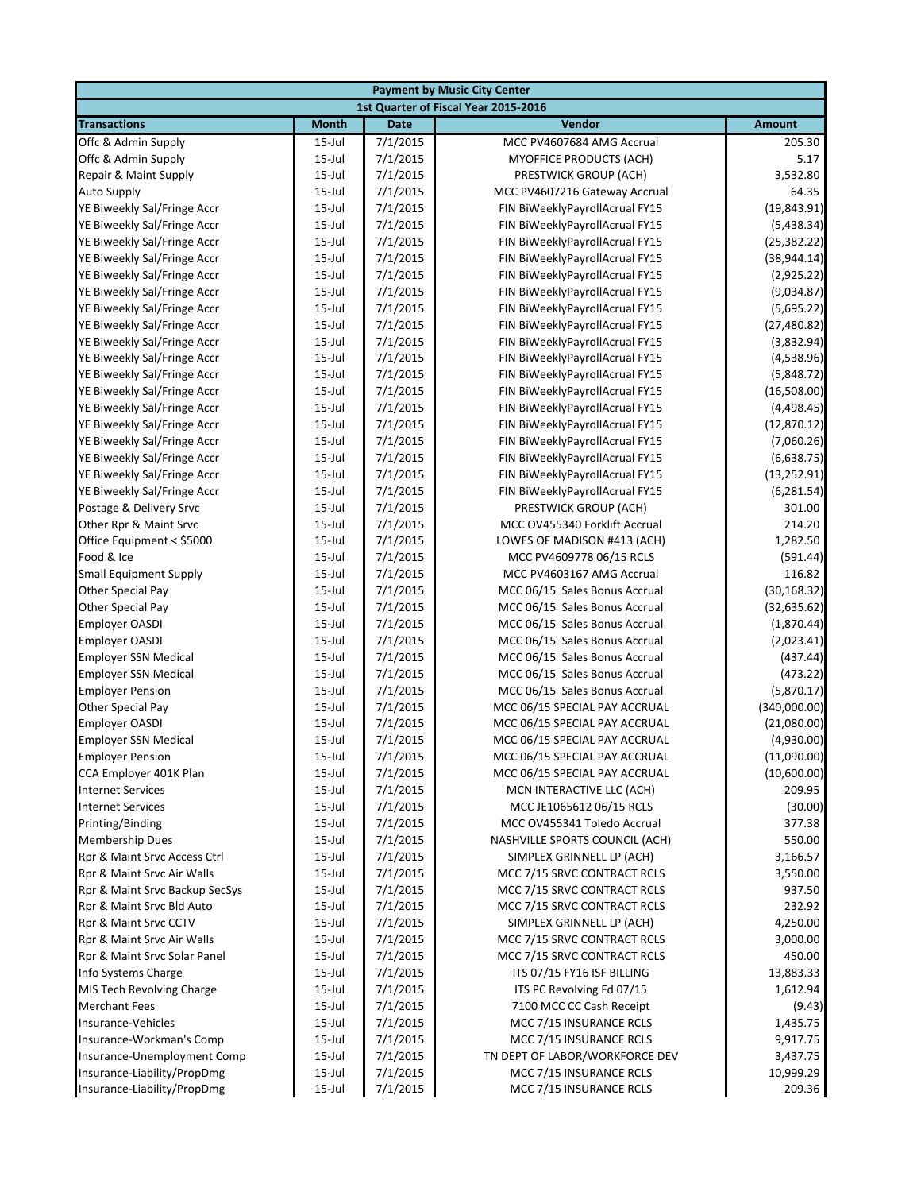| Payment by Music City Center | | | | |
|---|---|---|---|---|
| 1st Quarter of Fiscal Year 2015-2016 | | | | |
| **Transactions** | **Month** | **Date** | **Vendor** | **Amount** |
| Offc & Admin Supply | 15-Jul | 7/1/2015 | MCC PV4607684 AMG Accrual | 205.30 |
| Offc & Admin Supply | 15-Jul | 7/1/2015 | MYOFFICE PRODUCTS (ACH) | 5.17 |
| Repair & Maint Supply | 15-Jul | 7/1/2015 | PRESTWICK GROUP (ACH) | 3,532.80 |
| Auto Supply | 15-Jul | 7/1/2015 | MCC PV4607216 Gateway Accrual | 64.35 |
| YE Biweekly Sal/Fringe Accr | 15-Jul | 7/1/2015 | FIN BiWeeklyPayrollAcrual FY15 | (19,843.91) |
| YE Biweekly Sal/Fringe Accr | 15-Jul | 7/1/2015 | FIN BiWeeklyPayrollAcrual FY15 | (5,438.34) |
| YE Biweekly Sal/Fringe Accr | 15-Jul | 7/1/2015 | FIN BiWeeklyPayrollAcrual FY15 | (25,382.22) |
| YE Biweekly Sal/Fringe Accr | 15-Jul | 7/1/2015 | FIN BiWeeklyPayrollAcrual FY15 | (38,944.14) |
| YE Biweekly Sal/Fringe Accr | 15-Jul | 7/1/2015 | FIN BiWeeklyPayrollAcrual FY15 | (2,925.22) |
| YE Biweekly Sal/Fringe Accr | 15-Jul | 7/1/2015 | FIN BiWeeklyPayrollAcrual FY15 | (9,034.87) |
| YE Biweekly Sal/Fringe Accr | 15-Jul | 7/1/2015 | FIN BiWeeklyPayrollAcrual FY15 | (5,695.22) |
| YE Biweekly Sal/Fringe Accr | 15-Jul | 7/1/2015 | FIN BiWeeklyPayrollAcrual FY15 | (27,480.82) |
| YE Biweekly Sal/Fringe Accr | 15-Jul | 7/1/2015 | FIN BiWeeklyPayrollAcrual FY15 | (3,832.94) |
| YE Biweekly Sal/Fringe Accr | 15-Jul | 7/1/2015 | FIN BiWeeklyPayrollAcrual FY15 | (4,538.96) |
| YE Biweekly Sal/Fringe Accr | 15-Jul | 7/1/2015 | FIN BiWeeklyPayrollAcrual FY15 | (5,848.72) |
| YE Biweekly Sal/Fringe Accr | 15-Jul | 7/1/2015 | FIN BiWeeklyPayrollAcrual FY15 | (16,508.00) |
| YE Biweekly Sal/Fringe Accr | 15-Jul | 7/1/2015 | FIN BiWeeklyPayrollAcrual FY15 | (4,498.45) |
| YE Biweekly Sal/Fringe Accr | 15-Jul | 7/1/2015 | FIN BiWeeklyPayrollAcrual FY15 | (12,870.12) |
| YE Biweekly Sal/Fringe Accr | 15-Jul | 7/1/2015 | FIN BiWeeklyPayrollAcrual FY15 | (7,060.26) |
| YE Biweekly Sal/Fringe Accr | 15-Jul | 7/1/2015 | FIN BiWeeklyPayrollAcrual FY15 | (6,638.75) |
| YE Biweekly Sal/Fringe Accr | 15-Jul | 7/1/2015 | FIN BiWeeklyPayrollAcrual FY15 | (13,252.91) |
| YE Biweekly Sal/Fringe Accr | 15-Jul | 7/1/2015 | FIN BiWeeklyPayrollAcrual FY15 | (6,281.54) |
| Postage & Delivery Srvc | 15-Jul | 7/1/2015 | PRESTWICK GROUP (ACH) | 301.00 |
| Other Rpr & Maint Srvc | 15-Jul | 7/1/2015 | MCC OV455340 Forklift Accrual | 214.20 |
| Office Equipment < $5000 | 15-Jul | 7/1/2015 | LOWES OF MADISON #413 (ACH) | 1,282.50 |
| Food & Ice | 15-Jul | 7/1/2015 | MCC PV4609778 06/15 RCLS | (591.44) |
| Small Equipment Supply | 15-Jul | 7/1/2015 | MCC PV4603167 AMG Accrual | 116.82 |
| Other Special Pay | 15-Jul | 7/1/2015 | MCC 06/15 Sales Bonus Accrual | (30,168.32) |
| Other Special Pay | 15-Jul | 7/1/2015 | MCC 06/15 Sales Bonus Accrual | (32,635.62) |
| Employer OASDI | 15-Jul | 7/1/2015 | MCC 06/15 Sales Bonus Accrual | (1,870.44) |
| Employer OASDI | 15-Jul | 7/1/2015 | MCC 06/15 Sales Bonus Accrual | (2,023.41) |
| Employer SSN Medical | 15-Jul | 7/1/2015 | MCC 06/15 Sales Bonus Accrual | (437.44) |
| Employer SSN Medical | 15-Jul | 7/1/2015 | MCC 06/15 Sales Bonus Accrual | (473.22) |
| Employer Pension | 15-Jul | 7/1/2015 | MCC 06/15 Sales Bonus Accrual | (5,870.17) |
| Other Special Pay | 15-Jul | 7/1/2015 | MCC 06/15 SPECIAL PAY ACCRUAL | (340,000.00) |
| Employer OASDI | 15-Jul | 7/1/2015 | MCC 06/15 SPECIAL PAY ACCRUAL | (21,080.00) |
| Employer SSN Medical | 15-Jul | 7/1/2015 | MCC 06/15 SPECIAL PAY ACCRUAL | (4,930.00) |
| Employer Pension | 15-Jul | 7/1/2015 | MCC 06/15 SPECIAL PAY ACCRUAL | (11,090.00) |
| CCA Employer 401K Plan | 15-Jul | 7/1/2015 | MCC 06/15 SPECIAL PAY ACCRUAL | (10,600.00) |
| Internet Services | 15-Jul | 7/1/2015 | MCN INTERACTIVE LLC (ACH) | 209.95 |
| Internet Services | 15-Jul | 7/1/2015 | MCC JE1065612 06/15 RCLS | (30.00) |
| Printing/Binding | 15-Jul | 7/1/2015 | MCC OV455341 Toledo Accrual | 377.38 |
| Membership Dues | 15-Jul | 7/1/2015 | NASHVILLE SPORTS COUNCIL (ACH) | 550.00 |
| Rpr & Maint Srvc Access Ctrl | 15-Jul | 7/1/2015 | SIMPLEX GRINNELL LP (ACH) | 3,166.57 |
| Rpr & Maint Srvc Air Walls | 15-Jul | 7/1/2015 | MCC 7/15 SRVC CONTRACT RCLS | 3,550.00 |
| Rpr & Maint Srvc Backup SecSys | 15-Jul | 7/1/2015 | MCC 7/15 SRVC CONTRACT RCLS | 937.50 |
| Rpr & Maint Srvc Bld Auto | 15-Jul | 7/1/2015 | MCC 7/15 SRVC CONTRACT RCLS | 232.92 |
| Rpr & Maint Srvc CCTV | 15-Jul | 7/1/2015 | SIMPLEX GRINNELL LP (ACH) | 4,250.00 |
| Rpr & Maint Srvc Air Walls | 15-Jul | 7/1/2015 | MCC 7/15 SRVC CONTRACT RCLS | 3,000.00 |
| Rpr & Maint Srvc Solar Panel | 15-Jul | 7/1/2015 | MCC 7/15 SRVC CONTRACT RCLS | 450.00 |
| Info Systems Charge | 15-Jul | 7/1/2015 | ITS 07/15 FY16 ISF BILLING | 13,883.33 |
| MIS Tech Revolving Charge | 15-Jul | 7/1/2015 | ITS PC Revolving Fd 07/15 | 1,612.94 |
| Merchant Fees | 15-Jul | 7/1/2015 | 7100 MCC CC Cash Receipt | (9.43) |
| Insurance-Vehicles | 15-Jul | 7/1/2015 | MCC 7/15 INSURANCE RCLS | 1,435.75 |
| Insurance-Workman's Comp | 15-Jul | 7/1/2015 | MCC 7/15 INSURANCE RCLS | 9,917.75 |
| Insurance-Unemployment Comp | 15-Jul | 7/1/2015 | TN DEPT OF LABOR/WORKFORCE DEV | 3,437.75 |
| Insurance-Liability/PropDmg | 15-Jul | 7/1/2015 | MCC 7/15 INSURANCE RCLS | 10,999.29 |
| Insurance-Liability/PropDmg | 15-Jul | 7/1/2015 | MCC 7/15 INSURANCE RCLS | 209.36 |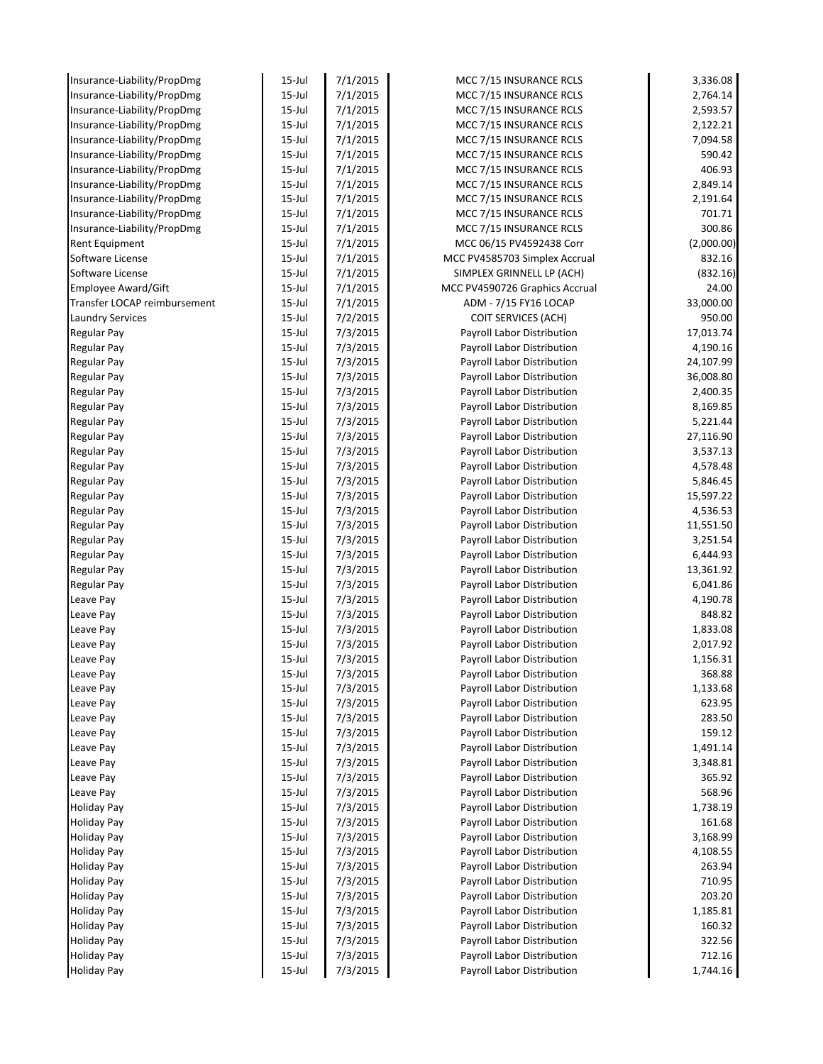| | | | | |
|---|---|---|---|---|
| Insurance-Liability/PropDmg | 15-Jul | 7/1/2015 | MCC 7/15 INSURANCE RCLS | 3,336.08 |
| Insurance-Liability/PropDmg | 15-Jul | 7/1/2015 | MCC 7/15 INSURANCE RCLS | 2,764.14 |
| Insurance-Liability/PropDmg | 15-Jul | 7/1/2015 | MCC 7/15 INSURANCE RCLS | 2,593.57 |
| Insurance-Liability/PropDmg | 15-Jul | 7/1/2015 | MCC 7/15 INSURANCE RCLS | 2,122.21 |
| Insurance-Liability/PropDmg | 15-Jul | 7/1/2015 | MCC 7/15 INSURANCE RCLS | 7,094.58 |
| Insurance-Liability/PropDmg | 15-Jul | 7/1/2015 | MCC 7/15 INSURANCE RCLS | 590.42 |
| Insurance-Liability/PropDmg | 15-Jul | 7/1/2015 | MCC 7/15 INSURANCE RCLS | 406.93 |
| Insurance-Liability/PropDmg | 15-Jul | 7/1/2015 | MCC 7/15 INSURANCE RCLS | 2,849.14 |
| Insurance-Liability/PropDmg | 15-Jul | 7/1/2015 | MCC 7/15 INSURANCE RCLS | 2,191.64 |
| Insurance-Liability/PropDmg | 15-Jul | 7/1/2015 | MCC 7/15 INSURANCE RCLS | 701.71 |
| Insurance-Liability/PropDmg | 15-Jul | 7/1/2015 | MCC 7/15 INSURANCE RCLS | 300.86 |
| Rent Equipment | 15-Jul | 7/1/2015 | MCC 06/15 PV4592438 Corr | (2,000.00) |
| Software License | 15-Jul | 7/1/2015 | MCC PV4585703 Simplex Accrual | 832.16 |
| Software License | 15-Jul | 7/1/2015 | SIMPLEX GRINNELL LP (ACH) | (832.16) |
| Employee Award/Gift | 15-Jul | 7/1/2015 | MCC PV4590726 Graphics Accrual | 24.00 |
| Transfer LOCAP reimbursement | 15-Jul | 7/1/2015 | ADM - 7/15 FY16 LOCAP | 33,000.00 |
| Laundry Services | 15-Jul | 7/2/2015 | COIT SERVICES (ACH) | 950.00 |
| Regular Pay | 15-Jul | 7/3/2015 | Payroll Labor Distribution | 17,013.74 |
| Regular Pay | 15-Jul | 7/3/2015 | Payroll Labor Distribution | 4,190.16 |
| Regular Pay | 15-Jul | 7/3/2015 | Payroll Labor Distribution | 24,107.99 |
| Regular Pay | 15-Jul | 7/3/2015 | Payroll Labor Distribution | 36,008.80 |
| Regular Pay | 15-Jul | 7/3/2015 | Payroll Labor Distribution | 2,400.35 |
| Regular Pay | 15-Jul | 7/3/2015 | Payroll Labor Distribution | 8,169.85 |
| Regular Pay | 15-Jul | 7/3/2015 | Payroll Labor Distribution | 5,221.44 |
| Regular Pay | 15-Jul | 7/3/2015 | Payroll Labor Distribution | 27,116.90 |
| Regular Pay | 15-Jul | 7/3/2015 | Payroll Labor Distribution | 3,537.13 |
| Regular Pay | 15-Jul | 7/3/2015 | Payroll Labor Distribution | 4,578.48 |
| Regular Pay | 15-Jul | 7/3/2015 | Payroll Labor Distribution | 5,846.45 |
| Regular Pay | 15-Jul | 7/3/2015 | Payroll Labor Distribution | 15,597.22 |
| Regular Pay | 15-Jul | 7/3/2015 | Payroll Labor Distribution | 4,536.53 |
| Regular Pay | 15-Jul | 7/3/2015 | Payroll Labor Distribution | 11,551.50 |
| Regular Pay | 15-Jul | 7/3/2015 | Payroll Labor Distribution | 3,251.54 |
| Regular Pay | 15-Jul | 7/3/2015 | Payroll Labor Distribution | 6,444.93 |
| Regular Pay | 15-Jul | 7/3/2015 | Payroll Labor Distribution | 13,361.92 |
| Regular Pay | 15-Jul | 7/3/2015 | Payroll Labor Distribution | 6,041.86 |
| Leave Pay | 15-Jul | 7/3/2015 | Payroll Labor Distribution | 4,190.78 |
| Leave Pay | 15-Jul | 7/3/2015 | Payroll Labor Distribution | 848.82 |
| Leave Pay | 15-Jul | 7/3/2015 | Payroll Labor Distribution | 1,833.08 |
| Leave Pay | 15-Jul | 7/3/2015 | Payroll Labor Distribution | 2,017.92 |
| Leave Pay | 15-Jul | 7/3/2015 | Payroll Labor Distribution | 1,156.31 |
| Leave Pay | 15-Jul | 7/3/2015 | Payroll Labor Distribution | 368.88 |
| Leave Pay | 15-Jul | 7/3/2015 | Payroll Labor Distribution | 1,133.68 |
| Leave Pay | 15-Jul | 7/3/2015 | Payroll Labor Distribution | 623.95 |
| Leave Pay | 15-Jul | 7/3/2015 | Payroll Labor Distribution | 283.50 |
| Leave Pay | 15-Jul | 7/3/2015 | Payroll Labor Distribution | 159.12 |
| Leave Pay | 15-Jul | 7/3/2015 | Payroll Labor Distribution | 1,491.14 |
| Leave Pay | 15-Jul | 7/3/2015 | Payroll Labor Distribution | 3,348.81 |
| Leave Pay | 15-Jul | 7/3/2015 | Payroll Labor Distribution | 365.92 |
| Leave Pay | 15-Jul | 7/3/2015 | Payroll Labor Distribution | 568.96 |
| Holiday Pay | 15-Jul | 7/3/2015 | Payroll Labor Distribution | 1,738.19 |
| Holiday Pay | 15-Jul | 7/3/2015 | Payroll Labor Distribution | 161.68 |
| Holiday Pay | 15-Jul | 7/3/2015 | Payroll Labor Distribution | 3,168.99 |
| Holiday Pay | 15-Jul | 7/3/2015 | Payroll Labor Distribution | 4,108.55 |
| Holiday Pay | 15-Jul | 7/3/2015 | Payroll Labor Distribution | 263.94 |
| Holiday Pay | 15-Jul | 7/3/2015 | Payroll Labor Distribution | 710.95 |
| Holiday Pay | 15-Jul | 7/3/2015 | Payroll Labor Distribution | 203.20 |
| Holiday Pay | 15-Jul | 7/3/2015 | Payroll Labor Distribution | 1,185.81 |
| Holiday Pay | 15-Jul | 7/3/2015 | Payroll Labor Distribution | 160.32 |
| Holiday Pay | 15-Jul | 7/3/2015 | Payroll Labor Distribution | 322.56 |
| Holiday Pay | 15-Jul | 7/3/2015 | Payroll Labor Distribution | 712.16 |
| Holiday Pay | 15-Jul | 7/3/2015 | Payroll Labor Distribution | 1,744.16 |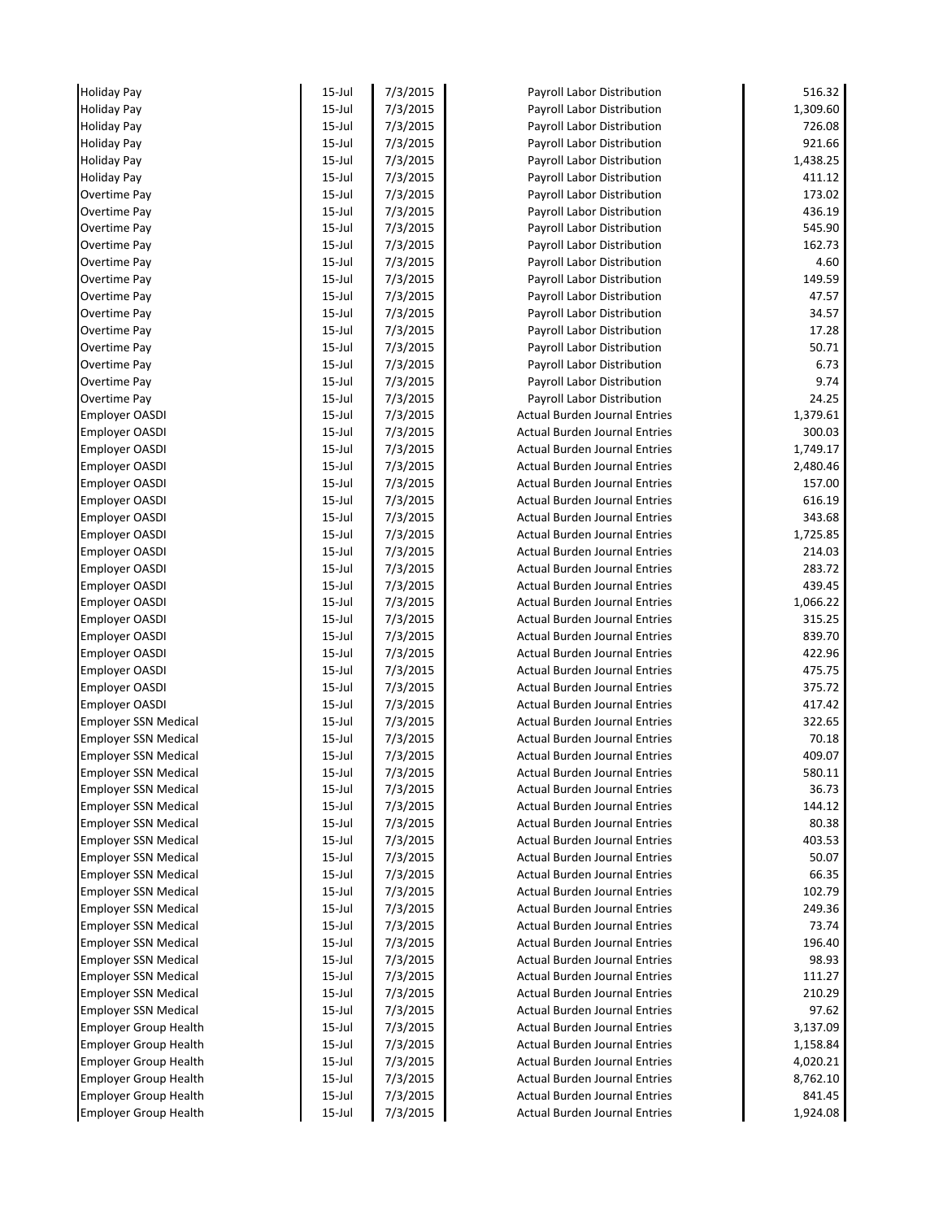| | | | | |
|---|---|---|---|---|
| Holiday Pay | 15-Jul | 7/3/2015 | Payroll Labor Distribution | 516.32 |
| Holiday Pay | 15-Jul | 7/3/2015 | Payroll Labor Distribution | 1,309.60 |
| Holiday Pay | 15-Jul | 7/3/2015 | Payroll Labor Distribution | 726.08 |
| Holiday Pay | 15-Jul | 7/3/2015 | Payroll Labor Distribution | 921.66 |
| Holiday Pay | 15-Jul | 7/3/2015 | Payroll Labor Distribution | 1,438.25 |
| Holiday Pay | 15-Jul | 7/3/2015 | Payroll Labor Distribution | 411.12 |
| Overtime Pay | 15-Jul | 7/3/2015 | Payroll Labor Distribution | 173.02 |
| Overtime Pay | 15-Jul | 7/3/2015 | Payroll Labor Distribution | 436.19 |
| Overtime Pay | 15-Jul | 7/3/2015 | Payroll Labor Distribution | 545.90 |
| Overtime Pay | 15-Jul | 7/3/2015 | Payroll Labor Distribution | 162.73 |
| Overtime Pay | 15-Jul | 7/3/2015 | Payroll Labor Distribution | 4.60 |
| Overtime Pay | 15-Jul | 7/3/2015 | Payroll Labor Distribution | 149.59 |
| Overtime Pay | 15-Jul | 7/3/2015 | Payroll Labor Distribution | 47.57 |
| Overtime Pay | 15-Jul | 7/3/2015 | Payroll Labor Distribution | 34.57 |
| Overtime Pay | 15-Jul | 7/3/2015 | Payroll Labor Distribution | 17.28 |
| Overtime Pay | 15-Jul | 7/3/2015 | Payroll Labor Distribution | 50.71 |
| Overtime Pay | 15-Jul | 7/3/2015 | Payroll Labor Distribution | 6.73 |
| Overtime Pay | 15-Jul | 7/3/2015 | Payroll Labor Distribution | 9.74 |
| Overtime Pay | 15-Jul | 7/3/2015 | Payroll Labor Distribution | 24.25 |
| Employer OASDI | 15-Jul | 7/3/2015 | Actual Burden Journal Entries | 1,379.61 |
| Employer OASDI | 15-Jul | 7/3/2015 | Actual Burden Journal Entries | 300.03 |
| Employer OASDI | 15-Jul | 7/3/2015 | Actual Burden Journal Entries | 1,749.17 |
| Employer OASDI | 15-Jul | 7/3/2015 | Actual Burden Journal Entries | 2,480.46 |
| Employer OASDI | 15-Jul | 7/3/2015 | Actual Burden Journal Entries | 157.00 |
| Employer OASDI | 15-Jul | 7/3/2015 | Actual Burden Journal Entries | 616.19 |
| Employer OASDI | 15-Jul | 7/3/2015 | Actual Burden Journal Entries | 343.68 |
| Employer OASDI | 15-Jul | 7/3/2015 | Actual Burden Journal Entries | 1,725.85 |
| Employer OASDI | 15-Jul | 7/3/2015 | Actual Burden Journal Entries | 214.03 |
| Employer OASDI | 15-Jul | 7/3/2015 | Actual Burden Journal Entries | 283.72 |
| Employer OASDI | 15-Jul | 7/3/2015 | Actual Burden Journal Entries | 439.45 |
| Employer OASDI | 15-Jul | 7/3/2015 | Actual Burden Journal Entries | 1,066.22 |
| Employer OASDI | 15-Jul | 7/3/2015 | Actual Burden Journal Entries | 315.25 |
| Employer OASDI | 15-Jul | 7/3/2015 | Actual Burden Journal Entries | 839.70 |
| Employer OASDI | 15-Jul | 7/3/2015 | Actual Burden Journal Entries | 422.96 |
| Employer OASDI | 15-Jul | 7/3/2015 | Actual Burden Journal Entries | 475.75 |
| Employer OASDI | 15-Jul | 7/3/2015 | Actual Burden Journal Entries | 375.72 |
| Employer OASDI | 15-Jul | 7/3/2015 | Actual Burden Journal Entries | 417.42 |
| Employer SSN Medical | 15-Jul | 7/3/2015 | Actual Burden Journal Entries | 322.65 |
| Employer SSN Medical | 15-Jul | 7/3/2015 | Actual Burden Journal Entries | 70.18 |
| Employer SSN Medical | 15-Jul | 7/3/2015 | Actual Burden Journal Entries | 409.07 |
| Employer SSN Medical | 15-Jul | 7/3/2015 | Actual Burden Journal Entries | 580.11 |
| Employer SSN Medical | 15-Jul | 7/3/2015 | Actual Burden Journal Entries | 36.73 |
| Employer SSN Medical | 15-Jul | 7/3/2015 | Actual Burden Journal Entries | 144.12 |
| Employer SSN Medical | 15-Jul | 7/3/2015 | Actual Burden Journal Entries | 80.38 |
| Employer SSN Medical | 15-Jul | 7/3/2015 | Actual Burden Journal Entries | 403.53 |
| Employer SSN Medical | 15-Jul | 7/3/2015 | Actual Burden Journal Entries | 50.07 |
| Employer SSN Medical | 15-Jul | 7/3/2015 | Actual Burden Journal Entries | 66.35 |
| Employer SSN Medical | 15-Jul | 7/3/2015 | Actual Burden Journal Entries | 102.79 |
| Employer SSN Medical | 15-Jul | 7/3/2015 | Actual Burden Journal Entries | 249.36 |
| Employer SSN Medical | 15-Jul | 7/3/2015 | Actual Burden Journal Entries | 73.74 |
| Employer SSN Medical | 15-Jul | 7/3/2015 | Actual Burden Journal Entries | 196.40 |
| Employer SSN Medical | 15-Jul | 7/3/2015 | Actual Burden Journal Entries | 98.93 |
| Employer SSN Medical | 15-Jul | 7/3/2015 | Actual Burden Journal Entries | 111.27 |
| Employer SSN Medical | 15-Jul | 7/3/2015 | Actual Burden Journal Entries | 210.29 |
| Employer SSN Medical | 15-Jul | 7/3/2015 | Actual Burden Journal Entries | 97.62 |
| Employer Group Health | 15-Jul | 7/3/2015 | Actual Burden Journal Entries | 3,137.09 |
| Employer Group Health | 15-Jul | 7/3/2015 | Actual Burden Journal Entries | 1,158.84 |
| Employer Group Health | 15-Jul | 7/3/2015 | Actual Burden Journal Entries | 4,020.21 |
| Employer Group Health | 15-Jul | 7/3/2015 | Actual Burden Journal Entries | 8,762.10 |
| Employer Group Health | 15-Jul | 7/3/2015 | Actual Burden Journal Entries | 841.45 |
| Employer Group Health | 15-Jul | 7/3/2015 | Actual Burden Journal Entries | 1,924.08 |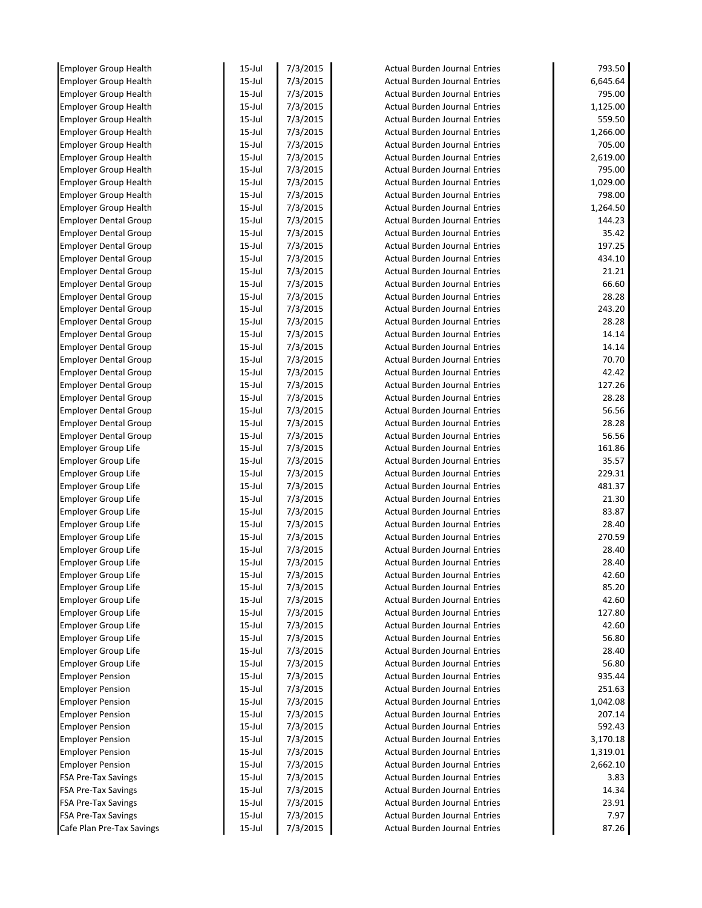| | | | | |
|---|---|---|---|---|
| Employer Group Health | 15-Jul | 7/3/2015 | Actual Burden Journal Entries | 793.50 |
| Employer Group Health | 15-Jul | 7/3/2015 | Actual Burden Journal Entries | 6,645.64 |
| Employer Group Health | 15-Jul | 7/3/2015 | Actual Burden Journal Entries | 795.00 |
| Employer Group Health | 15-Jul | 7/3/2015 | Actual Burden Journal Entries | 1,125.00 |
| Employer Group Health | 15-Jul | 7/3/2015 | Actual Burden Journal Entries | 559.50 |
| Employer Group Health | 15-Jul | 7/3/2015 | Actual Burden Journal Entries | 1,266.00 |
| Employer Group Health | 15-Jul | 7/3/2015 | Actual Burden Journal Entries | 705.00 |
| Employer Group Health | 15-Jul | 7/3/2015 | Actual Burden Journal Entries | 2,619.00 |
| Employer Group Health | 15-Jul | 7/3/2015 | Actual Burden Journal Entries | 795.00 |
| Employer Group Health | 15-Jul | 7/3/2015 | Actual Burden Journal Entries | 1,029.00 |
| Employer Group Health | 15-Jul | 7/3/2015 | Actual Burden Journal Entries | 798.00 |
| Employer Group Health | 15-Jul | 7/3/2015 | Actual Burden Journal Entries | 1,264.50 |
| Employer Dental Group | 15-Jul | 7/3/2015 | Actual Burden Journal Entries | 144.23 |
| Employer Dental Group | 15-Jul | 7/3/2015 | Actual Burden Journal Entries | 35.42 |
| Employer Dental Group | 15-Jul | 7/3/2015 | Actual Burden Journal Entries | 197.25 |
| Employer Dental Group | 15-Jul | 7/3/2015 | Actual Burden Journal Entries | 434.10 |
| Employer Dental Group | 15-Jul | 7/3/2015 | Actual Burden Journal Entries | 21.21 |
| Employer Dental Group | 15-Jul | 7/3/2015 | Actual Burden Journal Entries | 66.60 |
| Employer Dental Group | 15-Jul | 7/3/2015 | Actual Burden Journal Entries | 28.28 |
| Employer Dental Group | 15-Jul | 7/3/2015 | Actual Burden Journal Entries | 243.20 |
| Employer Dental Group | 15-Jul | 7/3/2015 | Actual Burden Journal Entries | 28.28 |
| Employer Dental Group | 15-Jul | 7/3/2015 | Actual Burden Journal Entries | 14.14 |
| Employer Dental Group | 15-Jul | 7/3/2015 | Actual Burden Journal Entries | 14.14 |
| Employer Dental Group | 15-Jul | 7/3/2015 | Actual Burden Journal Entries | 70.70 |
| Employer Dental Group | 15-Jul | 7/3/2015 | Actual Burden Journal Entries | 42.42 |
| Employer Dental Group | 15-Jul | 7/3/2015 | Actual Burden Journal Entries | 127.26 |
| Employer Dental Group | 15-Jul | 7/3/2015 | Actual Burden Journal Entries | 28.28 |
| Employer Dental Group | 15-Jul | 7/3/2015 | Actual Burden Journal Entries | 56.56 |
| Employer Dental Group | 15-Jul | 7/3/2015 | Actual Burden Journal Entries | 28.28 |
| Employer Dental Group | 15-Jul | 7/3/2015 | Actual Burden Journal Entries | 56.56 |
| Employer Group Life | 15-Jul | 7/3/2015 | Actual Burden Journal Entries | 161.86 |
| Employer Group Life | 15-Jul | 7/3/2015 | Actual Burden Journal Entries | 35.57 |
| Employer Group Life | 15-Jul | 7/3/2015 | Actual Burden Journal Entries | 229.31 |
| Employer Group Life | 15-Jul | 7/3/2015 | Actual Burden Journal Entries | 481.37 |
| Employer Group Life | 15-Jul | 7/3/2015 | Actual Burden Journal Entries | 21.30 |
| Employer Group Life | 15-Jul | 7/3/2015 | Actual Burden Journal Entries | 83.87 |
| Employer Group Life | 15-Jul | 7/3/2015 | Actual Burden Journal Entries | 28.40 |
| Employer Group Life | 15-Jul | 7/3/2015 | Actual Burden Journal Entries | 270.59 |
| Employer Group Life | 15-Jul | 7/3/2015 | Actual Burden Journal Entries | 28.40 |
| Employer Group Life | 15-Jul | 7/3/2015 | Actual Burden Journal Entries | 28.40 |
| Employer Group Life | 15-Jul | 7/3/2015 | Actual Burden Journal Entries | 42.60 |
| Employer Group Life | 15-Jul | 7/3/2015 | Actual Burden Journal Entries | 85.20 |
| Employer Group Life | 15-Jul | 7/3/2015 | Actual Burden Journal Entries | 42.60 |
| Employer Group Life | 15-Jul | 7/3/2015 | Actual Burden Journal Entries | 127.80 |
| Employer Group Life | 15-Jul | 7/3/2015 | Actual Burden Journal Entries | 42.60 |
| Employer Group Life | 15-Jul | 7/3/2015 | Actual Burden Journal Entries | 56.80 |
| Employer Group Life | 15-Jul | 7/3/2015 | Actual Burden Journal Entries | 28.40 |
| Employer Group Life | 15-Jul | 7/3/2015 | Actual Burden Journal Entries | 56.80 |
| Employer Pension | 15-Jul | 7/3/2015 | Actual Burden Journal Entries | 935.44 |
| Employer Pension | 15-Jul | 7/3/2015 | Actual Burden Journal Entries | 251.63 |
| Employer Pension | 15-Jul | 7/3/2015 | Actual Burden Journal Entries | 1,042.08 |
| Employer Pension | 15-Jul | 7/3/2015 | Actual Burden Journal Entries | 207.14 |
| Employer Pension | 15-Jul | 7/3/2015 | Actual Burden Journal Entries | 592.43 |
| Employer Pension | 15-Jul | 7/3/2015 | Actual Burden Journal Entries | 3,170.18 |
| Employer Pension | 15-Jul | 7/3/2015 | Actual Burden Journal Entries | 1,319.01 |
| Employer Pension | 15-Jul | 7/3/2015 | Actual Burden Journal Entries | 2,662.10 |
| FSA Pre-Tax Savings | 15-Jul | 7/3/2015 | Actual Burden Journal Entries | 3.83 |
| FSA Pre-Tax Savings | 15-Jul | 7/3/2015 | Actual Burden Journal Entries | 14.34 |
| FSA Pre-Tax Savings | 15-Jul | 7/3/2015 | Actual Burden Journal Entries | 23.91 |
| FSA Pre-Tax Savings | 15-Jul | 7/3/2015 | Actual Burden Journal Entries | 7.97 |
| Cafe Plan Pre-Tax Savings | 15-Jul | 7/3/2015 | Actual Burden Journal Entries | 87.26 |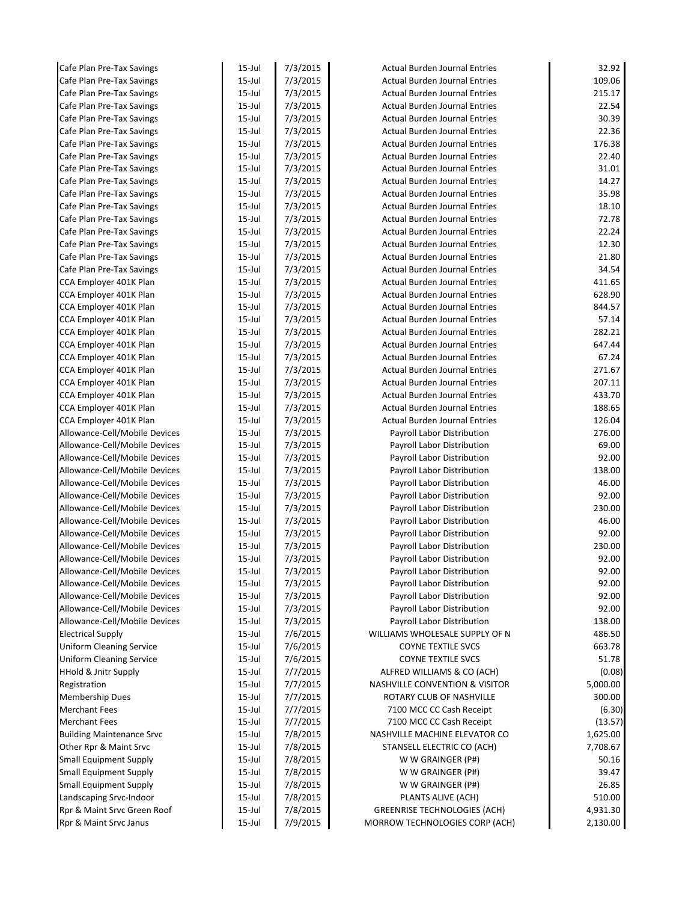| | | | | |
|---|---|---|---|---|
| Cafe Plan Pre-Tax Savings | 15-Jul | 7/3/2015 | Actual Burden Journal Entries | 32.92 |
| Cafe Plan Pre-Tax Savings | 15-Jul | 7/3/2015 | Actual Burden Journal Entries | 109.06 |
| Cafe Plan Pre-Tax Savings | 15-Jul | 7/3/2015 | Actual Burden Journal Entries | 215.17 |
| Cafe Plan Pre-Tax Savings | 15-Jul | 7/3/2015 | Actual Burden Journal Entries | 22.54 |
| Cafe Plan Pre-Tax Savings | 15-Jul | 7/3/2015 | Actual Burden Journal Entries | 30.39 |
| Cafe Plan Pre-Tax Savings | 15-Jul | 7/3/2015 | Actual Burden Journal Entries | 22.36 |
| Cafe Plan Pre-Tax Savings | 15-Jul | 7/3/2015 | Actual Burden Journal Entries | 176.38 |
| Cafe Plan Pre-Tax Savings | 15-Jul | 7/3/2015 | Actual Burden Journal Entries | 22.40 |
| Cafe Plan Pre-Tax Savings | 15-Jul | 7/3/2015 | Actual Burden Journal Entries | 31.01 |
| Cafe Plan Pre-Tax Savings | 15-Jul | 7/3/2015 | Actual Burden Journal Entries | 14.27 |
| Cafe Plan Pre-Tax Savings | 15-Jul | 7/3/2015 | Actual Burden Journal Entries | 35.98 |
| Cafe Plan Pre-Tax Savings | 15-Jul | 7/3/2015 | Actual Burden Journal Entries | 18.10 |
| Cafe Plan Pre-Tax Savings | 15-Jul | 7/3/2015 | Actual Burden Journal Entries | 72.78 |
| Cafe Plan Pre-Tax Savings | 15-Jul | 7/3/2015 | Actual Burden Journal Entries | 22.24 |
| Cafe Plan Pre-Tax Savings | 15-Jul | 7/3/2015 | Actual Burden Journal Entries | 12.30 |
| Cafe Plan Pre-Tax Savings | 15-Jul | 7/3/2015 | Actual Burden Journal Entries | 21.80 |
| Cafe Plan Pre-Tax Savings | 15-Jul | 7/3/2015 | Actual Burden Journal Entries | 34.54 |
| CCA Employer 401K Plan | 15-Jul | 7/3/2015 | Actual Burden Journal Entries | 411.65 |
| CCA Employer 401K Plan | 15-Jul | 7/3/2015 | Actual Burden Journal Entries | 628.90 |
| CCA Employer 401K Plan | 15-Jul | 7/3/2015 | Actual Burden Journal Entries | 844.57 |
| CCA Employer 401K Plan | 15-Jul | 7/3/2015 | Actual Burden Journal Entries | 57.14 |
| CCA Employer 401K Plan | 15-Jul | 7/3/2015 | Actual Burden Journal Entries | 282.21 |
| CCA Employer 401K Plan | 15-Jul | 7/3/2015 | Actual Burden Journal Entries | 647.44 |
| CCA Employer 401K Plan | 15-Jul | 7/3/2015 | Actual Burden Journal Entries | 67.24 |
| CCA Employer 401K Plan | 15-Jul | 7/3/2015 | Actual Burden Journal Entries | 271.67 |
| CCA Employer 401K Plan | 15-Jul | 7/3/2015 | Actual Burden Journal Entries | 207.11 |
| CCA Employer 401K Plan | 15-Jul | 7/3/2015 | Actual Burden Journal Entries | 433.70 |
| CCA Employer 401K Plan | 15-Jul | 7/3/2015 | Actual Burden Journal Entries | 188.65 |
| CCA Employer 401K Plan | 15-Jul | 7/3/2015 | Actual Burden Journal Entries | 126.04 |
| Allowance-Cell/Mobile Devices | 15-Jul | 7/3/2015 | Payroll Labor Distribution | 276.00 |
| Allowance-Cell/Mobile Devices | 15-Jul | 7/3/2015 | Payroll Labor Distribution | 69.00 |
| Allowance-Cell/Mobile Devices | 15-Jul | 7/3/2015 | Payroll Labor Distribution | 92.00 |
| Allowance-Cell/Mobile Devices | 15-Jul | 7/3/2015 | Payroll Labor Distribution | 138.00 |
| Allowance-Cell/Mobile Devices | 15-Jul | 7/3/2015 | Payroll Labor Distribution | 46.00 |
| Allowance-Cell/Mobile Devices | 15-Jul | 7/3/2015 | Payroll Labor Distribution | 92.00 |
| Allowance-Cell/Mobile Devices | 15-Jul | 7/3/2015 | Payroll Labor Distribution | 230.00 |
| Allowance-Cell/Mobile Devices | 15-Jul | 7/3/2015 | Payroll Labor Distribution | 46.00 |
| Allowance-Cell/Mobile Devices | 15-Jul | 7/3/2015 | Payroll Labor Distribution | 92.00 |
| Allowance-Cell/Mobile Devices | 15-Jul | 7/3/2015 | Payroll Labor Distribution | 230.00 |
| Allowance-Cell/Mobile Devices | 15-Jul | 7/3/2015 | Payroll Labor Distribution | 92.00 |
| Allowance-Cell/Mobile Devices | 15-Jul | 7/3/2015 | Payroll Labor Distribution | 92.00 |
| Allowance-Cell/Mobile Devices | 15-Jul | 7/3/2015 | Payroll Labor Distribution | 92.00 |
| Allowance-Cell/Mobile Devices | 15-Jul | 7/3/2015 | Payroll Labor Distribution | 92.00 |
| Allowance-Cell/Mobile Devices | 15-Jul | 7/3/2015 | Payroll Labor Distribution | 92.00 |
| Allowance-Cell/Mobile Devices | 15-Jul | 7/3/2015 | Payroll Labor Distribution | 138.00 |
| Electrical Supply | 15-Jul | 7/6/2015 | WILLIAMS WHOLESALE SUPPLY OF N | 486.50 |
| Uniform Cleaning Service | 15-Jul | 7/6/2015 | COYNE TEXTILE SVCS | 663.78 |
| Uniform Cleaning Service | 15-Jul | 7/6/2015 | COYNE TEXTILE SVCS | 51.78 |
| HHold & Jnitr Supply | 15-Jul | 7/7/2015 | ALFRED WILLIAMS & CO (ACH) | (0.08) |
| Registration | 15-Jul | 7/7/2015 | NASHVILLE CONVENTION & VISITOR | 5,000.00 |
| Membership Dues | 15-Jul | 7/7/2015 | ROTARY CLUB OF NASHVILLE | 300.00 |
| Merchant Fees | 15-Jul | 7/7/2015 | 7100 MCC CC Cash Receipt | (6.30) |
| Merchant Fees | 15-Jul | 7/7/2015 | 7100 MCC CC Cash Receipt | (13.57) |
| Building Maintenance Srvc | 15-Jul | 7/8/2015 | NASHVILLE MACHINE ELEVATOR CO | 1,625.00 |
| Other Rpr & Maint Srvc | 15-Jul | 7/8/2015 | STANSELL ELECTRIC CO (ACH) | 7,708.67 |
| Small Equipment Supply | 15-Jul | 7/8/2015 | W W GRAINGER (P#) | 50.16 |
| Small Equipment Supply | 15-Jul | 7/8/2015 | W W GRAINGER (P#) | 39.47 |
| Small Equipment Supply | 15-Jul | 7/8/2015 | W W GRAINGER (P#) | 26.85 |
| Landscaping Srvc-Indoor | 15-Jul | 7/8/2015 | PLANTS ALIVE (ACH) | 510.00 |
| Rpr & Maint Srvc Green Roof | 15-Jul | 7/8/2015 | GREENRISE TECHNOLOGIES (ACH) | 4,931.30 |
| Rpr & Maint Srvc Janus | 15-Jul | 7/9/2015 | MORROW TECHNOLOGIES CORP (ACH) | 2,130.00 |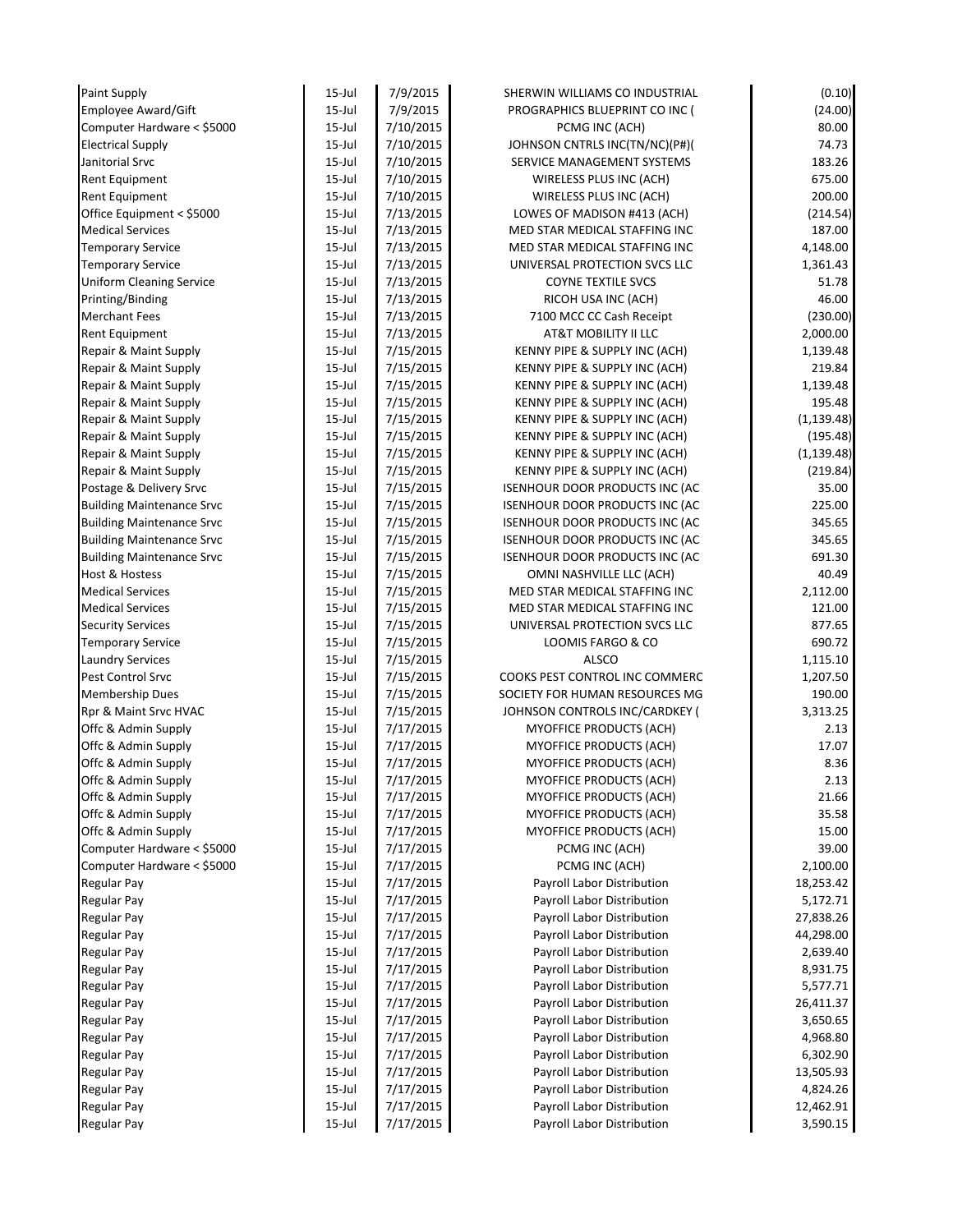| | | | | |
|---|---|---|---|---|
| Paint Supply | 15-Jul | 7/9/2015 | SHERWIN WILLIAMS CO INDUSTRIAL | (0.10) |
| Employee Award/Gift | 15-Jul | 7/9/2015 | PROGRAPHICS BLUEPRINT CO INC ( | (24.00) |
| Computer Hardware < $5000 | 15-Jul | 7/10/2015 | PCMG INC (ACH) | 80.00 |
| Electrical Supply | 15-Jul | 7/10/2015 | JOHNSON CNTRLS INC(TN/NC)(P#)( | 74.73 |
| Janitorial Srvc | 15-Jul | 7/10/2015 | SERVICE MANAGEMENT SYSTEMS | 183.26 |
| Rent Equipment | 15-Jul | 7/10/2015 | WIRELESS PLUS INC (ACH) | 675.00 |
| Rent Equipment | 15-Jul | 7/10/2015 | WIRELESS PLUS INC (ACH) | 200.00 |
| Office Equipment < $5000 | 15-Jul | 7/13/2015 | LOWES OF MADISON #413 (ACH) | (214.54) |
| Medical Services | 15-Jul | 7/13/2015 | MED STAR MEDICAL STAFFING INC | 187.00 |
| Temporary Service | 15-Jul | 7/13/2015 | MED STAR MEDICAL STAFFING INC | 4,148.00 |
| Temporary Service | 15-Jul | 7/13/2015 | UNIVERSAL PROTECTION SVCS LLC | 1,361.43 |
| Uniform Cleaning Service | 15-Jul | 7/13/2015 | COYNE TEXTILE SVCS | 51.78 |
| Printing/Binding | 15-Jul | 7/13/2015 | RICOH USA INC (ACH) | 46.00 |
| Merchant Fees | 15-Jul | 7/13/2015 | 7100 MCC CC Cash Receipt | (230.00) |
| Rent Equipment | 15-Jul | 7/13/2015 | AT&T MOBILITY II LLC | 2,000.00 |
| Repair & Maint Supply | 15-Jul | 7/15/2015 | KENNY PIPE & SUPPLY INC (ACH) | 1,139.48 |
| Repair & Maint Supply | 15-Jul | 7/15/2015 | KENNY PIPE & SUPPLY INC (ACH) | 219.84 |
| Repair & Maint Supply | 15-Jul | 7/15/2015 | KENNY PIPE & SUPPLY INC (ACH) | 1,139.48 |
| Repair & Maint Supply | 15-Jul | 7/15/2015 | KENNY PIPE & SUPPLY INC (ACH) | 195.48 |
| Repair & Maint Supply | 15-Jul | 7/15/2015 | KENNY PIPE & SUPPLY INC (ACH) | (1,139.48) |
| Repair & Maint Supply | 15-Jul | 7/15/2015 | KENNY PIPE & SUPPLY INC (ACH) | (195.48) |
| Repair & Maint Supply | 15-Jul | 7/15/2015 | KENNY PIPE & SUPPLY INC (ACH) | (1,139.48) |
| Repair & Maint Supply | 15-Jul | 7/15/2015 | KENNY PIPE & SUPPLY INC (ACH) | (219.84) |
| Postage & Delivery Srvc | 15-Jul | 7/15/2015 | ISENHOUR DOOR PRODUCTS INC (AC | 35.00 |
| Building Maintenance Srvc | 15-Jul | 7/15/2015 | ISENHOUR DOOR PRODUCTS INC (AC | 225.00 |
| Building Maintenance Srvc | 15-Jul | 7/15/2015 | ISENHOUR DOOR PRODUCTS INC (AC | 345.65 |
| Building Maintenance Srvc | 15-Jul | 7/15/2015 | ISENHOUR DOOR PRODUCTS INC (AC | 345.65 |
| Building Maintenance Srvc | 15-Jul | 7/15/2015 | ISENHOUR DOOR PRODUCTS INC (AC | 691.30 |
| Host & Hostess | 15-Jul | 7/15/2015 | OMNI NASHVILLE LLC (ACH) | 40.49 |
| Medical Services | 15-Jul | 7/15/2015 | MED STAR MEDICAL STAFFING INC | 2,112.00 |
| Medical Services | 15-Jul | 7/15/2015 | MED STAR MEDICAL STAFFING INC | 121.00 |
| Security Services | 15-Jul | 7/15/2015 | UNIVERSAL PROTECTION SVCS LLC | 877.65 |
| Temporary Service | 15-Jul | 7/15/2015 | LOOMIS FARGO & CO | 690.72 |
| Laundry Services | 15-Jul | 7/15/2015 | ALSCO | 1,115.10 |
| Pest Control Srvc | 15-Jul | 7/15/2015 | COOKS PEST CONTROL INC COMMERC | 1,207.50 |
| Membership Dues | 15-Jul | 7/15/2015 | SOCIETY FOR HUMAN RESOURCES MG | 190.00 |
| Rpr & Maint Srvc HVAC | 15-Jul | 7/15/2015 | JOHNSON CONTROLS INC/CARDKEY ( | 3,313.25 |
| Offc & Admin Supply | 15-Jul | 7/17/2015 | MYOFFICE PRODUCTS (ACH) | 2.13 |
| Offc & Admin Supply | 15-Jul | 7/17/2015 | MYOFFICE PRODUCTS (ACH) | 17.07 |
| Offc & Admin Supply | 15-Jul | 7/17/2015 | MYOFFICE PRODUCTS (ACH) | 8.36 |
| Offc & Admin Supply | 15-Jul | 7/17/2015 | MYOFFICE PRODUCTS (ACH) | 2.13 |
| Offc & Admin Supply | 15-Jul | 7/17/2015 | MYOFFICE PRODUCTS (ACH) | 21.66 |
| Offc & Admin Supply | 15-Jul | 7/17/2015 | MYOFFICE PRODUCTS (ACH) | 35.58 |
| Offc & Admin Supply | 15-Jul | 7/17/2015 | MYOFFICE PRODUCTS (ACH) | 15.00 |
| Computer Hardware < $5000 | 15-Jul | 7/17/2015 | PCMG INC (ACH) | 39.00 |
| Computer Hardware < $5000 | 15-Jul | 7/17/2015 | PCMG INC (ACH) | 2,100.00 |
| Regular Pay | 15-Jul | 7/17/2015 | Payroll Labor Distribution | 18,253.42 |
| Regular Pay | 15-Jul | 7/17/2015 | Payroll Labor Distribution | 5,172.71 |
| Regular Pay | 15-Jul | 7/17/2015 | Payroll Labor Distribution | 27,838.26 |
| Regular Pay | 15-Jul | 7/17/2015 | Payroll Labor Distribution | 44,298.00 |
| Regular Pay | 15-Jul | 7/17/2015 | Payroll Labor Distribution | 2,639.40 |
| Regular Pay | 15-Jul | 7/17/2015 | Payroll Labor Distribution | 8,931.75 |
| Regular Pay | 15-Jul | 7/17/2015 | Payroll Labor Distribution | 5,577.71 |
| Regular Pay | 15-Jul | 7/17/2015 | Payroll Labor Distribution | 26,411.37 |
| Regular Pay | 15-Jul | 7/17/2015 | Payroll Labor Distribution | 3,650.65 |
| Regular Pay | 15-Jul | 7/17/2015 | Payroll Labor Distribution | 4,968.80 |
| Regular Pay | 15-Jul | 7/17/2015 | Payroll Labor Distribution | 6,302.90 |
| Regular Pay | 15-Jul | 7/17/2015 | Payroll Labor Distribution | 13,505.93 |
| Regular Pay | 15-Jul | 7/17/2015 | Payroll Labor Distribution | 4,824.26 |
| Regular Pay | 15-Jul | 7/17/2015 | Payroll Labor Distribution | 12,462.91 |
| Regular Pay | 15-Jul | 7/17/2015 | Payroll Labor Distribution | 3,590.15 |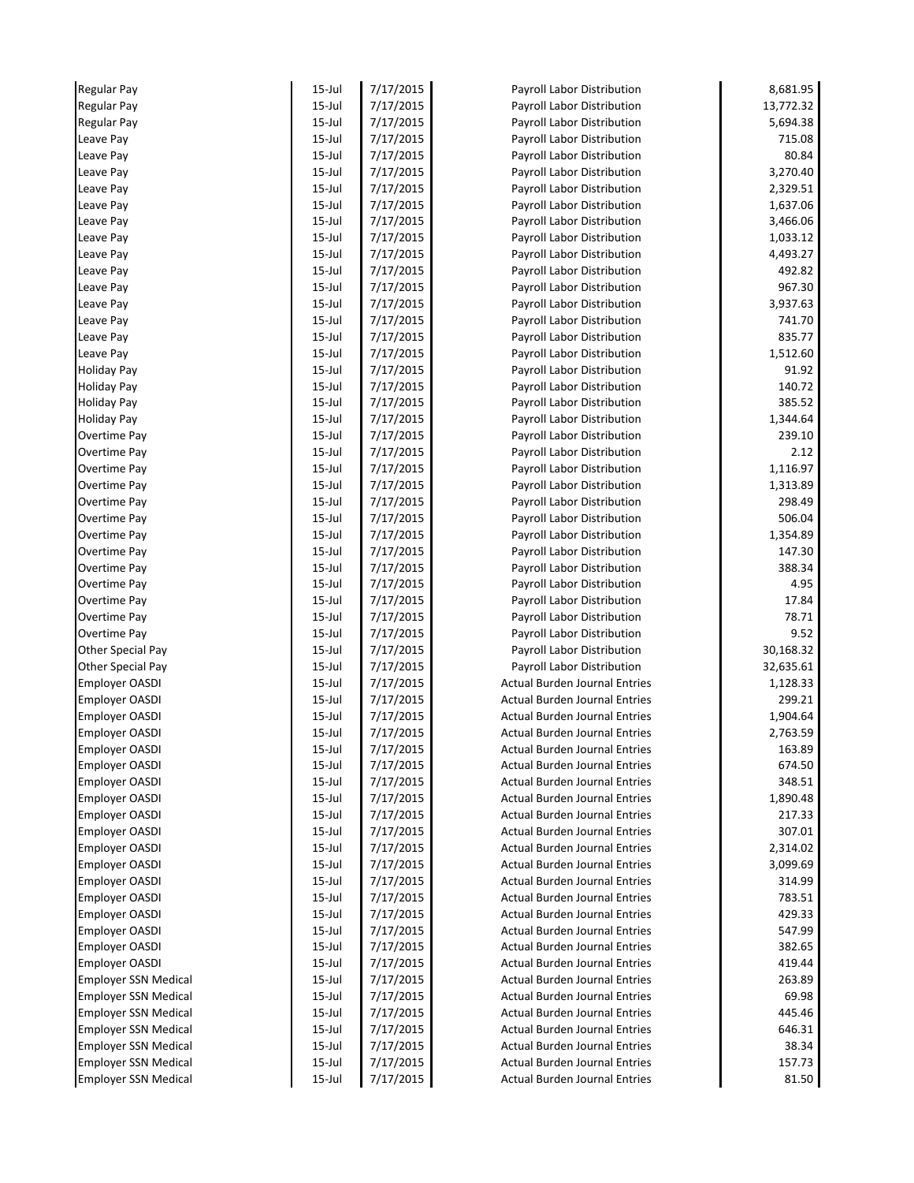| | | | | |
|---|---|---|---|---|
| Regular Pay | 15-Jul | 7/17/2015 | Payroll Labor Distribution | 8,681.95 |
| Regular Pay | 15-Jul | 7/17/2015 | Payroll Labor Distribution | 13,772.32 |
| Regular Pay | 15-Jul | 7/17/2015 | Payroll Labor Distribution | 5,694.38 |
| Leave Pay | 15-Jul | 7/17/2015 | Payroll Labor Distribution | 715.08 |
| Leave Pay | 15-Jul | 7/17/2015 | Payroll Labor Distribution | 80.84 |
| Leave Pay | 15-Jul | 7/17/2015 | Payroll Labor Distribution | 3,270.40 |
| Leave Pay | 15-Jul | 7/17/2015 | Payroll Labor Distribution | 2,329.51 |
| Leave Pay | 15-Jul | 7/17/2015 | Payroll Labor Distribution | 1,637.06 |
| Leave Pay | 15-Jul | 7/17/2015 | Payroll Labor Distribution | 3,466.06 |
| Leave Pay | 15-Jul | 7/17/2015 | Payroll Labor Distribution | 1,033.12 |
| Leave Pay | 15-Jul | 7/17/2015 | Payroll Labor Distribution | 4,493.27 |
| Leave Pay | 15-Jul | 7/17/2015 | Payroll Labor Distribution | 492.82 |
| Leave Pay | 15-Jul | 7/17/2015 | Payroll Labor Distribution | 967.30 |
| Leave Pay | 15-Jul | 7/17/2015 | Payroll Labor Distribution | 3,937.63 |
| Leave Pay | 15-Jul | 7/17/2015 | Payroll Labor Distribution | 741.70 |
| Leave Pay | 15-Jul | 7/17/2015 | Payroll Labor Distribution | 835.77 |
| Leave Pay | 15-Jul | 7/17/2015 | Payroll Labor Distribution | 1,512.60 |
| Holiday Pay | 15-Jul | 7/17/2015 | Payroll Labor Distribution | 91.92 |
| Holiday Pay | 15-Jul | 7/17/2015 | Payroll Labor Distribution | 140.72 |
| Holiday Pay | 15-Jul | 7/17/2015 | Payroll Labor Distribution | 385.52 |
| Holiday Pay | 15-Jul | 7/17/2015 | Payroll Labor Distribution | 1,344.64 |
| Overtime Pay | 15-Jul | 7/17/2015 | Payroll Labor Distribution | 239.10 |
| Overtime Pay | 15-Jul | 7/17/2015 | Payroll Labor Distribution | 2.12 |
| Overtime Pay | 15-Jul | 7/17/2015 | Payroll Labor Distribution | 1,116.97 |
| Overtime Pay | 15-Jul | 7/17/2015 | Payroll Labor Distribution | 1,313.89 |
| Overtime Pay | 15-Jul | 7/17/2015 | Payroll Labor Distribution | 298.49 |
| Overtime Pay | 15-Jul | 7/17/2015 | Payroll Labor Distribution | 506.04 |
| Overtime Pay | 15-Jul | 7/17/2015 | Payroll Labor Distribution | 1,354.89 |
| Overtime Pay | 15-Jul | 7/17/2015 | Payroll Labor Distribution | 147.30 |
| Overtime Pay | 15-Jul | 7/17/2015 | Payroll Labor Distribution | 388.34 |
| Overtime Pay | 15-Jul | 7/17/2015 | Payroll Labor Distribution | 4.95 |
| Overtime Pay | 15-Jul | 7/17/2015 | Payroll Labor Distribution | 17.84 |
| Overtime Pay | 15-Jul | 7/17/2015 | Payroll Labor Distribution | 78.71 |
| Overtime Pay | 15-Jul | 7/17/2015 | Payroll Labor Distribution | 9.52 |
| Other Special Pay | 15-Jul | 7/17/2015 | Payroll Labor Distribution | 30,168.32 |
| Other Special Pay | 15-Jul | 7/17/2015 | Payroll Labor Distribution | 32,635.61 |
| Employer OASDI | 15-Jul | 7/17/2015 | Actual Burden Journal Entries | 1,128.33 |
| Employer OASDI | 15-Jul | 7/17/2015 | Actual Burden Journal Entries | 299.21 |
| Employer OASDI | 15-Jul | 7/17/2015 | Actual Burden Journal Entries | 1,904.64 |
| Employer OASDI | 15-Jul | 7/17/2015 | Actual Burden Journal Entries | 2,763.59 |
| Employer OASDI | 15-Jul | 7/17/2015 | Actual Burden Journal Entries | 163.89 |
| Employer OASDI | 15-Jul | 7/17/2015 | Actual Burden Journal Entries | 674.50 |
| Employer OASDI | 15-Jul | 7/17/2015 | Actual Burden Journal Entries | 348.51 |
| Employer OASDI | 15-Jul | 7/17/2015 | Actual Burden Journal Entries | 1,890.48 |
| Employer OASDI | 15-Jul | 7/17/2015 | Actual Burden Journal Entries | 217.33 |
| Employer OASDI | 15-Jul | 7/17/2015 | Actual Burden Journal Entries | 307.01 |
| Employer OASDI | 15-Jul | 7/17/2015 | Actual Burden Journal Entries | 2,314.02 |
| Employer OASDI | 15-Jul | 7/17/2015 | Actual Burden Journal Entries | 3,099.69 |
| Employer OASDI | 15-Jul | 7/17/2015 | Actual Burden Journal Entries | 314.99 |
| Employer OASDI | 15-Jul | 7/17/2015 | Actual Burden Journal Entries | 783.51 |
| Employer OASDI | 15-Jul | 7/17/2015 | Actual Burden Journal Entries | 429.33 |
| Employer OASDI | 15-Jul | 7/17/2015 | Actual Burden Journal Entries | 547.99 |
| Employer OASDI | 15-Jul | 7/17/2015 | Actual Burden Journal Entries | 382.65 |
| Employer OASDI | 15-Jul | 7/17/2015 | Actual Burden Journal Entries | 419.44 |
| Employer SSN Medical | 15-Jul | 7/17/2015 | Actual Burden Journal Entries | 263.89 |
| Employer SSN Medical | 15-Jul | 7/17/2015 | Actual Burden Journal Entries | 69.98 |
| Employer SSN Medical | 15-Jul | 7/17/2015 | Actual Burden Journal Entries | 445.46 |
| Employer SSN Medical | 15-Jul | 7/17/2015 | Actual Burden Journal Entries | 646.31 |
| Employer SSN Medical | 15-Jul | 7/17/2015 | Actual Burden Journal Entries | 38.34 |
| Employer SSN Medical | 15-Jul | 7/17/2015 | Actual Burden Journal Entries | 157.73 |
| Employer SSN Medical | 15-Jul | 7/17/2015 | Actual Burden Journal Entries | 81.50 |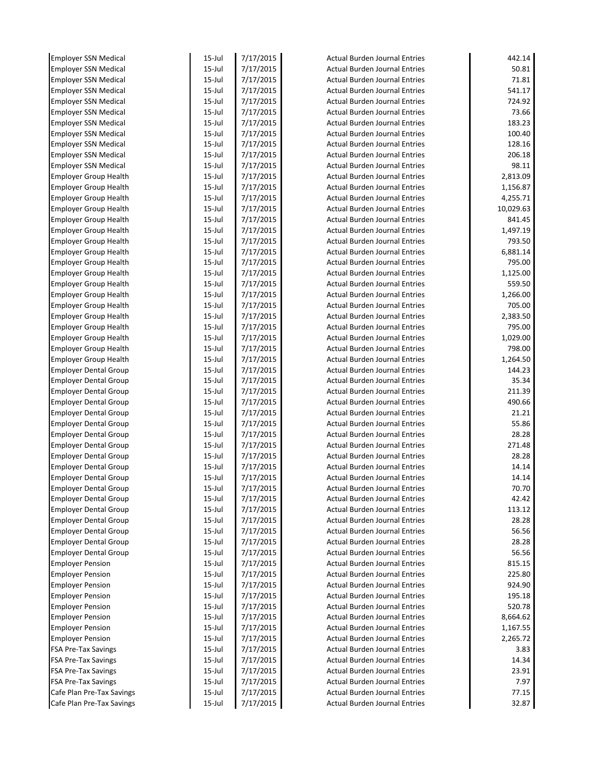| | | | | |
|---|---|---|---|---|
| Employer SSN Medical | 15-Jul | 7/17/2015 | Actual Burden Journal Entries | 442.14 |
| Employer SSN Medical | 15-Jul | 7/17/2015 | Actual Burden Journal Entries | 50.81 |
| Employer SSN Medical | 15-Jul | 7/17/2015 | Actual Burden Journal Entries | 71.81 |
| Employer SSN Medical | 15-Jul | 7/17/2015 | Actual Burden Journal Entries | 541.17 |
| Employer SSN Medical | 15-Jul | 7/17/2015 | Actual Burden Journal Entries | 724.92 |
| Employer SSN Medical | 15-Jul | 7/17/2015 | Actual Burden Journal Entries | 73.66 |
| Employer SSN Medical | 15-Jul | 7/17/2015 | Actual Burden Journal Entries | 183.23 |
| Employer SSN Medical | 15-Jul | 7/17/2015 | Actual Burden Journal Entries | 100.40 |
| Employer SSN Medical | 15-Jul | 7/17/2015 | Actual Burden Journal Entries | 128.16 |
| Employer SSN Medical | 15-Jul | 7/17/2015 | Actual Burden Journal Entries | 206.18 |
| Employer SSN Medical | 15-Jul | 7/17/2015 | Actual Burden Journal Entries | 98.11 |
| Employer Group Health | 15-Jul | 7/17/2015 | Actual Burden Journal Entries | 2,813.09 |
| Employer Group Health | 15-Jul | 7/17/2015 | Actual Burden Journal Entries | 1,156.87 |
| Employer Group Health | 15-Jul | 7/17/2015 | Actual Burden Journal Entries | 4,255.71 |
| Employer Group Health | 15-Jul | 7/17/2015 | Actual Burden Journal Entries | 10,029.63 |
| Employer Group Health | 15-Jul | 7/17/2015 | Actual Burden Journal Entries | 841.45 |
| Employer Group Health | 15-Jul | 7/17/2015 | Actual Burden Journal Entries | 1,497.19 |
| Employer Group Health | 15-Jul | 7/17/2015 | Actual Burden Journal Entries | 793.50 |
| Employer Group Health | 15-Jul | 7/17/2015 | Actual Burden Journal Entries | 6,881.14 |
| Employer Group Health | 15-Jul | 7/17/2015 | Actual Burden Journal Entries | 795.00 |
| Employer Group Health | 15-Jul | 7/17/2015 | Actual Burden Journal Entries | 1,125.00 |
| Employer Group Health | 15-Jul | 7/17/2015 | Actual Burden Journal Entries | 559.50 |
| Employer Group Health | 15-Jul | 7/17/2015 | Actual Burden Journal Entries | 1,266.00 |
| Employer Group Health | 15-Jul | 7/17/2015 | Actual Burden Journal Entries | 705.00 |
| Employer Group Health | 15-Jul | 7/17/2015 | Actual Burden Journal Entries | 2,383.50 |
| Employer Group Health | 15-Jul | 7/17/2015 | Actual Burden Journal Entries | 795.00 |
| Employer Group Health | 15-Jul | 7/17/2015 | Actual Burden Journal Entries | 1,029.00 |
| Employer Group Health | 15-Jul | 7/17/2015 | Actual Burden Journal Entries | 798.00 |
| Employer Group Health | 15-Jul | 7/17/2015 | Actual Burden Journal Entries | 1,264.50 |
| Employer Dental Group | 15-Jul | 7/17/2015 | Actual Burden Journal Entries | 144.23 |
| Employer Dental Group | 15-Jul | 7/17/2015 | Actual Burden Journal Entries | 35.34 |
| Employer Dental Group | 15-Jul | 7/17/2015 | Actual Burden Journal Entries | 211.39 |
| Employer Dental Group | 15-Jul | 7/17/2015 | Actual Burden Journal Entries | 490.66 |
| Employer Dental Group | 15-Jul | 7/17/2015 | Actual Burden Journal Entries | 21.21 |
| Employer Dental Group | 15-Jul | 7/17/2015 | Actual Burden Journal Entries | 55.86 |
| Employer Dental Group | 15-Jul | 7/17/2015 | Actual Burden Journal Entries | 28.28 |
| Employer Dental Group | 15-Jul | 7/17/2015 | Actual Burden Journal Entries | 271.48 |
| Employer Dental Group | 15-Jul | 7/17/2015 | Actual Burden Journal Entries | 28.28 |
| Employer Dental Group | 15-Jul | 7/17/2015 | Actual Burden Journal Entries | 14.14 |
| Employer Dental Group | 15-Jul | 7/17/2015 | Actual Burden Journal Entries | 14.14 |
| Employer Dental Group | 15-Jul | 7/17/2015 | Actual Burden Journal Entries | 70.70 |
| Employer Dental Group | 15-Jul | 7/17/2015 | Actual Burden Journal Entries | 42.42 |
| Employer Dental Group | 15-Jul | 7/17/2015 | Actual Burden Journal Entries | 113.12 |
| Employer Dental Group | 15-Jul | 7/17/2015 | Actual Burden Journal Entries | 28.28 |
| Employer Dental Group | 15-Jul | 7/17/2015 | Actual Burden Journal Entries | 56.56 |
| Employer Dental Group | 15-Jul | 7/17/2015 | Actual Burden Journal Entries | 28.28 |
| Employer Dental Group | 15-Jul | 7/17/2015 | Actual Burden Journal Entries | 56.56 |
| Employer Pension | 15-Jul | 7/17/2015 | Actual Burden Journal Entries | 815.15 |
| Employer Pension | 15-Jul | 7/17/2015 | Actual Burden Journal Entries | 225.80 |
| Employer Pension | 15-Jul | 7/17/2015 | Actual Burden Journal Entries | 924.90 |
| Employer Pension | 15-Jul | 7/17/2015 | Actual Burden Journal Entries | 195.18 |
| Employer Pension | 15-Jul | 7/17/2015 | Actual Burden Journal Entries | 520.78 |
| Employer Pension | 15-Jul | 7/17/2015 | Actual Burden Journal Entries | 8,664.62 |
| Employer Pension | 15-Jul | 7/17/2015 | Actual Burden Journal Entries | 1,167.55 |
| Employer Pension | 15-Jul | 7/17/2015 | Actual Burden Journal Entries | 2,265.72 |
| FSA Pre-Tax Savings | 15-Jul | 7/17/2015 | Actual Burden Journal Entries | 3.83 |
| FSA Pre-Tax Savings | 15-Jul | 7/17/2015 | Actual Burden Journal Entries | 14.34 |
| FSA Pre-Tax Savings | 15-Jul | 7/17/2015 | Actual Burden Journal Entries | 23.91 |
| FSA Pre-Tax Savings | 15-Jul | 7/17/2015 | Actual Burden Journal Entries | 7.97 |
| Cafe Plan Pre-Tax Savings | 15-Jul | 7/17/2015 | Actual Burden Journal Entries | 77.15 |
| Cafe Plan Pre-Tax Savings | 15-Jul | 7/17/2015 | Actual Burden Journal Entries | 32.87 |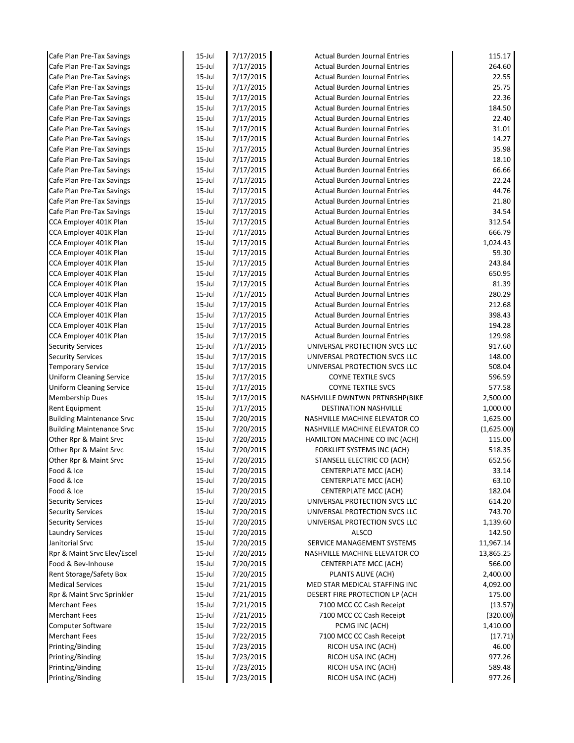| | | | | |
|---|---|---|---|---|
| Cafe Plan Pre-Tax Savings | 15-Jul | 7/17/2015 | Actual Burden Journal Entries | 115.17 |
| Cafe Plan Pre-Tax Savings | 15-Jul | 7/17/2015 | Actual Burden Journal Entries | 264.60 |
| Cafe Plan Pre-Tax Savings | 15-Jul | 7/17/2015 | Actual Burden Journal Entries | 22.55 |
| Cafe Plan Pre-Tax Savings | 15-Jul | 7/17/2015 | Actual Burden Journal Entries | 25.75 |
| Cafe Plan Pre-Tax Savings | 15-Jul | 7/17/2015 | Actual Burden Journal Entries | 22.36 |
| Cafe Plan Pre-Tax Savings | 15-Jul | 7/17/2015 | Actual Burden Journal Entries | 184.50 |
| Cafe Plan Pre-Tax Savings | 15-Jul | 7/17/2015 | Actual Burden Journal Entries | 22.40 |
| Cafe Plan Pre-Tax Savings | 15-Jul | 7/17/2015 | Actual Burden Journal Entries | 31.01 |
| Cafe Plan Pre-Tax Savings | 15-Jul | 7/17/2015 | Actual Burden Journal Entries | 14.27 |
| Cafe Plan Pre-Tax Savings | 15-Jul | 7/17/2015 | Actual Burden Journal Entries | 35.98 |
| Cafe Plan Pre-Tax Savings | 15-Jul | 7/17/2015 | Actual Burden Journal Entries | 18.10 |
| Cafe Plan Pre-Tax Savings | 15-Jul | 7/17/2015 | Actual Burden Journal Entries | 66.66 |
| Cafe Plan Pre-Tax Savings | 15-Jul | 7/17/2015 | Actual Burden Journal Entries | 22.24 |
| Cafe Plan Pre-Tax Savings | 15-Jul | 7/17/2015 | Actual Burden Journal Entries | 44.76 |
| Cafe Plan Pre-Tax Savings | 15-Jul | 7/17/2015 | Actual Burden Journal Entries | 21.80 |
| Cafe Plan Pre-Tax Savings | 15-Jul | 7/17/2015 | Actual Burden Journal Entries | 34.54 |
| CCA Employer 401K Plan | 15-Jul | 7/17/2015 | Actual Burden Journal Entries | 312.54 |
| CCA Employer 401K Plan | 15-Jul | 7/17/2015 | Actual Burden Journal Entries | 666.79 |
| CCA Employer 401K Plan | 15-Jul | 7/17/2015 | Actual Burden Journal Entries | 1,024.43 |
| CCA Employer 401K Plan | 15-Jul | 7/17/2015 | Actual Burden Journal Entries | 59.30 |
| CCA Employer 401K Plan | 15-Jul | 7/17/2015 | Actual Burden Journal Entries | 243.84 |
| CCA Employer 401K Plan | 15-Jul | 7/17/2015 | Actual Burden Journal Entries | 650.95 |
| CCA Employer 401K Plan | 15-Jul | 7/17/2015 | Actual Burden Journal Entries | 81.39 |
| CCA Employer 401K Plan | 15-Jul | 7/17/2015 | Actual Burden Journal Entries | 280.29 |
| CCA Employer 401K Plan | 15-Jul | 7/17/2015 | Actual Burden Journal Entries | 212.68 |
| CCA Employer 401K Plan | 15-Jul | 7/17/2015 | Actual Burden Journal Entries | 398.43 |
| CCA Employer 401K Plan | 15-Jul | 7/17/2015 | Actual Burden Journal Entries | 194.28 |
| CCA Employer 401K Plan | 15-Jul | 7/17/2015 | Actual Burden Journal Entries | 129.98 |
| Security Services | 15-Jul | 7/17/2015 | UNIVERSAL PROTECTION SVCS LLC | 917.60 |
| Security Services | 15-Jul | 7/17/2015 | UNIVERSAL PROTECTION SVCS LLC | 148.00 |
| Temporary Service | 15-Jul | 7/17/2015 | UNIVERSAL PROTECTION SVCS LLC | 508.04 |
| Uniform Cleaning Service | 15-Jul | 7/17/2015 | COYNE TEXTILE SVCS | 596.59 |
| Uniform Cleaning Service | 15-Jul | 7/17/2015 | COYNE TEXTILE SVCS | 577.58 |
| Membership Dues | 15-Jul | 7/17/2015 | NASHVILLE DWNTWN PRTNRSHP(BIKE | 2,500.00 |
| Rent Equipment | 15-Jul | 7/17/2015 | DESTINATION NASHVILLE | 1,000.00 |
| Building Maintenance Srvc | 15-Jul | 7/20/2015 | NASHVILLE MACHINE ELEVATOR CO | 1,625.00 |
| Building Maintenance Srvc | 15-Jul | 7/20/2015 | NASHVILLE MACHINE ELEVATOR CO | (1,625.00) |
| Other Rpr & Maint Srvc | 15-Jul | 7/20/2015 | HAMILTON MACHINE CO INC (ACH) | 115.00 |
| Other Rpr & Maint Srvc | 15-Jul | 7/20/2015 | FORKLIFT SYSTEMS INC (ACH) | 518.35 |
| Other Rpr & Maint Srvc | 15-Jul | 7/20/2015 | STANSELL ELECTRIC CO (ACH) | 652.56 |
| Food & Ice | 15-Jul | 7/20/2015 | CENTERPLATE MCC (ACH) | 33.14 |
| Food & Ice | 15-Jul | 7/20/2015 | CENTERPLATE MCC (ACH) | 63.10 |
| Food & Ice | 15-Jul | 7/20/2015 | CENTERPLATE MCC (ACH) | 182.04 |
| Security Services | 15-Jul | 7/20/2015 | UNIVERSAL PROTECTION SVCS LLC | 614.20 |
| Security Services | 15-Jul | 7/20/2015 | UNIVERSAL PROTECTION SVCS LLC | 743.70 |
| Security Services | 15-Jul | 7/20/2015 | UNIVERSAL PROTECTION SVCS LLC | 1,139.60 |
| Laundry Services | 15-Jul | 7/20/2015 | ALSCO | 142.50 |
| Janitorial Srvc | 15-Jul | 7/20/2015 | SERVICE MANAGEMENT SYSTEMS | 11,967.14 |
| Rpr & Maint Srvc Elev/Escel | 15-Jul | 7/20/2015 | NASHVILLE MACHINE ELEVATOR CO | 13,865.25 |
| Food & Bev-Inhouse | 15-Jul | 7/20/2015 | CENTERPLATE MCC (ACH) | 566.00 |
| Rent Storage/Safety Box | 15-Jul | 7/20/2015 | PLANTS ALIVE (ACH) | 2,400.00 |
| Medical Services | 15-Jul | 7/21/2015 | MED STAR MEDICAL STAFFING INC | 4,092.00 |
| Rpr & Maint Srvc Sprinkler | 15-Jul | 7/21/2015 | DESERT FIRE PROTECTION LP (ACH | 175.00 |
| Merchant Fees | 15-Jul | 7/21/2015 | 7100 MCC CC Cash Receipt | (13.57) |
| Merchant Fees | 15-Jul | 7/21/2015 | 7100 MCC CC Cash Receipt | (320.00) |
| Computer Software | 15-Jul | 7/22/2015 | PCMG INC (ACH) | 1,410.00 |
| Merchant Fees | 15-Jul | 7/22/2015 | 7100 MCC CC Cash Receipt | (17.71) |
| Printing/Binding | 15-Jul | 7/23/2015 | RICOH USA INC (ACH) | 46.00 |
| Printing/Binding | 15-Jul | 7/23/2015 | RICOH USA INC (ACH) | 977.26 |
| Printing/Binding | 15-Jul | 7/23/2015 | RICOH USA INC (ACH) | 589.48 |
| Printing/Binding | 15-Jul | 7/23/2015 | RICOH USA INC (ACH) | 977.26 |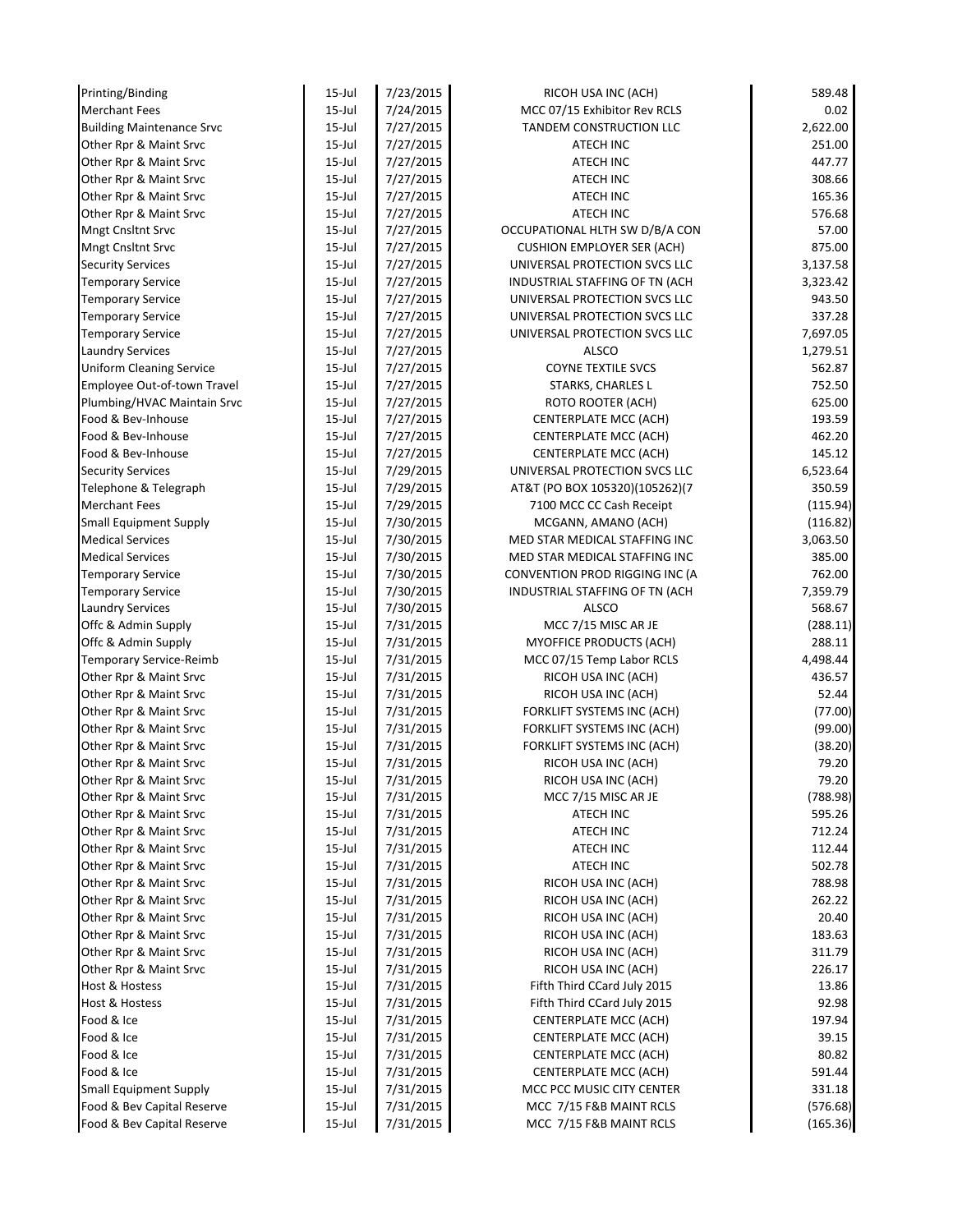| | | | | |
|---|---|---|---|---|
| Printing/Binding | 15-Jul | 7/23/2015 | RICOH USA INC (ACH) | 589.48 |
| Merchant Fees | 15-Jul | 7/24/2015 | MCC 07/15 Exhibitor Rev RCLS | 0.02 |
| Building Maintenance Srvc | 15-Jul | 7/27/2015 | TANDEM CONSTRUCTION LLC | 2,622.00 |
| Other Rpr & Maint Srvc | 15-Jul | 7/27/2015 | ATECH INC | 251.00 |
| Other Rpr & Maint Srvc | 15-Jul | 7/27/2015 | ATECH INC | 447.77 |
| Other Rpr & Maint Srvc | 15-Jul | 7/27/2015 | ATECH INC | 308.66 |
| Other Rpr & Maint Srvc | 15-Jul | 7/27/2015 | ATECH INC | 165.36 |
| Other Rpr & Maint Srvc | 15-Jul | 7/27/2015 | ATECH INC | 576.68 |
| Mngt Cnsltnt Srvc | 15-Jul | 7/27/2015 | OCCUPATIONAL HLTH SW D/B/A CON | 57.00 |
| Mngt Cnsltnt Srvc | 15-Jul | 7/27/2015 | CUSHION EMPLOYER SER (ACH) | 875.00 |
| Security Services | 15-Jul | 7/27/2015 | UNIVERSAL PROTECTION SVCS LLC | 3,137.58 |
| Temporary Service | 15-Jul | 7/27/2015 | INDUSTRIAL STAFFING OF TN (ACH | 3,323.42 |
| Temporary Service | 15-Jul | 7/27/2015 | UNIVERSAL PROTECTION SVCS LLC | 943.50 |
| Temporary Service | 15-Jul | 7/27/2015 | UNIVERSAL PROTECTION SVCS LLC | 337.28 |
| Temporary Service | 15-Jul | 7/27/2015 | UNIVERSAL PROTECTION SVCS LLC | 7,697.05 |
| Laundry Services | 15-Jul | 7/27/2015 | ALSCO | 1,279.51 |
| Uniform Cleaning Service | 15-Jul | 7/27/2015 | COYNE TEXTILE SVCS | 562.87 |
| Employee Out-of-town Travel | 15-Jul | 7/27/2015 | STARKS, CHARLES L | 752.50 |
| Plumbing/HVAC Maintain Srvc | 15-Jul | 7/27/2015 | ROTO ROOTER (ACH) | 625.00 |
| Food & Bev-Inhouse | 15-Jul | 7/27/2015 | CENTERPLATE MCC (ACH) | 193.59 |
| Food & Bev-Inhouse | 15-Jul | 7/27/2015 | CENTERPLATE MCC (ACH) | 462.20 |
| Food & Bev-Inhouse | 15-Jul | 7/27/2015 | CENTERPLATE MCC (ACH) | 145.12 |
| Security Services | 15-Jul | 7/29/2015 | UNIVERSAL PROTECTION SVCS LLC | 6,523.64 |
| Telephone & Telegraph | 15-Jul | 7/29/2015 | AT&T (PO BOX 105320)(105262)(7 | 350.59 |
| Merchant Fees | 15-Jul | 7/29/2015 | 7100 MCC CC Cash Receipt | (115.94) |
| Small Equipment Supply | 15-Jul | 7/30/2015 | MCGANN, AMANO (ACH) | (116.82) |
| Medical Services | 15-Jul | 7/30/2015 | MED STAR MEDICAL STAFFING INC | 3,063.50 |
| Medical Services | 15-Jul | 7/30/2015 | MED STAR MEDICAL STAFFING INC | 385.00 |
| Temporary Service | 15-Jul | 7/30/2015 | CONVENTION PROD RIGGING INC (A | 762.00 |
| Temporary Service | 15-Jul | 7/30/2015 | INDUSTRIAL STAFFING OF TN (ACH | 7,359.79 |
| Laundry Services | 15-Jul | 7/30/2015 | ALSCO | 568.67 |
| Offc & Admin Supply | 15-Jul | 7/31/2015 | MCC 7/15 MISC AR JE | (288.11) |
| Offc & Admin Supply | 15-Jul | 7/31/2015 | MYOFFICE PRODUCTS (ACH) | 288.11 |
| Temporary Service-Reimb | 15-Jul | 7/31/2015 | MCC 07/15 Temp Labor RCLS | 4,498.44 |
| Other Rpr & Maint Srvc | 15-Jul | 7/31/2015 | RICOH USA INC (ACH) | 436.57 |
| Other Rpr & Maint Srvc | 15-Jul | 7/31/2015 | RICOH USA INC (ACH) | 52.44 |
| Other Rpr & Maint Srvc | 15-Jul | 7/31/2015 | FORKLIFT SYSTEMS INC (ACH) | (77.00) |
| Other Rpr & Maint Srvc | 15-Jul | 7/31/2015 | FORKLIFT SYSTEMS INC (ACH) | (99.00) |
| Other Rpr & Maint Srvc | 15-Jul | 7/31/2015 | FORKLIFT SYSTEMS INC (ACH) | (38.20) |
| Other Rpr & Maint Srvc | 15-Jul | 7/31/2015 | RICOH USA INC (ACH) | 79.20 |
| Other Rpr & Maint Srvc | 15-Jul | 7/31/2015 | RICOH USA INC (ACH) | 79.20 |
| Other Rpr & Maint Srvc | 15-Jul | 7/31/2015 | MCC 7/15 MISC AR JE | (788.98) |
| Other Rpr & Maint Srvc | 15-Jul | 7/31/2015 | ATECH INC | 595.26 |
| Other Rpr & Maint Srvc | 15-Jul | 7/31/2015 | ATECH INC | 712.24 |
| Other Rpr & Maint Srvc | 15-Jul | 7/31/2015 | ATECH INC | 112.44 |
| Other Rpr & Maint Srvc | 15-Jul | 7/31/2015 | ATECH INC | 502.78 |
| Other Rpr & Maint Srvc | 15-Jul | 7/31/2015 | RICOH USA INC (ACH) | 788.98 |
| Other Rpr & Maint Srvc | 15-Jul | 7/31/2015 | RICOH USA INC (ACH) | 262.22 |
| Other Rpr & Maint Srvc | 15-Jul | 7/31/2015 | RICOH USA INC (ACH) | 20.40 |
| Other Rpr & Maint Srvc | 15-Jul | 7/31/2015 | RICOH USA INC (ACH) | 183.63 |
| Other Rpr & Maint Srvc | 15-Jul | 7/31/2015 | RICOH USA INC (ACH) | 311.79 |
| Other Rpr & Maint Srvc | 15-Jul | 7/31/2015 | RICOH USA INC (ACH) | 226.17 |
| Host & Hostess | 15-Jul | 7/31/2015 | Fifth Third CCard July 2015 | 13.86 |
| Host & Hostess | 15-Jul | 7/31/2015 | Fifth Third CCard July 2015 | 92.98 |
| Food & Ice | 15-Jul | 7/31/2015 | CENTERPLATE MCC (ACH) | 197.94 |
| Food & Ice | 15-Jul | 7/31/2015 | CENTERPLATE MCC (ACH) | 39.15 |
| Food & Ice | 15-Jul | 7/31/2015 | CENTERPLATE MCC (ACH) | 80.82 |
| Food & Ice | 15-Jul | 7/31/2015 | CENTERPLATE MCC (ACH) | 591.44 |
| Small Equipment Supply | 15-Jul | 7/31/2015 | MCC PCC MUSIC CITY CENTER | 331.18 |
| Food & Bev Capital Reserve | 15-Jul | 7/31/2015 | MCC 7/15 F&B MAINT RCLS | (576.68) |
| Food & Bev Capital Reserve | 15-Jul | 7/31/2015 | MCC 7/15 F&B MAINT RCLS | (165.36) |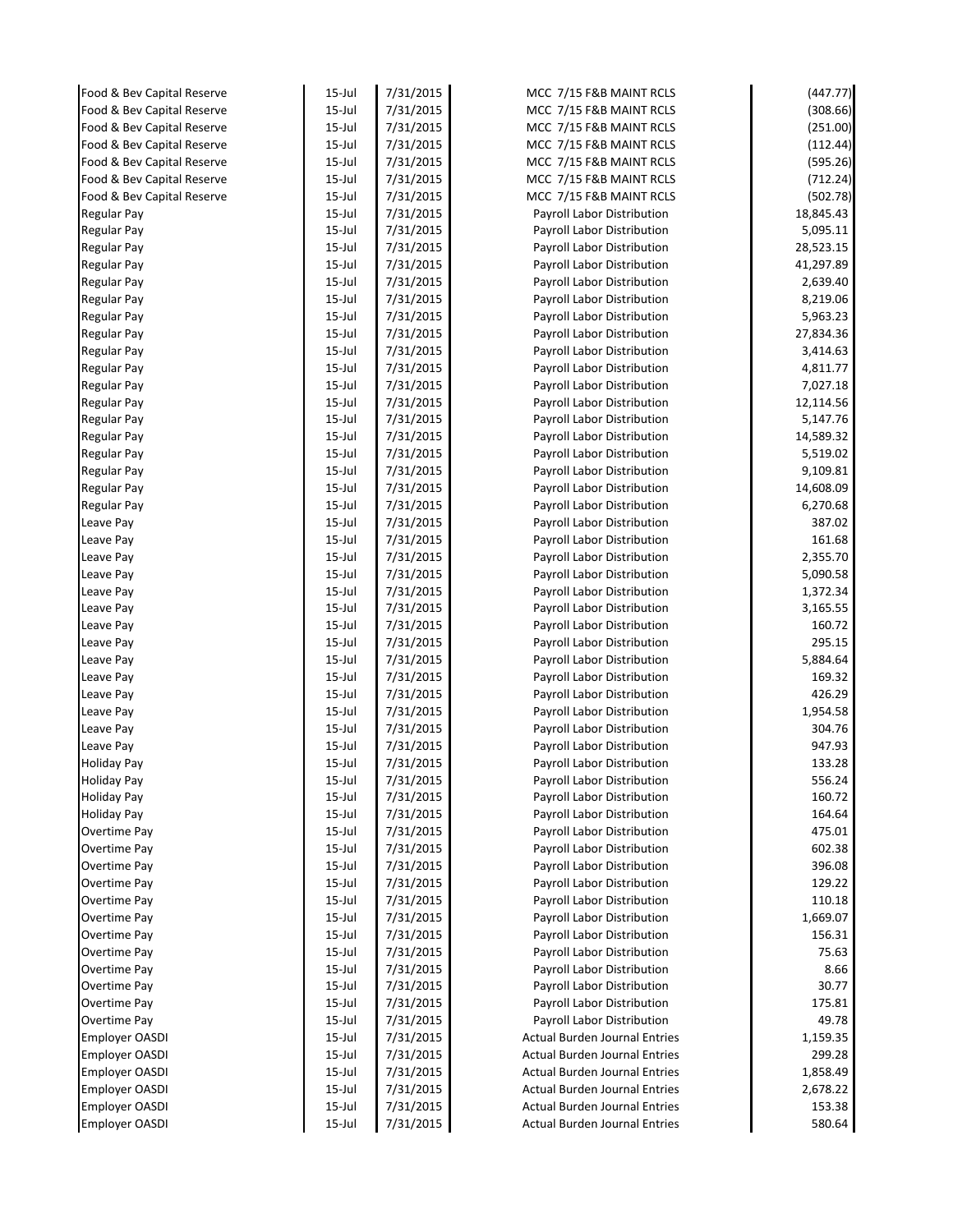| | | | | |
|---|---|---|---|---|
| Food & Bev Capital Reserve | 15-Jul | 7/31/2015 | MCC 7/15 F&B MAINT RCLS | (447.77) |
| Food & Bev Capital Reserve | 15-Jul | 7/31/2015 | MCC 7/15 F&B MAINT RCLS | (308.66) |
| Food & Bev Capital Reserve | 15-Jul | 7/31/2015 | MCC 7/15 F&B MAINT RCLS | (251.00) |
| Food & Bev Capital Reserve | 15-Jul | 7/31/2015 | MCC 7/15 F&B MAINT RCLS | (112.44) |
| Food & Bev Capital Reserve | 15-Jul | 7/31/2015 | MCC 7/15 F&B MAINT RCLS | (595.26) |
| Food & Bev Capital Reserve | 15-Jul | 7/31/2015 | MCC 7/15 F&B MAINT RCLS | (712.24) |
| Food & Bev Capital Reserve | 15-Jul | 7/31/2015 | MCC 7/15 F&B MAINT RCLS | (502.78) |
| Regular Pay | 15-Jul | 7/31/2015 | Payroll Labor Distribution | 18,845.43 |
| Regular Pay | 15-Jul | 7/31/2015 | Payroll Labor Distribution | 5,095.11 |
| Regular Pay | 15-Jul | 7/31/2015 | Payroll Labor Distribution | 28,523.15 |
| Regular Pay | 15-Jul | 7/31/2015 | Payroll Labor Distribution | 41,297.89 |
| Regular Pay | 15-Jul | 7/31/2015 | Payroll Labor Distribution | 2,639.40 |
| Regular Pay | 15-Jul | 7/31/2015 | Payroll Labor Distribution | 8,219.06 |
| Regular Pay | 15-Jul | 7/31/2015 | Payroll Labor Distribution | 5,963.23 |
| Regular Pay | 15-Jul | 7/31/2015 | Payroll Labor Distribution | 27,834.36 |
| Regular Pay | 15-Jul | 7/31/2015 | Payroll Labor Distribution | 3,414.63 |
| Regular Pay | 15-Jul | 7/31/2015 | Payroll Labor Distribution | 4,811.77 |
| Regular Pay | 15-Jul | 7/31/2015 | Payroll Labor Distribution | 7,027.18 |
| Regular Pay | 15-Jul | 7/31/2015 | Payroll Labor Distribution | 12,114.56 |
| Regular Pay | 15-Jul | 7/31/2015 | Payroll Labor Distribution | 5,147.76 |
| Regular Pay | 15-Jul | 7/31/2015 | Payroll Labor Distribution | 14,589.32 |
| Regular Pay | 15-Jul | 7/31/2015 | Payroll Labor Distribution | 5,519.02 |
| Regular Pay | 15-Jul | 7/31/2015 | Payroll Labor Distribution | 9,109.81 |
| Regular Pay | 15-Jul | 7/31/2015 | Payroll Labor Distribution | 14,608.09 |
| Regular Pay | 15-Jul | 7/31/2015 | Payroll Labor Distribution | 6,270.68 |
| Leave Pay | 15-Jul | 7/31/2015 | Payroll Labor Distribution | 387.02 |
| Leave Pay | 15-Jul | 7/31/2015 | Payroll Labor Distribution | 161.68 |
| Leave Pay | 15-Jul | 7/31/2015 | Payroll Labor Distribution | 2,355.70 |
| Leave Pay | 15-Jul | 7/31/2015 | Payroll Labor Distribution | 5,090.58 |
| Leave Pay | 15-Jul | 7/31/2015 | Payroll Labor Distribution | 1,372.34 |
| Leave Pay | 15-Jul | 7/31/2015 | Payroll Labor Distribution | 3,165.55 |
| Leave Pay | 15-Jul | 7/31/2015 | Payroll Labor Distribution | 160.72 |
| Leave Pay | 15-Jul | 7/31/2015 | Payroll Labor Distribution | 295.15 |
| Leave Pay | 15-Jul | 7/31/2015 | Payroll Labor Distribution | 5,884.64 |
| Leave Pay | 15-Jul | 7/31/2015 | Payroll Labor Distribution | 169.32 |
| Leave Pay | 15-Jul | 7/31/2015 | Payroll Labor Distribution | 426.29 |
| Leave Pay | 15-Jul | 7/31/2015 | Payroll Labor Distribution | 1,954.58 |
| Leave Pay | 15-Jul | 7/31/2015 | Payroll Labor Distribution | 304.76 |
| Leave Pay | 15-Jul | 7/31/2015 | Payroll Labor Distribution | 947.93 |
| Holiday Pay | 15-Jul | 7/31/2015 | Payroll Labor Distribution | 133.28 |
| Holiday Pay | 15-Jul | 7/31/2015 | Payroll Labor Distribution | 556.24 |
| Holiday Pay | 15-Jul | 7/31/2015 | Payroll Labor Distribution | 160.72 |
| Holiday Pay | 15-Jul | 7/31/2015 | Payroll Labor Distribution | 164.64 |
| Overtime Pay | 15-Jul | 7/31/2015 | Payroll Labor Distribution | 475.01 |
| Overtime Pay | 15-Jul | 7/31/2015 | Payroll Labor Distribution | 602.38 |
| Overtime Pay | 15-Jul | 7/31/2015 | Payroll Labor Distribution | 396.08 |
| Overtime Pay | 15-Jul | 7/31/2015 | Payroll Labor Distribution | 129.22 |
| Overtime Pay | 15-Jul | 7/31/2015 | Payroll Labor Distribution | 110.18 |
| Overtime Pay | 15-Jul | 7/31/2015 | Payroll Labor Distribution | 1,669.07 |
| Overtime Pay | 15-Jul | 7/31/2015 | Payroll Labor Distribution | 156.31 |
| Overtime Pay | 15-Jul | 7/31/2015 | Payroll Labor Distribution | 75.63 |
| Overtime Pay | 15-Jul | 7/31/2015 | Payroll Labor Distribution | 8.66 |
| Overtime Pay | 15-Jul | 7/31/2015 | Payroll Labor Distribution | 30.77 |
| Overtime Pay | 15-Jul | 7/31/2015 | Payroll Labor Distribution | 175.81 |
| Overtime Pay | 15-Jul | 7/31/2015 | Payroll Labor Distribution | 49.78 |
| Employer OASDI | 15-Jul | 7/31/2015 | Actual Burden Journal Entries | 1,159.35 |
| Employer OASDI | 15-Jul | 7/31/2015 | Actual Burden Journal Entries | 299.28 |
| Employer OASDI | 15-Jul | 7/31/2015 | Actual Burden Journal Entries | 1,858.49 |
| Employer OASDI | 15-Jul | 7/31/2015 | Actual Burden Journal Entries | 2,678.22 |
| Employer OASDI | 15-Jul | 7/31/2015 | Actual Burden Journal Entries | 153.38 |
| Employer OASDI | 15-Jul | 7/31/2015 | Actual Burden Journal Entries | 580.64 |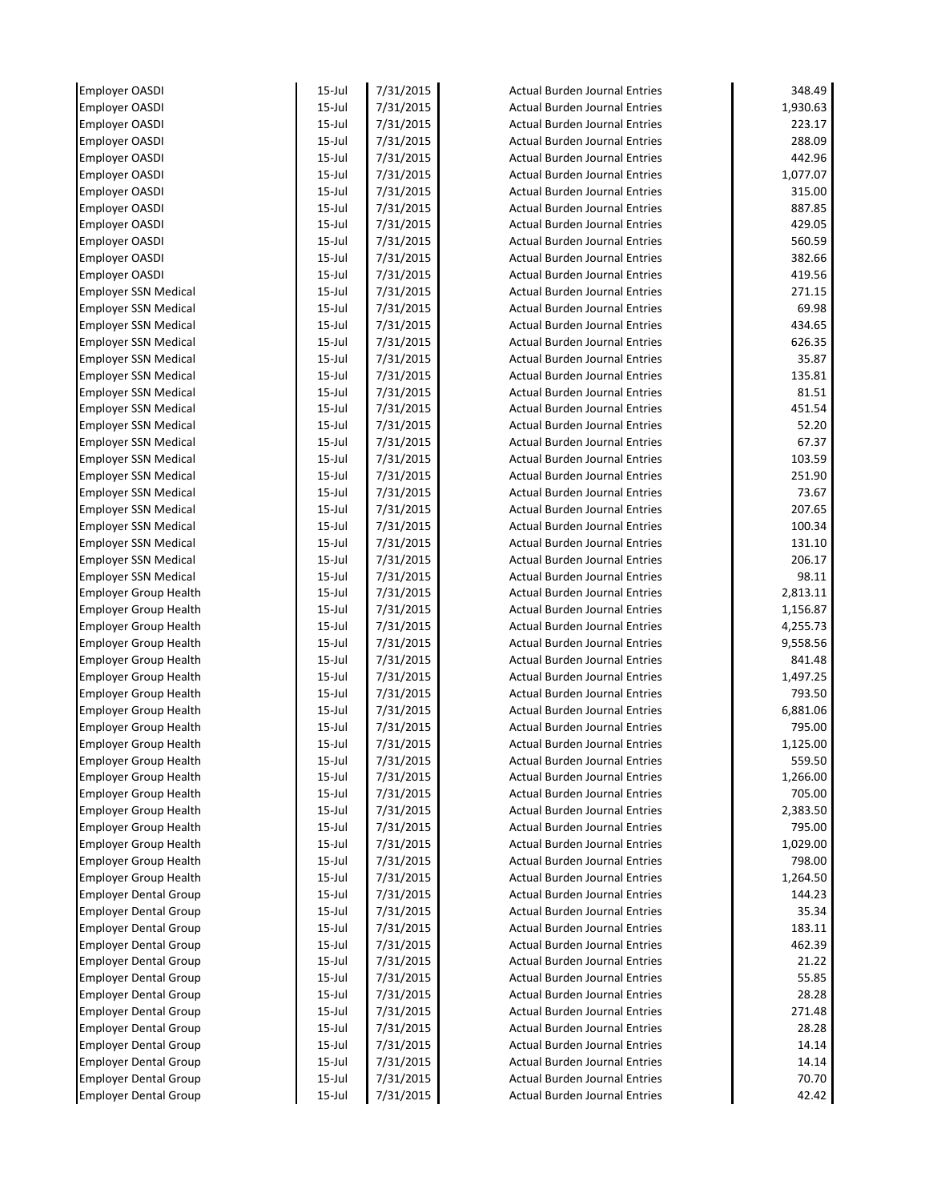| | | | | |
|---|---|---|---|---|
| Employer OASDI | 15-Jul | 7/31/2015 | Actual Burden Journal Entries | 348.49 |
| Employer OASDI | 15-Jul | 7/31/2015 | Actual Burden Journal Entries | 1,930.63 |
| Employer OASDI | 15-Jul | 7/31/2015 | Actual Burden Journal Entries | 223.17 |
| Employer OASDI | 15-Jul | 7/31/2015 | Actual Burden Journal Entries | 288.09 |
| Employer OASDI | 15-Jul | 7/31/2015 | Actual Burden Journal Entries | 442.96 |
| Employer OASDI | 15-Jul | 7/31/2015 | Actual Burden Journal Entries | 1,077.07 |
| Employer OASDI | 15-Jul | 7/31/2015 | Actual Burden Journal Entries | 315.00 |
| Employer OASDI | 15-Jul | 7/31/2015 | Actual Burden Journal Entries | 887.85 |
| Employer OASDI | 15-Jul | 7/31/2015 | Actual Burden Journal Entries | 429.05 |
| Employer OASDI | 15-Jul | 7/31/2015 | Actual Burden Journal Entries | 560.59 |
| Employer OASDI | 15-Jul | 7/31/2015 | Actual Burden Journal Entries | 382.66 |
| Employer OASDI | 15-Jul | 7/31/2015 | Actual Burden Journal Entries | 419.56 |
| Employer SSN Medical | 15-Jul | 7/31/2015 | Actual Burden Journal Entries | 271.15 |
| Employer SSN Medical | 15-Jul | 7/31/2015 | Actual Burden Journal Entries | 69.98 |
| Employer SSN Medical | 15-Jul | 7/31/2015 | Actual Burden Journal Entries | 434.65 |
| Employer SSN Medical | 15-Jul | 7/31/2015 | Actual Burden Journal Entries | 626.35 |
| Employer SSN Medical | 15-Jul | 7/31/2015 | Actual Burden Journal Entries | 35.87 |
| Employer SSN Medical | 15-Jul | 7/31/2015 | Actual Burden Journal Entries | 135.81 |
| Employer SSN Medical | 15-Jul | 7/31/2015 | Actual Burden Journal Entries | 81.51 |
| Employer SSN Medical | 15-Jul | 7/31/2015 | Actual Burden Journal Entries | 451.54 |
| Employer SSN Medical | 15-Jul | 7/31/2015 | Actual Burden Journal Entries | 52.20 |
| Employer SSN Medical | 15-Jul | 7/31/2015 | Actual Burden Journal Entries | 67.37 |
| Employer SSN Medical | 15-Jul | 7/31/2015 | Actual Burden Journal Entries | 103.59 |
| Employer SSN Medical | 15-Jul | 7/31/2015 | Actual Burden Journal Entries | 251.90 |
| Employer SSN Medical | 15-Jul | 7/31/2015 | Actual Burden Journal Entries | 73.67 |
| Employer SSN Medical | 15-Jul | 7/31/2015 | Actual Burden Journal Entries | 207.65 |
| Employer SSN Medical | 15-Jul | 7/31/2015 | Actual Burden Journal Entries | 100.34 |
| Employer SSN Medical | 15-Jul | 7/31/2015 | Actual Burden Journal Entries | 131.10 |
| Employer SSN Medical | 15-Jul | 7/31/2015 | Actual Burden Journal Entries | 206.17 |
| Employer SSN Medical | 15-Jul | 7/31/2015 | Actual Burden Journal Entries | 98.11 |
| Employer Group Health | 15-Jul | 7/31/2015 | Actual Burden Journal Entries | 2,813.11 |
| Employer Group Health | 15-Jul | 7/31/2015 | Actual Burden Journal Entries | 1,156.87 |
| Employer Group Health | 15-Jul | 7/31/2015 | Actual Burden Journal Entries | 4,255.73 |
| Employer Group Health | 15-Jul | 7/31/2015 | Actual Burden Journal Entries | 9,558.56 |
| Employer Group Health | 15-Jul | 7/31/2015 | Actual Burden Journal Entries | 841.48 |
| Employer Group Health | 15-Jul | 7/31/2015 | Actual Burden Journal Entries | 1,497.25 |
| Employer Group Health | 15-Jul | 7/31/2015 | Actual Burden Journal Entries | 793.50 |
| Employer Group Health | 15-Jul | 7/31/2015 | Actual Burden Journal Entries | 6,881.06 |
| Employer Group Health | 15-Jul | 7/31/2015 | Actual Burden Journal Entries | 795.00 |
| Employer Group Health | 15-Jul | 7/31/2015 | Actual Burden Journal Entries | 1,125.00 |
| Employer Group Health | 15-Jul | 7/31/2015 | Actual Burden Journal Entries | 559.50 |
| Employer Group Health | 15-Jul | 7/31/2015 | Actual Burden Journal Entries | 1,266.00 |
| Employer Group Health | 15-Jul | 7/31/2015 | Actual Burden Journal Entries | 705.00 |
| Employer Group Health | 15-Jul | 7/31/2015 | Actual Burden Journal Entries | 2,383.50 |
| Employer Group Health | 15-Jul | 7/31/2015 | Actual Burden Journal Entries | 795.00 |
| Employer Group Health | 15-Jul | 7/31/2015 | Actual Burden Journal Entries | 1,029.00 |
| Employer Group Health | 15-Jul | 7/31/2015 | Actual Burden Journal Entries | 798.00 |
| Employer Group Health | 15-Jul | 7/31/2015 | Actual Burden Journal Entries | 1,264.50 |
| Employer Dental Group | 15-Jul | 7/31/2015 | Actual Burden Journal Entries | 144.23 |
| Employer Dental Group | 15-Jul | 7/31/2015 | Actual Burden Journal Entries | 35.34 |
| Employer Dental Group | 15-Jul | 7/31/2015 | Actual Burden Journal Entries | 183.11 |
| Employer Dental Group | 15-Jul | 7/31/2015 | Actual Burden Journal Entries | 462.39 |
| Employer Dental Group | 15-Jul | 7/31/2015 | Actual Burden Journal Entries | 21.22 |
| Employer Dental Group | 15-Jul | 7/31/2015 | Actual Burden Journal Entries | 55.85 |
| Employer Dental Group | 15-Jul | 7/31/2015 | Actual Burden Journal Entries | 28.28 |
| Employer Dental Group | 15-Jul | 7/31/2015 | Actual Burden Journal Entries | 271.48 |
| Employer Dental Group | 15-Jul | 7/31/2015 | Actual Burden Journal Entries | 28.28 |
| Employer Dental Group | 15-Jul | 7/31/2015 | Actual Burden Journal Entries | 14.14 |
| Employer Dental Group | 15-Jul | 7/31/2015 | Actual Burden Journal Entries | 14.14 |
| Employer Dental Group | 15-Jul | 7/31/2015 | Actual Burden Journal Entries | 70.70 |
| Employer Dental Group | 15-Jul | 7/31/2015 | Actual Burden Journal Entries | 42.42 |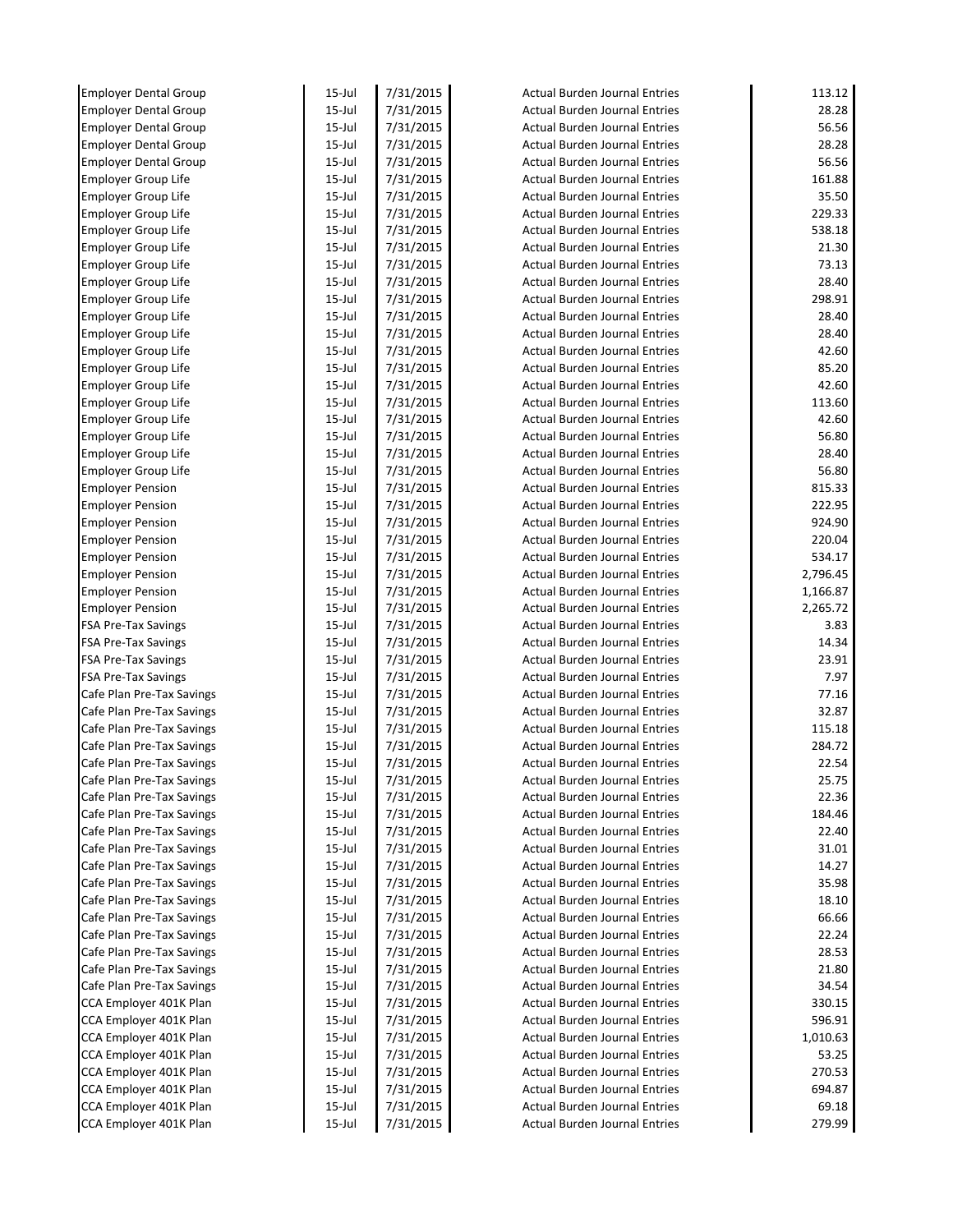| | | | | |
|---|---|---|---|---|
| Employer Dental Group | 15-Jul | 7/31/2015 | Actual Burden Journal Entries | 113.12 |
| Employer Dental Group | 15-Jul | 7/31/2015 | Actual Burden Journal Entries | 28.28 |
| Employer Dental Group | 15-Jul | 7/31/2015 | Actual Burden Journal Entries | 56.56 |
| Employer Dental Group | 15-Jul | 7/31/2015 | Actual Burden Journal Entries | 28.28 |
| Employer Dental Group | 15-Jul | 7/31/2015 | Actual Burden Journal Entries | 56.56 |
| Employer Group Life | 15-Jul | 7/31/2015 | Actual Burden Journal Entries | 161.88 |
| Employer Group Life | 15-Jul | 7/31/2015 | Actual Burden Journal Entries | 35.50 |
| Employer Group Life | 15-Jul | 7/31/2015 | Actual Burden Journal Entries | 229.33 |
| Employer Group Life | 15-Jul | 7/31/2015 | Actual Burden Journal Entries | 538.18 |
| Employer Group Life | 15-Jul | 7/31/2015 | Actual Burden Journal Entries | 21.30 |
| Employer Group Life | 15-Jul | 7/31/2015 | Actual Burden Journal Entries | 73.13 |
| Employer Group Life | 15-Jul | 7/31/2015 | Actual Burden Journal Entries | 28.40 |
| Employer Group Life | 15-Jul | 7/31/2015 | Actual Burden Journal Entries | 298.91 |
| Employer Group Life | 15-Jul | 7/31/2015 | Actual Burden Journal Entries | 28.40 |
| Employer Group Life | 15-Jul | 7/31/2015 | Actual Burden Journal Entries | 28.40 |
| Employer Group Life | 15-Jul | 7/31/2015 | Actual Burden Journal Entries | 42.60 |
| Employer Group Life | 15-Jul | 7/31/2015 | Actual Burden Journal Entries | 85.20 |
| Employer Group Life | 15-Jul | 7/31/2015 | Actual Burden Journal Entries | 42.60 |
| Employer Group Life | 15-Jul | 7/31/2015 | Actual Burden Journal Entries | 113.60 |
| Employer Group Life | 15-Jul | 7/31/2015 | Actual Burden Journal Entries | 42.60 |
| Employer Group Life | 15-Jul | 7/31/2015 | Actual Burden Journal Entries | 56.80 |
| Employer Group Life | 15-Jul | 7/31/2015 | Actual Burden Journal Entries | 28.40 |
| Employer Group Life | 15-Jul | 7/31/2015 | Actual Burden Journal Entries | 56.80 |
| Employer Pension | 15-Jul | 7/31/2015 | Actual Burden Journal Entries | 815.33 |
| Employer Pension | 15-Jul | 7/31/2015 | Actual Burden Journal Entries | 222.95 |
| Employer Pension | 15-Jul | 7/31/2015 | Actual Burden Journal Entries | 924.90 |
| Employer Pension | 15-Jul | 7/31/2015 | Actual Burden Journal Entries | 220.04 |
| Employer Pension | 15-Jul | 7/31/2015 | Actual Burden Journal Entries | 534.17 |
| Employer Pension | 15-Jul | 7/31/2015 | Actual Burden Journal Entries | 2,796.45 |
| Employer Pension | 15-Jul | 7/31/2015 | Actual Burden Journal Entries | 1,166.87 |
| Employer Pension | 15-Jul | 7/31/2015 | Actual Burden Journal Entries | 2,265.72 |
| FSA Pre-Tax Savings | 15-Jul | 7/31/2015 | Actual Burden Journal Entries | 3.83 |
| FSA Pre-Tax Savings | 15-Jul | 7/31/2015 | Actual Burden Journal Entries | 14.34 |
| FSA Pre-Tax Savings | 15-Jul | 7/31/2015 | Actual Burden Journal Entries | 23.91 |
| FSA Pre-Tax Savings | 15-Jul | 7/31/2015 | Actual Burden Journal Entries | 7.97 |
| Cafe Plan Pre-Tax Savings | 15-Jul | 7/31/2015 | Actual Burden Journal Entries | 77.16 |
| Cafe Plan Pre-Tax Savings | 15-Jul | 7/31/2015 | Actual Burden Journal Entries | 32.87 |
| Cafe Plan Pre-Tax Savings | 15-Jul | 7/31/2015 | Actual Burden Journal Entries | 115.18 |
| Cafe Plan Pre-Tax Savings | 15-Jul | 7/31/2015 | Actual Burden Journal Entries | 284.72 |
| Cafe Plan Pre-Tax Savings | 15-Jul | 7/31/2015 | Actual Burden Journal Entries | 22.54 |
| Cafe Plan Pre-Tax Savings | 15-Jul | 7/31/2015 | Actual Burden Journal Entries | 25.75 |
| Cafe Plan Pre-Tax Savings | 15-Jul | 7/31/2015 | Actual Burden Journal Entries | 22.36 |
| Cafe Plan Pre-Tax Savings | 15-Jul | 7/31/2015 | Actual Burden Journal Entries | 184.46 |
| Cafe Plan Pre-Tax Savings | 15-Jul | 7/31/2015 | Actual Burden Journal Entries | 22.40 |
| Cafe Plan Pre-Tax Savings | 15-Jul | 7/31/2015 | Actual Burden Journal Entries | 31.01 |
| Cafe Plan Pre-Tax Savings | 15-Jul | 7/31/2015 | Actual Burden Journal Entries | 14.27 |
| Cafe Plan Pre-Tax Savings | 15-Jul | 7/31/2015 | Actual Burden Journal Entries | 35.98 |
| Cafe Plan Pre-Tax Savings | 15-Jul | 7/31/2015 | Actual Burden Journal Entries | 18.10 |
| Cafe Plan Pre-Tax Savings | 15-Jul | 7/31/2015 | Actual Burden Journal Entries | 66.66 |
| Cafe Plan Pre-Tax Savings | 15-Jul | 7/31/2015 | Actual Burden Journal Entries | 22.24 |
| Cafe Plan Pre-Tax Savings | 15-Jul | 7/31/2015 | Actual Burden Journal Entries | 28.53 |
| Cafe Plan Pre-Tax Savings | 15-Jul | 7/31/2015 | Actual Burden Journal Entries | 21.80 |
| Cafe Plan Pre-Tax Savings | 15-Jul | 7/31/2015 | Actual Burden Journal Entries | 34.54 |
| CCA Employer 401K Plan | 15-Jul | 7/31/2015 | Actual Burden Journal Entries | 330.15 |
| CCA Employer 401K Plan | 15-Jul | 7/31/2015 | Actual Burden Journal Entries | 596.91 |
| CCA Employer 401K Plan | 15-Jul | 7/31/2015 | Actual Burden Journal Entries | 1,010.63 |
| CCA Employer 401K Plan | 15-Jul | 7/31/2015 | Actual Burden Journal Entries | 53.25 |
| CCA Employer 401K Plan | 15-Jul | 7/31/2015 | Actual Burden Journal Entries | 270.53 |
| CCA Employer 401K Plan | 15-Jul | 7/31/2015 | Actual Burden Journal Entries | 694.87 |
| CCA Employer 401K Plan | 15-Jul | 7/31/2015 | Actual Burden Journal Entries | 69.18 |
| CCA Employer 401K Plan | 15-Jul | 7/31/2015 | Actual Burden Journal Entries | 279.99 |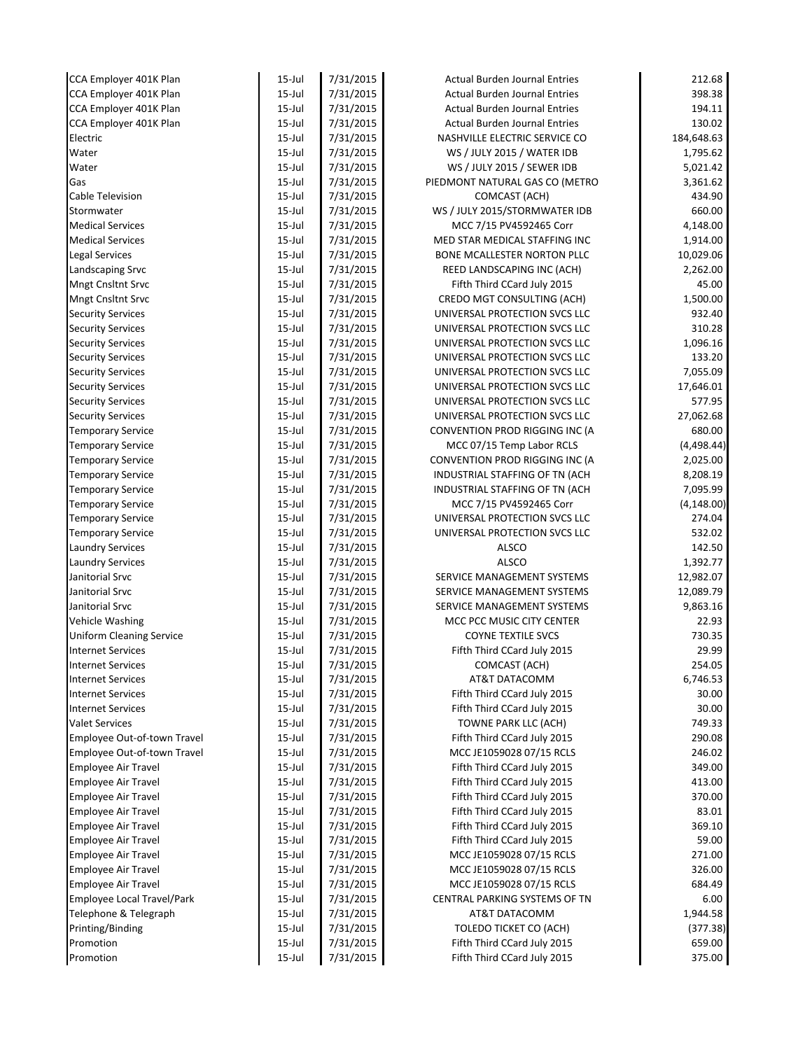| | | | | |
|---|---|---|---|---|
| CCA Employer 401K Plan | 15-Jul | 7/31/2015 | Actual Burden Journal Entries | 212.68 |
| CCA Employer 401K Plan | 15-Jul | 7/31/2015 | Actual Burden Journal Entries | 398.38 |
| CCA Employer 401K Plan | 15-Jul | 7/31/2015 | Actual Burden Journal Entries | 194.11 |
| CCA Employer 401K Plan | 15-Jul | 7/31/2015 | Actual Burden Journal Entries | 130.02 |
| Electric | 15-Jul | 7/31/2015 | NASHVILLE ELECTRIC SERVICE CO | 184,648.63 |
| Water | 15-Jul | 7/31/2015 | WS / JULY 2015 / WATER IDB | 1,795.62 |
| Water | 15-Jul | 7/31/2015 | WS / JULY 2015 / SEWER IDB | 5,021.42 |
| Gas | 15-Jul | 7/31/2015 | PIEDMONT NATURAL GAS CO (METRO | 3,361.62 |
| Cable Television | 15-Jul | 7/31/2015 | COMCAST (ACH) | 434.90 |
| Stormwater | 15-Jul | 7/31/2015 | WS / JULY 2015/STORMWATER IDB | 660.00 |
| Medical Services | 15-Jul | 7/31/2015 | MCC 7/15 PV4592465 Corr | 4,148.00 |
| Medical Services | 15-Jul | 7/31/2015 | MED STAR MEDICAL STAFFING INC | 1,914.00 |
| Legal Services | 15-Jul | 7/31/2015 | BONE MCALLESTER NORTON PLLC | 10,029.06 |
| Landscaping Srvc | 15-Jul | 7/31/2015 | REED LANDSCAPING INC (ACH) | 2,262.00 |
| Mngt Cnsltnt Srvc | 15-Jul | 7/31/2015 | Fifth Third CCard July 2015 | 45.00 |
| Mngt Cnsltnt Srvc | 15-Jul | 7/31/2015 | CREDO MGT CONSULTING (ACH) | 1,500.00 |
| Security Services | 15-Jul | 7/31/2015 | UNIVERSAL PROTECTION SVCS LLC | 932.40 |
| Security Services | 15-Jul | 7/31/2015 | UNIVERSAL PROTECTION SVCS LLC | 310.28 |
| Security Services | 15-Jul | 7/31/2015 | UNIVERSAL PROTECTION SVCS LLC | 1,096.16 |
| Security Services | 15-Jul | 7/31/2015 | UNIVERSAL PROTECTION SVCS LLC | 133.20 |
| Security Services | 15-Jul | 7/31/2015 | UNIVERSAL PROTECTION SVCS LLC | 7,055.09 |
| Security Services | 15-Jul | 7/31/2015 | UNIVERSAL PROTECTION SVCS LLC | 17,646.01 |
| Security Services | 15-Jul | 7/31/2015 | UNIVERSAL PROTECTION SVCS LLC | 577.95 |
| Security Services | 15-Jul | 7/31/2015 | UNIVERSAL PROTECTION SVCS LLC | 27,062.68 |
| Temporary Service | 15-Jul | 7/31/2015 | CONVENTION PROD RIGGING INC (A | 680.00 |
| Temporary Service | 15-Jul | 7/31/2015 | MCC 07/15 Temp Labor RCLS | (4,498.44) |
| Temporary Service | 15-Jul | 7/31/2015 | CONVENTION PROD RIGGING INC (A | 2,025.00 |
| Temporary Service | 15-Jul | 7/31/2015 | INDUSTRIAL STAFFING OF TN (ACH | 8,208.19 |
| Temporary Service | 15-Jul | 7/31/2015 | INDUSTRIAL STAFFING OF TN (ACH | 7,095.99 |
| Temporary Service | 15-Jul | 7/31/2015 | MCC 7/15 PV4592465 Corr | (4,148.00) |
| Temporary Service | 15-Jul | 7/31/2015 | UNIVERSAL PROTECTION SVCS LLC | 274.04 |
| Temporary Service | 15-Jul | 7/31/2015 | UNIVERSAL PROTECTION SVCS LLC | 532.02 |
| Laundry Services | 15-Jul | 7/31/2015 | ALSCO | 142.50 |
| Laundry Services | 15-Jul | 7/31/2015 | ALSCO | 1,392.77 |
| Janitorial Srvc | 15-Jul | 7/31/2015 | SERVICE MANAGEMENT SYSTEMS | 12,982.07 |
| Janitorial Srvc | 15-Jul | 7/31/2015 | SERVICE MANAGEMENT SYSTEMS | 12,089.79 |
| Janitorial Srvc | 15-Jul | 7/31/2015 | SERVICE MANAGEMENT SYSTEMS | 9,863.16 |
| Vehicle Washing | 15-Jul | 7/31/2015 | MCC PCC MUSIC CITY CENTER | 22.93 |
| Uniform Cleaning Service | 15-Jul | 7/31/2015 | COYNE TEXTILE SVCS | 730.35 |
| Internet Services | 15-Jul | 7/31/2015 | Fifth Third CCard July 2015 | 29.99 |
| Internet Services | 15-Jul | 7/31/2015 | COMCAST (ACH) | 254.05 |
| Internet Services | 15-Jul | 7/31/2015 | AT&T DATACOMM | 6,746.53 |
| Internet Services | 15-Jul | 7/31/2015 | Fifth Third CCard July 2015 | 30.00 |
| Internet Services | 15-Jul | 7/31/2015 | Fifth Third CCard July 2015 | 30.00 |
| Valet Services | 15-Jul | 7/31/2015 | TOWNE PARK LLC (ACH) | 749.33 |
| Employee Out-of-town Travel | 15-Jul | 7/31/2015 | Fifth Third CCard July 2015 | 290.08 |
| Employee Out-of-town Travel | 15-Jul | 7/31/2015 | MCC JE1059028 07/15 RCLS | 246.02 |
| Employee Air Travel | 15-Jul | 7/31/2015 | Fifth Third CCard July 2015 | 349.00 |
| Employee Air Travel | 15-Jul | 7/31/2015 | Fifth Third CCard July 2015 | 413.00 |
| Employee Air Travel | 15-Jul | 7/31/2015 | Fifth Third CCard July 2015 | 370.00 |
| Employee Air Travel | 15-Jul | 7/31/2015 | Fifth Third CCard July 2015 | 83.01 |
| Employee Air Travel | 15-Jul | 7/31/2015 | Fifth Third CCard July 2015 | 369.10 |
| Employee Air Travel | 15-Jul | 7/31/2015 | Fifth Third CCard July 2015 | 59.00 |
| Employee Air Travel | 15-Jul | 7/31/2015 | MCC JE1059028 07/15 RCLS | 271.00 |
| Employee Air Travel | 15-Jul | 7/31/2015 | MCC JE1059028 07/15 RCLS | 326.00 |
| Employee Air Travel | 15-Jul | 7/31/2015 | MCC JE1059028 07/15 RCLS | 684.49 |
| Employee Local Travel/Park | 15-Jul | 7/31/2015 | CENTRAL PARKING SYSTEMS OF TN | 6.00 |
| Telephone & Telegraph | 15-Jul | 7/31/2015 | AT&T DATACOMM | 1,944.58 |
| Printing/Binding | 15-Jul | 7/31/2015 | TOLEDO TICKET CO (ACH) | (377.38) |
| Promotion | 15-Jul | 7/31/2015 | Fifth Third CCard July 2015 | 659.00 |
| Promotion | 15-Jul | 7/31/2015 | Fifth Third CCard July 2015 | 375.00 |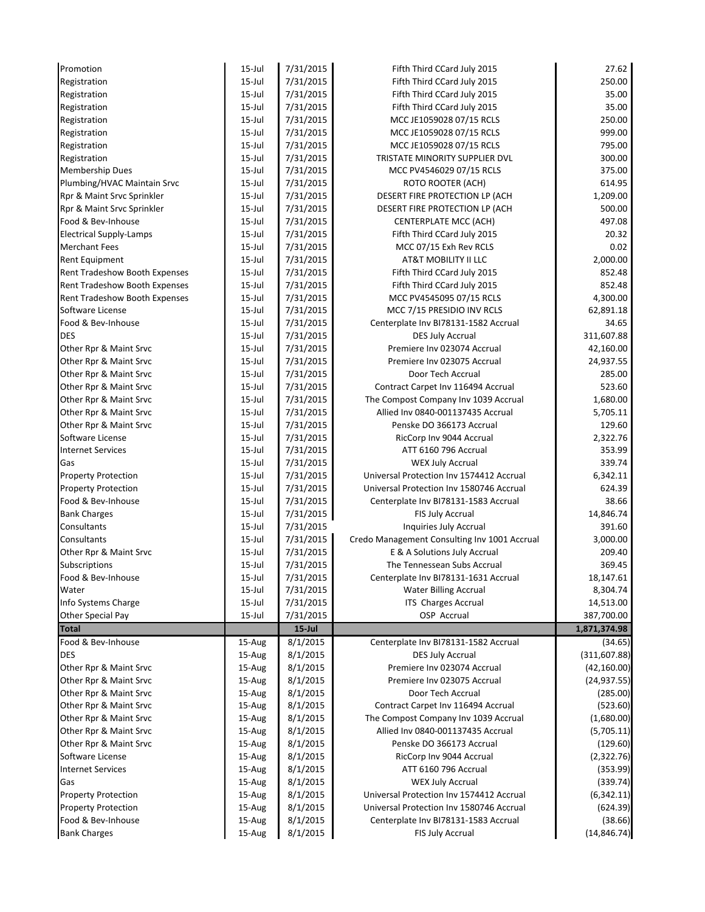| | | | | |
|---|---|---|---|---|
| Promotion | 15-Jul | 7/31/2015 | Fifth Third CCard July 2015 | 27.62 |
| Registration | 15-Jul | 7/31/2015 | Fifth Third CCard July 2015 | 250.00 |
| Registration | 15-Jul | 7/31/2015 | Fifth Third CCard July 2015 | 35.00 |
| Registration | 15-Jul | 7/31/2015 | Fifth Third CCard July 2015 | 35.00 |
| Registration | 15-Jul | 7/31/2015 | MCC JE1059028 07/15 RCLS | 250.00 |
| Registration | 15-Jul | 7/31/2015 | MCC JE1059028 07/15 RCLS | 999.00 |
| Registration | 15-Jul | 7/31/2015 | MCC JE1059028 07/15 RCLS | 795.00 |
| Registration | 15-Jul | 7/31/2015 | TRISTATE MINORITY SUPPLIER DVL | 300.00 |
| Membership Dues | 15-Jul | 7/31/2015 | MCC PV4546029 07/15 RCLS | 375.00 |
| Plumbing/HVAC Maintain Srvc | 15-Jul | 7/31/2015 | ROTO ROOTER (ACH) | 614.95 |
| Rpr & Maint Srvc Sprinkler | 15-Jul | 7/31/2015 | DESERT FIRE PROTECTION LP (ACH | 1,209.00 |
| Rpr & Maint Srvc Sprinkler | 15-Jul | 7/31/2015 | DESERT FIRE PROTECTION LP (ACH | 500.00 |
| Food & Bev-Inhouse | 15-Jul | 7/31/2015 | CENTERPLATE MCC (ACH) | 497.08 |
| Electrical Supply-Lamps | 15-Jul | 7/31/2015 | Fifth Third CCard July 2015 | 20.32 |
| Merchant Fees | 15-Jul | 7/31/2015 | MCC 07/15 Exh Rev RCLS | 0.02 |
| Rent Equipment | 15-Jul | 7/31/2015 | AT&T MOBILITY II LLC | 2,000.00 |
| Rent Tradeshow Booth Expenses | 15-Jul | 7/31/2015 | Fifth Third CCard July 2015 | 852.48 |
| Rent Tradeshow Booth Expenses | 15-Jul | 7/31/2015 | Fifth Third CCard July 2015 | 852.48 |
| Rent Tradeshow Booth Expenses | 15-Jul | 7/31/2015 | MCC PV4545095 07/15 RCLS | 4,300.00 |
| Software License | 15-Jul | 7/31/2015 | MCC 7/15 PRESIDIO INV RCLS | 62,891.18 |
| Food & Bev-Inhouse | 15-Jul | 7/31/2015 | Centerplate Inv BI78131-1582 Accrual | 34.65 |
| DES | 15-Jul | 7/31/2015 | DES July Accrual | 311,607.88 |
| Other Rpr & Maint Srvc | 15-Jul | 7/31/2015 | Premiere Inv 023074 Accrual | 42,160.00 |
| Other Rpr & Maint Srvc | 15-Jul | 7/31/2015 | Premiere Inv 023075 Accrual | 24,937.55 |
| Other Rpr & Maint Srvc | 15-Jul | 7/31/2015 | Door Tech Accrual | 285.00 |
| Other Rpr & Maint Srvc | 15-Jul | 7/31/2015 | Contract Carpet Inv 116494 Accrual | 523.60 |
| Other Rpr & Maint Srvc | 15-Jul | 7/31/2015 | The Compost Company Inv 1039 Accrual | 1,680.00 |
| Other Rpr & Maint Srvc | 15-Jul | 7/31/2015 | Allied Inv 0840-001137435 Accrual | 5,705.11 |
| Other Rpr & Maint Srvc | 15-Jul | 7/31/2015 | Penske DO 366173 Accrual | 129.60 |
| Software License | 15-Jul | 7/31/2015 | RicCorp Inv 9044 Accrual | 2,322.76 |
| Internet Services | 15-Jul | 7/31/2015 | ATT 6160 796 Accrual | 353.99 |
| Gas | 15-Jul | 7/31/2015 | WEX July Accrual | 339.74 |
| Property Protection | 15-Jul | 7/31/2015 | Universal Protection Inv 1574412 Accrual | 6,342.11 |
| Property Protection | 15-Jul | 7/31/2015 | Universal Protection Inv 1580746 Accrual | 624.39 |
| Food & Bev-Inhouse | 15-Jul | 7/31/2015 | Centerplate Inv BI78131-1583 Accrual | 38.66 |
| Bank Charges | 15-Jul | 7/31/2015 | FIS July Accrual | 14,846.74 |
| Consultants | 15-Jul | 7/31/2015 | Inquiries July Accrual | 391.60 |
| Consultants | 15-Jul | 7/31/2015 | Credo Management Consulting Inv 1001 Accrual | 3,000.00 |
| Other Rpr & Maint Srvc | 15-Jul | 7/31/2015 | E & A Solutions July Accrual | 209.40 |
| Subscriptions | 15-Jul | 7/31/2015 | The Tennessean Subs Accrual | 369.45 |
| Food & Bev-Inhouse | 15-Jul | 7/31/2015 | Centerplate Inv BI78131-1631 Accrual | 18,147.61 |
| Water | 15-Jul | 7/31/2015 | Water Billing Accrual | 8,304.74 |
| Info Systems Charge | 15-Jul | 7/31/2015 | ITS Charges Accrual | 14,513.00 |
| Other Special Pay | 15-Jul | 7/31/2015 | OSP Accrual | 387,700.00 |
| **Total** | | **15-Jul** | | **1,871,374.98** |
| Food & Bev-Inhouse | 15-Aug | 8/1/2015 | Centerplate Inv BI78131-1582 Accrual | (34.65) |
| DES | 15-Aug | 8/1/2015 | DES July Accrual | (311,607.88) |
| Other Rpr & Maint Srvc | 15-Aug | 8/1/2015 | Premiere Inv 023074 Accrual | (42,160.00) |
| Other Rpr & Maint Srvc | 15-Aug | 8/1/2015 | Premiere Inv 023075 Accrual | (24,937.55) |
| Other Rpr & Maint Srvc | 15-Aug | 8/1/2015 | Door Tech Accrual | (285.00) |
| Other Rpr & Maint Srvc | 15-Aug | 8/1/2015 | Contract Carpet Inv 116494 Accrual | (523.60) |
| Other Rpr & Maint Srvc | 15-Aug | 8/1/2015 | The Compost Company Inv 1039 Accrual | (1,680.00) |
| Other Rpr & Maint Srvc | 15-Aug | 8/1/2015 | Allied Inv 0840-001137435 Accrual | (5,705.11) |
| Other Rpr & Maint Srvc | 15-Aug | 8/1/2015 | Penske DO 366173 Accrual | (129.60) |
| Software License | 15-Aug | 8/1/2015 | RicCorp Inv 9044 Accrual | (2,322.76) |
| Internet Services | 15-Aug | 8/1/2015 | ATT 6160 796 Accrual | (353.99) |
| Gas | 15-Aug | 8/1/2015 | WEX July Accrual | (339.74) |
| Property Protection | 15-Aug | 8/1/2015 | Universal Protection Inv 1574412 Accrual | (6,342.11) |
| Property Protection | 15-Aug | 8/1/2015 | Universal Protection Inv 1580746 Accrual | (624.39) |
| Food & Bev-Inhouse | 15-Aug | 8/1/2015 | Centerplate Inv BI78131-1583 Accrual | (38.66) |
| Bank Charges | 15-Aug | 8/1/2015 | FIS July Accrual | (14,846.74) |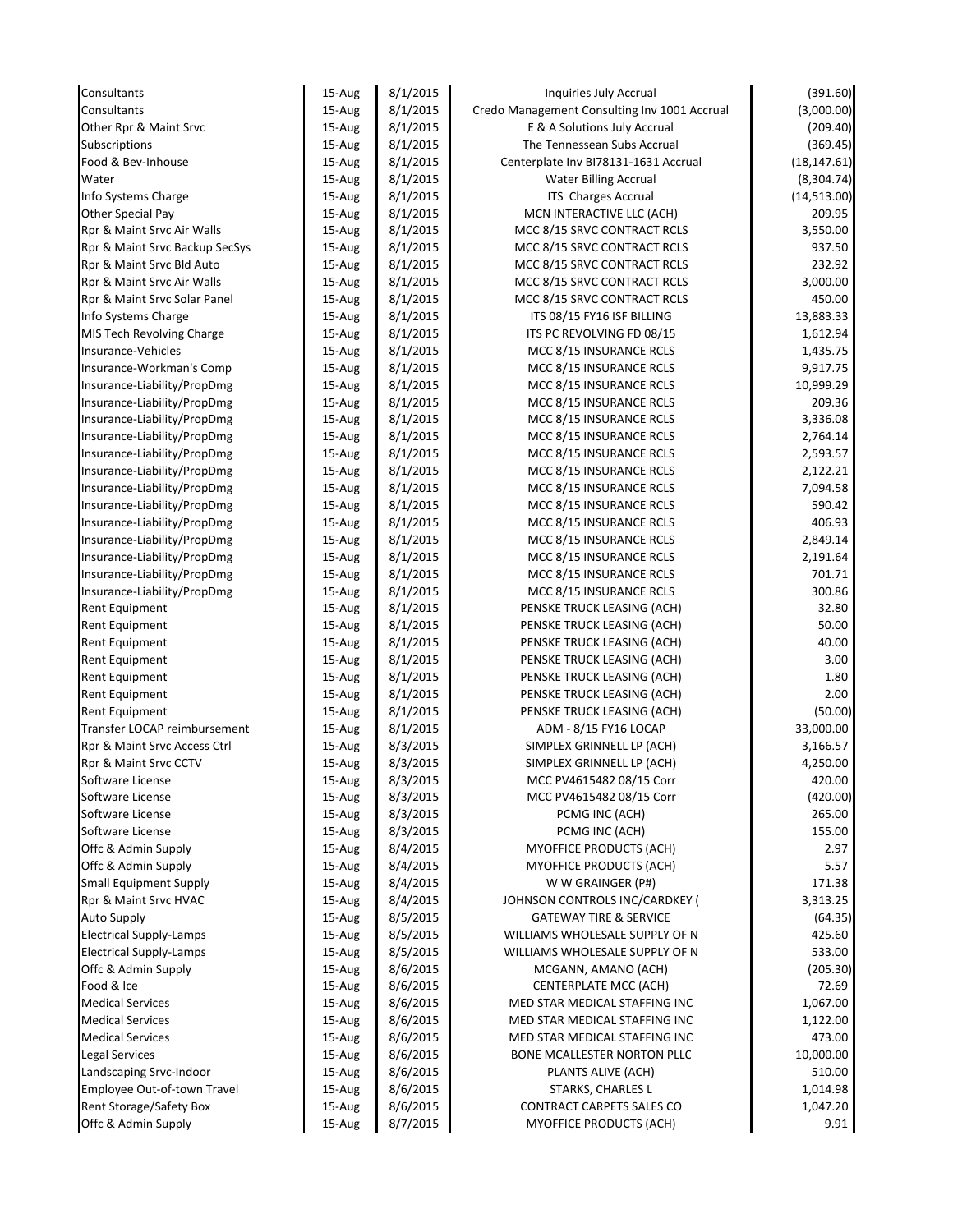| | | | | |
|---|---|---|---|---|
| Consultants | 15-Aug | 8/1/2015 | Inquiries July Accrual | (391.60) |
| Consultants | 15-Aug | 8/1/2015 | Credo Management Consulting Inv 1001 Accrual | (3,000.00) |
| Other Rpr & Maint Srvc | 15-Aug | 8/1/2015 | E & A Solutions July Accrual | (209.40) |
| Subscriptions | 15-Aug | 8/1/2015 | The Tennessean Subs Accrual | (369.45) |
| Food & Bev-Inhouse | 15-Aug | 8/1/2015 | Centerplate Inv BI78131-1631 Accrual | (18,147.61) |
| Water | 15-Aug | 8/1/2015 | Water Billing Accrual | (8,304.74) |
| Info Systems Charge | 15-Aug | 8/1/2015 | ITS Charges Accrual | (14,513.00) |
| Other Special Pay | 15-Aug | 8/1/2015 | MCN INTERACTIVE LLC (ACH) | 209.95 |
| Rpr & Maint Srvc Air Walls | 15-Aug | 8/1/2015 | MCC 8/15 SRVC CONTRACT RCLS | 3,550.00 |
| Rpr & Maint Srvc Backup SecSys | 15-Aug | 8/1/2015 | MCC 8/15 SRVC CONTRACT RCLS | 937.50 |
| Rpr & Maint Srvc Bld Auto | 15-Aug | 8/1/2015 | MCC 8/15 SRVC CONTRACT RCLS | 232.92 |
| Rpr & Maint Srvc Air Walls | 15-Aug | 8/1/2015 | MCC 8/15 SRVC CONTRACT RCLS | 3,000.00 |
| Rpr & Maint Srvc Solar Panel | 15-Aug | 8/1/2015 | MCC 8/15 SRVC CONTRACT RCLS | 450.00 |
| Info Systems Charge | 15-Aug | 8/1/2015 | ITS 08/15 FY16 ISF BILLING | 13,883.33 |
| MIS Tech Revolving Charge | 15-Aug | 8/1/2015 | ITS PC REVOLVING FD 08/15 | 1,612.94 |
| Insurance-Vehicles | 15-Aug | 8/1/2015 | MCC 8/15 INSURANCE RCLS | 1,435.75 |
| Insurance-Workman's Comp | 15-Aug | 8/1/2015 | MCC 8/15 INSURANCE RCLS | 9,917.75 |
| Insurance-Liability/PropDmg | 15-Aug | 8/1/2015 | MCC 8/15 INSURANCE RCLS | 10,999.29 |
| Insurance-Liability/PropDmg | 15-Aug | 8/1/2015 | MCC 8/15 INSURANCE RCLS | 209.36 |
| Insurance-Liability/PropDmg | 15-Aug | 8/1/2015 | MCC 8/15 INSURANCE RCLS | 3,336.08 |
| Insurance-Liability/PropDmg | 15-Aug | 8/1/2015 | MCC 8/15 INSURANCE RCLS | 2,764.14 |
| Insurance-Liability/PropDmg | 15-Aug | 8/1/2015 | MCC 8/15 INSURANCE RCLS | 2,593.57 |
| Insurance-Liability/PropDmg | 15-Aug | 8/1/2015 | MCC 8/15 INSURANCE RCLS | 2,122.21 |
| Insurance-Liability/PropDmg | 15-Aug | 8/1/2015 | MCC 8/15 INSURANCE RCLS | 7,094.58 |
| Insurance-Liability/PropDmg | 15-Aug | 8/1/2015 | MCC 8/15 INSURANCE RCLS | 590.42 |
| Insurance-Liability/PropDmg | 15-Aug | 8/1/2015 | MCC 8/15 INSURANCE RCLS | 406.93 |
| Insurance-Liability/PropDmg | 15-Aug | 8/1/2015 | MCC 8/15 INSURANCE RCLS | 2,849.14 |
| Insurance-Liability/PropDmg | 15-Aug | 8/1/2015 | MCC 8/15 INSURANCE RCLS | 2,191.64 |
| Insurance-Liability/PropDmg | 15-Aug | 8/1/2015 | MCC 8/15 INSURANCE RCLS | 701.71 |
| Insurance-Liability/PropDmg | 15-Aug | 8/1/2015 | MCC 8/15 INSURANCE RCLS | 300.86 |
| Rent Equipment | 15-Aug | 8/1/2015 | PENSKE TRUCK LEASING (ACH) | 32.80 |
| Rent Equipment | 15-Aug | 8/1/2015 | PENSKE TRUCK LEASING (ACH) | 50.00 |
| Rent Equipment | 15-Aug | 8/1/2015 | PENSKE TRUCK LEASING (ACH) | 40.00 |
| Rent Equipment | 15-Aug | 8/1/2015 | PENSKE TRUCK LEASING (ACH) | 3.00 |
| Rent Equipment | 15-Aug | 8/1/2015 | PENSKE TRUCK LEASING (ACH) | 1.80 |
| Rent Equipment | 15-Aug | 8/1/2015 | PENSKE TRUCK LEASING (ACH) | 2.00 |
| Rent Equipment | 15-Aug | 8/1/2015 | PENSKE TRUCK LEASING (ACH) | (50.00) |
| Transfer LOCAP reimbursement | 15-Aug | 8/1/2015 | ADM - 8/15 FY16 LOCAP | 33,000.00 |
| Rpr & Maint Srvc Access Ctrl | 15-Aug | 8/3/2015 | SIMPLEX GRINNELL LP (ACH) | 3,166.57 |
| Rpr & Maint Srvc CCTV | 15-Aug | 8/3/2015 | SIMPLEX GRINNELL LP (ACH) | 4,250.00 |
| Software License | 15-Aug | 8/3/2015 | MCC PV4615482 08/15 Corr | 420.00 |
| Software License | 15-Aug | 8/3/2015 | MCC PV4615482 08/15 Corr | (420.00) |
| Software License | 15-Aug | 8/3/2015 | PCMG INC (ACH) | 265.00 |
| Software License | 15-Aug | 8/3/2015 | PCMG INC (ACH) | 155.00 |
| Offc & Admin Supply | 15-Aug | 8/4/2015 | MYOFFICE PRODUCTS (ACH) | 2.97 |
| Offc & Admin Supply | 15-Aug | 8/4/2015 | MYOFFICE PRODUCTS (ACH) | 5.57 |
| Small Equipment Supply | 15-Aug | 8/4/2015 | W W GRAINGER (P#) | 171.38 |
| Rpr & Maint Srvc HVAC | 15-Aug | 8/4/2015 | JOHNSON CONTROLS INC/CARDKEY ( | 3,313.25 |
| Auto Supply | 15-Aug | 8/5/2015 | GATEWAY TIRE & SERVICE | (64.35) |
| Electrical Supply-Lamps | 15-Aug | 8/5/2015 | WILLIAMS WHOLESALE SUPPLY OF N | 425.60 |
| Electrical Supply-Lamps | 15-Aug | 8/5/2015 | WILLIAMS WHOLESALE SUPPLY OF N | 533.00 |
| Offc & Admin Supply | 15-Aug | 8/6/2015 | MCGANN, AMANO (ACH) | (205.30) |
| Food & Ice | 15-Aug | 8/6/2015 | CENTERPLATE MCC (ACH) | 72.69 |
| Medical Services | 15-Aug | 8/6/2015 | MED STAR MEDICAL STAFFING INC | 1,067.00 |
| Medical Services | 15-Aug | 8/6/2015 | MED STAR MEDICAL STAFFING INC | 1,122.00 |
| Medical Services | 15-Aug | 8/6/2015 | MED STAR MEDICAL STAFFING INC | 473.00 |
| Legal Services | 15-Aug | 8/6/2015 | BONE MCALLESTER NORTON PLLC | 10,000.00 |
| Landscaping Srvc-Indoor | 15-Aug | 8/6/2015 | PLANTS ALIVE (ACH) | 510.00 |
| Employee Out-of-town Travel | 15-Aug | 8/6/2015 | STARKS, CHARLES L | 1,014.98 |
| Rent Storage/Safety Box | 15-Aug | 8/6/2015 | CONTRACT CARPETS SALES CO | 1,047.20 |
| Offc & Admin Supply | 15-Aug | 8/7/2015 | MYOFFICE PRODUCTS (ACH) | 9.91 |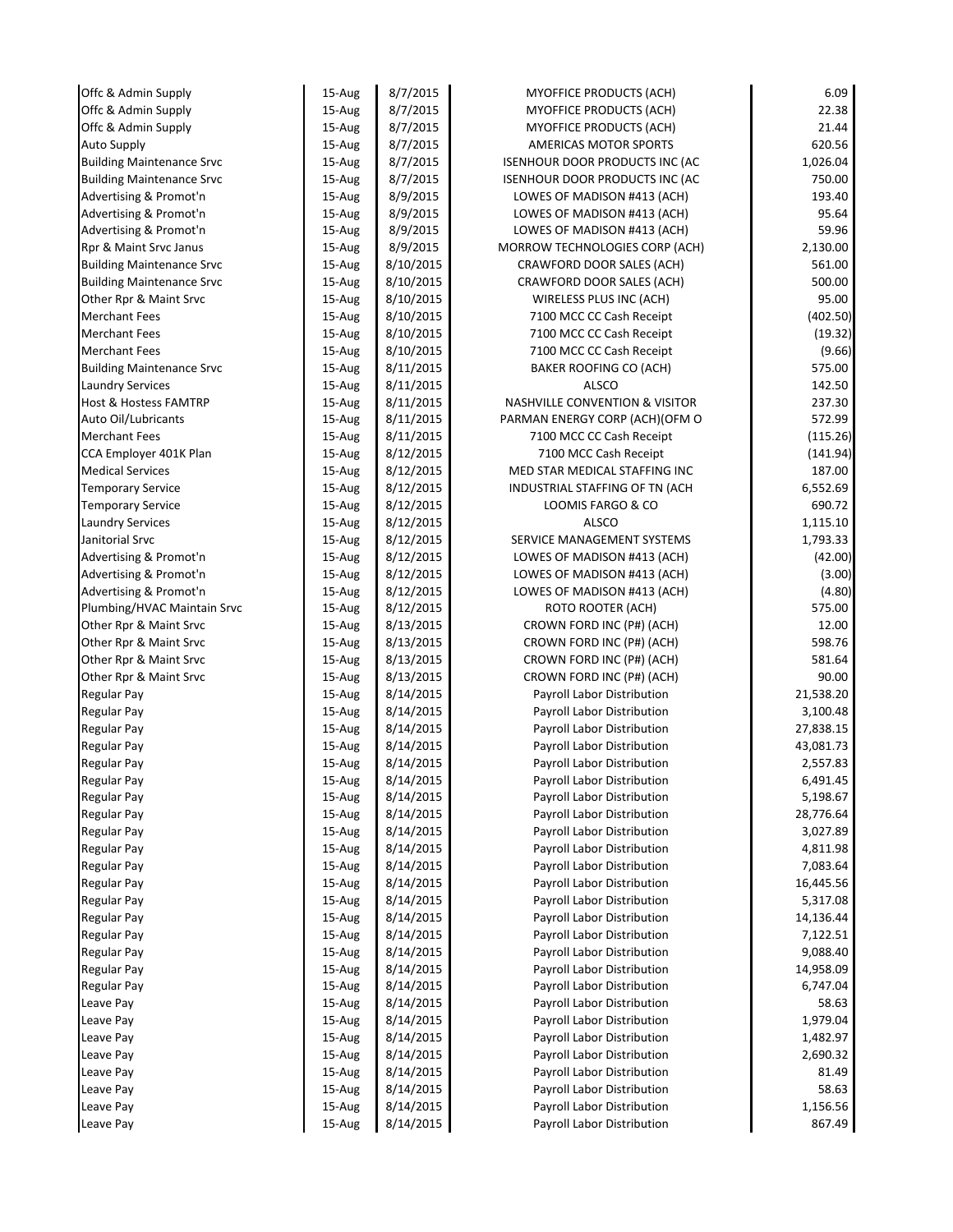| | | | | |
|---|---|---|---|---|
| Offc & Admin Supply | 15-Aug | 8/7/2015 | MYOFFICE PRODUCTS (ACH) | 6.09 |
| Offc & Admin Supply | 15-Aug | 8/7/2015 | MYOFFICE PRODUCTS (ACH) | 22.38 |
| Offc & Admin Supply | 15-Aug | 8/7/2015 | MYOFFICE PRODUCTS (ACH) | 21.44 |
| Auto Supply | 15-Aug | 8/7/2015 | AMERICAS MOTOR SPORTS | 620.56 |
| Building Maintenance Srvc | 15-Aug | 8/7/2015 | ISENHOUR DOOR PRODUCTS INC (AC | 1,026.04 |
| Building Maintenance Srvc | 15-Aug | 8/7/2015 | ISENHOUR DOOR PRODUCTS INC (AC | 750.00 |
| Advertising & Promot'n | 15-Aug | 8/9/2015 | LOWES OF MADISON #413 (ACH) | 193.40 |
| Advertising & Promot'n | 15-Aug | 8/9/2015 | LOWES OF MADISON #413 (ACH) | 95.64 |
| Advertising & Promot'n | 15-Aug | 8/9/2015 | LOWES OF MADISON #413 (ACH) | 59.96 |
| Rpr & Maint Srvc Janus | 15-Aug | 8/9/2015 | MORROW TECHNOLOGIES CORP (ACH) | 2,130.00 |
| Building Maintenance Srvc | 15-Aug | 8/10/2015 | CRAWFORD DOOR SALES (ACH) | 561.00 |
| Building Maintenance Srvc | 15-Aug | 8/10/2015 | CRAWFORD DOOR SALES (ACH) | 500.00 |
| Other Rpr & Maint Srvc | 15-Aug | 8/10/2015 | WIRELESS PLUS INC (ACH) | 95.00 |
| Merchant Fees | 15-Aug | 8/10/2015 | 7100 MCC CC Cash Receipt | (402.50) |
| Merchant Fees | 15-Aug | 8/10/2015 | 7100 MCC CC Cash Receipt | (19.32) |
| Merchant Fees | 15-Aug | 8/10/2015 | 7100 MCC CC Cash Receipt | (9.66) |
| Building Maintenance Srvc | 15-Aug | 8/11/2015 | BAKER ROOFING CO (ACH) | 575.00 |
| Laundry Services | 15-Aug | 8/11/2015 | ALSCO | 142.50 |
| Host & Hostess FAMTRP | 15-Aug | 8/11/2015 | NASHVILLE CONVENTION & VISITOR | 237.30 |
| Auto Oil/Lubricants | 15-Aug | 8/11/2015 | PARMAN ENERGY CORP (ACH)(OFM O | 572.99 |
| Merchant Fees | 15-Aug | 8/11/2015 | 7100 MCC CC Cash Receipt | (115.26) |
| CCA Employer 401K Plan | 15-Aug | 8/12/2015 | 7100 MCC Cash Receipt | (141.94) |
| Medical Services | 15-Aug | 8/12/2015 | MED STAR MEDICAL STAFFING INC | 187.00 |
| Temporary Service | 15-Aug | 8/12/2015 | INDUSTRIAL STAFFING OF TN (ACH | 6,552.69 |
| Temporary Service | 15-Aug | 8/12/2015 | LOOMIS FARGO & CO | 690.72 |
| Laundry Services | 15-Aug | 8/12/2015 | ALSCO | 1,115.10 |
| Janitorial Srvc | 15-Aug | 8/12/2015 | SERVICE MANAGEMENT SYSTEMS | 1,793.33 |
| Advertising & Promot'n | 15-Aug | 8/12/2015 | LOWES OF MADISON #413 (ACH) | (42.00) |
| Advertising & Promot'n | 15-Aug | 8/12/2015 | LOWES OF MADISON #413 (ACH) | (3.00) |
| Advertising & Promot'n | 15-Aug | 8/12/2015 | LOWES OF MADISON #413 (ACH) | (4.80) |
| Plumbing/HVAC Maintain Srvc | 15-Aug | 8/12/2015 | ROTO ROOTER (ACH) | 575.00 |
| Other Rpr & Maint Srvc | 15-Aug | 8/13/2015 | CROWN FORD INC (P#) (ACH) | 12.00 |
| Other Rpr & Maint Srvc | 15-Aug | 8/13/2015 | CROWN FORD INC (P#) (ACH) | 598.76 |
| Other Rpr & Maint Srvc | 15-Aug | 8/13/2015 | CROWN FORD INC (P#) (ACH) | 581.64 |
| Other Rpr & Maint Srvc | 15-Aug | 8/13/2015 | CROWN FORD INC (P#) (ACH) | 90.00 |
| Regular Pay | 15-Aug | 8/14/2015 | Payroll Labor Distribution | 21,538.20 |
| Regular Pay | 15-Aug | 8/14/2015 | Payroll Labor Distribution | 3,100.48 |
| Regular Pay | 15-Aug | 8/14/2015 | Payroll Labor Distribution | 27,838.15 |
| Regular Pay | 15-Aug | 8/14/2015 | Payroll Labor Distribution | 43,081.73 |
| Regular Pay | 15-Aug | 8/14/2015 | Payroll Labor Distribution | 2,557.83 |
| Regular Pay | 15-Aug | 8/14/2015 | Payroll Labor Distribution | 6,491.45 |
| Regular Pay | 15-Aug | 8/14/2015 | Payroll Labor Distribution | 5,198.67 |
| Regular Pay | 15-Aug | 8/14/2015 | Payroll Labor Distribution | 28,776.64 |
| Regular Pay | 15-Aug | 8/14/2015 | Payroll Labor Distribution | 3,027.89 |
| Regular Pay | 15-Aug | 8/14/2015 | Payroll Labor Distribution | 4,811.98 |
| Regular Pay | 15-Aug | 8/14/2015 | Payroll Labor Distribution | 7,083.64 |
| Regular Pay | 15-Aug | 8/14/2015 | Payroll Labor Distribution | 16,445.56 |
| Regular Pay | 15-Aug | 8/14/2015 | Payroll Labor Distribution | 5,317.08 |
| Regular Pay | 15-Aug | 8/14/2015 | Payroll Labor Distribution | 14,136.44 |
| Regular Pay | 15-Aug | 8/14/2015 | Payroll Labor Distribution | 7,122.51 |
| Regular Pay | 15-Aug | 8/14/2015 | Payroll Labor Distribution | 9,088.40 |
| Regular Pay | 15-Aug | 8/14/2015 | Payroll Labor Distribution | 14,958.09 |
| Regular Pay | 15-Aug | 8/14/2015 | Payroll Labor Distribution | 6,747.04 |
| Leave Pay | 15-Aug | 8/14/2015 | Payroll Labor Distribution | 58.63 |
| Leave Pay | 15-Aug | 8/14/2015 | Payroll Labor Distribution | 1,979.04 |
| Leave Pay | 15-Aug | 8/14/2015 | Payroll Labor Distribution | 1,482.97 |
| Leave Pay | 15-Aug | 8/14/2015 | Payroll Labor Distribution | 2,690.32 |
| Leave Pay | 15-Aug | 8/14/2015 | Payroll Labor Distribution | 81.49 |
| Leave Pay | 15-Aug | 8/14/2015 | Payroll Labor Distribution | 58.63 |
| Leave Pay | 15-Aug | 8/14/2015 | Payroll Labor Distribution | 1,156.56 |
| Leave Pay | 15-Aug | 8/14/2015 | Payroll Labor Distribution | 867.49 |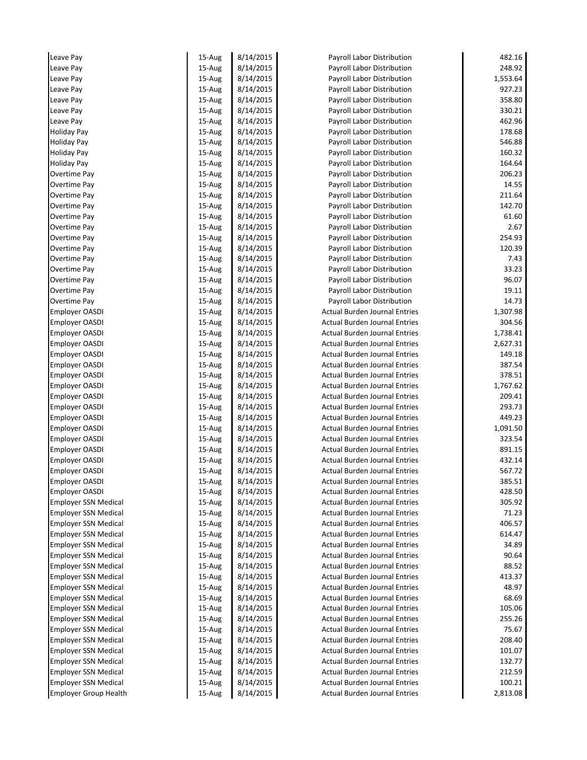| | | | | |
|---|---|---|---|---|
| Leave Pay | 15-Aug | 8/14/2015 | Payroll Labor Distribution | 482.16 |
| Leave Pay | 15-Aug | 8/14/2015 | Payroll Labor Distribution | 248.92 |
| Leave Pay | 15-Aug | 8/14/2015 | Payroll Labor Distribution | 1,553.64 |
| Leave Pay | 15-Aug | 8/14/2015 | Payroll Labor Distribution | 927.23 |
| Leave Pay | 15-Aug | 8/14/2015 | Payroll Labor Distribution | 358.80 |
| Leave Pay | 15-Aug | 8/14/2015 | Payroll Labor Distribution | 330.21 |
| Leave Pay | 15-Aug | 8/14/2015 | Payroll Labor Distribution | 462.96 |
| Holiday Pay | 15-Aug | 8/14/2015 | Payroll Labor Distribution | 178.68 |
| Holiday Pay | 15-Aug | 8/14/2015 | Payroll Labor Distribution | 546.88 |
| Holiday Pay | 15-Aug | 8/14/2015 | Payroll Labor Distribution | 160.32 |
| Holiday Pay | 15-Aug | 8/14/2015 | Payroll Labor Distribution | 164.64 |
| Overtime Pay | 15-Aug | 8/14/2015 | Payroll Labor Distribution | 206.23 |
| Overtime Pay | 15-Aug | 8/14/2015 | Payroll Labor Distribution | 14.55 |
| Overtime Pay | 15-Aug | 8/14/2015 | Payroll Labor Distribution | 211.64 |
| Overtime Pay | 15-Aug | 8/14/2015 | Payroll Labor Distribution | 142.70 |
| Overtime Pay | 15-Aug | 8/14/2015 | Payroll Labor Distribution | 61.60 |
| Overtime Pay | 15-Aug | 8/14/2015 | Payroll Labor Distribution | 2.67 |
| Overtime Pay | 15-Aug | 8/14/2015 | Payroll Labor Distribution | 254.93 |
| Overtime Pay | 15-Aug | 8/14/2015 | Payroll Labor Distribution | 120.39 |
| Overtime Pay | 15-Aug | 8/14/2015 | Payroll Labor Distribution | 7.43 |
| Overtime Pay | 15-Aug | 8/14/2015 | Payroll Labor Distribution | 33.23 |
| Overtime Pay | 15-Aug | 8/14/2015 | Payroll Labor Distribution | 96.07 |
| Overtime Pay | 15-Aug | 8/14/2015 | Payroll Labor Distribution | 19.11 |
| Overtime Pay | 15-Aug | 8/14/2015 | Payroll Labor Distribution | 14.73 |
| Employer OASDI | 15-Aug | 8/14/2015 | Actual Burden Journal Entries | 1,307.98 |
| Employer OASDI | 15-Aug | 8/14/2015 | Actual Burden Journal Entries | 304.56 |
| Employer OASDI | 15-Aug | 8/14/2015 | Actual Burden Journal Entries | 1,738.41 |
| Employer OASDI | 15-Aug | 8/14/2015 | Actual Burden Journal Entries | 2,627.31 |
| Employer OASDI | 15-Aug | 8/14/2015 | Actual Burden Journal Entries | 149.18 |
| Employer OASDI | 15-Aug | 8/14/2015 | Actual Burden Journal Entries | 387.54 |
| Employer OASDI | 15-Aug | 8/14/2015 | Actual Burden Journal Entries | 378.51 |
| Employer OASDI | 15-Aug | 8/14/2015 | Actual Burden Journal Entries | 1,767.62 |
| Employer OASDI | 15-Aug | 8/14/2015 | Actual Burden Journal Entries | 209.41 |
| Employer OASDI | 15-Aug | 8/14/2015 | Actual Burden Journal Entries | 293.73 |
| Employer OASDI | 15-Aug | 8/14/2015 | Actual Burden Journal Entries | 449.23 |
| Employer OASDI | 15-Aug | 8/14/2015 | Actual Burden Journal Entries | 1,091.50 |
| Employer OASDI | 15-Aug | 8/14/2015 | Actual Burden Journal Entries | 323.54 |
| Employer OASDI | 15-Aug | 8/14/2015 | Actual Burden Journal Entries | 891.15 |
| Employer OASDI | 15-Aug | 8/14/2015 | Actual Burden Journal Entries | 432.14 |
| Employer OASDI | 15-Aug | 8/14/2015 | Actual Burden Journal Entries | 567.72 |
| Employer OASDI | 15-Aug | 8/14/2015 | Actual Burden Journal Entries | 385.51 |
| Employer OASDI | 15-Aug | 8/14/2015 | Actual Burden Journal Entries | 428.50 |
| Employer SSN Medical | 15-Aug | 8/14/2015 | Actual Burden Journal Entries | 305.92 |
| Employer SSN Medical | 15-Aug | 8/14/2015 | Actual Burden Journal Entries | 71.23 |
| Employer SSN Medical | 15-Aug | 8/14/2015 | Actual Burden Journal Entries | 406.57 |
| Employer SSN Medical | 15-Aug | 8/14/2015 | Actual Burden Journal Entries | 614.47 |
| Employer SSN Medical | 15-Aug | 8/14/2015 | Actual Burden Journal Entries | 34.89 |
| Employer SSN Medical | 15-Aug | 8/14/2015 | Actual Burden Journal Entries | 90.64 |
| Employer SSN Medical | 15-Aug | 8/14/2015 | Actual Burden Journal Entries | 88.52 |
| Employer SSN Medical | 15-Aug | 8/14/2015 | Actual Burden Journal Entries | 413.37 |
| Employer SSN Medical | 15-Aug | 8/14/2015 | Actual Burden Journal Entries | 48.97 |
| Employer SSN Medical | 15-Aug | 8/14/2015 | Actual Burden Journal Entries | 68.69 |
| Employer SSN Medical | 15-Aug | 8/14/2015 | Actual Burden Journal Entries | 105.06 |
| Employer SSN Medical | 15-Aug | 8/14/2015 | Actual Burden Journal Entries | 255.26 |
| Employer SSN Medical | 15-Aug | 8/14/2015 | Actual Burden Journal Entries | 75.67 |
| Employer SSN Medical | 15-Aug | 8/14/2015 | Actual Burden Journal Entries | 208.40 |
| Employer SSN Medical | 15-Aug | 8/14/2015 | Actual Burden Journal Entries | 101.07 |
| Employer SSN Medical | 15-Aug | 8/14/2015 | Actual Burden Journal Entries | 132.77 |
| Employer SSN Medical | 15-Aug | 8/14/2015 | Actual Burden Journal Entries | 212.59 |
| Employer SSN Medical | 15-Aug | 8/14/2015 | Actual Burden Journal Entries | 100.21 |
| Employer Group Health | 15-Aug | 8/14/2015 | Actual Burden Journal Entries | 2,813.08 |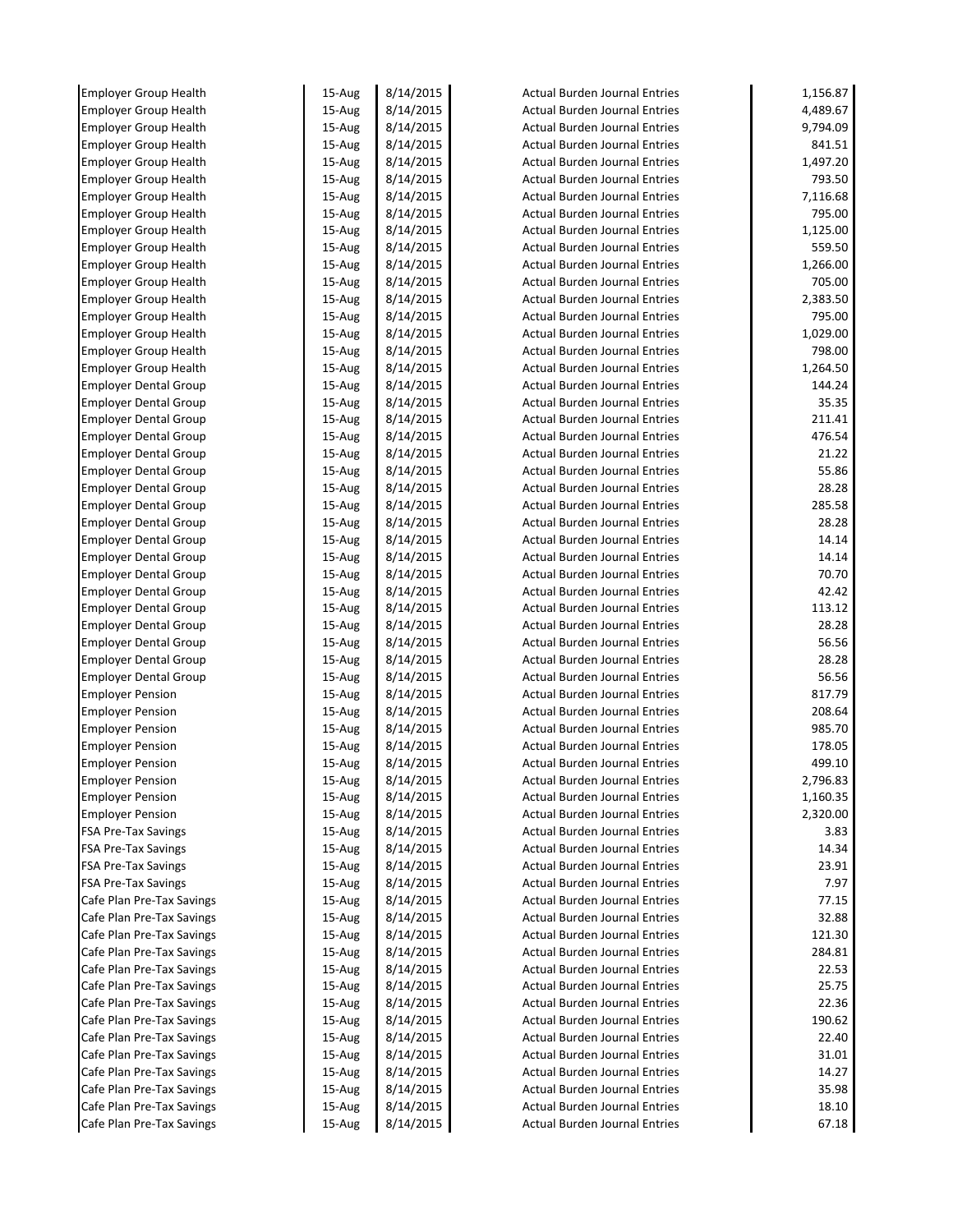| | | | | |
|---|---|---|---|---|
| Employer Group Health | 15-Aug | 8/14/2015 | Actual Burden Journal Entries | 1,156.87 |
| Employer Group Health | 15-Aug | 8/14/2015 | Actual Burden Journal Entries | 4,489.67 |
| Employer Group Health | 15-Aug | 8/14/2015 | Actual Burden Journal Entries | 9,794.09 |
| Employer Group Health | 15-Aug | 8/14/2015 | Actual Burden Journal Entries | 841.51 |
| Employer Group Health | 15-Aug | 8/14/2015 | Actual Burden Journal Entries | 1,497.20 |
| Employer Group Health | 15-Aug | 8/14/2015 | Actual Burden Journal Entries | 793.50 |
| Employer Group Health | 15-Aug | 8/14/2015 | Actual Burden Journal Entries | 7,116.68 |
| Employer Group Health | 15-Aug | 8/14/2015 | Actual Burden Journal Entries | 795.00 |
| Employer Group Health | 15-Aug | 8/14/2015 | Actual Burden Journal Entries | 1,125.00 |
| Employer Group Health | 15-Aug | 8/14/2015 | Actual Burden Journal Entries | 559.50 |
| Employer Group Health | 15-Aug | 8/14/2015 | Actual Burden Journal Entries | 1,266.00 |
| Employer Group Health | 15-Aug | 8/14/2015 | Actual Burden Journal Entries | 705.00 |
| Employer Group Health | 15-Aug | 8/14/2015 | Actual Burden Journal Entries | 2,383.50 |
| Employer Group Health | 15-Aug | 8/14/2015 | Actual Burden Journal Entries | 795.00 |
| Employer Group Health | 15-Aug | 8/14/2015 | Actual Burden Journal Entries | 1,029.00 |
| Employer Group Health | 15-Aug | 8/14/2015 | Actual Burden Journal Entries | 798.00 |
| Employer Group Health | 15-Aug | 8/14/2015 | Actual Burden Journal Entries | 1,264.50 |
| Employer Dental Group | 15-Aug | 8/14/2015 | Actual Burden Journal Entries | 144.24 |
| Employer Dental Group | 15-Aug | 8/14/2015 | Actual Burden Journal Entries | 35.35 |
| Employer Dental Group | 15-Aug | 8/14/2015 | Actual Burden Journal Entries | 211.41 |
| Employer Dental Group | 15-Aug | 8/14/2015 | Actual Burden Journal Entries | 476.54 |
| Employer Dental Group | 15-Aug | 8/14/2015 | Actual Burden Journal Entries | 21.22 |
| Employer Dental Group | 15-Aug | 8/14/2015 | Actual Burden Journal Entries | 55.86 |
| Employer Dental Group | 15-Aug | 8/14/2015 | Actual Burden Journal Entries | 28.28 |
| Employer Dental Group | 15-Aug | 8/14/2015 | Actual Burden Journal Entries | 285.58 |
| Employer Dental Group | 15-Aug | 8/14/2015 | Actual Burden Journal Entries | 28.28 |
| Employer Dental Group | 15-Aug | 8/14/2015 | Actual Burden Journal Entries | 14.14 |
| Employer Dental Group | 15-Aug | 8/14/2015 | Actual Burden Journal Entries | 14.14 |
| Employer Dental Group | 15-Aug | 8/14/2015 | Actual Burden Journal Entries | 70.70 |
| Employer Dental Group | 15-Aug | 8/14/2015 | Actual Burden Journal Entries | 42.42 |
| Employer Dental Group | 15-Aug | 8/14/2015 | Actual Burden Journal Entries | 113.12 |
| Employer Dental Group | 15-Aug | 8/14/2015 | Actual Burden Journal Entries | 28.28 |
| Employer Dental Group | 15-Aug | 8/14/2015 | Actual Burden Journal Entries | 56.56 |
| Employer Dental Group | 15-Aug | 8/14/2015 | Actual Burden Journal Entries | 28.28 |
| Employer Dental Group | 15-Aug | 8/14/2015 | Actual Burden Journal Entries | 56.56 |
| Employer Pension | 15-Aug | 8/14/2015 | Actual Burden Journal Entries | 817.79 |
| Employer Pension | 15-Aug | 8/14/2015 | Actual Burden Journal Entries | 208.64 |
| Employer Pension | 15-Aug | 8/14/2015 | Actual Burden Journal Entries | 985.70 |
| Employer Pension | 15-Aug | 8/14/2015 | Actual Burden Journal Entries | 178.05 |
| Employer Pension | 15-Aug | 8/14/2015 | Actual Burden Journal Entries | 499.10 |
| Employer Pension | 15-Aug | 8/14/2015 | Actual Burden Journal Entries | 2,796.83 |
| Employer Pension | 15-Aug | 8/14/2015 | Actual Burden Journal Entries | 1,160.35 |
| Employer Pension | 15-Aug | 8/14/2015 | Actual Burden Journal Entries | 2,320.00 |
| FSA Pre-Tax Savings | 15-Aug | 8/14/2015 | Actual Burden Journal Entries | 3.83 |
| FSA Pre-Tax Savings | 15-Aug | 8/14/2015 | Actual Burden Journal Entries | 14.34 |
| FSA Pre-Tax Savings | 15-Aug | 8/14/2015 | Actual Burden Journal Entries | 23.91 |
| FSA Pre-Tax Savings | 15-Aug | 8/14/2015 | Actual Burden Journal Entries | 7.97 |
| Cafe Plan Pre-Tax Savings | 15-Aug | 8/14/2015 | Actual Burden Journal Entries | 77.15 |
| Cafe Plan Pre-Tax Savings | 15-Aug | 8/14/2015 | Actual Burden Journal Entries | 32.88 |
| Cafe Plan Pre-Tax Savings | 15-Aug | 8/14/2015 | Actual Burden Journal Entries | 121.30 |
| Cafe Plan Pre-Tax Savings | 15-Aug | 8/14/2015 | Actual Burden Journal Entries | 284.81 |
| Cafe Plan Pre-Tax Savings | 15-Aug | 8/14/2015 | Actual Burden Journal Entries | 22.53 |
| Cafe Plan Pre-Tax Savings | 15-Aug | 8/14/2015 | Actual Burden Journal Entries | 25.75 |
| Cafe Plan Pre-Tax Savings | 15-Aug | 8/14/2015 | Actual Burden Journal Entries | 22.36 |
| Cafe Plan Pre-Tax Savings | 15-Aug | 8/14/2015 | Actual Burden Journal Entries | 190.62 |
| Cafe Plan Pre-Tax Savings | 15-Aug | 8/14/2015 | Actual Burden Journal Entries | 22.40 |
| Cafe Plan Pre-Tax Savings | 15-Aug | 8/14/2015 | Actual Burden Journal Entries | 31.01 |
| Cafe Plan Pre-Tax Savings | 15-Aug | 8/14/2015 | Actual Burden Journal Entries | 14.27 |
| Cafe Plan Pre-Tax Savings | 15-Aug | 8/14/2015 | Actual Burden Journal Entries | 35.98 |
| Cafe Plan Pre-Tax Savings | 15-Aug | 8/14/2015 | Actual Burden Journal Entries | 18.10 |
| Cafe Plan Pre-Tax Savings | 15-Aug | 8/14/2015 | Actual Burden Journal Entries | 67.18 |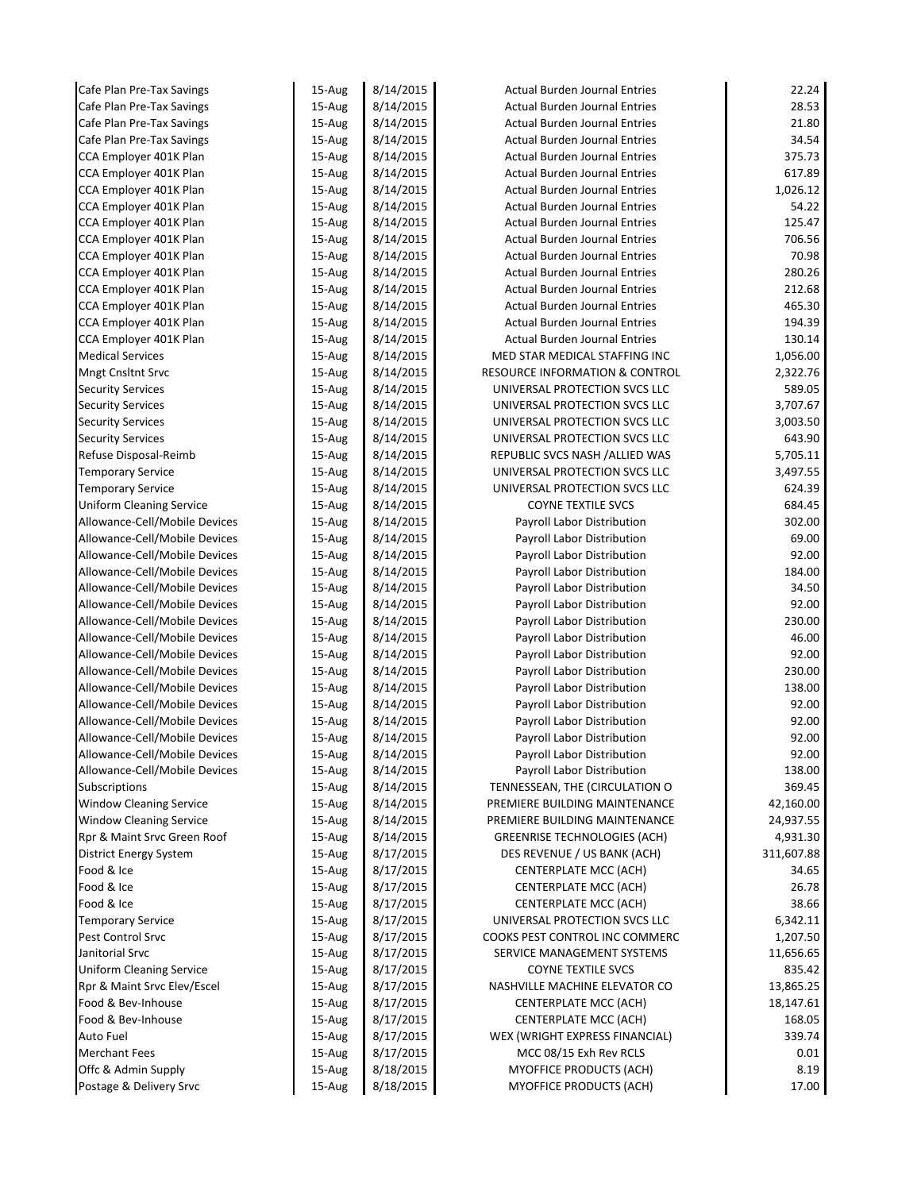| | | | | |
|---|---|---|---|---|
| Cafe Plan Pre-Tax Savings | 15-Aug | 8/14/2015 | Actual Burden Journal Entries | 22.24 |
| Cafe Plan Pre-Tax Savings | 15-Aug | 8/14/2015 | Actual Burden Journal Entries | 28.53 |
| Cafe Plan Pre-Tax Savings | 15-Aug | 8/14/2015 | Actual Burden Journal Entries | 21.80 |
| Cafe Plan Pre-Tax Savings | 15-Aug | 8/14/2015 | Actual Burden Journal Entries | 34.54 |
| CCA Employer 401K Plan | 15-Aug | 8/14/2015 | Actual Burden Journal Entries | 375.73 |
| CCA Employer 401K Plan | 15-Aug | 8/14/2015 | Actual Burden Journal Entries | 617.89 |
| CCA Employer 401K Plan | 15-Aug | 8/14/2015 | Actual Burden Journal Entries | 1,026.12 |
| CCA Employer 401K Plan | 15-Aug | 8/14/2015 | Actual Burden Journal Entries | 54.22 |
| CCA Employer 401K Plan | 15-Aug | 8/14/2015 | Actual Burden Journal Entries | 125.47 |
| CCA Employer 401K Plan | 15-Aug | 8/14/2015 | Actual Burden Journal Entries | 706.56 |
| CCA Employer 401K Plan | 15-Aug | 8/14/2015 | Actual Burden Journal Entries | 70.98 |
| CCA Employer 401K Plan | 15-Aug | 8/14/2015 | Actual Burden Journal Entries | 280.26 |
| CCA Employer 401K Plan | 15-Aug | 8/14/2015 | Actual Burden Journal Entries | 212.68 |
| CCA Employer 401K Plan | 15-Aug | 8/14/2015 | Actual Burden Journal Entries | 465.30 |
| CCA Employer 401K Plan | 15-Aug | 8/14/2015 | Actual Burden Journal Entries | 194.39 |
| CCA Employer 401K Plan | 15-Aug | 8/14/2015 | Actual Burden Journal Entries | 130.14 |
| Medical Services | 15-Aug | 8/14/2015 | MED STAR MEDICAL STAFFING INC | 1,056.00 |
| Mngt Cnsltnt Srvc | 15-Aug | 8/14/2015 | RESOURCE INFORMATION & CONTROL | 2,322.76 |
| Security Services | 15-Aug | 8/14/2015 | UNIVERSAL PROTECTION SVCS LLC | 589.05 |
| Security Services | 15-Aug | 8/14/2015 | UNIVERSAL PROTECTION SVCS LLC | 3,707.67 |
| Security Services | 15-Aug | 8/14/2015 | UNIVERSAL PROTECTION SVCS LLC | 3,003.50 |
| Security Services | 15-Aug | 8/14/2015 | UNIVERSAL PROTECTION SVCS LLC | 643.90 |
| Refuse Disposal-Reimb | 15-Aug | 8/14/2015 | REPUBLIC SVCS NASH /ALLIED WAS | 5,705.11 |
| Temporary Service | 15-Aug | 8/14/2015 | UNIVERSAL PROTECTION SVCS LLC | 3,497.55 |
| Temporary Service | 15-Aug | 8/14/2015 | UNIVERSAL PROTECTION SVCS LLC | 624.39 |
| Uniform Cleaning Service | 15-Aug | 8/14/2015 | COYNE TEXTILE SVCS | 684.45 |
| Allowance-Cell/Mobile Devices | 15-Aug | 8/14/2015 | Payroll Labor Distribution | 302.00 |
| Allowance-Cell/Mobile Devices | 15-Aug | 8/14/2015 | Payroll Labor Distribution | 69.00 |
| Allowance-Cell/Mobile Devices | 15-Aug | 8/14/2015 | Payroll Labor Distribution | 92.00 |
| Allowance-Cell/Mobile Devices | 15-Aug | 8/14/2015 | Payroll Labor Distribution | 184.00 |
| Allowance-Cell/Mobile Devices | 15-Aug | 8/14/2015 | Payroll Labor Distribution | 34.50 |
| Allowance-Cell/Mobile Devices | 15-Aug | 8/14/2015 | Payroll Labor Distribution | 92.00 |
| Allowance-Cell/Mobile Devices | 15-Aug | 8/14/2015 | Payroll Labor Distribution | 230.00 |
| Allowance-Cell/Mobile Devices | 15-Aug | 8/14/2015 | Payroll Labor Distribution | 46.00 |
| Allowance-Cell/Mobile Devices | 15-Aug | 8/14/2015 | Payroll Labor Distribution | 92.00 |
| Allowance-Cell/Mobile Devices | 15-Aug | 8/14/2015 | Payroll Labor Distribution | 230.00 |
| Allowance-Cell/Mobile Devices | 15-Aug | 8/14/2015 | Payroll Labor Distribution | 138.00 |
| Allowance-Cell/Mobile Devices | 15-Aug | 8/14/2015 | Payroll Labor Distribution | 92.00 |
| Allowance-Cell/Mobile Devices | 15-Aug | 8/14/2015 | Payroll Labor Distribution | 92.00 |
| Allowance-Cell/Mobile Devices | 15-Aug | 8/14/2015 | Payroll Labor Distribution | 92.00 |
| Allowance-Cell/Mobile Devices | 15-Aug | 8/14/2015 | Payroll Labor Distribution | 92.00 |
| Allowance-Cell/Mobile Devices | 15-Aug | 8/14/2015 | Payroll Labor Distribution | 138.00 |
| Subscriptions | 15-Aug | 8/14/2015 | TENNESSEAN, THE (CIRCULATION O | 369.45 |
| Window Cleaning Service | 15-Aug | 8/14/2015 | PREMIERE BUILDING MAINTENANCE | 42,160.00 |
| Window Cleaning Service | 15-Aug | 8/14/2015 | PREMIERE BUILDING MAINTENANCE | 24,937.55 |
| Rpr & Maint Srvc Green Roof | 15-Aug | 8/14/2015 | GREENRISE TECHNOLOGIES (ACH) | 4,931.30 |
| District Energy System | 15-Aug | 8/17/2015 | DES REVENUE / US BANK (ACH) | 311,607.88 |
| Food & Ice | 15-Aug | 8/17/2015 | CENTERPLATE MCC (ACH) | 34.65 |
| Food & Ice | 15-Aug | 8/17/2015 | CENTERPLATE MCC (ACH) | 26.78 |
| Food & Ice | 15-Aug | 8/17/2015 | CENTERPLATE MCC (ACH) | 38.66 |
| Temporary Service | 15-Aug | 8/17/2015 | UNIVERSAL PROTECTION SVCS LLC | 6,342.11 |
| Pest Control Srvc | 15-Aug | 8/17/2015 | COOKS PEST CONTROL INC COMMERC | 1,207.50 |
| Janitorial Srvc | 15-Aug | 8/17/2015 | SERVICE MANAGEMENT SYSTEMS | 11,656.65 |
| Uniform Cleaning Service | 15-Aug | 8/17/2015 | COYNE TEXTILE SVCS | 835.42 |
| Rpr & Maint Srvc Elev/Escel | 15-Aug | 8/17/2015 | NASHVILLE MACHINE ELEVATOR CO | 13,865.25 |
| Food & Bev-Inhouse | 15-Aug | 8/17/2015 | CENTERPLATE MCC (ACH) | 18,147.61 |
| Food & Bev-Inhouse | 15-Aug | 8/17/2015 | CENTERPLATE MCC (ACH) | 168.05 |
| Auto Fuel | 15-Aug | 8/17/2015 | WEX (WRIGHT EXPRESS FINANCIAL) | 339.74 |
| Merchant Fees | 15-Aug | 8/17/2015 | MCC 08/15 Exh Rev RCLS | 0.01 |
| Offc & Admin Supply | 15-Aug | 8/18/2015 | MYOFFICE PRODUCTS (ACH) | 8.19 |
| Postage & Delivery Srvc | 15-Aug | 8/18/2015 | MYOFFICE PRODUCTS (ACH) | 17.00 |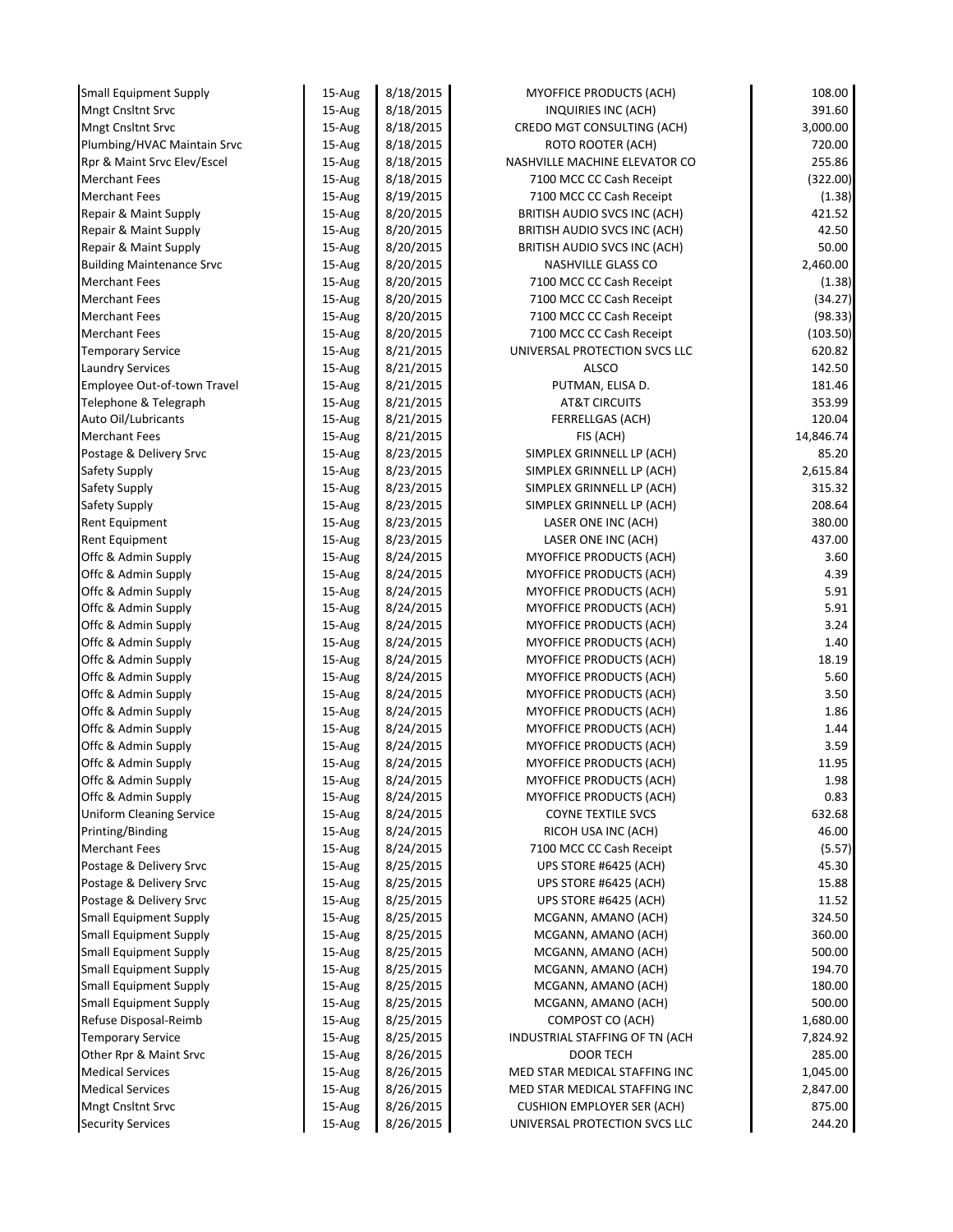| | | | | |
|---|---|---|---|---|
| Small Equipment Supply | 15-Aug | 8/18/2015 | MYOFFICE PRODUCTS (ACH) | 108.00 |
| Mngt Cnsltnt Srvc | 15-Aug | 8/18/2015 | INQUIRIES INC (ACH) | 391.60 |
| Mngt Cnsltnt Srvc | 15-Aug | 8/18/2015 | CREDO MGT CONSULTING (ACH) | 3,000.00 |
| Plumbing/HVAC Maintain Srvc | 15-Aug | 8/18/2015 | ROTO ROOTER (ACH) | 720.00 |
| Rpr & Maint Srvc Elev/Escel | 15-Aug | 8/18/2015 | NASHVILLE MACHINE ELEVATOR CO | 255.86 |
| Merchant Fees | 15-Aug | 8/18/2015 | 7100 MCC CC Cash Receipt | (322.00) |
| Merchant Fees | 15-Aug | 8/19/2015 | 7100 MCC CC Cash Receipt | (1.38) |
| Repair & Maint Supply | 15-Aug | 8/20/2015 | BRITISH AUDIO SVCS INC (ACH) | 421.52 |
| Repair & Maint Supply | 15-Aug | 8/20/2015 | BRITISH AUDIO SVCS INC (ACH) | 42.50 |
| Repair & Maint Supply | 15-Aug | 8/20/2015 | BRITISH AUDIO SVCS INC (ACH) | 50.00 |
| Building Maintenance Srvc | 15-Aug | 8/20/2015 | NASHVILLE GLASS CO | 2,460.00 |
| Merchant Fees | 15-Aug | 8/20/2015 | 7100 MCC CC Cash Receipt | (1.38) |
| Merchant Fees | 15-Aug | 8/20/2015 | 7100 MCC CC Cash Receipt | (34.27) |
| Merchant Fees | 15-Aug | 8/20/2015 | 7100 MCC CC Cash Receipt | (98.33) |
| Merchant Fees | 15-Aug | 8/20/2015 | 7100 MCC CC Cash Receipt | (103.50) |
| Temporary Service | 15-Aug | 8/21/2015 | UNIVERSAL PROTECTION SVCS LLC | 620.82 |
| Laundry Services | 15-Aug | 8/21/2015 | ALSCO | 142.50 |
| Employee Out-of-town Travel | 15-Aug | 8/21/2015 | PUTMAN, ELISA D. | 181.46 |
| Telephone & Telegraph | 15-Aug | 8/21/2015 | AT&T CIRCUITS | 353.99 |
| Auto Oil/Lubricants | 15-Aug | 8/21/2015 | FERRELLGAS (ACH) | 120.04 |
| Merchant Fees | 15-Aug | 8/21/2015 | FIS (ACH) | 14,846.74 |
| Postage & Delivery Srvc | 15-Aug | 8/23/2015 | SIMPLEX GRINNELL LP (ACH) | 85.20 |
| Safety Supply | 15-Aug | 8/23/2015 | SIMPLEX GRINNELL LP (ACH) | 2,615.84 |
| Safety Supply | 15-Aug | 8/23/2015 | SIMPLEX GRINNELL LP (ACH) | 315.32 |
| Safety Supply | 15-Aug | 8/23/2015 | SIMPLEX GRINNELL LP (ACH) | 208.64 |
| Rent Equipment | 15-Aug | 8/23/2015 | LASER ONE INC (ACH) | 380.00 |
| Rent Equipment | 15-Aug | 8/23/2015 | LASER ONE INC (ACH) | 437.00 |
| Offc & Admin Supply | 15-Aug | 8/24/2015 | MYOFFICE PRODUCTS (ACH) | 3.60 |
| Offc & Admin Supply | 15-Aug | 8/24/2015 | MYOFFICE PRODUCTS (ACH) | 4.39 |
| Offc & Admin Supply | 15-Aug | 8/24/2015 | MYOFFICE PRODUCTS (ACH) | 5.91 |
| Offc & Admin Supply | 15-Aug | 8/24/2015 | MYOFFICE PRODUCTS (ACH) | 5.91 |
| Offc & Admin Supply | 15-Aug | 8/24/2015 | MYOFFICE PRODUCTS (ACH) | 3.24 |
| Offc & Admin Supply | 15-Aug | 8/24/2015 | MYOFFICE PRODUCTS (ACH) | 1.40 |
| Offc & Admin Supply | 15-Aug | 8/24/2015 | MYOFFICE PRODUCTS (ACH) | 18.19 |
| Offc & Admin Supply | 15-Aug | 8/24/2015 | MYOFFICE PRODUCTS (ACH) | 5.60 |
| Offc & Admin Supply | 15-Aug | 8/24/2015 | MYOFFICE PRODUCTS (ACH) | 3.50 |
| Offc & Admin Supply | 15-Aug | 8/24/2015 | MYOFFICE PRODUCTS (ACH) | 1.86 |
| Offc & Admin Supply | 15-Aug | 8/24/2015 | MYOFFICE PRODUCTS (ACH) | 1.44 |
| Offc & Admin Supply | 15-Aug | 8/24/2015 | MYOFFICE PRODUCTS (ACH) | 3.59 |
| Offc & Admin Supply | 15-Aug | 8/24/2015 | MYOFFICE PRODUCTS (ACH) | 11.95 |
| Offc & Admin Supply | 15-Aug | 8/24/2015 | MYOFFICE PRODUCTS (ACH) | 1.98 |
| Offc & Admin Supply | 15-Aug | 8/24/2015 | MYOFFICE PRODUCTS (ACH) | 0.83 |
| Uniform Cleaning Service | 15-Aug | 8/24/2015 | COYNE TEXTILE SVCS | 632.68 |
| Printing/Binding | 15-Aug | 8/24/2015 | RICOH USA INC (ACH) | 46.00 |
| Merchant Fees | 15-Aug | 8/24/2015 | 7100 MCC CC Cash Receipt | (5.57) |
| Postage & Delivery Srvc | 15-Aug | 8/25/2015 | UPS STORE #6425 (ACH) | 45.30 |
| Postage & Delivery Srvc | 15-Aug | 8/25/2015 | UPS STORE #6425 (ACH) | 15.88 |
| Postage & Delivery Srvc | 15-Aug | 8/25/2015 | UPS STORE #6425 (ACH) | 11.52 |
| Small Equipment Supply | 15-Aug | 8/25/2015 | MCGANN, AMANO (ACH) | 324.50 |
| Small Equipment Supply | 15-Aug | 8/25/2015 | MCGANN, AMANO (ACH) | 360.00 |
| Small Equipment Supply | 15-Aug | 8/25/2015 | MCGANN, AMANO (ACH) | 500.00 |
| Small Equipment Supply | 15-Aug | 8/25/2015 | MCGANN, AMANO (ACH) | 194.70 |
| Small Equipment Supply | 15-Aug | 8/25/2015 | MCGANN, AMANO (ACH) | 180.00 |
| Small Equipment Supply | 15-Aug | 8/25/2015 | MCGANN, AMANO (ACH) | 500.00 |
| Refuse Disposal-Reimb | 15-Aug | 8/25/2015 | COMPOST CO (ACH) | 1,680.00 |
| Temporary Service | 15-Aug | 8/25/2015 | INDUSTRIAL STAFFING OF TN (ACH | 7,824.92 |
| Other Rpr & Maint Srvc | 15-Aug | 8/26/2015 | DOOR TECH | 285.00 |
| Medical Services | 15-Aug | 8/26/2015 | MED STAR MEDICAL STAFFING INC | 1,045.00 |
| Medical Services | 15-Aug | 8/26/2015 | MED STAR MEDICAL STAFFING INC | 2,847.00 |
| Mngt Cnsltnt Srvc | 15-Aug | 8/26/2015 | CUSHION EMPLOYER SER (ACH) | 875.00 |
| Security Services | 15-Aug | 8/26/2015 | UNIVERSAL PROTECTION SVCS LLC | 244.20 |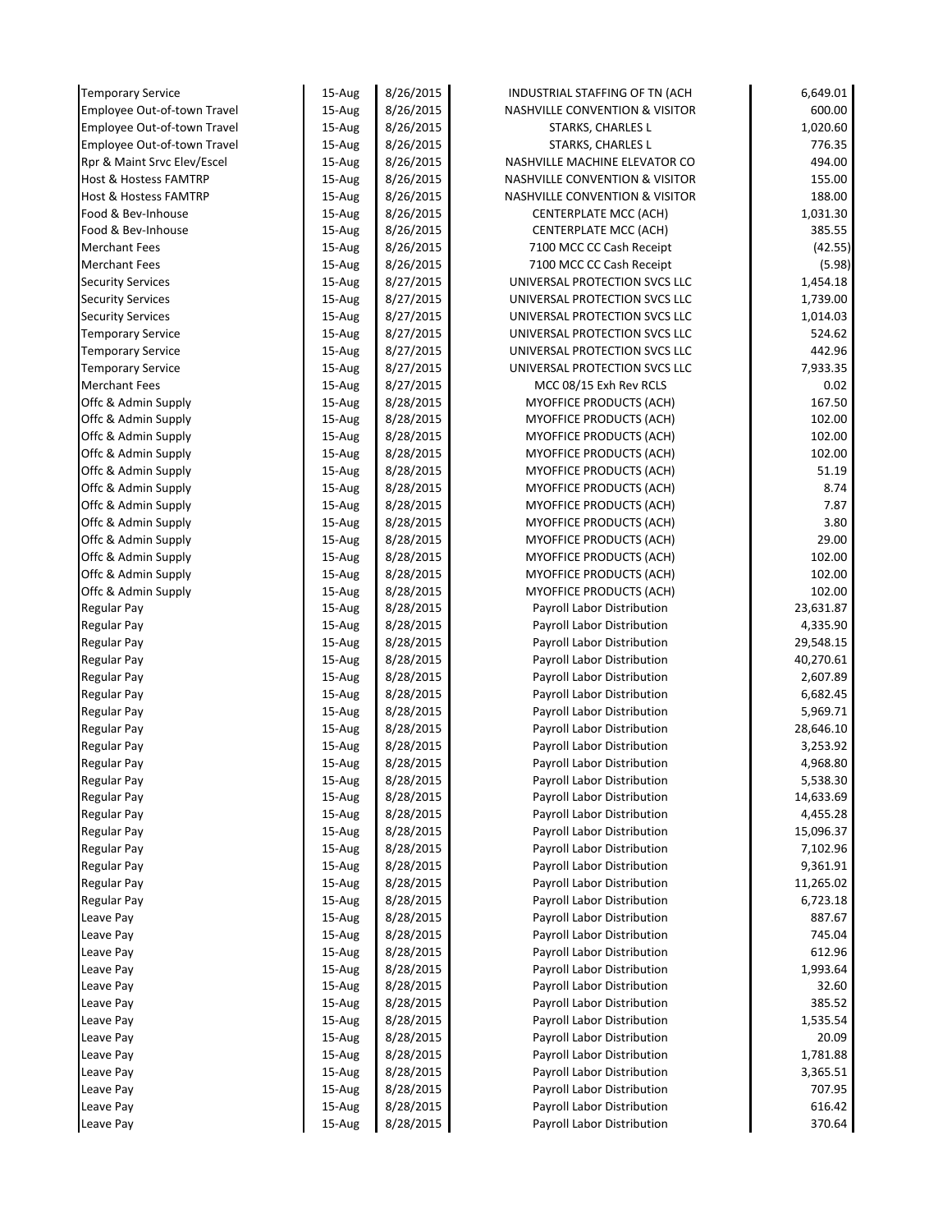| | | | | |
|---|---|---|---|---|
| Temporary Service | 15-Aug | 8/26/2015 | INDUSTRIAL STAFFING OF TN (ACH | 6,649.01 |
| Employee Out-of-town Travel | 15-Aug | 8/26/2015 | NASHVILLE CONVENTION & VISITOR | 600.00 |
| Employee Out-of-town Travel | 15-Aug | 8/26/2015 | STARKS, CHARLES L | 1,020.60 |
| Employee Out-of-town Travel | 15-Aug | 8/26/2015 | STARKS, CHARLES L | 776.35 |
| Rpr & Maint Srvc Elev/Escel | 15-Aug | 8/26/2015 | NASHVILLE MACHINE ELEVATOR CO | 494.00 |
| Host & Hostess FAMTRP | 15-Aug | 8/26/2015 | NASHVILLE CONVENTION & VISITOR | 155.00 |
| Host & Hostess FAMTRP | 15-Aug | 8/26/2015 | NASHVILLE CONVENTION & VISITOR | 188.00 |
| Food & Bev-Inhouse | 15-Aug | 8/26/2015 | CENTERPLATE MCC (ACH) | 1,031.30 |
| Food & Bev-Inhouse | 15-Aug | 8/26/2015 | CENTERPLATE MCC (ACH) | 385.55 |
| Merchant Fees | 15-Aug | 8/26/2015 | 7100 MCC CC Cash Receipt | (42.55) |
| Merchant Fees | 15-Aug | 8/26/2015 | 7100 MCC CC Cash Receipt | (5.98) |
| Security Services | 15-Aug | 8/27/2015 | UNIVERSAL PROTECTION SVCS LLC | 1,454.18 |
| Security Services | 15-Aug | 8/27/2015 | UNIVERSAL PROTECTION SVCS LLC | 1,739.00 |
| Security Services | 15-Aug | 8/27/2015 | UNIVERSAL PROTECTION SVCS LLC | 1,014.03 |
| Temporary Service | 15-Aug | 8/27/2015 | UNIVERSAL PROTECTION SVCS LLC | 524.62 |
| Temporary Service | 15-Aug | 8/27/2015 | UNIVERSAL PROTECTION SVCS LLC | 442.96 |
| Temporary Service | 15-Aug | 8/27/2015 | UNIVERSAL PROTECTION SVCS LLC | 7,933.35 |
| Merchant Fees | 15-Aug | 8/27/2015 | MCC 08/15 Exh Rev RCLS | 0.02 |
| Offc & Admin Supply | 15-Aug | 8/28/2015 | MYOFFICE PRODUCTS (ACH) | 167.50 |
| Offc & Admin Supply | 15-Aug | 8/28/2015 | MYOFFICE PRODUCTS (ACH) | 102.00 |
| Offc & Admin Supply | 15-Aug | 8/28/2015 | MYOFFICE PRODUCTS (ACH) | 102.00 |
| Offc & Admin Supply | 15-Aug | 8/28/2015 | MYOFFICE PRODUCTS (ACH) | 102.00 |
| Offc & Admin Supply | 15-Aug | 8/28/2015 | MYOFFICE PRODUCTS (ACH) | 51.19 |
| Offc & Admin Supply | 15-Aug | 8/28/2015 | MYOFFICE PRODUCTS (ACH) | 8.74 |
| Offc & Admin Supply | 15-Aug | 8/28/2015 | MYOFFICE PRODUCTS (ACH) | 7.87 |
| Offc & Admin Supply | 15-Aug | 8/28/2015 | MYOFFICE PRODUCTS (ACH) | 3.80 |
| Offc & Admin Supply | 15-Aug | 8/28/2015 | MYOFFICE PRODUCTS (ACH) | 29.00 |
| Offc & Admin Supply | 15-Aug | 8/28/2015 | MYOFFICE PRODUCTS (ACH) | 102.00 |
| Offc & Admin Supply | 15-Aug | 8/28/2015 | MYOFFICE PRODUCTS (ACH) | 102.00 |
| Offc & Admin Supply | 15-Aug | 8/28/2015 | MYOFFICE PRODUCTS (ACH) | 102.00 |
| Regular Pay | 15-Aug | 8/28/2015 | Payroll Labor Distribution | 23,631.87 |
| Regular Pay | 15-Aug | 8/28/2015 | Payroll Labor Distribution | 4,335.90 |
| Regular Pay | 15-Aug | 8/28/2015 | Payroll Labor Distribution | 29,548.15 |
| Regular Pay | 15-Aug | 8/28/2015 | Payroll Labor Distribution | 40,270.61 |
| Regular Pay | 15-Aug | 8/28/2015 | Payroll Labor Distribution | 2,607.89 |
| Regular Pay | 15-Aug | 8/28/2015 | Payroll Labor Distribution | 6,682.45 |
| Regular Pay | 15-Aug | 8/28/2015 | Payroll Labor Distribution | 5,969.71 |
| Regular Pay | 15-Aug | 8/28/2015 | Payroll Labor Distribution | 28,646.10 |
| Regular Pay | 15-Aug | 8/28/2015 | Payroll Labor Distribution | 3,253.92 |
| Regular Pay | 15-Aug | 8/28/2015 | Payroll Labor Distribution | 4,968.80 |
| Regular Pay | 15-Aug | 8/28/2015 | Payroll Labor Distribution | 5,538.30 |
| Regular Pay | 15-Aug | 8/28/2015 | Payroll Labor Distribution | 14,633.69 |
| Regular Pay | 15-Aug | 8/28/2015 | Payroll Labor Distribution | 4,455.28 |
| Regular Pay | 15-Aug | 8/28/2015 | Payroll Labor Distribution | 15,096.37 |
| Regular Pay | 15-Aug | 8/28/2015 | Payroll Labor Distribution | 7,102.96 |
| Regular Pay | 15-Aug | 8/28/2015 | Payroll Labor Distribution | 9,361.91 |
| Regular Pay | 15-Aug | 8/28/2015 | Payroll Labor Distribution | 11,265.02 |
| Regular Pay | 15-Aug | 8/28/2015 | Payroll Labor Distribution | 6,723.18 |
| Leave Pay | 15-Aug | 8/28/2015 | Payroll Labor Distribution | 887.67 |
| Leave Pay | 15-Aug | 8/28/2015 | Payroll Labor Distribution | 745.04 |
| Leave Pay | 15-Aug | 8/28/2015 | Payroll Labor Distribution | 612.96 |
| Leave Pay | 15-Aug | 8/28/2015 | Payroll Labor Distribution | 1,993.64 |
| Leave Pay | 15-Aug | 8/28/2015 | Payroll Labor Distribution | 32.60 |
| Leave Pay | 15-Aug | 8/28/2015 | Payroll Labor Distribution | 385.52 |
| Leave Pay | 15-Aug | 8/28/2015 | Payroll Labor Distribution | 1,535.54 |
| Leave Pay | 15-Aug | 8/28/2015 | Payroll Labor Distribution | 20.09 |
| Leave Pay | 15-Aug | 8/28/2015 | Payroll Labor Distribution | 1,781.88 |
| Leave Pay | 15-Aug | 8/28/2015 | Payroll Labor Distribution | 3,365.51 |
| Leave Pay | 15-Aug | 8/28/2015 | Payroll Labor Distribution | 707.95 |
| Leave Pay | 15-Aug | 8/28/2015 | Payroll Labor Distribution | 616.42 |
| Leave Pay | 15-Aug | 8/28/2015 | Payroll Labor Distribution | 370.64 |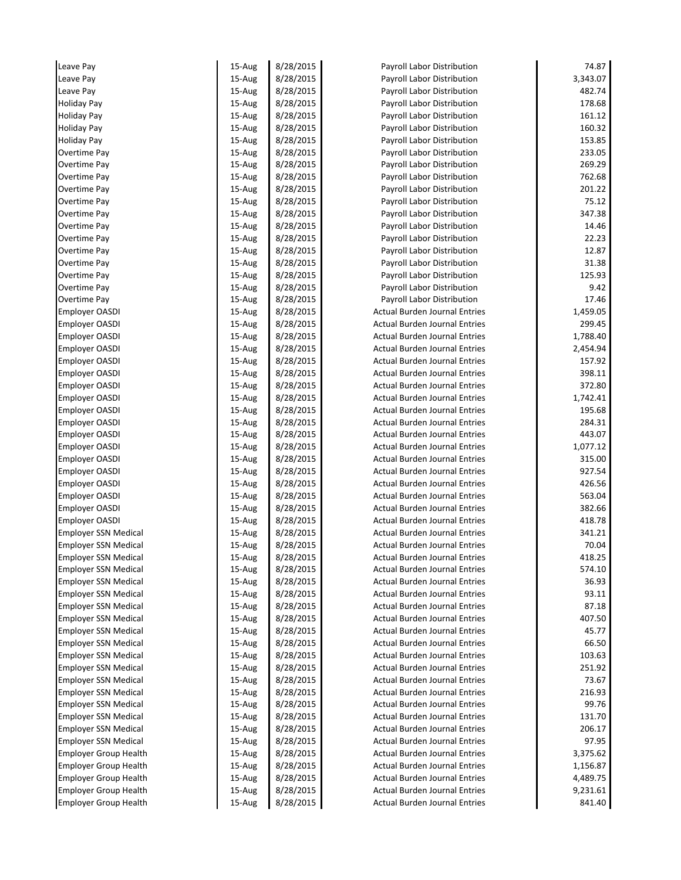| | | | | |
|---|---|---|---|---|
| Leave Pay | 15-Aug | 8/28/2015 | Payroll Labor Distribution | 74.87 |
| Leave Pay | 15-Aug | 8/28/2015 | Payroll Labor Distribution | 3,343.07 |
| Leave Pay | 15-Aug | 8/28/2015 | Payroll Labor Distribution | 482.74 |
| Holiday Pay | 15-Aug | 8/28/2015 | Payroll Labor Distribution | 178.68 |
| Holiday Pay | 15-Aug | 8/28/2015 | Payroll Labor Distribution | 161.12 |
| Holiday Pay | 15-Aug | 8/28/2015 | Payroll Labor Distribution | 160.32 |
| Holiday Pay | 15-Aug | 8/28/2015 | Payroll Labor Distribution | 153.85 |
| Overtime Pay | 15-Aug | 8/28/2015 | Payroll Labor Distribution | 233.05 |
| Overtime Pay | 15-Aug | 8/28/2015 | Payroll Labor Distribution | 269.29 |
| Overtime Pay | 15-Aug | 8/28/2015 | Payroll Labor Distribution | 762.68 |
| Overtime Pay | 15-Aug | 8/28/2015 | Payroll Labor Distribution | 201.22 |
| Overtime Pay | 15-Aug | 8/28/2015 | Payroll Labor Distribution | 75.12 |
| Overtime Pay | 15-Aug | 8/28/2015 | Payroll Labor Distribution | 347.38 |
| Overtime Pay | 15-Aug | 8/28/2015 | Payroll Labor Distribution | 14.46 |
| Overtime Pay | 15-Aug | 8/28/2015 | Payroll Labor Distribution | 22.23 |
| Overtime Pay | 15-Aug | 8/28/2015 | Payroll Labor Distribution | 12.87 |
| Overtime Pay | 15-Aug | 8/28/2015 | Payroll Labor Distribution | 31.38 |
| Overtime Pay | 15-Aug | 8/28/2015 | Payroll Labor Distribution | 125.93 |
| Overtime Pay | 15-Aug | 8/28/2015 | Payroll Labor Distribution | 9.42 |
| Overtime Pay | 15-Aug | 8/28/2015 | Payroll Labor Distribution | 17.46 |
| Employer OASDI | 15-Aug | 8/28/2015 | Actual Burden Journal Entries | 1,459.05 |
| Employer OASDI | 15-Aug | 8/28/2015 | Actual Burden Journal Entries | 299.45 |
| Employer OASDI | 15-Aug | 8/28/2015 | Actual Burden Journal Entries | 1,788.40 |
| Employer OASDI | 15-Aug | 8/28/2015 | Actual Burden Journal Entries | 2,454.94 |
| Employer OASDI | 15-Aug | 8/28/2015 | Actual Burden Journal Entries | 157.92 |
| Employer OASDI | 15-Aug | 8/28/2015 | Actual Burden Journal Entries | 398.11 |
| Employer OASDI | 15-Aug | 8/28/2015 | Actual Burden Journal Entries | 372.80 |
| Employer OASDI | 15-Aug | 8/28/2015 | Actual Burden Journal Entries | 1,742.41 |
| Employer OASDI | 15-Aug | 8/28/2015 | Actual Burden Journal Entries | 195.68 |
| Employer OASDI | 15-Aug | 8/28/2015 | Actual Burden Journal Entries | 284.31 |
| Employer OASDI | 15-Aug | 8/28/2015 | Actual Burden Journal Entries | 443.07 |
| Employer OASDI | 15-Aug | 8/28/2015 | Actual Burden Journal Entries | 1,077.12 |
| Employer OASDI | 15-Aug | 8/28/2015 | Actual Burden Journal Entries | 315.00 |
| Employer OASDI | 15-Aug | 8/28/2015 | Actual Burden Journal Entries | 927.54 |
| Employer OASDI | 15-Aug | 8/28/2015 | Actual Burden Journal Entries | 426.56 |
| Employer OASDI | 15-Aug | 8/28/2015 | Actual Burden Journal Entries | 563.04 |
| Employer OASDI | 15-Aug | 8/28/2015 | Actual Burden Journal Entries | 382.66 |
| Employer OASDI | 15-Aug | 8/28/2015 | Actual Burden Journal Entries | 418.78 |
| Employer SSN Medical | 15-Aug | 8/28/2015 | Actual Burden Journal Entries | 341.21 |
| Employer SSN Medical | 15-Aug | 8/28/2015 | Actual Burden Journal Entries | 70.04 |
| Employer SSN Medical | 15-Aug | 8/28/2015 | Actual Burden Journal Entries | 418.25 |
| Employer SSN Medical | 15-Aug | 8/28/2015 | Actual Burden Journal Entries | 574.10 |
| Employer SSN Medical | 15-Aug | 8/28/2015 | Actual Burden Journal Entries | 36.93 |
| Employer SSN Medical | 15-Aug | 8/28/2015 | Actual Burden Journal Entries | 93.11 |
| Employer SSN Medical | 15-Aug | 8/28/2015 | Actual Burden Journal Entries | 87.18 |
| Employer SSN Medical | 15-Aug | 8/28/2015 | Actual Burden Journal Entries | 407.50 |
| Employer SSN Medical | 15-Aug | 8/28/2015 | Actual Burden Journal Entries | 45.77 |
| Employer SSN Medical | 15-Aug | 8/28/2015 | Actual Burden Journal Entries | 66.50 |
| Employer SSN Medical | 15-Aug | 8/28/2015 | Actual Burden Journal Entries | 103.63 |
| Employer SSN Medical | 15-Aug | 8/28/2015 | Actual Burden Journal Entries | 251.92 |
| Employer SSN Medical | 15-Aug | 8/28/2015 | Actual Burden Journal Entries | 73.67 |
| Employer SSN Medical | 15-Aug | 8/28/2015 | Actual Burden Journal Entries | 216.93 |
| Employer SSN Medical | 15-Aug | 8/28/2015 | Actual Burden Journal Entries | 99.76 |
| Employer SSN Medical | 15-Aug | 8/28/2015 | Actual Burden Journal Entries | 131.70 |
| Employer SSN Medical | 15-Aug | 8/28/2015 | Actual Burden Journal Entries | 206.17 |
| Employer SSN Medical | 15-Aug | 8/28/2015 | Actual Burden Journal Entries | 97.95 |
| Employer Group Health | 15-Aug | 8/28/2015 | Actual Burden Journal Entries | 3,375.62 |
| Employer Group Health | 15-Aug | 8/28/2015 | Actual Burden Journal Entries | 1,156.87 |
| Employer Group Health | 15-Aug | 8/28/2015 | Actual Burden Journal Entries | 4,489.75 |
| Employer Group Health | 15-Aug | 8/28/2015 | Actual Burden Journal Entries | 9,231.61 |
| Employer Group Health | 15-Aug | 8/28/2015 | Actual Burden Journal Entries | 841.40 |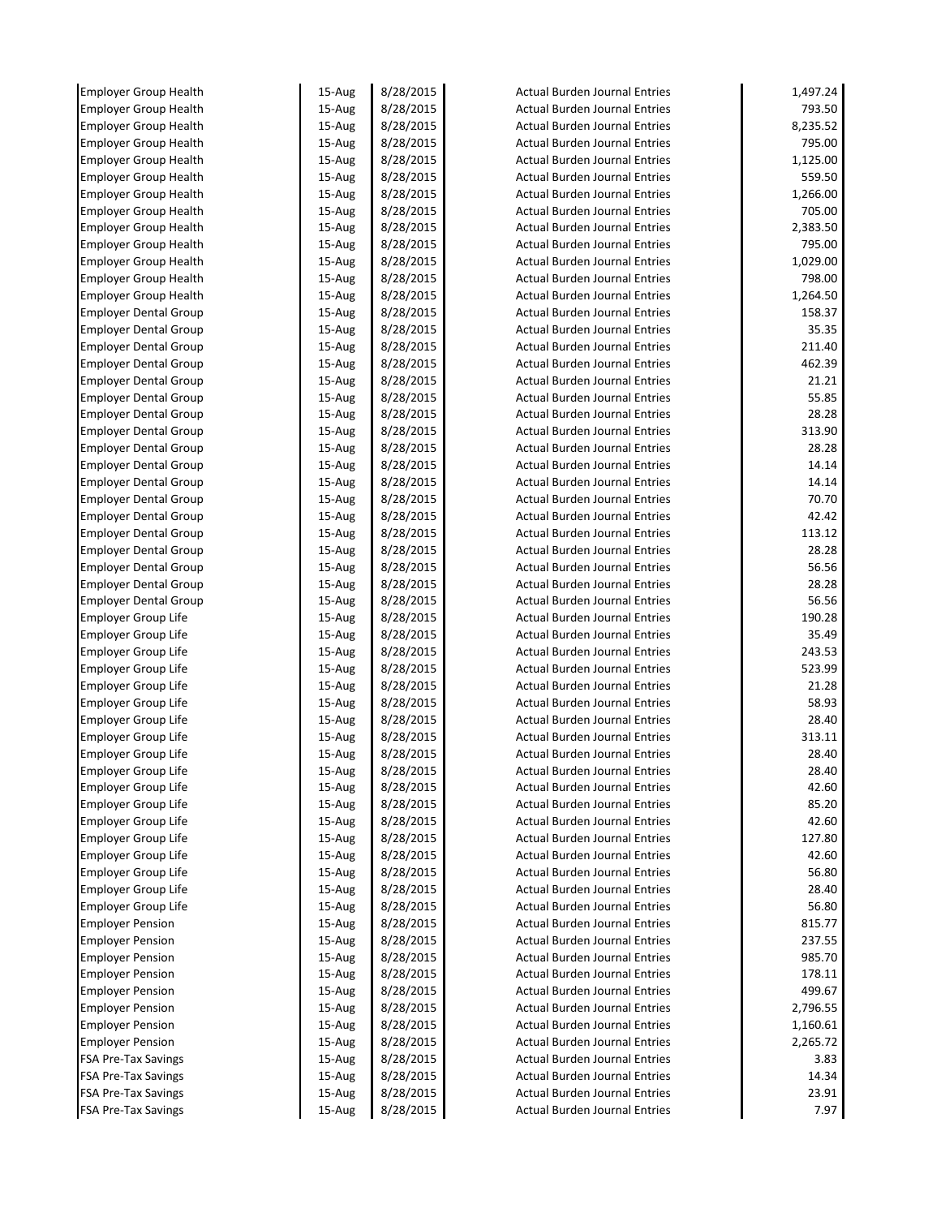| | | | | |
|---|---|---|---|---|
| Employer Group Health | 15-Aug | 8/28/2015 | Actual Burden Journal Entries | 1,497.24 |
| Employer Group Health | 15-Aug | 8/28/2015 | Actual Burden Journal Entries | 793.50 |
| Employer Group Health | 15-Aug | 8/28/2015 | Actual Burden Journal Entries | 8,235.52 |
| Employer Group Health | 15-Aug | 8/28/2015 | Actual Burden Journal Entries | 795.00 |
| Employer Group Health | 15-Aug | 8/28/2015 | Actual Burden Journal Entries | 1,125.00 |
| Employer Group Health | 15-Aug | 8/28/2015 | Actual Burden Journal Entries | 559.50 |
| Employer Group Health | 15-Aug | 8/28/2015 | Actual Burden Journal Entries | 1,266.00 |
| Employer Group Health | 15-Aug | 8/28/2015 | Actual Burden Journal Entries | 705.00 |
| Employer Group Health | 15-Aug | 8/28/2015 | Actual Burden Journal Entries | 2,383.50 |
| Employer Group Health | 15-Aug | 8/28/2015 | Actual Burden Journal Entries | 795.00 |
| Employer Group Health | 15-Aug | 8/28/2015 | Actual Burden Journal Entries | 1,029.00 |
| Employer Group Health | 15-Aug | 8/28/2015 | Actual Burden Journal Entries | 798.00 |
| Employer Group Health | 15-Aug | 8/28/2015 | Actual Burden Journal Entries | 1,264.50 |
| Employer Dental Group | 15-Aug | 8/28/2015 | Actual Burden Journal Entries | 158.37 |
| Employer Dental Group | 15-Aug | 8/28/2015 | Actual Burden Journal Entries | 35.35 |
| Employer Dental Group | 15-Aug | 8/28/2015 | Actual Burden Journal Entries | 211.40 |
| Employer Dental Group | 15-Aug | 8/28/2015 | Actual Burden Journal Entries | 462.39 |
| Employer Dental Group | 15-Aug | 8/28/2015 | Actual Burden Journal Entries | 21.21 |
| Employer Dental Group | 15-Aug | 8/28/2015 | Actual Burden Journal Entries | 55.85 |
| Employer Dental Group | 15-Aug | 8/28/2015 | Actual Burden Journal Entries | 28.28 |
| Employer Dental Group | 15-Aug | 8/28/2015 | Actual Burden Journal Entries | 313.90 |
| Employer Dental Group | 15-Aug | 8/28/2015 | Actual Burden Journal Entries | 28.28 |
| Employer Dental Group | 15-Aug | 8/28/2015 | Actual Burden Journal Entries | 14.14 |
| Employer Dental Group | 15-Aug | 8/28/2015 | Actual Burden Journal Entries | 14.14 |
| Employer Dental Group | 15-Aug | 8/28/2015 | Actual Burden Journal Entries | 70.70 |
| Employer Dental Group | 15-Aug | 8/28/2015 | Actual Burden Journal Entries | 42.42 |
| Employer Dental Group | 15-Aug | 8/28/2015 | Actual Burden Journal Entries | 113.12 |
| Employer Dental Group | 15-Aug | 8/28/2015 | Actual Burden Journal Entries | 28.28 |
| Employer Dental Group | 15-Aug | 8/28/2015 | Actual Burden Journal Entries | 56.56 |
| Employer Dental Group | 15-Aug | 8/28/2015 | Actual Burden Journal Entries | 28.28 |
| Employer Dental Group | 15-Aug | 8/28/2015 | Actual Burden Journal Entries | 56.56 |
| Employer Group Life | 15-Aug | 8/28/2015 | Actual Burden Journal Entries | 190.28 |
| Employer Group Life | 15-Aug | 8/28/2015 | Actual Burden Journal Entries | 35.49 |
| Employer Group Life | 15-Aug | 8/28/2015 | Actual Burden Journal Entries | 243.53 |
| Employer Group Life | 15-Aug | 8/28/2015 | Actual Burden Journal Entries | 523.99 |
| Employer Group Life | 15-Aug | 8/28/2015 | Actual Burden Journal Entries | 21.28 |
| Employer Group Life | 15-Aug | 8/28/2015 | Actual Burden Journal Entries | 58.93 |
| Employer Group Life | 15-Aug | 8/28/2015 | Actual Burden Journal Entries | 28.40 |
| Employer Group Life | 15-Aug | 8/28/2015 | Actual Burden Journal Entries | 313.11 |
| Employer Group Life | 15-Aug | 8/28/2015 | Actual Burden Journal Entries | 28.40 |
| Employer Group Life | 15-Aug | 8/28/2015 | Actual Burden Journal Entries | 28.40 |
| Employer Group Life | 15-Aug | 8/28/2015 | Actual Burden Journal Entries | 42.60 |
| Employer Group Life | 15-Aug | 8/28/2015 | Actual Burden Journal Entries | 85.20 |
| Employer Group Life | 15-Aug | 8/28/2015 | Actual Burden Journal Entries | 42.60 |
| Employer Group Life | 15-Aug | 8/28/2015 | Actual Burden Journal Entries | 127.80 |
| Employer Group Life | 15-Aug | 8/28/2015 | Actual Burden Journal Entries | 42.60 |
| Employer Group Life | 15-Aug | 8/28/2015 | Actual Burden Journal Entries | 56.80 |
| Employer Group Life | 15-Aug | 8/28/2015 | Actual Burden Journal Entries | 28.40 |
| Employer Group Life | 15-Aug | 8/28/2015 | Actual Burden Journal Entries | 56.80 |
| Employer Pension | 15-Aug | 8/28/2015 | Actual Burden Journal Entries | 815.77 |
| Employer Pension | 15-Aug | 8/28/2015 | Actual Burden Journal Entries | 237.55 |
| Employer Pension | 15-Aug | 8/28/2015 | Actual Burden Journal Entries | 985.70 |
| Employer Pension | 15-Aug | 8/28/2015 | Actual Burden Journal Entries | 178.11 |
| Employer Pension | 15-Aug | 8/28/2015 | Actual Burden Journal Entries | 499.67 |
| Employer Pension | 15-Aug | 8/28/2015 | Actual Burden Journal Entries | 2,796.55 |
| Employer Pension | 15-Aug | 8/28/2015 | Actual Burden Journal Entries | 1,160.61 |
| Employer Pension | 15-Aug | 8/28/2015 | Actual Burden Journal Entries | 2,265.72 |
| FSA Pre-Tax Savings | 15-Aug | 8/28/2015 | Actual Burden Journal Entries | 3.83 |
| FSA Pre-Tax Savings | 15-Aug | 8/28/2015 | Actual Burden Journal Entries | 14.34 |
| FSA Pre-Tax Savings | 15-Aug | 8/28/2015 | Actual Burden Journal Entries | 23.91 |
| FSA Pre-Tax Savings | 15-Aug | 8/28/2015 | Actual Burden Journal Entries | 7.97 |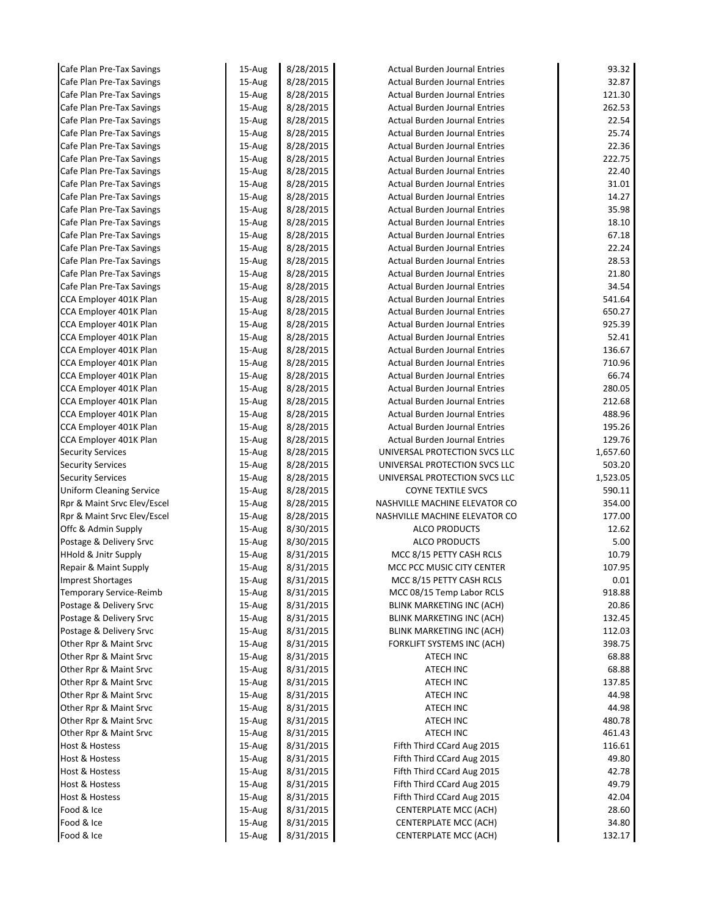| | | | | |
|---|---|---|---|---|
| Cafe Plan Pre-Tax Savings | 15-Aug | 8/28/2015 | Actual Burden Journal Entries | 93.32 |
| Cafe Plan Pre-Tax Savings | 15-Aug | 8/28/2015 | Actual Burden Journal Entries | 32.87 |
| Cafe Plan Pre-Tax Savings | 15-Aug | 8/28/2015 | Actual Burden Journal Entries | 121.30 |
| Cafe Plan Pre-Tax Savings | 15-Aug | 8/28/2015 | Actual Burden Journal Entries | 262.53 |
| Cafe Plan Pre-Tax Savings | 15-Aug | 8/28/2015 | Actual Burden Journal Entries | 22.54 |
| Cafe Plan Pre-Tax Savings | 15-Aug | 8/28/2015 | Actual Burden Journal Entries | 25.74 |
| Cafe Plan Pre-Tax Savings | 15-Aug | 8/28/2015 | Actual Burden Journal Entries | 22.36 |
| Cafe Plan Pre-Tax Savings | 15-Aug | 8/28/2015 | Actual Burden Journal Entries | 222.75 |
| Cafe Plan Pre-Tax Savings | 15-Aug | 8/28/2015 | Actual Burden Journal Entries | 22.40 |
| Cafe Plan Pre-Tax Savings | 15-Aug | 8/28/2015 | Actual Burden Journal Entries | 31.01 |
| Cafe Plan Pre-Tax Savings | 15-Aug | 8/28/2015 | Actual Burden Journal Entries | 14.27 |
| Cafe Plan Pre-Tax Savings | 15-Aug | 8/28/2015 | Actual Burden Journal Entries | 35.98 |
| Cafe Plan Pre-Tax Savings | 15-Aug | 8/28/2015 | Actual Burden Journal Entries | 18.10 |
| Cafe Plan Pre-Tax Savings | 15-Aug | 8/28/2015 | Actual Burden Journal Entries | 67.18 |
| Cafe Plan Pre-Tax Savings | 15-Aug | 8/28/2015 | Actual Burden Journal Entries | 22.24 |
| Cafe Plan Pre-Tax Savings | 15-Aug | 8/28/2015 | Actual Burden Journal Entries | 28.53 |
| Cafe Plan Pre-Tax Savings | 15-Aug | 8/28/2015 | Actual Burden Journal Entries | 21.80 |
| Cafe Plan Pre-Tax Savings | 15-Aug | 8/28/2015 | Actual Burden Journal Entries | 34.54 |
| CCA Employer 401K Plan | 15-Aug | 8/28/2015 | Actual Burden Journal Entries | 541.64 |
| CCA Employer 401K Plan | 15-Aug | 8/28/2015 | Actual Burden Journal Entries | 650.27 |
| CCA Employer 401K Plan | 15-Aug | 8/28/2015 | Actual Burden Journal Entries | 925.39 |
| CCA Employer 401K Plan | 15-Aug | 8/28/2015 | Actual Burden Journal Entries | 52.41 |
| CCA Employer 401K Plan | 15-Aug | 8/28/2015 | Actual Burden Journal Entries | 136.67 |
| CCA Employer 401K Plan | 15-Aug | 8/28/2015 | Actual Burden Journal Entries | 710.96 |
| CCA Employer 401K Plan | 15-Aug | 8/28/2015 | Actual Burden Journal Entries | 66.74 |
| CCA Employer 401K Plan | 15-Aug | 8/28/2015 | Actual Burden Journal Entries | 280.05 |
| CCA Employer 401K Plan | 15-Aug | 8/28/2015 | Actual Burden Journal Entries | 212.68 |
| CCA Employer 401K Plan | 15-Aug | 8/28/2015 | Actual Burden Journal Entries | 488.96 |
| CCA Employer 401K Plan | 15-Aug | 8/28/2015 | Actual Burden Journal Entries | 195.26 |
| CCA Employer 401K Plan | 15-Aug | 8/28/2015 | Actual Burden Journal Entries | 129.76 |
| Security Services | 15-Aug | 8/28/2015 | UNIVERSAL PROTECTION SVCS LLC | 1,657.60 |
| Security Services | 15-Aug | 8/28/2015 | UNIVERSAL PROTECTION SVCS LLC | 503.20 |
| Security Services | 15-Aug | 8/28/2015 | UNIVERSAL PROTECTION SVCS LLC | 1,523.05 |
| Uniform Cleaning Service | 15-Aug | 8/28/2015 | COYNE TEXTILE SVCS | 590.11 |
| Rpr & Maint Srvc Elev/Escel | 15-Aug | 8/28/2015 | NASHVILLE MACHINE ELEVATOR CO | 354.00 |
| Rpr & Maint Srvc Elev/Escel | 15-Aug | 8/28/2015 | NASHVILLE MACHINE ELEVATOR CO | 177.00 |
| Offc & Admin Supply | 15-Aug | 8/30/2015 | ALCO PRODUCTS | 12.62 |
| Postage & Delivery Srvc | 15-Aug | 8/30/2015 | ALCO PRODUCTS | 5.00 |
| HHold & Jnitr Supply | 15-Aug | 8/31/2015 | MCC 8/15 PETTY CASH RCLS | 10.79 |
| Repair & Maint Supply | 15-Aug | 8/31/2015 | MCC PCC MUSIC CITY CENTER | 107.95 |
| Imprest Shortages | 15-Aug | 8/31/2015 | MCC 8/15 PETTY CASH RCLS | 0.01 |
| Temporary Service-Reimb | 15-Aug | 8/31/2015 | MCC 08/15 Temp Labor RCLS | 918.88 |
| Postage & Delivery Srvc | 15-Aug | 8/31/2015 | BLINK MARKETING INC (ACH) | 20.86 |
| Postage & Delivery Srvc | 15-Aug | 8/31/2015 | BLINK MARKETING INC (ACH) | 132.45 |
| Postage & Delivery Srvc | 15-Aug | 8/31/2015 | BLINK MARKETING INC (ACH) | 112.03 |
| Other Rpr & Maint Srvc | 15-Aug | 8/31/2015 | FORKLIFT SYSTEMS INC (ACH) | 398.75 |
| Other Rpr & Maint Srvc | 15-Aug | 8/31/2015 | ATECH INC | 68.88 |
| Other Rpr & Maint Srvc | 15-Aug | 8/31/2015 | ATECH INC | 68.88 |
| Other Rpr & Maint Srvc | 15-Aug | 8/31/2015 | ATECH INC | 137.85 |
| Other Rpr & Maint Srvc | 15-Aug | 8/31/2015 | ATECH INC | 44.98 |
| Other Rpr & Maint Srvc | 15-Aug | 8/31/2015 | ATECH INC | 44.98 |
| Other Rpr & Maint Srvc | 15-Aug | 8/31/2015 | ATECH INC | 480.78 |
| Other Rpr & Maint Srvc | 15-Aug | 8/31/2015 | ATECH INC | 461.43 |
| Host & Hostess | 15-Aug | 8/31/2015 | Fifth Third CCard Aug 2015 | 116.61 |
| Host & Hostess | 15-Aug | 8/31/2015 | Fifth Third CCard Aug 2015 | 49.80 |
| Host & Hostess | 15-Aug | 8/31/2015 | Fifth Third CCard Aug 2015 | 42.78 |
| Host & Hostess | 15-Aug | 8/31/2015 | Fifth Third CCard Aug 2015 | 49.79 |
| Host & Hostess | 15-Aug | 8/31/2015 | Fifth Third CCard Aug 2015 | 42.04 |
| Food & Ice | 15-Aug | 8/31/2015 | CENTERPLATE MCC (ACH) | 28.60 |
| Food & Ice | 15-Aug | 8/31/2015 | CENTERPLATE MCC (ACH) | 34.80 |
| Food & Ice | 15-Aug | 8/31/2015 | CENTERPLATE MCC (ACH) | 132.17 |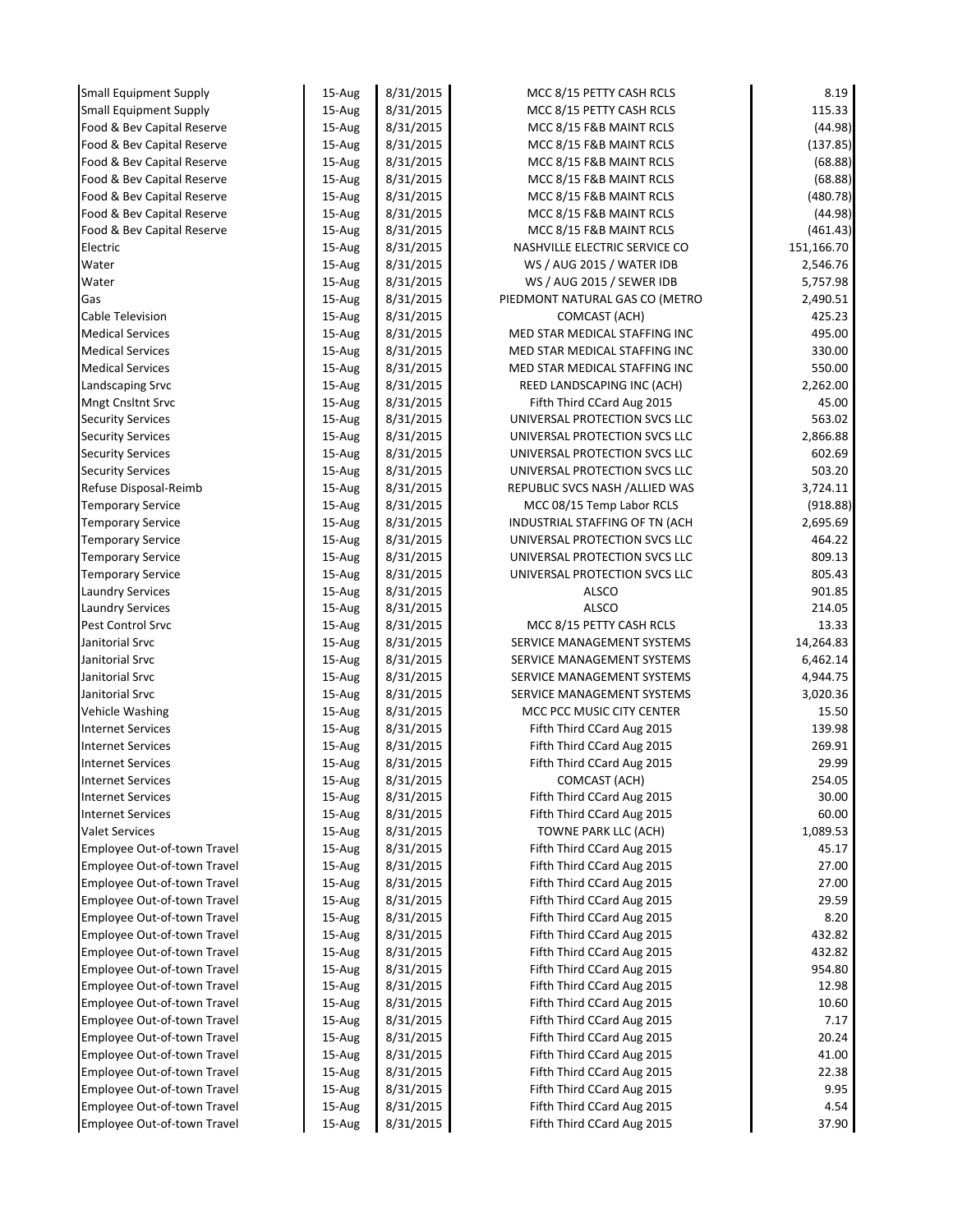| | | | | |
|---|---|---|---|---|
| Small Equipment Supply | 15-Aug | 8/31/2015 | MCC 8/15 PETTY CASH RCLS | 8.19 |
| Small Equipment Supply | 15-Aug | 8/31/2015 | MCC 8/15 PETTY CASH RCLS | 115.33 |
| Food & Bev Capital Reserve | 15-Aug | 8/31/2015 | MCC 8/15 F&B MAINT RCLS | (44.98) |
| Food & Bev Capital Reserve | 15-Aug | 8/31/2015 | MCC 8/15 F&B MAINT RCLS | (137.85) |
| Food & Bev Capital Reserve | 15-Aug | 8/31/2015 | MCC 8/15 F&B MAINT RCLS | (68.88) |
| Food & Bev Capital Reserve | 15-Aug | 8/31/2015 | MCC 8/15 F&B MAINT RCLS | (68.88) |
| Food & Bev Capital Reserve | 15-Aug | 8/31/2015 | MCC 8/15 F&B MAINT RCLS | (480.78) |
| Food & Bev Capital Reserve | 15-Aug | 8/31/2015 | MCC 8/15 F&B MAINT RCLS | (44.98) |
| Food & Bev Capital Reserve | 15-Aug | 8/31/2015 | MCC 8/15 F&B MAINT RCLS | (461.43) |
| Electric | 15-Aug | 8/31/2015 | NASHVILLE ELECTRIC SERVICE CO | 151,166.70 |
| Water | 15-Aug | 8/31/2015 | WS / AUG 2015 / WATER IDB | 2,546.76 |
| Water | 15-Aug | 8/31/2015 | WS / AUG 2015 / SEWER IDB | 5,757.98 |
| Gas | 15-Aug | 8/31/2015 | PIEDMONT NATURAL GAS CO (METRO | 2,490.51 |
| Cable Television | 15-Aug | 8/31/2015 | COMCAST (ACH) | 425.23 |
| Medical Services | 15-Aug | 8/31/2015 | MED STAR MEDICAL STAFFING INC | 495.00 |
| Medical Services | 15-Aug | 8/31/2015 | MED STAR MEDICAL STAFFING INC | 330.00 |
| Medical Services | 15-Aug | 8/31/2015 | MED STAR MEDICAL STAFFING INC | 550.00 |
| Landscaping Srvc | 15-Aug | 8/31/2015 | REED LANDSCAPING INC (ACH) | 2,262.00 |
| Mngt Cnsltnt Srvc | 15-Aug | 8/31/2015 | Fifth Third CCard Aug 2015 | 45.00 |
| Security Services | 15-Aug | 8/31/2015 | UNIVERSAL PROTECTION SVCS LLC | 563.02 |
| Security Services | 15-Aug | 8/31/2015 | UNIVERSAL PROTECTION SVCS LLC | 2,866.88 |
| Security Services | 15-Aug | 8/31/2015 | UNIVERSAL PROTECTION SVCS LLC | 602.69 |
| Security Services | 15-Aug | 8/31/2015 | UNIVERSAL PROTECTION SVCS LLC | 503.20 |
| Refuse Disposal-Reimb | 15-Aug | 8/31/2015 | REPUBLIC SVCS NASH /ALLIED WAS | 3,724.11 |
| Temporary Service | 15-Aug | 8/31/2015 | MCC 08/15 Temp Labor RCLS | (918.88) |
| Temporary Service | 15-Aug | 8/31/2015 | INDUSTRIAL STAFFING OF TN (ACH | 2,695.69 |
| Temporary Service | 15-Aug | 8/31/2015 | UNIVERSAL PROTECTION SVCS LLC | 464.22 |
| Temporary Service | 15-Aug | 8/31/2015 | UNIVERSAL PROTECTION SVCS LLC | 809.13 |
| Temporary Service | 15-Aug | 8/31/2015 | UNIVERSAL PROTECTION SVCS LLC | 805.43 |
| Laundry Services | 15-Aug | 8/31/2015 | ALSCO | 901.85 |
| Laundry Services | 15-Aug | 8/31/2015 | ALSCO | 214.05 |
| Pest Control Srvc | 15-Aug | 8/31/2015 | MCC 8/15 PETTY CASH RCLS | 13.33 |
| Janitorial Srvc | 15-Aug | 8/31/2015 | SERVICE MANAGEMENT SYSTEMS | 14,264.83 |
| Janitorial Srvc | 15-Aug | 8/31/2015 | SERVICE MANAGEMENT SYSTEMS | 6,462.14 |
| Janitorial Srvc | 15-Aug | 8/31/2015 | SERVICE MANAGEMENT SYSTEMS | 4,944.75 |
| Janitorial Srvc | 15-Aug | 8/31/2015 | SERVICE MANAGEMENT SYSTEMS | 3,020.36 |
| Vehicle Washing | 15-Aug | 8/31/2015 | MCC PCC MUSIC CITY CENTER | 15.50 |
| Internet Services | 15-Aug | 8/31/2015 | Fifth Third CCard Aug 2015 | 139.98 |
| Internet Services | 15-Aug | 8/31/2015 | Fifth Third CCard Aug 2015 | 269.91 |
| Internet Services | 15-Aug | 8/31/2015 | Fifth Third CCard Aug 2015 | 29.99 |
| Internet Services | 15-Aug | 8/31/2015 | COMCAST (ACH) | 254.05 |
| Internet Services | 15-Aug | 8/31/2015 | Fifth Third CCard Aug 2015 | 30.00 |
| Internet Services | 15-Aug | 8/31/2015 | Fifth Third CCard Aug 2015 | 60.00 |
| Valet Services | 15-Aug | 8/31/2015 | TOWNE PARK LLC (ACH) | 1,089.53 |
| Employee Out-of-town Travel | 15-Aug | 8/31/2015 | Fifth Third CCard Aug 2015 | 45.17 |
| Employee Out-of-town Travel | 15-Aug | 8/31/2015 | Fifth Third CCard Aug 2015 | 27.00 |
| Employee Out-of-town Travel | 15-Aug | 8/31/2015 | Fifth Third CCard Aug 2015 | 27.00 |
| Employee Out-of-town Travel | 15-Aug | 8/31/2015 | Fifth Third CCard Aug 2015 | 29.59 |
| Employee Out-of-town Travel | 15-Aug | 8/31/2015 | Fifth Third CCard Aug 2015 | 8.20 |
| Employee Out-of-town Travel | 15-Aug | 8/31/2015 | Fifth Third CCard Aug 2015 | 432.82 |
| Employee Out-of-town Travel | 15-Aug | 8/31/2015 | Fifth Third CCard Aug 2015 | 432.82 |
| Employee Out-of-town Travel | 15-Aug | 8/31/2015 | Fifth Third CCard Aug 2015 | 954.80 |
| Employee Out-of-town Travel | 15-Aug | 8/31/2015 | Fifth Third CCard Aug 2015 | 12.98 |
| Employee Out-of-town Travel | 15-Aug | 8/31/2015 | Fifth Third CCard Aug 2015 | 10.60 |
| Employee Out-of-town Travel | 15-Aug | 8/31/2015 | Fifth Third CCard Aug 2015 | 7.17 |
| Employee Out-of-town Travel | 15-Aug | 8/31/2015 | Fifth Third CCard Aug 2015 | 20.24 |
| Employee Out-of-town Travel | 15-Aug | 8/31/2015 | Fifth Third CCard Aug 2015 | 41.00 |
| Employee Out-of-town Travel | 15-Aug | 8/31/2015 | Fifth Third CCard Aug 2015 | 22.38 |
| Employee Out-of-town Travel | 15-Aug | 8/31/2015 | Fifth Third CCard Aug 2015 | 9.95 |
| Employee Out-of-town Travel | 15-Aug | 8/31/2015 | Fifth Third CCard Aug 2015 | 4.54 |
| Employee Out-of-town Travel | 15-Aug | 8/31/2015 | Fifth Third CCard Aug 2015 | 37.90 |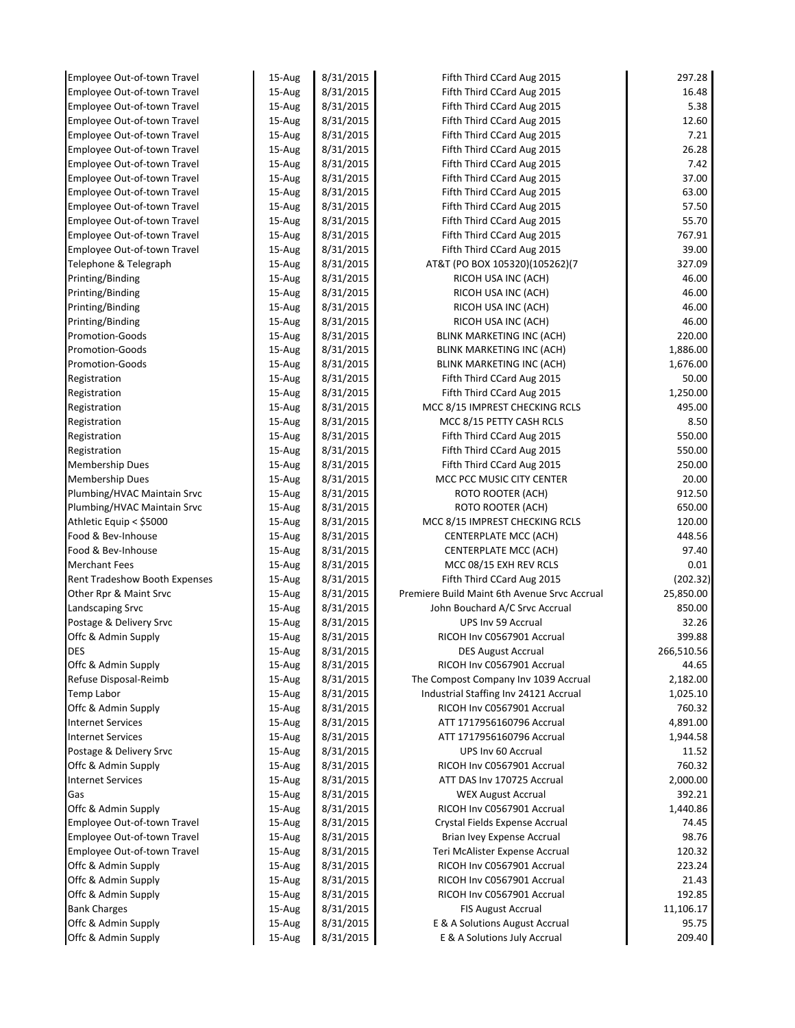| | | | | |
|---|---|---|---|---|
| Employee Out-of-town Travel | 15-Aug | 8/31/2015 | Fifth Third CCard Aug 2015 | 297.28 |
| Employee Out-of-town Travel | 15-Aug | 8/31/2015 | Fifth Third CCard Aug 2015 | 16.48 |
| Employee Out-of-town Travel | 15-Aug | 8/31/2015 | Fifth Third CCard Aug 2015 | 5.38 |
| Employee Out-of-town Travel | 15-Aug | 8/31/2015 | Fifth Third CCard Aug 2015 | 12.60 |
| Employee Out-of-town Travel | 15-Aug | 8/31/2015 | Fifth Third CCard Aug 2015 | 7.21 |
| Employee Out-of-town Travel | 15-Aug | 8/31/2015 | Fifth Third CCard Aug 2015 | 26.28 |
| Employee Out-of-town Travel | 15-Aug | 8/31/2015 | Fifth Third CCard Aug 2015 | 7.42 |
| Employee Out-of-town Travel | 15-Aug | 8/31/2015 | Fifth Third CCard Aug 2015 | 37.00 |
| Employee Out-of-town Travel | 15-Aug | 8/31/2015 | Fifth Third CCard Aug 2015 | 63.00 |
| Employee Out-of-town Travel | 15-Aug | 8/31/2015 | Fifth Third CCard Aug 2015 | 57.50 |
| Employee Out-of-town Travel | 15-Aug | 8/31/2015 | Fifth Third CCard Aug 2015 | 55.70 |
| Employee Out-of-town Travel | 15-Aug | 8/31/2015 | Fifth Third CCard Aug 2015 | 767.91 |
| Employee Out-of-town Travel | 15-Aug | 8/31/2015 | Fifth Third CCard Aug 2015 | 39.00 |
| Telephone & Telegraph | 15-Aug | 8/31/2015 | AT&T (PO BOX 105320)(105262)(7 | 327.09 |
| Printing/Binding | 15-Aug | 8/31/2015 | RICOH USA INC (ACH) | 46.00 |
| Printing/Binding | 15-Aug | 8/31/2015 | RICOH USA INC (ACH) | 46.00 |
| Printing/Binding | 15-Aug | 8/31/2015 | RICOH USA INC (ACH) | 46.00 |
| Printing/Binding | 15-Aug | 8/31/2015 | RICOH USA INC (ACH) | 46.00 |
| Promotion-Goods | 15-Aug | 8/31/2015 | BLINK MARKETING INC (ACH) | 220.00 |
| Promotion-Goods | 15-Aug | 8/31/2015 | BLINK MARKETING INC (ACH) | 1,886.00 |
| Promotion-Goods | 15-Aug | 8/31/2015 | BLINK MARKETING INC (ACH) | 1,676.00 |
| Registration | 15-Aug | 8/31/2015 | Fifth Third CCard Aug 2015 | 50.00 |
| Registration | 15-Aug | 8/31/2015 | Fifth Third CCard Aug 2015 | 1,250.00 |
| Registration | 15-Aug | 8/31/2015 | MCC 8/15 IMPREST CHECKING RCLS | 495.00 |
| Registration | 15-Aug | 8/31/2015 | MCC 8/15 PETTY CASH RCLS | 8.50 |
| Registration | 15-Aug | 8/31/2015 | Fifth Third CCard Aug 2015 | 550.00 |
| Registration | 15-Aug | 8/31/2015 | Fifth Third CCard Aug 2015 | 550.00 |
| Membership Dues | 15-Aug | 8/31/2015 | Fifth Third CCard Aug 2015 | 250.00 |
| Membership Dues | 15-Aug | 8/31/2015 | MCC PCC MUSIC CITY CENTER | 20.00 |
| Plumbing/HVAC Maintain Srvc | 15-Aug | 8/31/2015 | ROTO ROOTER (ACH) | 912.50 |
| Plumbing/HVAC Maintain Srvc | 15-Aug | 8/31/2015 | ROTO ROOTER (ACH) | 650.00 |
| Athletic Equip < $5000 | 15-Aug | 8/31/2015 | MCC 8/15 IMPREST CHECKING RCLS | 120.00 |
| Food & Bev-Inhouse | 15-Aug | 8/31/2015 | CENTERPLATE MCC (ACH) | 448.56 |
| Food & Bev-Inhouse | 15-Aug | 8/31/2015 | CENTERPLATE MCC (ACH) | 97.40 |
| Merchant Fees | 15-Aug | 8/31/2015 | MCC 08/15 EXH REV RCLS | 0.01 |
| Rent Tradeshow Booth Expenses | 15-Aug | 8/31/2015 | Fifth Third CCard Aug 2015 | (202.32) |
| Other Rpr & Maint Srvc | 15-Aug | 8/31/2015 | Premiere Build Maint 6th Avenue Srvc Accrual | 25,850.00 |
| Landscaping Srvc | 15-Aug | 8/31/2015 | John Bouchard A/C Srvc Accrual | 850.00 |
| Postage & Delivery Srvc | 15-Aug | 8/31/2015 | UPS Inv 59 Accrual | 32.26 |
| Offc & Admin Supply | 15-Aug | 8/31/2015 | RICOH Inv C0567901 Accrual | 399.88 |
| DES | 15-Aug | 8/31/2015 | DES August Accrual | 266,510.56 |
| Offc & Admin Supply | 15-Aug | 8/31/2015 | RICOH Inv C0567901 Accrual | 44.65 |
| Refuse Disposal-Reimb | 15-Aug | 8/31/2015 | The Compost Company Inv 1039 Accrual | 2,182.00 |
| Temp Labor | 15-Aug | 8/31/2015 | Industrial Staffing Inv 24121 Accrual | 1,025.10 |
| Offc & Admin Supply | 15-Aug | 8/31/2015 | RICOH Inv C0567901 Accrual | 760.32 |
| Internet Services | 15-Aug | 8/31/2015 | ATT 1717956160796 Accrual | 4,891.00 |
| Internet Services | 15-Aug | 8/31/2015 | ATT 1717956160796 Accrual | 1,944.58 |
| Postage & Delivery Srvc | 15-Aug | 8/31/2015 | UPS Inv 60 Accrual | 11.52 |
| Offc & Admin Supply | 15-Aug | 8/31/2015 | RICOH Inv C0567901 Accrual | 760.32 |
| Internet Services | 15-Aug | 8/31/2015 | ATT DAS Inv 170725 Accrual | 2,000.00 |
| Gas | 15-Aug | 8/31/2015 | WEX August Accrual | 392.21 |
| Offc & Admin Supply | 15-Aug | 8/31/2015 | RICOH Inv C0567901 Accrual | 1,440.86 |
| Employee Out-of-town Travel | 15-Aug | 8/31/2015 | Crystal Fields Expense Accrual | 74.45 |
| Employee Out-of-town Travel | 15-Aug | 8/31/2015 | Brian Ivey Expense Accrual | 98.76 |
| Employee Out-of-town Travel | 15-Aug | 8/31/2015 | Teri McAlister Expense Accrual | 120.32 |
| Offc & Admin Supply | 15-Aug | 8/31/2015 | RICOH Inv C0567901 Accrual | 223.24 |
| Offc & Admin Supply | 15-Aug | 8/31/2015 | RICOH Inv C0567901 Accrual | 21.43 |
| Offc & Admin Supply | 15-Aug | 8/31/2015 | RICOH Inv C0567901 Accrual | 192.85 |
| Bank Charges | 15-Aug | 8/31/2015 | FIS August Accrual | 11,106.17 |
| Offc & Admin Supply | 15-Aug | 8/31/2015 | E & A Solutions August Accrual | 95.75 |
| Offc & Admin Supply | 15-Aug | 8/31/2015 | E & A Solutions July Accrual | 209.40 |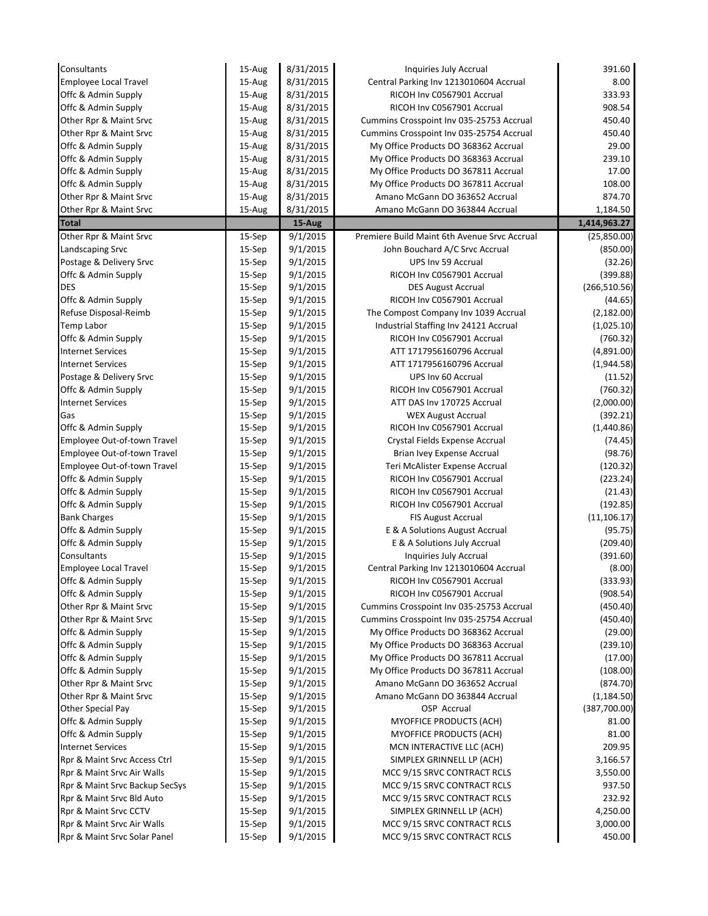| | | | | |
|---|---|---|---|---|
| Consultants | 15-Aug | 8/31/2015 | Inquiries July Accrual | 391.60 |
| Employee Local Travel | 15-Aug | 8/31/2015 | Central Parking Inv 1213010604 Accrual | 8.00 |
| Offc & Admin Supply | 15-Aug | 8/31/2015 | RICOH Inv C0567901 Accrual | 333.93 |
| Offc & Admin Supply | 15-Aug | 8/31/2015 | RICOH Inv C0567901 Accrual | 908.54 |
| Other Rpr & Maint Srvc | 15-Aug | 8/31/2015 | Cummins Crosspoint Inv 035-25753 Accrual | 450.40 |
| Other Rpr & Maint Srvc | 15-Aug | 8/31/2015 | Cummins Crosspoint Inv 035-25754 Accrual | 450.40 |
| Offc & Admin Supply | 15-Aug | 8/31/2015 | My Office Products DO 368362 Accrual | 29.00 |
| Offc & Admin Supply | 15-Aug | 8/31/2015 | My Office Products DO 368363 Accrual | 239.10 |
| Offc & Admin Supply | 15-Aug | 8/31/2015 | My Office Products DO 367811 Accrual | 17.00 |
| Offc & Admin Supply | 15-Aug | 8/31/2015 | My Office Products DO 367811 Accrual | 108.00 |
| Other Rpr & Maint Srvc | 15-Aug | 8/31/2015 | Amano McGann DO 363652 Accrual | 874.70 |
| Other Rpr & Maint Srvc | 15-Aug | 8/31/2015 | Amano McGann DO 363844 Accrual | 1,184.50 |
| **Total** | | **15-Aug** | | **1,414,963.27** |
| Other Rpr & Maint Srvc | 15-Sep | 9/1/2015 | Premiere Build Maint 6th Avenue Srvc Accrual | (25,850.00) |
| Landscaping Srvc | 15-Sep | 9/1/2015 | John Bouchard A/C Srvc Accrual | (850.00) |
| Postage & Delivery Srvc | 15-Sep | 9/1/2015 | UPS Inv 59 Accrual | (32.26) |
| Offc & Admin Supply | 15-Sep | 9/1/2015 | RICOH Inv C0567901 Accrual | (399.88) |
| DES | 15-Sep | 9/1/2015 | DES August Accrual | (266,510.56) |
| Offc & Admin Supply | 15-Sep | 9/1/2015 | RICOH Inv C0567901 Accrual | (44.65) |
| Refuse Disposal-Reimb | 15-Sep | 9/1/2015 | The Compost Company Inv 1039 Accrual | (2,182.00) |
| Temp Labor | 15-Sep | 9/1/2015 | Industrial Staffing Inv 24121 Accrual | (1,025.10) |
| Offc & Admin Supply | 15-Sep | 9/1/2015 | RICOH Inv C0567901 Accrual | (760.32) |
| Internet Services | 15-Sep | 9/1/2015 | ATT 1717956160796 Accrual | (4,891.00) |
| Internet Services | 15-Sep | 9/1/2015 | ATT 1717956160796 Accrual | (1,944.58) |
| Postage & Delivery Srvc | 15-Sep | 9/1/2015 | UPS Inv 60 Accrual | (11.52) |
| Offc & Admin Supply | 15-Sep | 9/1/2015 | RICOH Inv C0567901 Accrual | (760.32) |
| Internet Services | 15-Sep | 9/1/2015 | ATT DAS Inv 170725 Accrual | (2,000.00) |
| Gas | 15-Sep | 9/1/2015 | WEX August Accrual | (392.21) |
| Offc & Admin Supply | 15-Sep | 9/1/2015 | RICOH Inv C0567901 Accrual | (1,440.86) |
| Employee Out-of-town Travel | 15-Sep | 9/1/2015 | Crystal Fields Expense Accrual | (74.45) |
| Employee Out-of-town Travel | 15-Sep | 9/1/2015 | Brian Ivey Expense Accrual | (98.76) |
| Employee Out-of-town Travel | 15-Sep | 9/1/2015 | Teri McAlister Expense Accrual | (120.32) |
| Offc & Admin Supply | 15-Sep | 9/1/2015 | RICOH Inv C0567901 Accrual | (223.24) |
| Offc & Admin Supply | 15-Sep | 9/1/2015 | RICOH Inv C0567901 Accrual | (21.43) |
| Offc & Admin Supply | 15-Sep | 9/1/2015 | RICOH Inv C0567901 Accrual | (192.85) |
| Bank Charges | 15-Sep | 9/1/2015 | FIS August Accrual | (11,106.17) |
| Offc & Admin Supply | 15-Sep | 9/1/2015 | E & A Solutions August Accrual | (95.75) |
| Offc & Admin Supply | 15-Sep | 9/1/2015 | E & A Solutions July Accrual | (209.40) |
| Consultants | 15-Sep | 9/1/2015 | Inquiries July Accrual | (391.60) |
| Employee Local Travel | 15-Sep | 9/1/2015 | Central Parking Inv 1213010604 Accrual | (8.00) |
| Offc & Admin Supply | 15-Sep | 9/1/2015 | RICOH Inv C0567901 Accrual | (333.93) |
| Offc & Admin Supply | 15-Sep | 9/1/2015 | RICOH Inv C0567901 Accrual | (908.54) |
| Other Rpr & Maint Srvc | 15-Sep | 9/1/2015 | Cummins Crosspoint Inv 035-25753 Accrual | (450.40) |
| Other Rpr & Maint Srvc | 15-Sep | 9/1/2015 | Cummins Crosspoint Inv 035-25754 Accrual | (450.40) |
| Offc & Admin Supply | 15-Sep | 9/1/2015 | My Office Products DO 368362 Accrual | (29.00) |
| Offc & Admin Supply | 15-Sep | 9/1/2015 | My Office Products DO 368363 Accrual | (239.10) |
| Offc & Admin Supply | 15-Sep | 9/1/2015 | My Office Products DO 367811 Accrual | (17.00) |
| Offc & Admin Supply | 15-Sep | 9/1/2015 | My Office Products DO 367811 Accrual | (108.00) |
| Other Rpr & Maint Srvc | 15-Sep | 9/1/2015 | Amano McGann DO 363652 Accrual | (874.70) |
| Other Rpr & Maint Srvc | 15-Sep | 9/1/2015 | Amano McGann DO 363844 Accrual | (1,184.50) |
| Other Special Pay | 15-Sep | 9/1/2015 | OSP Accrual | (387,700.00) |
| Offc & Admin Supply | 15-Sep | 9/1/2015 | MYOFFICE PRODUCTS (ACH) | 81.00 |
| Offc & Admin Supply | 15-Sep | 9/1/2015 | MYOFFICE PRODUCTS (ACH) | 81.00 |
| Internet Services | 15-Sep | 9/1/2015 | MCN INTERACTIVE LLC (ACH) | 209.95 |
| Rpr & Maint Srvc Access Ctrl | 15-Sep | 9/1/2015 | SIMPLEX GRINNELL LP (ACH) | 3,166.57 |
| Rpr & Maint Srvc Air Walls | 15-Sep | 9/1/2015 | MCC 9/15 SRVC CONTRACT RCLS | 3,550.00 |
| Rpr & Maint Srvc Backup SecSys | 15-Sep | 9/1/2015 | MCC 9/15 SRVC CONTRACT RCLS | 937.50 |
| Rpr & Maint Srvc Bld Auto | 15-Sep | 9/1/2015 | MCC 9/15 SRVC CONTRACT RCLS | 232.92 |
| Rpr & Maint Srvc CCTV | 15-Sep | 9/1/2015 | SIMPLEX GRINNELL LP (ACH) | 4,250.00 |
| Rpr & Maint Srvc Air Walls | 15-Sep | 9/1/2015 | MCC 9/15 SRVC CONTRACT RCLS | 3,000.00 |
| Rpr & Maint Srvc Solar Panel | 15-Sep | 9/1/2015 | MCC 9/15 SRVC CONTRACT RCLS | 450.00 |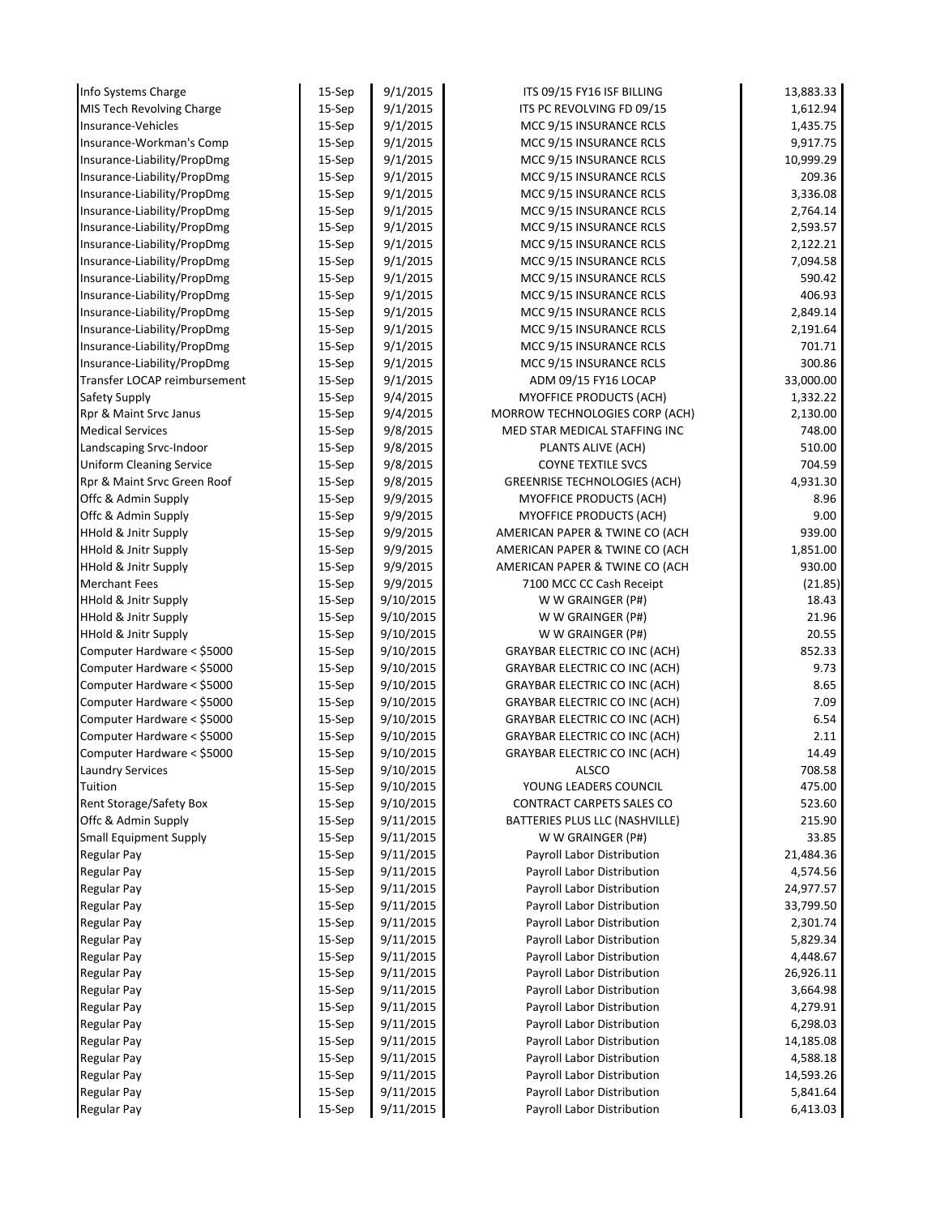| | | | | |
|---|---|---|---|---|
| Info Systems Charge | 15-Sep | 9/1/2015 | ITS 09/15 FY16 ISF BILLING | 13,883.33 |
| MIS Tech Revolving Charge | 15-Sep | 9/1/2015 | ITS PC REVOLVING FD 09/15 | 1,612.94 |
| Insurance-Vehicles | 15-Sep | 9/1/2015 | MCC 9/15 INSURANCE RCLS | 1,435.75 |
| Insurance-Workman's Comp | 15-Sep | 9/1/2015 | MCC 9/15 INSURANCE RCLS | 9,917.75 |
| Insurance-Liability/PropDmg | 15-Sep | 9/1/2015 | MCC 9/15 INSURANCE RCLS | 10,999.29 |
| Insurance-Liability/PropDmg | 15-Sep | 9/1/2015 | MCC 9/15 INSURANCE RCLS | 209.36 |
| Insurance-Liability/PropDmg | 15-Sep | 9/1/2015 | MCC 9/15 INSURANCE RCLS | 3,336.08 |
| Insurance-Liability/PropDmg | 15-Sep | 9/1/2015 | MCC 9/15 INSURANCE RCLS | 2,764.14 |
| Insurance-Liability/PropDmg | 15-Sep | 9/1/2015 | MCC 9/15 INSURANCE RCLS | 2,593.57 |
| Insurance-Liability/PropDmg | 15-Sep | 9/1/2015 | MCC 9/15 INSURANCE RCLS | 2,122.21 |
| Insurance-Liability/PropDmg | 15-Sep | 9/1/2015 | MCC 9/15 INSURANCE RCLS | 7,094.58 |
| Insurance-Liability/PropDmg | 15-Sep | 9/1/2015 | MCC 9/15 INSURANCE RCLS | 590.42 |
| Insurance-Liability/PropDmg | 15-Sep | 9/1/2015 | MCC 9/15 INSURANCE RCLS | 406.93 |
| Insurance-Liability/PropDmg | 15-Sep | 9/1/2015 | MCC 9/15 INSURANCE RCLS | 2,849.14 |
| Insurance-Liability/PropDmg | 15-Sep | 9/1/2015 | MCC 9/15 INSURANCE RCLS | 2,191.64 |
| Insurance-Liability/PropDmg | 15-Sep | 9/1/2015 | MCC 9/15 INSURANCE RCLS | 701.71 |
| Insurance-Liability/PropDmg | 15-Sep | 9/1/2015 | MCC 9/15 INSURANCE RCLS | 300.86 |
| Transfer LOCAP reimbursement | 15-Sep | 9/1/2015 | ADM 09/15 FY16 LOCAP | 33,000.00 |
| Safety Supply | 15-Sep | 9/4/2015 | MYOFFICE PRODUCTS (ACH) | 1,332.22 |
| Rpr & Maint Srvc Janus | 15-Sep | 9/4/2015 | MORROW TECHNOLOGIES CORP (ACH) | 2,130.00 |
| Medical Services | 15-Sep | 9/8/2015 | MED STAR MEDICAL STAFFING INC | 748.00 |
| Landscaping Srvc-Indoor | 15-Sep | 9/8/2015 | PLANTS ALIVE (ACH) | 510.00 |
| Uniform Cleaning Service | 15-Sep | 9/8/2015 | COYNE TEXTILE SVCS | 704.59 |
| Rpr & Maint Srvc Green Roof | 15-Sep | 9/8/2015 | GREENRISE TECHNOLOGIES (ACH) | 4,931.30 |
| Offc & Admin Supply | 15-Sep | 9/9/2015 | MYOFFICE PRODUCTS (ACH) | 8.96 |
| Offc & Admin Supply | 15-Sep | 9/9/2015 | MYOFFICE PRODUCTS (ACH) | 9.00 |
| HHold & Jnitr Supply | 15-Sep | 9/9/2015 | AMERICAN PAPER & TWINE CO (ACH | 939.00 |
| HHold & Jnitr Supply | 15-Sep | 9/9/2015 | AMERICAN PAPER & TWINE CO (ACH | 1,851.00 |
| HHold & Jnitr Supply | 15-Sep | 9/9/2015 | AMERICAN PAPER & TWINE CO (ACH | 930.00 |
| Merchant Fees | 15-Sep | 9/9/2015 | 7100 MCC CC Cash Receipt | (21.85) |
| HHold & Jnitr Supply | 15-Sep | 9/10/2015 | W W GRAINGER (P#) | 18.43 |
| HHold & Jnitr Supply | 15-Sep | 9/10/2015 | W W GRAINGER (P#) | 21.96 |
| HHold & Jnitr Supply | 15-Sep | 9/10/2015 | W W GRAINGER (P#) | 20.55 |
| Computer Hardware < $5000 | 15-Sep | 9/10/2015 | GRAYBAR ELECTRIC CO INC (ACH) | 852.33 |
| Computer Hardware < $5000 | 15-Sep | 9/10/2015 | GRAYBAR ELECTRIC CO INC (ACH) | 9.73 |
| Computer Hardware < $5000 | 15-Sep | 9/10/2015 | GRAYBAR ELECTRIC CO INC (ACH) | 8.65 |
| Computer Hardware < $5000 | 15-Sep | 9/10/2015 | GRAYBAR ELECTRIC CO INC (ACH) | 7.09 |
| Computer Hardware < $5000 | 15-Sep | 9/10/2015 | GRAYBAR ELECTRIC CO INC (ACH) | 6.54 |
| Computer Hardware < $5000 | 15-Sep | 9/10/2015 | GRAYBAR ELECTRIC CO INC (ACH) | 2.11 |
| Computer Hardware < $5000 | 15-Sep | 9/10/2015 | GRAYBAR ELECTRIC CO INC (ACH) | 14.49 |
| Laundry Services | 15-Sep | 9/10/2015 | ALSCO | 708.58 |
| Tuition | 15-Sep | 9/10/2015 | YOUNG LEADERS COUNCIL | 475.00 |
| Rent Storage/Safety Box | 15-Sep | 9/10/2015 | CONTRACT CARPETS SALES CO | 523.60 |
| Offc & Admin Supply | 15-Sep | 9/11/2015 | BATTERIES PLUS LLC (NASHVILLE) | 215.90 |
| Small Equipment Supply | 15-Sep | 9/11/2015 | W W GRAINGER (P#) | 33.85 |
| Regular Pay | 15-Sep | 9/11/2015 | Payroll Labor Distribution | 21,484.36 |
| Regular Pay | 15-Sep | 9/11/2015 | Payroll Labor Distribution | 4,574.56 |
| Regular Pay | 15-Sep | 9/11/2015 | Payroll Labor Distribution | 24,977.57 |
| Regular Pay | 15-Sep | 9/11/2015 | Payroll Labor Distribution | 33,799.50 |
| Regular Pay | 15-Sep | 9/11/2015 | Payroll Labor Distribution | 2,301.74 |
| Regular Pay | 15-Sep | 9/11/2015 | Payroll Labor Distribution | 5,829.34 |
| Regular Pay | 15-Sep | 9/11/2015 | Payroll Labor Distribution | 4,448.67 |
| Regular Pay | 15-Sep | 9/11/2015 | Payroll Labor Distribution | 26,926.11 |
| Regular Pay | 15-Sep | 9/11/2015 | Payroll Labor Distribution | 3,664.98 |
| Regular Pay | 15-Sep | 9/11/2015 | Payroll Labor Distribution | 4,279.91 |
| Regular Pay | 15-Sep | 9/11/2015 | Payroll Labor Distribution | 6,298.03 |
| Regular Pay | 15-Sep | 9/11/2015 | Payroll Labor Distribution | 14,185.08 |
| Regular Pay | 15-Sep | 9/11/2015 | Payroll Labor Distribution | 4,588.18 |
| Regular Pay | 15-Sep | 9/11/2015 | Payroll Labor Distribution | 14,593.26 |
| Regular Pay | 15-Sep | 9/11/2015 | Payroll Labor Distribution | 5,841.64 |
| Regular Pay | 15-Sep | 9/11/2015 | Payroll Labor Distribution | 6,413.03 |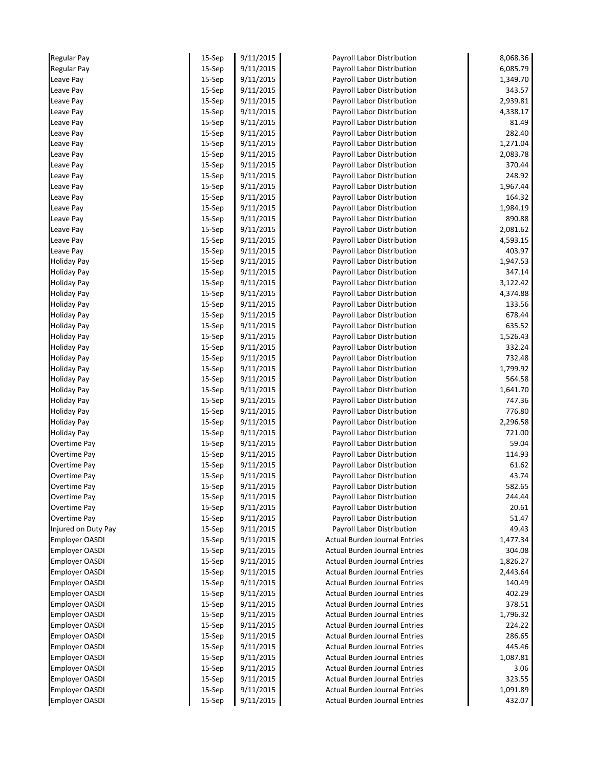| | | | | |
|---|---|---|---|---|
| Regular Pay | 15-Sep | 9/11/2015 | Payroll Labor Distribution | 8,068.36 |
| Regular Pay | 15-Sep | 9/11/2015 | Payroll Labor Distribution | 6,085.79 |
| Leave Pay | 15-Sep | 9/11/2015 | Payroll Labor Distribution | 1,349.70 |
| Leave Pay | 15-Sep | 9/11/2015 | Payroll Labor Distribution | 343.57 |
| Leave Pay | 15-Sep | 9/11/2015 | Payroll Labor Distribution | 2,939.81 |
| Leave Pay | 15-Sep | 9/11/2015 | Payroll Labor Distribution | 4,338.17 |
| Leave Pay | 15-Sep | 9/11/2015 | Payroll Labor Distribution | 81.49 |
| Leave Pay | 15-Sep | 9/11/2015 | Payroll Labor Distribution | 282.40 |
| Leave Pay | 15-Sep | 9/11/2015 | Payroll Labor Distribution | 1,271.04 |
| Leave Pay | 15-Sep | 9/11/2015 | Payroll Labor Distribution | 2,083.78 |
| Leave Pay | 15-Sep | 9/11/2015 | Payroll Labor Distribution | 370.44 |
| Leave Pay | 15-Sep | 9/11/2015 | Payroll Labor Distribution | 248.92 |
| Leave Pay | 15-Sep | 9/11/2015 | Payroll Labor Distribution | 1,967.44 |
| Leave Pay | 15-Sep | 9/11/2015 | Payroll Labor Distribution | 164.32 |
| Leave Pay | 15-Sep | 9/11/2015 | Payroll Labor Distribution | 1,984.19 |
| Leave Pay | 15-Sep | 9/11/2015 | Payroll Labor Distribution | 890.88 |
| Leave Pay | 15-Sep | 9/11/2015 | Payroll Labor Distribution | 2,081.62 |
| Leave Pay | 15-Sep | 9/11/2015 | Payroll Labor Distribution | 4,593.15 |
| Leave Pay | 15-Sep | 9/11/2015 | Payroll Labor Distribution | 403.97 |
| Holiday Pay | 15-Sep | 9/11/2015 | Payroll Labor Distribution | 1,947.53 |
| Holiday Pay | 15-Sep | 9/11/2015 | Payroll Labor Distribution | 347.14 |
| Holiday Pay | 15-Sep | 9/11/2015 | Payroll Labor Distribution | 3,122.42 |
| Holiday Pay | 15-Sep | 9/11/2015 | Payroll Labor Distribution | 4,374.88 |
| Holiday Pay | 15-Sep | 9/11/2015 | Payroll Labor Distribution | 133.56 |
| Holiday Pay | 15-Sep | 9/11/2015 | Payroll Labor Distribution | 678.44 |
| Holiday Pay | 15-Sep | 9/11/2015 | Payroll Labor Distribution | 635.52 |
| Holiday Pay | 15-Sep | 9/11/2015 | Payroll Labor Distribution | 1,526.43 |
| Holiday Pay | 15-Sep | 9/11/2015 | Payroll Labor Distribution | 332.24 |
| Holiday Pay | 15-Sep | 9/11/2015 | Payroll Labor Distribution | 732.48 |
| Holiday Pay | 15-Sep | 9/11/2015 | Payroll Labor Distribution | 1,799.92 |
| Holiday Pay | 15-Sep | 9/11/2015 | Payroll Labor Distribution | 564.58 |
| Holiday Pay | 15-Sep | 9/11/2015 | Payroll Labor Distribution | 1,641.70 |
| Holiday Pay | 15-Sep | 9/11/2015 | Payroll Labor Distribution | 747.36 |
| Holiday Pay | 15-Sep | 9/11/2015 | Payroll Labor Distribution | 776.80 |
| Holiday Pay | 15-Sep | 9/11/2015 | Payroll Labor Distribution | 2,296.58 |
| Holiday Pay | 15-Sep | 9/11/2015 | Payroll Labor Distribution | 721.00 |
| Overtime Pay | 15-Sep | 9/11/2015 | Payroll Labor Distribution | 59.04 |
| Overtime Pay | 15-Sep | 9/11/2015 | Payroll Labor Distribution | 114.93 |
| Overtime Pay | 15-Sep | 9/11/2015 | Payroll Labor Distribution | 61.62 |
| Overtime Pay | 15-Sep | 9/11/2015 | Payroll Labor Distribution | 43.74 |
| Overtime Pay | 15-Sep | 9/11/2015 | Payroll Labor Distribution | 582.65 |
| Overtime Pay | 15-Sep | 9/11/2015 | Payroll Labor Distribution | 244.44 |
| Overtime Pay | 15-Sep | 9/11/2015 | Payroll Labor Distribution | 20.61 |
| Overtime Pay | 15-Sep | 9/11/2015 | Payroll Labor Distribution | 51.47 |
| Injured on Duty Pay | 15-Sep | 9/11/2015 | Payroll Labor Distribution | 49.43 |
| Employer OASDI | 15-Sep | 9/11/2015 | Actual Burden Journal Entries | 1,477.34 |
| Employer OASDI | 15-Sep | 9/11/2015 | Actual Burden Journal Entries | 304.08 |
| Employer OASDI | 15-Sep | 9/11/2015 | Actual Burden Journal Entries | 1,826.27 |
| Employer OASDI | 15-Sep | 9/11/2015 | Actual Burden Journal Entries | 2,443.64 |
| Employer OASDI | 15-Sep | 9/11/2015 | Actual Burden Journal Entries | 140.49 |
| Employer OASDI | 15-Sep | 9/11/2015 | Actual Burden Journal Entries | 402.29 |
| Employer OASDI | 15-Sep | 9/11/2015 | Actual Burden Journal Entries | 378.51 |
| Employer OASDI | 15-Sep | 9/11/2015 | Actual Burden Journal Entries | 1,796.32 |
| Employer OASDI | 15-Sep | 9/11/2015 | Actual Burden Journal Entries | 224.22 |
| Employer OASDI | 15-Sep | 9/11/2015 | Actual Burden Journal Entries | 286.65 |
| Employer OASDI | 15-Sep | 9/11/2015 | Actual Burden Journal Entries | 445.46 |
| Employer OASDI | 15-Sep | 9/11/2015 | Actual Burden Journal Entries | 1,087.81 |
| Employer OASDI | 15-Sep | 9/11/2015 | Actual Burden Journal Entries | 3.06 |
| Employer OASDI | 15-Sep | 9/11/2015 | Actual Burden Journal Entries | 323.55 |
| Employer OASDI | 15-Sep | 9/11/2015 | Actual Burden Journal Entries | 1,091.89 |
| Employer OASDI | 15-Sep | 9/11/2015 | Actual Burden Journal Entries | 432.07 |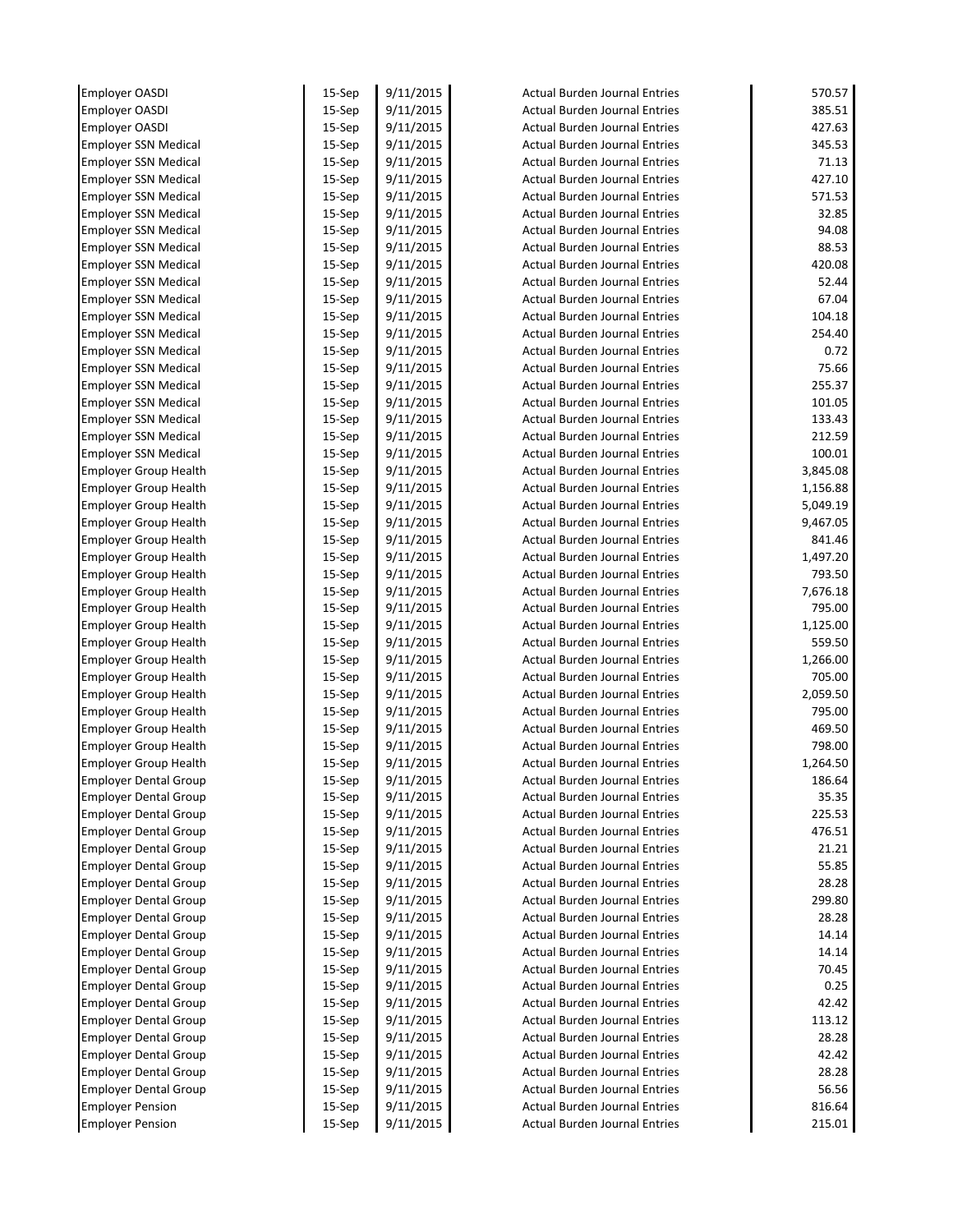| | | | | |
|---|---|---|---|---|
| Employer OASDI | 15-Sep | 9/11/2015 | Actual Burden Journal Entries | 570.57 |
| Employer OASDI | 15-Sep | 9/11/2015 | Actual Burden Journal Entries | 385.51 |
| Employer OASDI | 15-Sep | 9/11/2015 | Actual Burden Journal Entries | 427.63 |
| Employer SSN Medical | 15-Sep | 9/11/2015 | Actual Burden Journal Entries | 345.53 |
| Employer SSN Medical | 15-Sep | 9/11/2015 | Actual Burden Journal Entries | 71.13 |
| Employer SSN Medical | 15-Sep | 9/11/2015 | Actual Burden Journal Entries | 427.10 |
| Employer SSN Medical | 15-Sep | 9/11/2015 | Actual Burden Journal Entries | 571.53 |
| Employer SSN Medical | 15-Sep | 9/11/2015 | Actual Burden Journal Entries | 32.85 |
| Employer SSN Medical | 15-Sep | 9/11/2015 | Actual Burden Journal Entries | 94.08 |
| Employer SSN Medical | 15-Sep | 9/11/2015 | Actual Burden Journal Entries | 88.53 |
| Employer SSN Medical | 15-Sep | 9/11/2015 | Actual Burden Journal Entries | 420.08 |
| Employer SSN Medical | 15-Sep | 9/11/2015 | Actual Burden Journal Entries | 52.44 |
| Employer SSN Medical | 15-Sep | 9/11/2015 | Actual Burden Journal Entries | 67.04 |
| Employer SSN Medical | 15-Sep | 9/11/2015 | Actual Burden Journal Entries | 104.18 |
| Employer SSN Medical | 15-Sep | 9/11/2015 | Actual Burden Journal Entries | 254.40 |
| Employer SSN Medical | 15-Sep | 9/11/2015 | Actual Burden Journal Entries | 0.72 |
| Employer SSN Medical | 15-Sep | 9/11/2015 | Actual Burden Journal Entries | 75.66 |
| Employer SSN Medical | 15-Sep | 9/11/2015 | Actual Burden Journal Entries | 255.37 |
| Employer SSN Medical | 15-Sep | 9/11/2015 | Actual Burden Journal Entries | 101.05 |
| Employer SSN Medical | 15-Sep | 9/11/2015 | Actual Burden Journal Entries | 133.43 |
| Employer SSN Medical | 15-Sep | 9/11/2015 | Actual Burden Journal Entries | 212.59 |
| Employer SSN Medical | 15-Sep | 9/11/2015 | Actual Burden Journal Entries | 100.01 |
| Employer Group Health | 15-Sep | 9/11/2015 | Actual Burden Journal Entries | 3,845.08 |
| Employer Group Health | 15-Sep | 9/11/2015 | Actual Burden Journal Entries | 1,156.88 |
| Employer Group Health | 15-Sep | 9/11/2015 | Actual Burden Journal Entries | 5,049.19 |
| Employer Group Health | 15-Sep | 9/11/2015 | Actual Burden Journal Entries | 9,467.05 |
| Employer Group Health | 15-Sep | 9/11/2015 | Actual Burden Journal Entries | 841.46 |
| Employer Group Health | 15-Sep | 9/11/2015 | Actual Burden Journal Entries | 1,497.20 |
| Employer Group Health | 15-Sep | 9/11/2015 | Actual Burden Journal Entries | 793.50 |
| Employer Group Health | 15-Sep | 9/11/2015 | Actual Burden Journal Entries | 7,676.18 |
| Employer Group Health | 15-Sep | 9/11/2015 | Actual Burden Journal Entries | 795.00 |
| Employer Group Health | 15-Sep | 9/11/2015 | Actual Burden Journal Entries | 1,125.00 |
| Employer Group Health | 15-Sep | 9/11/2015 | Actual Burden Journal Entries | 559.50 |
| Employer Group Health | 15-Sep | 9/11/2015 | Actual Burden Journal Entries | 1,266.00 |
| Employer Group Health | 15-Sep | 9/11/2015 | Actual Burden Journal Entries | 705.00 |
| Employer Group Health | 15-Sep | 9/11/2015 | Actual Burden Journal Entries | 2,059.50 |
| Employer Group Health | 15-Sep | 9/11/2015 | Actual Burden Journal Entries | 795.00 |
| Employer Group Health | 15-Sep | 9/11/2015 | Actual Burden Journal Entries | 469.50 |
| Employer Group Health | 15-Sep | 9/11/2015 | Actual Burden Journal Entries | 798.00 |
| Employer Group Health | 15-Sep | 9/11/2015 | Actual Burden Journal Entries | 1,264.50 |
| Employer Dental Group | 15-Sep | 9/11/2015 | Actual Burden Journal Entries | 186.64 |
| Employer Dental Group | 15-Sep | 9/11/2015 | Actual Burden Journal Entries | 35.35 |
| Employer Dental Group | 15-Sep | 9/11/2015 | Actual Burden Journal Entries | 225.53 |
| Employer Dental Group | 15-Sep | 9/11/2015 | Actual Burden Journal Entries | 476.51 |
| Employer Dental Group | 15-Sep | 9/11/2015 | Actual Burden Journal Entries | 21.21 |
| Employer Dental Group | 15-Sep | 9/11/2015 | Actual Burden Journal Entries | 55.85 |
| Employer Dental Group | 15-Sep | 9/11/2015 | Actual Burden Journal Entries | 28.28 |
| Employer Dental Group | 15-Sep | 9/11/2015 | Actual Burden Journal Entries | 299.80 |
| Employer Dental Group | 15-Sep | 9/11/2015 | Actual Burden Journal Entries | 28.28 |
| Employer Dental Group | 15-Sep | 9/11/2015 | Actual Burden Journal Entries | 14.14 |
| Employer Dental Group | 15-Sep | 9/11/2015 | Actual Burden Journal Entries | 14.14 |
| Employer Dental Group | 15-Sep | 9/11/2015 | Actual Burden Journal Entries | 70.45 |
| Employer Dental Group | 15-Sep | 9/11/2015 | Actual Burden Journal Entries | 0.25 |
| Employer Dental Group | 15-Sep | 9/11/2015 | Actual Burden Journal Entries | 42.42 |
| Employer Dental Group | 15-Sep | 9/11/2015 | Actual Burden Journal Entries | 113.12 |
| Employer Dental Group | 15-Sep | 9/11/2015 | Actual Burden Journal Entries | 28.28 |
| Employer Dental Group | 15-Sep | 9/11/2015 | Actual Burden Journal Entries | 42.42 |
| Employer Dental Group | 15-Sep | 9/11/2015 | Actual Burden Journal Entries | 28.28 |
| Employer Dental Group | 15-Sep | 9/11/2015 | Actual Burden Journal Entries | 56.56 |
| Employer Pension | 15-Sep | 9/11/2015 | Actual Burden Journal Entries | 816.64 |
| Employer Pension | 15-Sep | 9/11/2015 | Actual Burden Journal Entries | 215.01 |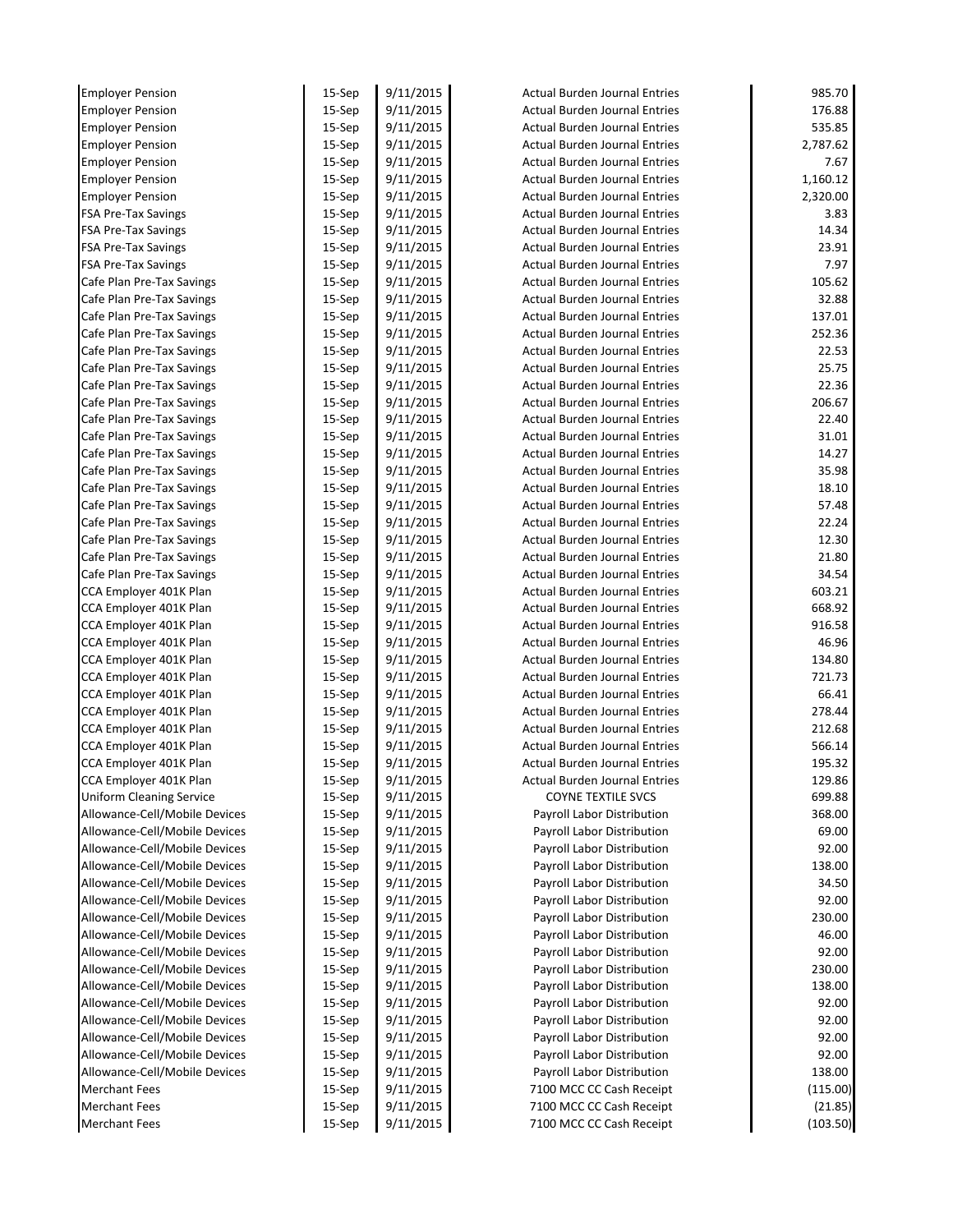| | | | | |
|---|---|---|---|---|
| Employer Pension | 15-Sep | 9/11/2015 | Actual Burden Journal Entries | 985.70 |
| Employer Pension | 15-Sep | 9/11/2015 | Actual Burden Journal Entries | 176.88 |
| Employer Pension | 15-Sep | 9/11/2015 | Actual Burden Journal Entries | 535.85 |
| Employer Pension | 15-Sep | 9/11/2015 | Actual Burden Journal Entries | 2,787.62 |
| Employer Pension | 15-Sep | 9/11/2015 | Actual Burden Journal Entries | 7.67 |
| Employer Pension | 15-Sep | 9/11/2015 | Actual Burden Journal Entries | 1,160.12 |
| Employer Pension | 15-Sep | 9/11/2015 | Actual Burden Journal Entries | 2,320.00 |
| FSA Pre-Tax Savings | 15-Sep | 9/11/2015 | Actual Burden Journal Entries | 3.83 |
| FSA Pre-Tax Savings | 15-Sep | 9/11/2015 | Actual Burden Journal Entries | 14.34 |
| FSA Pre-Tax Savings | 15-Sep | 9/11/2015 | Actual Burden Journal Entries | 23.91 |
| FSA Pre-Tax Savings | 15-Sep | 9/11/2015 | Actual Burden Journal Entries | 7.97 |
| Cafe Plan Pre-Tax Savings | 15-Sep | 9/11/2015 | Actual Burden Journal Entries | 105.62 |
| Cafe Plan Pre-Tax Savings | 15-Sep | 9/11/2015 | Actual Burden Journal Entries | 32.88 |
| Cafe Plan Pre-Tax Savings | 15-Sep | 9/11/2015 | Actual Burden Journal Entries | 137.01 |
| Cafe Plan Pre-Tax Savings | 15-Sep | 9/11/2015 | Actual Burden Journal Entries | 252.36 |
| Cafe Plan Pre-Tax Savings | 15-Sep | 9/11/2015 | Actual Burden Journal Entries | 22.53 |
| Cafe Plan Pre-Tax Savings | 15-Sep | 9/11/2015 | Actual Burden Journal Entries | 25.75 |
| Cafe Plan Pre-Tax Savings | 15-Sep | 9/11/2015 | Actual Burden Journal Entries | 22.36 |
| Cafe Plan Pre-Tax Savings | 15-Sep | 9/11/2015 | Actual Burden Journal Entries | 206.67 |
| Cafe Plan Pre-Tax Savings | 15-Sep | 9/11/2015 | Actual Burden Journal Entries | 22.40 |
| Cafe Plan Pre-Tax Savings | 15-Sep | 9/11/2015 | Actual Burden Journal Entries | 31.01 |
| Cafe Plan Pre-Tax Savings | 15-Sep | 9/11/2015 | Actual Burden Journal Entries | 14.27 |
| Cafe Plan Pre-Tax Savings | 15-Sep | 9/11/2015 | Actual Burden Journal Entries | 35.98 |
| Cafe Plan Pre-Tax Savings | 15-Sep | 9/11/2015 | Actual Burden Journal Entries | 18.10 |
| Cafe Plan Pre-Tax Savings | 15-Sep | 9/11/2015 | Actual Burden Journal Entries | 57.48 |
| Cafe Plan Pre-Tax Savings | 15-Sep | 9/11/2015 | Actual Burden Journal Entries | 22.24 |
| Cafe Plan Pre-Tax Savings | 15-Sep | 9/11/2015 | Actual Burden Journal Entries | 12.30 |
| Cafe Plan Pre-Tax Savings | 15-Sep | 9/11/2015 | Actual Burden Journal Entries | 21.80 |
| Cafe Plan Pre-Tax Savings | 15-Sep | 9/11/2015 | Actual Burden Journal Entries | 34.54 |
| CCA Employer 401K Plan | 15-Sep | 9/11/2015 | Actual Burden Journal Entries | 603.21 |
| CCA Employer 401K Plan | 15-Sep | 9/11/2015 | Actual Burden Journal Entries | 668.92 |
| CCA Employer 401K Plan | 15-Sep | 9/11/2015 | Actual Burden Journal Entries | 916.58 |
| CCA Employer 401K Plan | 15-Sep | 9/11/2015 | Actual Burden Journal Entries | 46.96 |
| CCA Employer 401K Plan | 15-Sep | 9/11/2015 | Actual Burden Journal Entries | 134.80 |
| CCA Employer 401K Plan | 15-Sep | 9/11/2015 | Actual Burden Journal Entries | 721.73 |
| CCA Employer 401K Plan | 15-Sep | 9/11/2015 | Actual Burden Journal Entries | 66.41 |
| CCA Employer 401K Plan | 15-Sep | 9/11/2015 | Actual Burden Journal Entries | 278.44 |
| CCA Employer 401K Plan | 15-Sep | 9/11/2015 | Actual Burden Journal Entries | 212.68 |
| CCA Employer 401K Plan | 15-Sep | 9/11/2015 | Actual Burden Journal Entries | 566.14 |
| CCA Employer 401K Plan | 15-Sep | 9/11/2015 | Actual Burden Journal Entries | 195.32 |
| CCA Employer 401K Plan | 15-Sep | 9/11/2015 | Actual Burden Journal Entries | 129.86 |
| Uniform Cleaning Service | 15-Sep | 9/11/2015 | COYNE TEXTILE SVCS | 699.88 |
| Allowance-Cell/Mobile Devices | 15-Sep | 9/11/2015 | Payroll Labor Distribution | 368.00 |
| Allowance-Cell/Mobile Devices | 15-Sep | 9/11/2015 | Payroll Labor Distribution | 69.00 |
| Allowance-Cell/Mobile Devices | 15-Sep | 9/11/2015 | Payroll Labor Distribution | 92.00 |
| Allowance-Cell/Mobile Devices | 15-Sep | 9/11/2015 | Payroll Labor Distribution | 138.00 |
| Allowance-Cell/Mobile Devices | 15-Sep | 9/11/2015 | Payroll Labor Distribution | 34.50 |
| Allowance-Cell/Mobile Devices | 15-Sep | 9/11/2015 | Payroll Labor Distribution | 92.00 |
| Allowance-Cell/Mobile Devices | 15-Sep | 9/11/2015 | Payroll Labor Distribution | 230.00 |
| Allowance-Cell/Mobile Devices | 15-Sep | 9/11/2015 | Payroll Labor Distribution | 46.00 |
| Allowance-Cell/Mobile Devices | 15-Sep | 9/11/2015 | Payroll Labor Distribution | 92.00 |
| Allowance-Cell/Mobile Devices | 15-Sep | 9/11/2015 | Payroll Labor Distribution | 230.00 |
| Allowance-Cell/Mobile Devices | 15-Sep | 9/11/2015 | Payroll Labor Distribution | 138.00 |
| Allowance-Cell/Mobile Devices | 15-Sep | 9/11/2015 | Payroll Labor Distribution | 92.00 |
| Allowance-Cell/Mobile Devices | 15-Sep | 9/11/2015 | Payroll Labor Distribution | 92.00 |
| Allowance-Cell/Mobile Devices | 15-Sep | 9/11/2015 | Payroll Labor Distribution | 92.00 |
| Allowance-Cell/Mobile Devices | 15-Sep | 9/11/2015 | Payroll Labor Distribution | 92.00 |
| Allowance-Cell/Mobile Devices | 15-Sep | 9/11/2015 | Payroll Labor Distribution | 138.00 |
| Merchant Fees | 15-Sep | 9/11/2015 | 7100 MCC CC Cash Receipt | (115.00) |
| Merchant Fees | 15-Sep | 9/11/2015 | 7100 MCC CC Cash Receipt | (21.85) |
| Merchant Fees | 15-Sep | 9/11/2015 | 7100 MCC CC Cash Receipt | (103.50) |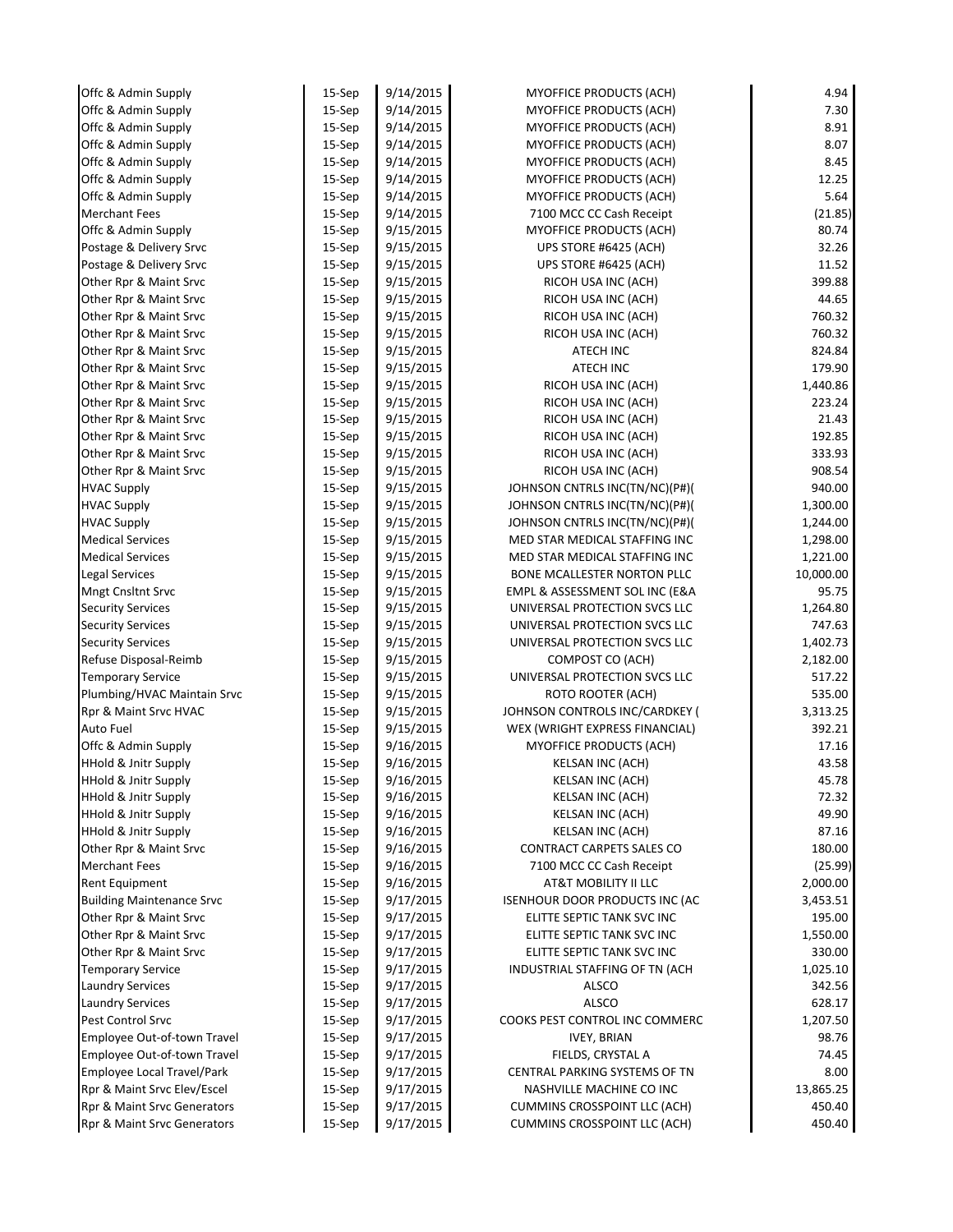| | | | | |
|---|---|---|---|---|
| Offc & Admin Supply | 15-Sep | 9/14/2015 | MYOFFICE PRODUCTS (ACH) | 4.94 |
| Offc & Admin Supply | 15-Sep | 9/14/2015 | MYOFFICE PRODUCTS (ACH) | 7.30 |
| Offc & Admin Supply | 15-Sep | 9/14/2015 | MYOFFICE PRODUCTS (ACH) | 8.91 |
| Offc & Admin Supply | 15-Sep | 9/14/2015 | MYOFFICE PRODUCTS (ACH) | 8.07 |
| Offc & Admin Supply | 15-Sep | 9/14/2015 | MYOFFICE PRODUCTS (ACH) | 8.45 |
| Offc & Admin Supply | 15-Sep | 9/14/2015 | MYOFFICE PRODUCTS (ACH) | 12.25 |
| Offc & Admin Supply | 15-Sep | 9/14/2015 | MYOFFICE PRODUCTS (ACH) | 5.64 |
| Merchant Fees | 15-Sep | 9/14/2015 | 7100 MCC CC Cash Receipt | (21.85) |
| Offc & Admin Supply | 15-Sep | 9/15/2015 | MYOFFICE PRODUCTS (ACH) | 80.74 |
| Postage & Delivery Srvc | 15-Sep | 9/15/2015 | UPS STORE #6425 (ACH) | 32.26 |
| Postage & Delivery Srvc | 15-Sep | 9/15/2015 | UPS STORE #6425 (ACH) | 11.52 |
| Other Rpr & Maint Srvc | 15-Sep | 9/15/2015 | RICOH USA INC (ACH) | 399.88 |
| Other Rpr & Maint Srvc | 15-Sep | 9/15/2015 | RICOH USA INC (ACH) | 44.65 |
| Other Rpr & Maint Srvc | 15-Sep | 9/15/2015 | RICOH USA INC (ACH) | 760.32 |
| Other Rpr & Maint Srvc | 15-Sep | 9/15/2015 | RICOH USA INC (ACH) | 760.32 |
| Other Rpr & Maint Srvc | 15-Sep | 9/15/2015 | ATECH INC | 824.84 |
| Other Rpr & Maint Srvc | 15-Sep | 9/15/2015 | ATECH INC | 179.90 |
| Other Rpr & Maint Srvc | 15-Sep | 9/15/2015 | RICOH USA INC (ACH) | 1,440.86 |
| Other Rpr & Maint Srvc | 15-Sep | 9/15/2015 | RICOH USA INC (ACH) | 223.24 |
| Other Rpr & Maint Srvc | 15-Sep | 9/15/2015 | RICOH USA INC (ACH) | 21.43 |
| Other Rpr & Maint Srvc | 15-Sep | 9/15/2015 | RICOH USA INC (ACH) | 192.85 |
| Other Rpr & Maint Srvc | 15-Sep | 9/15/2015 | RICOH USA INC (ACH) | 333.93 |
| Other Rpr & Maint Srvc | 15-Sep | 9/15/2015 | RICOH USA INC (ACH) | 908.54 |
| HVAC Supply | 15-Sep | 9/15/2015 | JOHNSON CNTRLS INC(TN/NC)(P#)( | 940.00 |
| HVAC Supply | 15-Sep | 9/15/2015 | JOHNSON CNTRLS INC(TN/NC)(P#)( | 1,300.00 |
| HVAC Supply | 15-Sep | 9/15/2015 | JOHNSON CNTRLS INC(TN/NC)(P#)( | 1,244.00 |
| Medical Services | 15-Sep | 9/15/2015 | MED STAR MEDICAL STAFFING INC | 1,298.00 |
| Medical Services | 15-Sep | 9/15/2015 | MED STAR MEDICAL STAFFING INC | 1,221.00 |
| Legal Services | 15-Sep | 9/15/2015 | BONE MCALLESTER NORTON PLLC | 10,000.00 |
| Mngt Cnsltnt Srvc | 15-Sep | 9/15/2015 | EMPL & ASSESSMENT SOL INC (E&A | 95.75 |
| Security Services | 15-Sep | 9/15/2015 | UNIVERSAL PROTECTION SVCS LLC | 1,264.80 |
| Security Services | 15-Sep | 9/15/2015 | UNIVERSAL PROTECTION SVCS LLC | 747.63 |
| Security Services | 15-Sep | 9/15/2015 | UNIVERSAL PROTECTION SVCS LLC | 1,402.73 |
| Refuse Disposal-Reimb | 15-Sep | 9/15/2015 | COMPOST CO (ACH) | 2,182.00 |
| Temporary Service | 15-Sep | 9/15/2015 | UNIVERSAL PROTECTION SVCS LLC | 517.22 |
| Plumbing/HVAC Maintain Srvc | 15-Sep | 9/15/2015 | ROTO ROOTER (ACH) | 535.00 |
| Rpr & Maint Srvc HVAC | 15-Sep | 9/15/2015 | JOHNSON CONTROLS INC/CARDKEY ( | 3,313.25 |
| Auto Fuel | 15-Sep | 9/15/2015 | WEX (WRIGHT EXPRESS FINANCIAL) | 392.21 |
| Offc & Admin Supply | 15-Sep | 9/16/2015 | MYOFFICE PRODUCTS (ACH) | 17.16 |
| HHold & Jnitr Supply | 15-Sep | 9/16/2015 | KELSAN INC (ACH) | 43.58 |
| HHold & Jnitr Supply | 15-Sep | 9/16/2015 | KELSAN INC (ACH) | 45.78 |
| HHold & Jnitr Supply | 15-Sep | 9/16/2015 | KELSAN INC (ACH) | 72.32 |
| HHold & Jnitr Supply | 15-Sep | 9/16/2015 | KELSAN INC (ACH) | 49.90 |
| HHold & Jnitr Supply | 15-Sep | 9/16/2015 | KELSAN INC (ACH) | 87.16 |
| Other Rpr & Maint Srvc | 15-Sep | 9/16/2015 | CONTRACT CARPETS SALES CO | 180.00 |
| Merchant Fees | 15-Sep | 9/16/2015 | 7100 MCC CC Cash Receipt | (25.99) |
| Rent Equipment | 15-Sep | 9/16/2015 | AT&T MOBILITY II LLC | 2,000.00 |
| Building Maintenance Srvc | 15-Sep | 9/17/2015 | ISENHOUR DOOR PRODUCTS INC (AC | 3,453.51 |
| Other Rpr & Maint Srvc | 15-Sep | 9/17/2015 | ELITTE SEPTIC TANK SVC INC | 195.00 |
| Other Rpr & Maint Srvc | 15-Sep | 9/17/2015 | ELITTE SEPTIC TANK SVC INC | 1,550.00 |
| Other Rpr & Maint Srvc | 15-Sep | 9/17/2015 | ELITTE SEPTIC TANK SVC INC | 330.00 |
| Temporary Service | 15-Sep | 9/17/2015 | INDUSTRIAL STAFFING OF TN (ACH | 1,025.10 |
| Laundry Services | 15-Sep | 9/17/2015 | ALSCO | 342.56 |
| Laundry Services | 15-Sep | 9/17/2015 | ALSCO | 628.17 |
| Pest Control Srvc | 15-Sep | 9/17/2015 | COOKS PEST CONTROL INC COMMERC | 1,207.50 |
| Employee Out-of-town Travel | 15-Sep | 9/17/2015 | IVEY, BRIAN | 98.76 |
| Employee Out-of-town Travel | 15-Sep | 9/17/2015 | FIELDS, CRYSTAL A | 74.45 |
| Employee Local Travel/Park | 15-Sep | 9/17/2015 | CENTRAL PARKING SYSTEMS OF TN | 8.00 |
| Rpr & Maint Srvc Elev/Escel | 15-Sep | 9/17/2015 | NASHVILLE MACHINE CO INC | 13,865.25 |
| Rpr & Maint Srvc Generators | 15-Sep | 9/17/2015 | CUMMINS CROSSPOINT LLC (ACH) | 450.40 |
| Rpr & Maint Srvc Generators | 15-Sep | 9/17/2015 | CUMMINS CROSSPOINT LLC (ACH) | 450.40 |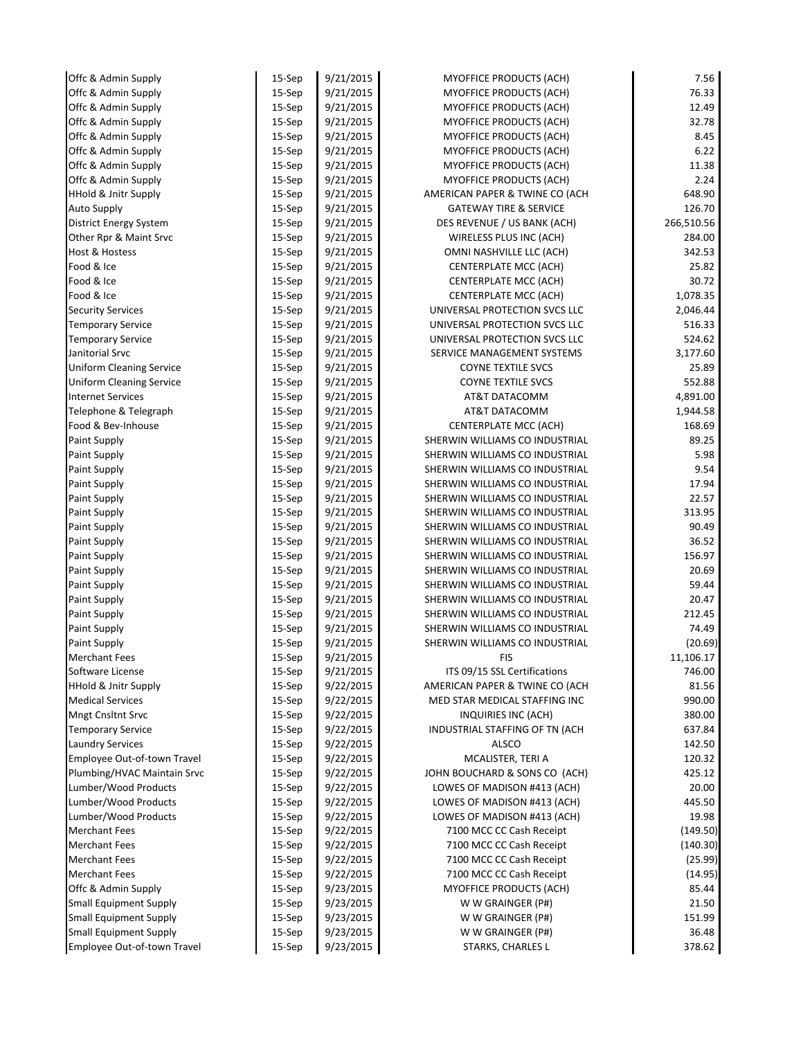| | | | | |
|---|---|---|---|---|
| Offc & Admin Supply | 15-Sep | 9/21/2015 | MYOFFICE PRODUCTS (ACH) | 7.56 |
| Offc & Admin Supply | 15-Sep | 9/21/2015 | MYOFFICE PRODUCTS (ACH) | 76.33 |
| Offc & Admin Supply | 15-Sep | 9/21/2015 | MYOFFICE PRODUCTS (ACH) | 12.49 |
| Offc & Admin Supply | 15-Sep | 9/21/2015 | MYOFFICE PRODUCTS (ACH) | 32.78 |
| Offc & Admin Supply | 15-Sep | 9/21/2015 | MYOFFICE PRODUCTS (ACH) | 8.45 |
| Offc & Admin Supply | 15-Sep | 9/21/2015 | MYOFFICE PRODUCTS (ACH) | 6.22 |
| Offc & Admin Supply | 15-Sep | 9/21/2015 | MYOFFICE PRODUCTS (ACH) | 11.38 |
| Offc & Admin Supply | 15-Sep | 9/21/2015 | MYOFFICE PRODUCTS (ACH) | 2.24 |
| HHold & Jnitr Supply | 15-Sep | 9/21/2015 | AMERICAN PAPER & TWINE CO (ACH | 648.90 |
| Auto Supply | 15-Sep | 9/21/2015 | GATEWAY TIRE & SERVICE | 126.70 |
| District Energy System | 15-Sep | 9/21/2015 | DES REVENUE / US BANK (ACH) | 266,510.56 |
| Other Rpr & Maint Srvc | 15-Sep | 9/21/2015 | WIRELESS PLUS INC (ACH) | 284.00 |
| Host & Hostess | 15-Sep | 9/21/2015 | OMNI NASHVILLE LLC (ACH) | 342.53 |
| Food & Ice | 15-Sep | 9/21/2015 | CENTERPLATE MCC (ACH) | 25.82 |
| Food & Ice | 15-Sep | 9/21/2015 | CENTERPLATE MCC (ACH) | 30.72 |
| Food & Ice | 15-Sep | 9/21/2015 | CENTERPLATE MCC (ACH) | 1,078.35 |
| Security Services | 15-Sep | 9/21/2015 | UNIVERSAL PROTECTION SVCS LLC | 2,046.44 |
| Temporary Service | 15-Sep | 9/21/2015 | UNIVERSAL PROTECTION SVCS LLC | 516.33 |
| Temporary Service | 15-Sep | 9/21/2015 | UNIVERSAL PROTECTION SVCS LLC | 524.62 |
| Janitorial Srvc | 15-Sep | 9/21/2015 | SERVICE MANAGEMENT SYSTEMS | 3,177.60 |
| Uniform Cleaning Service | 15-Sep | 9/21/2015 | COYNE TEXTILE SVCS | 25.89 |
| Uniform Cleaning Service | 15-Sep | 9/21/2015 | COYNE TEXTILE SVCS | 552.88 |
| Internet Services | 15-Sep | 9/21/2015 | AT&T DATACOMM | 4,891.00 |
| Telephone & Telegraph | 15-Sep | 9/21/2015 | AT&T DATACOMM | 1,944.58 |
| Food & Bev-Inhouse | 15-Sep | 9/21/2015 | CENTERPLATE MCC (ACH) | 168.69 |
| Paint Supply | 15-Sep | 9/21/2015 | SHERWIN WILLIAMS CO INDUSTRIAL | 89.25 |
| Paint Supply | 15-Sep | 9/21/2015 | SHERWIN WILLIAMS CO INDUSTRIAL | 5.98 |
| Paint Supply | 15-Sep | 9/21/2015 | SHERWIN WILLIAMS CO INDUSTRIAL | 9.54 |
| Paint Supply | 15-Sep | 9/21/2015 | SHERWIN WILLIAMS CO INDUSTRIAL | 17.94 |
| Paint Supply | 15-Sep | 9/21/2015 | SHERWIN WILLIAMS CO INDUSTRIAL | 22.57 |
| Paint Supply | 15-Sep | 9/21/2015 | SHERWIN WILLIAMS CO INDUSTRIAL | 313.95 |
| Paint Supply | 15-Sep | 9/21/2015 | SHERWIN WILLIAMS CO INDUSTRIAL | 90.49 |
| Paint Supply | 15-Sep | 9/21/2015 | SHERWIN WILLIAMS CO INDUSTRIAL | 36.52 |
| Paint Supply | 15-Sep | 9/21/2015 | SHERWIN WILLIAMS CO INDUSTRIAL | 156.97 |
| Paint Supply | 15-Sep | 9/21/2015 | SHERWIN WILLIAMS CO INDUSTRIAL | 20.69 |
| Paint Supply | 15-Sep | 9/21/2015 | SHERWIN WILLIAMS CO INDUSTRIAL | 59.44 |
| Paint Supply | 15-Sep | 9/21/2015 | SHERWIN WILLIAMS CO INDUSTRIAL | 20.47 |
| Paint Supply | 15-Sep | 9/21/2015 | SHERWIN WILLIAMS CO INDUSTRIAL | 212.45 |
| Paint Supply | 15-Sep | 9/21/2015 | SHERWIN WILLIAMS CO INDUSTRIAL | 74.49 |
| Paint Supply | 15-Sep | 9/21/2015 | SHERWIN WILLIAMS CO INDUSTRIAL | (20.69) |
| Merchant Fees | 15-Sep | 9/21/2015 | FIS | 11,106.17 |
| Software License | 15-Sep | 9/21/2015 | ITS 09/15 SSL Certifications | 746.00 |
| HHold & Jnitr Supply | 15-Sep | 9/22/2015 | AMERICAN PAPER & TWINE CO (ACH | 81.56 |
| Medical Services | 15-Sep | 9/22/2015 | MED STAR MEDICAL STAFFING INC | 990.00 |
| Mngt Cnsltnt Srvc | 15-Sep | 9/22/2015 | INQUIRIES INC (ACH) | 380.00 |
| Temporary Service | 15-Sep | 9/22/2015 | INDUSTRIAL STAFFING OF TN (ACH | 637.84 |
| Laundry Services | 15-Sep | 9/22/2015 | ALSCO | 142.50 |
| Employee Out-of-town Travel | 15-Sep | 9/22/2015 | MCALISTER, TERI A | 120.32 |
| Plumbing/HVAC Maintain Srvc | 15-Sep | 9/22/2015 | JOHN BOUCHARD & SONS CO (ACH) | 425.12 |
| Lumber/Wood Products | 15-Sep | 9/22/2015 | LOWES OF MADISON #413 (ACH) | 20.00 |
| Lumber/Wood Products | 15-Sep | 9/22/2015 | LOWES OF MADISON #413 (ACH) | 445.50 |
| Lumber/Wood Products | 15-Sep | 9/22/2015 | LOWES OF MADISON #413 (ACH) | 19.98 |
| Merchant Fees | 15-Sep | 9/22/2015 | 7100 MCC CC Cash Receipt | (149.50) |
| Merchant Fees | 15-Sep | 9/22/2015 | 7100 MCC CC Cash Receipt | (140.30) |
| Merchant Fees | 15-Sep | 9/22/2015 | 7100 MCC CC Cash Receipt | (25.99) |
| Merchant Fees | 15-Sep | 9/22/2015 | 7100 MCC CC Cash Receipt | (14.95) |
| Offc & Admin Supply | 15-Sep | 9/23/2015 | MYOFFICE PRODUCTS (ACH) | 85.44 |
| Small Equipment Supply | 15-Sep | 9/23/2015 | W W GRAINGER (P#) | 21.50 |
| Small Equipment Supply | 15-Sep | 9/23/2015 | W W GRAINGER (P#) | 151.99 |
| Small Equipment Supply | 15-Sep | 9/23/2015 | W W GRAINGER (P#) | 36.48 |
| Employee Out-of-town Travel | 15-Sep | 9/23/2015 | STARKS, CHARLES L | 378.62 |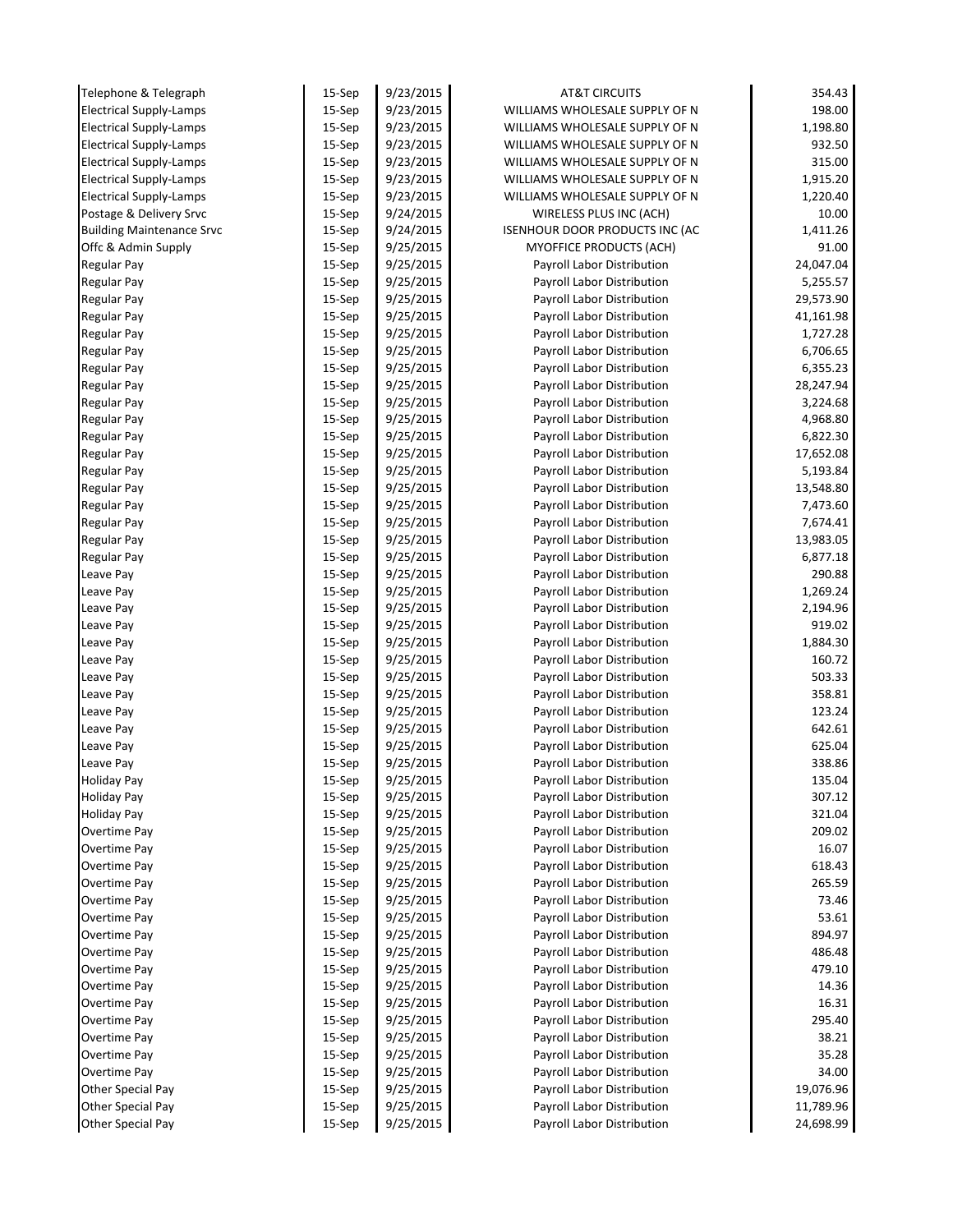| | | | | |
|---|---|---|---|---|
| Telephone & Telegraph | 15-Sep | 9/23/2015 | AT&T CIRCUITS | 354.43 |
| Electrical Supply-Lamps | 15-Sep | 9/23/2015 | WILLIAMS WHOLESALE SUPPLY OF N | 198.00 |
| Electrical Supply-Lamps | 15-Sep | 9/23/2015 | WILLIAMS WHOLESALE SUPPLY OF N | 1,198.80 |
| Electrical Supply-Lamps | 15-Sep | 9/23/2015 | WILLIAMS WHOLESALE SUPPLY OF N | 932.50 |
| Electrical Supply-Lamps | 15-Sep | 9/23/2015 | WILLIAMS WHOLESALE SUPPLY OF N | 315.00 |
| Electrical Supply-Lamps | 15-Sep | 9/23/2015 | WILLIAMS WHOLESALE SUPPLY OF N | 1,915.20 |
| Electrical Supply-Lamps | 15-Sep | 9/23/2015 | WILLIAMS WHOLESALE SUPPLY OF N | 1,220.40 |
| Postage & Delivery Srvc | 15-Sep | 9/24/2015 | WIRELESS PLUS INC (ACH) | 10.00 |
| Building Maintenance Srvc | 15-Sep | 9/24/2015 | ISENHOUR DOOR PRODUCTS INC (AC | 1,411.26 |
| Offc & Admin Supply | 15-Sep | 9/25/2015 | MYOFFICE PRODUCTS (ACH) | 91.00 |
| Regular Pay | 15-Sep | 9/25/2015 | Payroll Labor Distribution | 24,047.04 |
| Regular Pay | 15-Sep | 9/25/2015 | Payroll Labor Distribution | 5,255.57 |
| Regular Pay | 15-Sep | 9/25/2015 | Payroll Labor Distribution | 29,573.90 |
| Regular Pay | 15-Sep | 9/25/2015 | Payroll Labor Distribution | 41,161.98 |
| Regular Pay | 15-Sep | 9/25/2015 | Payroll Labor Distribution | 1,727.28 |
| Regular Pay | 15-Sep | 9/25/2015 | Payroll Labor Distribution | 6,706.65 |
| Regular Pay | 15-Sep | 9/25/2015 | Payroll Labor Distribution | 6,355.23 |
| Regular Pay | 15-Sep | 9/25/2015 | Payroll Labor Distribution | 28,247.94 |
| Regular Pay | 15-Sep | 9/25/2015 | Payroll Labor Distribution | 3,224.68 |
| Regular Pay | 15-Sep | 9/25/2015 | Payroll Labor Distribution | 4,968.80 |
| Regular Pay | 15-Sep | 9/25/2015 | Payroll Labor Distribution | 6,822.30 |
| Regular Pay | 15-Sep | 9/25/2015 | Payroll Labor Distribution | 17,652.08 |
| Regular Pay | 15-Sep | 9/25/2015 | Payroll Labor Distribution | 5,193.84 |
| Regular Pay | 15-Sep | 9/25/2015 | Payroll Labor Distribution | 13,548.80 |
| Regular Pay | 15-Sep | 9/25/2015 | Payroll Labor Distribution | 7,473.60 |
| Regular Pay | 15-Sep | 9/25/2015 | Payroll Labor Distribution | 7,674.41 |
| Regular Pay | 15-Sep | 9/25/2015 | Payroll Labor Distribution | 13,983.05 |
| Regular Pay | 15-Sep | 9/25/2015 | Payroll Labor Distribution | 6,877.18 |
| Leave Pay | 15-Sep | 9/25/2015 | Payroll Labor Distribution | 290.88 |
| Leave Pay | 15-Sep | 9/25/2015 | Payroll Labor Distribution | 1,269.24 |
| Leave Pay | 15-Sep | 9/25/2015 | Payroll Labor Distribution | 2,194.96 |
| Leave Pay | 15-Sep | 9/25/2015 | Payroll Labor Distribution | 919.02 |
| Leave Pay | 15-Sep | 9/25/2015 | Payroll Labor Distribution | 1,884.30 |
| Leave Pay | 15-Sep | 9/25/2015 | Payroll Labor Distribution | 160.72 |
| Leave Pay | 15-Sep | 9/25/2015 | Payroll Labor Distribution | 503.33 |
| Leave Pay | 15-Sep | 9/25/2015 | Payroll Labor Distribution | 358.81 |
| Leave Pay | 15-Sep | 9/25/2015 | Payroll Labor Distribution | 123.24 |
| Leave Pay | 15-Sep | 9/25/2015 | Payroll Labor Distribution | 642.61 |
| Leave Pay | 15-Sep | 9/25/2015 | Payroll Labor Distribution | 625.04 |
| Leave Pay | 15-Sep | 9/25/2015 | Payroll Labor Distribution | 338.86 |
| Holiday Pay | 15-Sep | 9/25/2015 | Payroll Labor Distribution | 135.04 |
| Holiday Pay | 15-Sep | 9/25/2015 | Payroll Labor Distribution | 307.12 |
| Holiday Pay | 15-Sep | 9/25/2015 | Payroll Labor Distribution | 321.04 |
| Overtime Pay | 15-Sep | 9/25/2015 | Payroll Labor Distribution | 209.02 |
| Overtime Pay | 15-Sep | 9/25/2015 | Payroll Labor Distribution | 16.07 |
| Overtime Pay | 15-Sep | 9/25/2015 | Payroll Labor Distribution | 618.43 |
| Overtime Pay | 15-Sep | 9/25/2015 | Payroll Labor Distribution | 265.59 |
| Overtime Pay | 15-Sep | 9/25/2015 | Payroll Labor Distribution | 73.46 |
| Overtime Pay | 15-Sep | 9/25/2015 | Payroll Labor Distribution | 53.61 |
| Overtime Pay | 15-Sep | 9/25/2015 | Payroll Labor Distribution | 894.97 |
| Overtime Pay | 15-Sep | 9/25/2015 | Payroll Labor Distribution | 486.48 |
| Overtime Pay | 15-Sep | 9/25/2015 | Payroll Labor Distribution | 479.10 |
| Overtime Pay | 15-Sep | 9/25/2015 | Payroll Labor Distribution | 14.36 |
| Overtime Pay | 15-Sep | 9/25/2015 | Payroll Labor Distribution | 16.31 |
| Overtime Pay | 15-Sep | 9/25/2015 | Payroll Labor Distribution | 295.40 |
| Overtime Pay | 15-Sep | 9/25/2015 | Payroll Labor Distribution | 38.21 |
| Overtime Pay | 15-Sep | 9/25/2015 | Payroll Labor Distribution | 35.28 |
| Overtime Pay | 15-Sep | 9/25/2015 | Payroll Labor Distribution | 34.00 |
| Other Special Pay | 15-Sep | 9/25/2015 | Payroll Labor Distribution | 19,076.96 |
| Other Special Pay | 15-Sep | 9/25/2015 | Payroll Labor Distribution | 11,789.96 |
| Other Special Pay | 15-Sep | 9/25/2015 | Payroll Labor Distribution | 24,698.99 |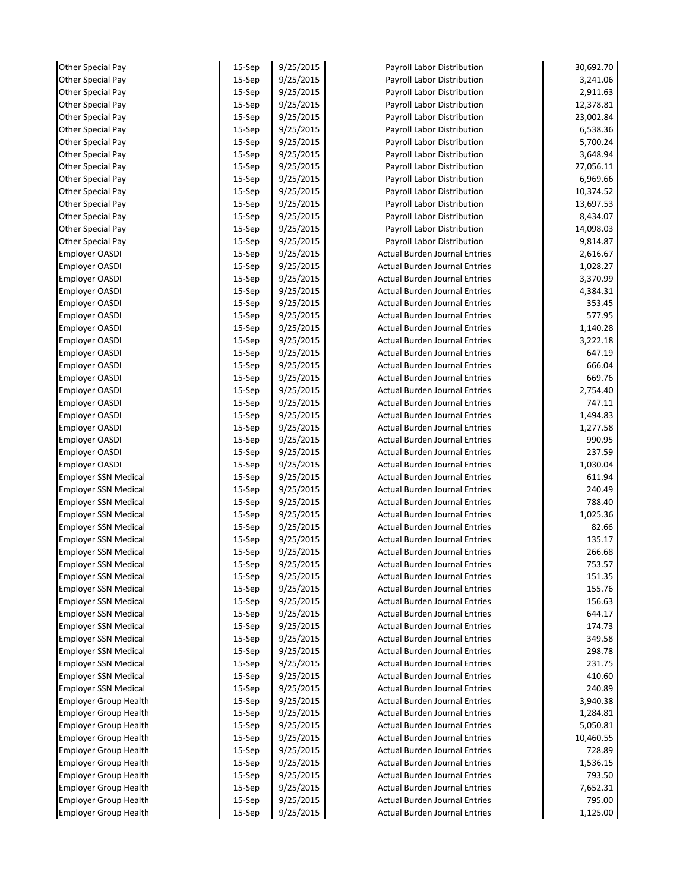| | | | | |
|---|---|---|---|---|
| Other Special Pay | 15-Sep | 9/25/2015 | Payroll Labor Distribution | 30,692.70 |
| Other Special Pay | 15-Sep | 9/25/2015 | Payroll Labor Distribution | 3,241.06 |
| Other Special Pay | 15-Sep | 9/25/2015 | Payroll Labor Distribution | 2,911.63 |
| Other Special Pay | 15-Sep | 9/25/2015 | Payroll Labor Distribution | 12,378.81 |
| Other Special Pay | 15-Sep | 9/25/2015 | Payroll Labor Distribution | 23,002.84 |
| Other Special Pay | 15-Sep | 9/25/2015 | Payroll Labor Distribution | 6,538.36 |
| Other Special Pay | 15-Sep | 9/25/2015 | Payroll Labor Distribution | 5,700.24 |
| Other Special Pay | 15-Sep | 9/25/2015 | Payroll Labor Distribution | 3,648.94 |
| Other Special Pay | 15-Sep | 9/25/2015 | Payroll Labor Distribution | 27,056.11 |
| Other Special Pay | 15-Sep | 9/25/2015 | Payroll Labor Distribution | 6,969.66 |
| Other Special Pay | 15-Sep | 9/25/2015 | Payroll Labor Distribution | 10,374.52 |
| Other Special Pay | 15-Sep | 9/25/2015 | Payroll Labor Distribution | 13,697.53 |
| Other Special Pay | 15-Sep | 9/25/2015 | Payroll Labor Distribution | 8,434.07 |
| Other Special Pay | 15-Sep | 9/25/2015 | Payroll Labor Distribution | 14,098.03 |
| Other Special Pay | 15-Sep | 9/25/2015 | Payroll Labor Distribution | 9,814.87 |
| Employer OASDI | 15-Sep | 9/25/2015 | Actual Burden Journal Entries | 2,616.67 |
| Employer OASDI | 15-Sep | 9/25/2015 | Actual Burden Journal Entries | 1,028.27 |
| Employer OASDI | 15-Sep | 9/25/2015 | Actual Burden Journal Entries | 3,370.99 |
| Employer OASDI | 15-Sep | 9/25/2015 | Actual Burden Journal Entries | 4,384.31 |
| Employer OASDI | 15-Sep | 9/25/2015 | Actual Burden Journal Entries | 353.45 |
| Employer OASDI | 15-Sep | 9/25/2015 | Actual Burden Journal Entries | 577.95 |
| Employer OASDI | 15-Sep | 9/25/2015 | Actual Burden Journal Entries | 1,140.28 |
| Employer OASDI | 15-Sep | 9/25/2015 | Actual Burden Journal Entries | 3,222.18 |
| Employer OASDI | 15-Sep | 9/25/2015 | Actual Burden Journal Entries | 647.19 |
| Employer OASDI | 15-Sep | 9/25/2015 | Actual Burden Journal Entries | 666.04 |
| Employer OASDI | 15-Sep | 9/25/2015 | Actual Burden Journal Entries | 669.76 |
| Employer OASDI | 15-Sep | 9/25/2015 | Actual Burden Journal Entries | 2,754.40 |
| Employer OASDI | 15-Sep | 9/25/2015 | Actual Burden Journal Entries | 747.11 |
| Employer OASDI | 15-Sep | 9/25/2015 | Actual Burden Journal Entries | 1,494.83 |
| Employer OASDI | 15-Sep | 9/25/2015 | Actual Burden Journal Entries | 1,277.58 |
| Employer OASDI | 15-Sep | 9/25/2015 | Actual Burden Journal Entries | 990.95 |
| Employer OASDI | 15-Sep | 9/25/2015 | Actual Burden Journal Entries | 237.59 |
| Employer OASDI | 15-Sep | 9/25/2015 | Actual Burden Journal Entries | 1,030.04 |
| Employer SSN Medical | 15-Sep | 9/25/2015 | Actual Burden Journal Entries | 611.94 |
| Employer SSN Medical | 15-Sep | 9/25/2015 | Actual Burden Journal Entries | 240.49 |
| Employer SSN Medical | 15-Sep | 9/25/2015 | Actual Burden Journal Entries | 788.40 |
| Employer SSN Medical | 15-Sep | 9/25/2015 | Actual Burden Journal Entries | 1,025.36 |
| Employer SSN Medical | 15-Sep | 9/25/2015 | Actual Burden Journal Entries | 82.66 |
| Employer SSN Medical | 15-Sep | 9/25/2015 | Actual Burden Journal Entries | 135.17 |
| Employer SSN Medical | 15-Sep | 9/25/2015 | Actual Burden Journal Entries | 266.68 |
| Employer SSN Medical | 15-Sep | 9/25/2015 | Actual Burden Journal Entries | 753.57 |
| Employer SSN Medical | 15-Sep | 9/25/2015 | Actual Burden Journal Entries | 151.35 |
| Employer SSN Medical | 15-Sep | 9/25/2015 | Actual Burden Journal Entries | 155.76 |
| Employer SSN Medical | 15-Sep | 9/25/2015 | Actual Burden Journal Entries | 156.63 |
| Employer SSN Medical | 15-Sep | 9/25/2015 | Actual Burden Journal Entries | 644.17 |
| Employer SSN Medical | 15-Sep | 9/25/2015 | Actual Burden Journal Entries | 174.73 |
| Employer SSN Medical | 15-Sep | 9/25/2015 | Actual Burden Journal Entries | 349.58 |
| Employer SSN Medical | 15-Sep | 9/25/2015 | Actual Burden Journal Entries | 298.78 |
| Employer SSN Medical | 15-Sep | 9/25/2015 | Actual Burden Journal Entries | 231.75 |
| Employer SSN Medical | 15-Sep | 9/25/2015 | Actual Burden Journal Entries | 410.60 |
| Employer SSN Medical | 15-Sep | 9/25/2015 | Actual Burden Journal Entries | 240.89 |
| Employer Group Health | 15-Sep | 9/25/2015 | Actual Burden Journal Entries | 3,940.38 |
| Employer Group Health | 15-Sep | 9/25/2015 | Actual Burden Journal Entries | 1,284.81 |
| Employer Group Health | 15-Sep | 9/25/2015 | Actual Burden Journal Entries | 5,050.81 |
| Employer Group Health | 15-Sep | 9/25/2015 | Actual Burden Journal Entries | 10,460.55 |
| Employer Group Health | 15-Sep | 9/25/2015 | Actual Burden Journal Entries | 728.89 |
| Employer Group Health | 15-Sep | 9/25/2015 | Actual Burden Journal Entries | 1,536.15 |
| Employer Group Health | 15-Sep | 9/25/2015 | Actual Burden Journal Entries | 793.50 |
| Employer Group Health | 15-Sep | 9/25/2015 | Actual Burden Journal Entries | 7,652.31 |
| Employer Group Health | 15-Sep | 9/25/2015 | Actual Burden Journal Entries | 795.00 |
| Employer Group Health | 15-Sep | 9/25/2015 | Actual Burden Journal Entries | 1,125.00 |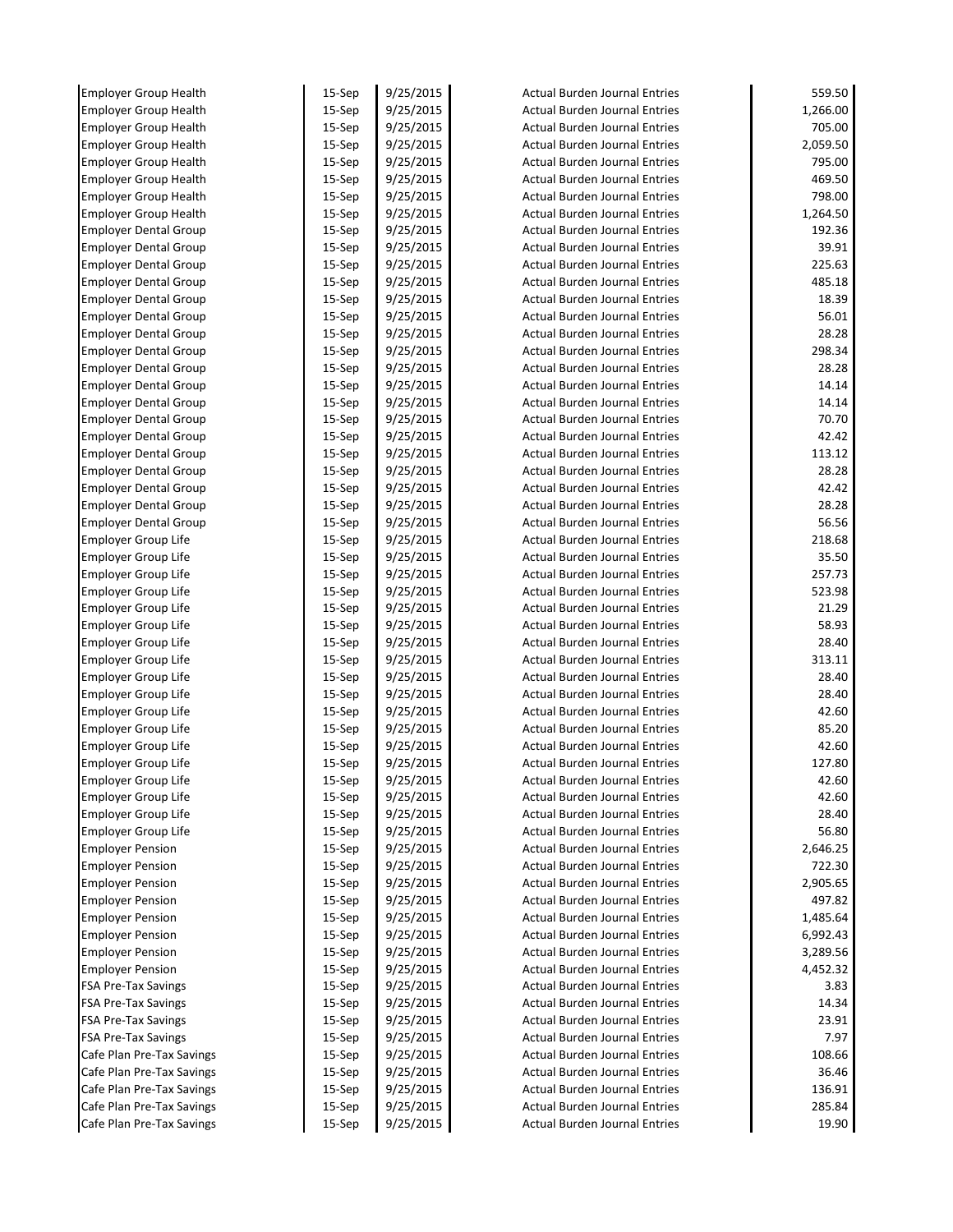| | | | | |
|---|---|---|---|---|
| Employer Group Health | 15-Sep | 9/25/2015 | Actual Burden Journal Entries | 559.50 |
| Employer Group Health | 15-Sep | 9/25/2015 | Actual Burden Journal Entries | 1,266.00 |
| Employer Group Health | 15-Sep | 9/25/2015 | Actual Burden Journal Entries | 705.00 |
| Employer Group Health | 15-Sep | 9/25/2015 | Actual Burden Journal Entries | 2,059.50 |
| Employer Group Health | 15-Sep | 9/25/2015 | Actual Burden Journal Entries | 795.00 |
| Employer Group Health | 15-Sep | 9/25/2015 | Actual Burden Journal Entries | 469.50 |
| Employer Group Health | 15-Sep | 9/25/2015 | Actual Burden Journal Entries | 798.00 |
| Employer Group Health | 15-Sep | 9/25/2015 | Actual Burden Journal Entries | 1,264.50 |
| Employer Dental Group | 15-Sep | 9/25/2015 | Actual Burden Journal Entries | 192.36 |
| Employer Dental Group | 15-Sep | 9/25/2015 | Actual Burden Journal Entries | 39.91 |
| Employer Dental Group | 15-Sep | 9/25/2015 | Actual Burden Journal Entries | 225.63 |
| Employer Dental Group | 15-Sep | 9/25/2015 | Actual Burden Journal Entries | 485.18 |
| Employer Dental Group | 15-Sep | 9/25/2015 | Actual Burden Journal Entries | 18.39 |
| Employer Dental Group | 15-Sep | 9/25/2015 | Actual Burden Journal Entries | 56.01 |
| Employer Dental Group | 15-Sep | 9/25/2015 | Actual Burden Journal Entries | 28.28 |
| Employer Dental Group | 15-Sep | 9/25/2015 | Actual Burden Journal Entries | 298.34 |
| Employer Dental Group | 15-Sep | 9/25/2015 | Actual Burden Journal Entries | 28.28 |
| Employer Dental Group | 15-Sep | 9/25/2015 | Actual Burden Journal Entries | 14.14 |
| Employer Dental Group | 15-Sep | 9/25/2015 | Actual Burden Journal Entries | 14.14 |
| Employer Dental Group | 15-Sep | 9/25/2015 | Actual Burden Journal Entries | 70.70 |
| Employer Dental Group | 15-Sep | 9/25/2015 | Actual Burden Journal Entries | 42.42 |
| Employer Dental Group | 15-Sep | 9/25/2015 | Actual Burden Journal Entries | 113.12 |
| Employer Dental Group | 15-Sep | 9/25/2015 | Actual Burden Journal Entries | 28.28 |
| Employer Dental Group | 15-Sep | 9/25/2015 | Actual Burden Journal Entries | 42.42 |
| Employer Dental Group | 15-Sep | 9/25/2015 | Actual Burden Journal Entries | 28.28 |
| Employer Dental Group | 15-Sep | 9/25/2015 | Actual Burden Journal Entries | 56.56 |
| Employer Group Life | 15-Sep | 9/25/2015 | Actual Burden Journal Entries | 218.68 |
| Employer Group Life | 15-Sep | 9/25/2015 | Actual Burden Journal Entries | 35.50 |
| Employer Group Life | 15-Sep | 9/25/2015 | Actual Burden Journal Entries | 257.73 |
| Employer Group Life | 15-Sep | 9/25/2015 | Actual Burden Journal Entries | 523.98 |
| Employer Group Life | 15-Sep | 9/25/2015 | Actual Burden Journal Entries | 21.29 |
| Employer Group Life | 15-Sep | 9/25/2015 | Actual Burden Journal Entries | 58.93 |
| Employer Group Life | 15-Sep | 9/25/2015 | Actual Burden Journal Entries | 28.40 |
| Employer Group Life | 15-Sep | 9/25/2015 | Actual Burden Journal Entries | 313.11 |
| Employer Group Life | 15-Sep | 9/25/2015 | Actual Burden Journal Entries | 28.40 |
| Employer Group Life | 15-Sep | 9/25/2015 | Actual Burden Journal Entries | 28.40 |
| Employer Group Life | 15-Sep | 9/25/2015 | Actual Burden Journal Entries | 42.60 |
| Employer Group Life | 15-Sep | 9/25/2015 | Actual Burden Journal Entries | 85.20 |
| Employer Group Life | 15-Sep | 9/25/2015 | Actual Burden Journal Entries | 42.60 |
| Employer Group Life | 15-Sep | 9/25/2015 | Actual Burden Journal Entries | 127.80 |
| Employer Group Life | 15-Sep | 9/25/2015 | Actual Burden Journal Entries | 42.60 |
| Employer Group Life | 15-Sep | 9/25/2015 | Actual Burden Journal Entries | 42.60 |
| Employer Group Life | 15-Sep | 9/25/2015 | Actual Burden Journal Entries | 28.40 |
| Employer Group Life | 15-Sep | 9/25/2015 | Actual Burden Journal Entries | 56.80 |
| Employer Pension | 15-Sep | 9/25/2015 | Actual Burden Journal Entries | 2,646.25 |
| Employer Pension | 15-Sep | 9/25/2015 | Actual Burden Journal Entries | 722.30 |
| Employer Pension | 15-Sep | 9/25/2015 | Actual Burden Journal Entries | 2,905.65 |
| Employer Pension | 15-Sep | 9/25/2015 | Actual Burden Journal Entries | 497.82 |
| Employer Pension | 15-Sep | 9/25/2015 | Actual Burden Journal Entries | 1,485.64 |
| Employer Pension | 15-Sep | 9/25/2015 | Actual Burden Journal Entries | 6,992.43 |
| Employer Pension | 15-Sep | 9/25/2015 | Actual Burden Journal Entries | 3,289.56 |
| Employer Pension | 15-Sep | 9/25/2015 | Actual Burden Journal Entries | 4,452.32 |
| FSA Pre-Tax Savings | 15-Sep | 9/25/2015 | Actual Burden Journal Entries | 3.83 |
| FSA Pre-Tax Savings | 15-Sep | 9/25/2015 | Actual Burden Journal Entries | 14.34 |
| FSA Pre-Tax Savings | 15-Sep | 9/25/2015 | Actual Burden Journal Entries | 23.91 |
| FSA Pre-Tax Savings | 15-Sep | 9/25/2015 | Actual Burden Journal Entries | 7.97 |
| Cafe Plan Pre-Tax Savings | 15-Sep | 9/25/2015 | Actual Burden Journal Entries | 108.66 |
| Cafe Plan Pre-Tax Savings | 15-Sep | 9/25/2015 | Actual Burden Journal Entries | 36.46 |
| Cafe Plan Pre-Tax Savings | 15-Sep | 9/25/2015 | Actual Burden Journal Entries | 136.91 |
| Cafe Plan Pre-Tax Savings | 15-Sep | 9/25/2015 | Actual Burden Journal Entries | 285.84 |
| Cafe Plan Pre-Tax Savings | 15-Sep | 9/25/2015 | Actual Burden Journal Entries | 19.90 |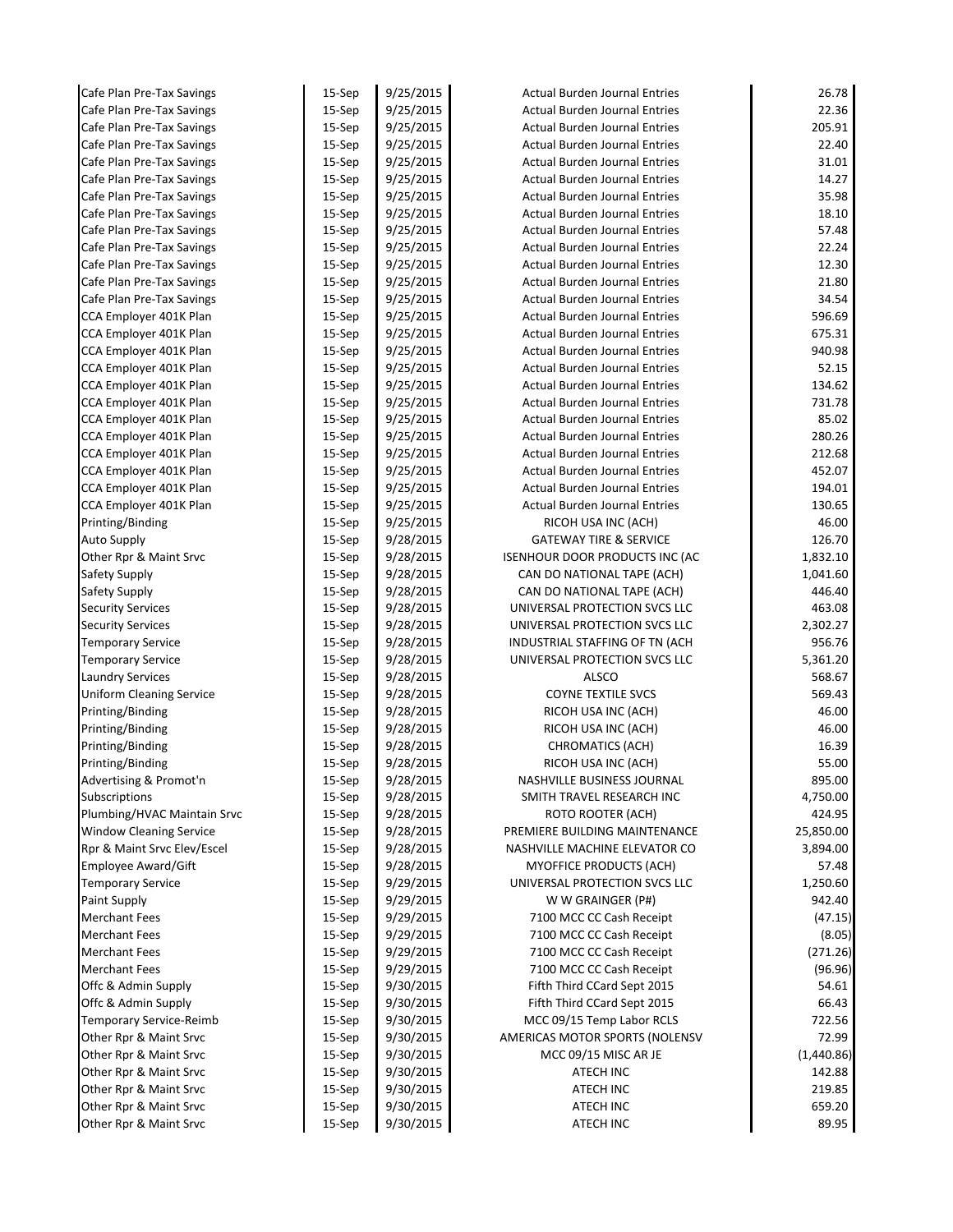| | | | | |
|---|---|---|---|---|
| Cafe Plan Pre-Tax Savings | 15-Sep | 9/25/2015 | Actual Burden Journal Entries | 26.78 |
| Cafe Plan Pre-Tax Savings | 15-Sep | 9/25/2015 | Actual Burden Journal Entries | 22.36 |
| Cafe Plan Pre-Tax Savings | 15-Sep | 9/25/2015 | Actual Burden Journal Entries | 205.91 |
| Cafe Plan Pre-Tax Savings | 15-Sep | 9/25/2015 | Actual Burden Journal Entries | 22.40 |
| Cafe Plan Pre-Tax Savings | 15-Sep | 9/25/2015 | Actual Burden Journal Entries | 31.01 |
| Cafe Plan Pre-Tax Savings | 15-Sep | 9/25/2015 | Actual Burden Journal Entries | 14.27 |
| Cafe Plan Pre-Tax Savings | 15-Sep | 9/25/2015 | Actual Burden Journal Entries | 35.98 |
| Cafe Plan Pre-Tax Savings | 15-Sep | 9/25/2015 | Actual Burden Journal Entries | 18.10 |
| Cafe Plan Pre-Tax Savings | 15-Sep | 9/25/2015 | Actual Burden Journal Entries | 57.48 |
| Cafe Plan Pre-Tax Savings | 15-Sep | 9/25/2015 | Actual Burden Journal Entries | 22.24 |
| Cafe Plan Pre-Tax Savings | 15-Sep | 9/25/2015 | Actual Burden Journal Entries | 12.30 |
| Cafe Plan Pre-Tax Savings | 15-Sep | 9/25/2015 | Actual Burden Journal Entries | 21.80 |
| Cafe Plan Pre-Tax Savings | 15-Sep | 9/25/2015 | Actual Burden Journal Entries | 34.54 |
| CCA Employer 401K Plan | 15-Sep | 9/25/2015 | Actual Burden Journal Entries | 596.69 |
| CCA Employer 401K Plan | 15-Sep | 9/25/2015 | Actual Burden Journal Entries | 675.31 |
| CCA Employer 401K Plan | 15-Sep | 9/25/2015 | Actual Burden Journal Entries | 940.98 |
| CCA Employer 401K Plan | 15-Sep | 9/25/2015 | Actual Burden Journal Entries | 52.15 |
| CCA Employer 401K Plan | 15-Sep | 9/25/2015 | Actual Burden Journal Entries | 134.62 |
| CCA Employer 401K Plan | 15-Sep | 9/25/2015 | Actual Burden Journal Entries | 731.78 |
| CCA Employer 401K Plan | 15-Sep | 9/25/2015 | Actual Burden Journal Entries | 85.02 |
| CCA Employer 401K Plan | 15-Sep | 9/25/2015 | Actual Burden Journal Entries | 280.26 |
| CCA Employer 401K Plan | 15-Sep | 9/25/2015 | Actual Burden Journal Entries | 212.68 |
| CCA Employer 401K Plan | 15-Sep | 9/25/2015 | Actual Burden Journal Entries | 452.07 |
| CCA Employer 401K Plan | 15-Sep | 9/25/2015 | Actual Burden Journal Entries | 194.01 |
| CCA Employer 401K Plan | 15-Sep | 9/25/2015 | Actual Burden Journal Entries | 130.65 |
| Printing/Binding | 15-Sep | 9/25/2015 | RICOH USA INC (ACH) | 46.00 |
| Auto Supply | 15-Sep | 9/28/2015 | GATEWAY TIRE & SERVICE | 126.70 |
| Other Rpr & Maint Srvc | 15-Sep | 9/28/2015 | ISENHOUR DOOR PRODUCTS INC (AC | 1,832.10 |
| Safety Supply | 15-Sep | 9/28/2015 | CAN DO NATIONAL TAPE (ACH) | 1,041.60 |
| Safety Supply | 15-Sep | 9/28/2015 | CAN DO NATIONAL TAPE (ACH) | 446.40 |
| Security Services | 15-Sep | 9/28/2015 | UNIVERSAL PROTECTION SVCS LLC | 463.08 |
| Security Services | 15-Sep | 9/28/2015 | UNIVERSAL PROTECTION SVCS LLC | 2,302.27 |
| Temporary Service | 15-Sep | 9/28/2015 | INDUSTRIAL STAFFING OF TN (ACH | 956.76 |
| Temporary Service | 15-Sep | 9/28/2015 | UNIVERSAL PROTECTION SVCS LLC | 5,361.20 |
| Laundry Services | 15-Sep | 9/28/2015 | ALSCO | 568.67 |
| Uniform Cleaning Service | 15-Sep | 9/28/2015 | COYNE TEXTILE SVCS | 569.43 |
| Printing/Binding | 15-Sep | 9/28/2015 | RICOH USA INC (ACH) | 46.00 |
| Printing/Binding | 15-Sep | 9/28/2015 | RICOH USA INC (ACH) | 46.00 |
| Printing/Binding | 15-Sep | 9/28/2015 | CHROMATICS (ACH) | 16.39 |
| Printing/Binding | 15-Sep | 9/28/2015 | RICOH USA INC (ACH) | 55.00 |
| Advertising & Promot'n | 15-Sep | 9/28/2015 | NASHVILLE BUSINESS JOURNAL | 895.00 |
| Subscriptions | 15-Sep | 9/28/2015 | SMITH TRAVEL RESEARCH INC | 4,750.00 |
| Plumbing/HVAC Maintain Srvc | 15-Sep | 9/28/2015 | ROTO ROOTER (ACH) | 424.95 |
| Window Cleaning Service | 15-Sep | 9/28/2015 | PREMIERE BUILDING MAINTENANCE | 25,850.00 |
| Rpr & Maint Srvc Elev/Escel | 15-Sep | 9/28/2015 | NASHVILLE MACHINE ELEVATOR CO | 3,894.00 |
| Employee Award/Gift | 15-Sep | 9/28/2015 | MYOFFICE PRODUCTS (ACH) | 57.48 |
| Temporary Service | 15-Sep | 9/29/2015 | UNIVERSAL PROTECTION SVCS LLC | 1,250.60 |
| Paint Supply | 15-Sep | 9/29/2015 | W W GRAINGER (P#) | 942.40 |
| Merchant Fees | 15-Sep | 9/29/2015 | 7100 MCC CC Cash Receipt | (47.15) |
| Merchant Fees | 15-Sep | 9/29/2015 | 7100 MCC CC Cash Receipt | (8.05) |
| Merchant Fees | 15-Sep | 9/29/2015 | 7100 MCC CC Cash Receipt | (271.26) |
| Merchant Fees | 15-Sep | 9/29/2015 | 7100 MCC CC Cash Receipt | (96.96) |
| Offc & Admin Supply | 15-Sep | 9/30/2015 | Fifth Third CCard Sept 2015 | 54.61 |
| Offc & Admin Supply | 15-Sep | 9/30/2015 | Fifth Third CCard Sept 2015 | 66.43 |
| Temporary Service-Reimb | 15-Sep | 9/30/2015 | MCC 09/15 Temp Labor RCLS | 722.56 |
| Other Rpr & Maint Srvc | 15-Sep | 9/30/2015 | AMERICAS MOTOR SPORTS (NOLENSV | 72.99 |
| Other Rpr & Maint Srvc | 15-Sep | 9/30/2015 | MCC 09/15 MISC AR JE | (1,440.86) |
| Other Rpr & Maint Srvc | 15-Sep | 9/30/2015 | ATECH INC | 142.88 |
| Other Rpr & Maint Srvc | 15-Sep | 9/30/2015 | ATECH INC | 219.85 |
| Other Rpr & Maint Srvc | 15-Sep | 9/30/2015 | ATECH INC | 659.20 |
| Other Rpr & Maint Srvc | 15-Sep | 9/30/2015 | ATECH INC | 89.95 |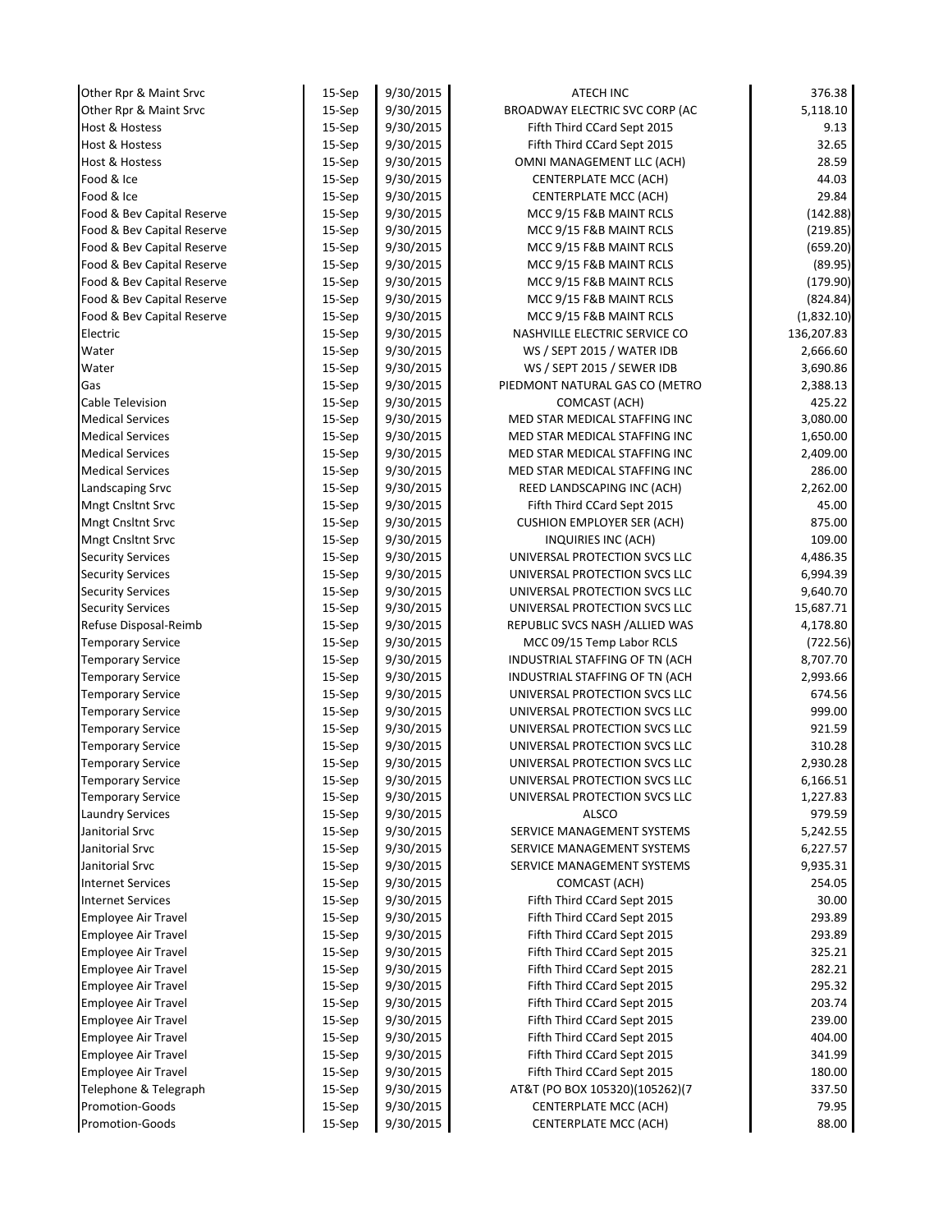| | | | | |
|---|---|---|---|---|
| Other Rpr & Maint Srvc | 15-Sep | 9/30/2015 | ATECH INC | 376.38 |
| Other Rpr & Maint Srvc | 15-Sep | 9/30/2015 | BROADWAY ELECTRIC SVC CORP (AC | 5,118.10 |
| Host & Hostess | 15-Sep | 9/30/2015 | Fifth Third CCard Sept 2015 | 9.13 |
| Host & Hostess | 15-Sep | 9/30/2015 | Fifth Third CCard Sept 2015 | 32.65 |
| Host & Hostess | 15-Sep | 9/30/2015 | OMNI MANAGEMENT LLC (ACH) | 28.59 |
| Food & Ice | 15-Sep | 9/30/2015 | CENTERPLATE MCC (ACH) | 44.03 |
| Food & Ice | 15-Sep | 9/30/2015 | CENTERPLATE MCC (ACH) | 29.84 |
| Food & Bev Capital Reserve | 15-Sep | 9/30/2015 | MCC 9/15 F&B MAINT RCLS | (142.88) |
| Food & Bev Capital Reserve | 15-Sep | 9/30/2015 | MCC 9/15 F&B MAINT RCLS | (219.85) |
| Food & Bev Capital Reserve | 15-Sep | 9/30/2015 | MCC 9/15 F&B MAINT RCLS | (659.20) |
| Food & Bev Capital Reserve | 15-Sep | 9/30/2015 | MCC 9/15 F&B MAINT RCLS | (89.95) |
| Food & Bev Capital Reserve | 15-Sep | 9/30/2015 | MCC 9/15 F&B MAINT RCLS | (179.90) |
| Food & Bev Capital Reserve | 15-Sep | 9/30/2015 | MCC 9/15 F&B MAINT RCLS | (824.84) |
| Food & Bev Capital Reserve | 15-Sep | 9/30/2015 | MCC 9/15 F&B MAINT RCLS | (1,832.10) |
| Electric | 15-Sep | 9/30/2015 | NASHVILLE ELECTRIC SERVICE CO | 136,207.83 |
| Water | 15-Sep | 9/30/2015 | WS / SEPT 2015 / WATER IDB | 2,666.60 |
| Water | 15-Sep | 9/30/2015 | WS / SEPT 2015 / SEWER IDB | 3,690.86 |
| Gas | 15-Sep | 9/30/2015 | PIEDMONT NATURAL GAS CO (METRO | 2,388.13 |
| Cable Television | 15-Sep | 9/30/2015 | COMCAST (ACH) | 425.22 |
| Medical Services | 15-Sep | 9/30/2015 | MED STAR MEDICAL STAFFING INC | 3,080.00 |
| Medical Services | 15-Sep | 9/30/2015 | MED STAR MEDICAL STAFFING INC | 1,650.00 |
| Medical Services | 15-Sep | 9/30/2015 | MED STAR MEDICAL STAFFING INC | 2,409.00 |
| Medical Services | 15-Sep | 9/30/2015 | MED STAR MEDICAL STAFFING INC | 286.00 |
| Landscaping Srvc | 15-Sep | 9/30/2015 | REED LANDSCAPING INC (ACH) | 2,262.00 |
| Mngt Cnsltnt Srvc | 15-Sep | 9/30/2015 | Fifth Third CCard Sept 2015 | 45.00 |
| Mngt Cnsltnt Srvc | 15-Sep | 9/30/2015 | CUSHION EMPLOYER SER (ACH) | 875.00 |
| Mngt Cnsltnt Srvc | 15-Sep | 9/30/2015 | INQUIRIES INC (ACH) | 109.00 |
| Security Services | 15-Sep | 9/30/2015 | UNIVERSAL PROTECTION SVCS LLC | 4,486.35 |
| Security Services | 15-Sep | 9/30/2015 | UNIVERSAL PROTECTION SVCS LLC | 6,994.39 |
| Security Services | 15-Sep | 9/30/2015 | UNIVERSAL PROTECTION SVCS LLC | 9,640.70 |
| Security Services | 15-Sep | 9/30/2015 | UNIVERSAL PROTECTION SVCS LLC | 15,687.71 |
| Refuse Disposal-Reimb | 15-Sep | 9/30/2015 | REPUBLIC SVCS NASH /ALLIED WAS | 4,178.80 |
| Temporary Service | 15-Sep | 9/30/2015 | MCC 09/15 Temp Labor RCLS | (722.56) |
| Temporary Service | 15-Sep | 9/30/2015 | INDUSTRIAL STAFFING OF TN (ACH | 8,707.70 |
| Temporary Service | 15-Sep | 9/30/2015 | INDUSTRIAL STAFFING OF TN (ACH | 2,993.66 |
| Temporary Service | 15-Sep | 9/30/2015 | UNIVERSAL PROTECTION SVCS LLC | 674.56 |
| Temporary Service | 15-Sep | 9/30/2015 | UNIVERSAL PROTECTION SVCS LLC | 999.00 |
| Temporary Service | 15-Sep | 9/30/2015 | UNIVERSAL PROTECTION SVCS LLC | 921.59 |
| Temporary Service | 15-Sep | 9/30/2015 | UNIVERSAL PROTECTION SVCS LLC | 310.28 |
| Temporary Service | 15-Sep | 9/30/2015 | UNIVERSAL PROTECTION SVCS LLC | 2,930.28 |
| Temporary Service | 15-Sep | 9/30/2015 | UNIVERSAL PROTECTION SVCS LLC | 6,166.51 |
| Temporary Service | 15-Sep | 9/30/2015 | UNIVERSAL PROTECTION SVCS LLC | 1,227.83 |
| Laundry Services | 15-Sep | 9/30/2015 | ALSCO | 979.59 |
| Janitorial Srvc | 15-Sep | 9/30/2015 | SERVICE MANAGEMENT SYSTEMS | 5,242.55 |
| Janitorial Srvc | 15-Sep | 9/30/2015 | SERVICE MANAGEMENT SYSTEMS | 6,227.57 |
| Janitorial Srvc | 15-Sep | 9/30/2015 | SERVICE MANAGEMENT SYSTEMS | 9,935.31 |
| Internet Services | 15-Sep | 9/30/2015 | COMCAST (ACH) | 254.05 |
| Internet Services | 15-Sep | 9/30/2015 | Fifth Third CCard Sept 2015 | 30.00 |
| Employee Air Travel | 15-Sep | 9/30/2015 | Fifth Third CCard Sept 2015 | 293.89 |
| Employee Air Travel | 15-Sep | 9/30/2015 | Fifth Third CCard Sept 2015 | 293.89 |
| Employee Air Travel | 15-Sep | 9/30/2015 | Fifth Third CCard Sept 2015 | 325.21 |
| Employee Air Travel | 15-Sep | 9/30/2015 | Fifth Third CCard Sept 2015 | 282.21 |
| Employee Air Travel | 15-Sep | 9/30/2015 | Fifth Third CCard Sept 2015 | 295.32 |
| Employee Air Travel | 15-Sep | 9/30/2015 | Fifth Third CCard Sept 2015 | 203.74 |
| Employee Air Travel | 15-Sep | 9/30/2015 | Fifth Third CCard Sept 2015 | 239.00 |
| Employee Air Travel | 15-Sep | 9/30/2015 | Fifth Third CCard Sept 2015 | 404.00 |
| Employee Air Travel | 15-Sep | 9/30/2015 | Fifth Third CCard Sept 2015 | 341.99 |
| Employee Air Travel | 15-Sep | 9/30/2015 | Fifth Third CCard Sept 2015 | 180.00 |
| Telephone & Telegraph | 15-Sep | 9/30/2015 | AT&T (PO BOX 105320)(105262)(7 | 337.50 |
| Promotion-Goods | 15-Sep | 9/30/2015 | CENTERPLATE MCC (ACH) | 79.95 |
| Promotion-Goods | 15-Sep | 9/30/2015 | CENTERPLATE MCC (ACH) | 88.00 |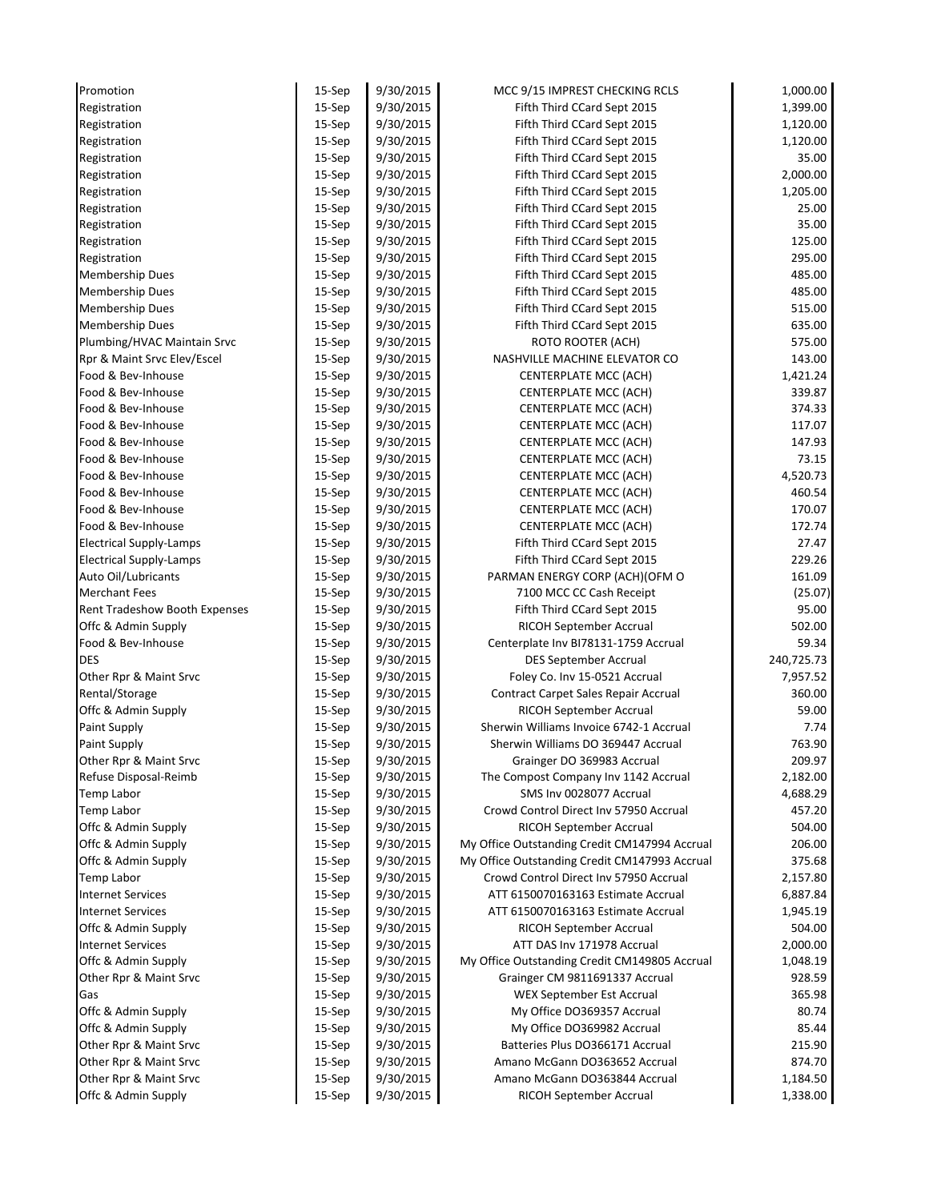| | | | | |
|---|---|---|---|---|
| Promotion | 15-Sep | 9/30/2015 | MCC 9/15 IMPREST CHECKING RCLS | 1,000.00 |
| Registration | 15-Sep | 9/30/2015 | Fifth Third CCard Sept 2015 | 1,399.00 |
| Registration | 15-Sep | 9/30/2015 | Fifth Third CCard Sept 2015 | 1,120.00 |
| Registration | 15-Sep | 9/30/2015 | Fifth Third CCard Sept 2015 | 1,120.00 |
| Registration | 15-Sep | 9/30/2015 | Fifth Third CCard Sept 2015 | 35.00 |
| Registration | 15-Sep | 9/30/2015 | Fifth Third CCard Sept 2015 | 2,000.00 |
| Registration | 15-Sep | 9/30/2015 | Fifth Third CCard Sept 2015 | 1,205.00 |
| Registration | 15-Sep | 9/30/2015 | Fifth Third CCard Sept 2015 | 25.00 |
| Registration | 15-Sep | 9/30/2015 | Fifth Third CCard Sept 2015 | 35.00 |
| Registration | 15-Sep | 9/30/2015 | Fifth Third CCard Sept 2015 | 125.00 |
| Registration | 15-Sep | 9/30/2015 | Fifth Third CCard Sept 2015 | 295.00 |
| Membership Dues | 15-Sep | 9/30/2015 | Fifth Third CCard Sept 2015 | 485.00 |
| Membership Dues | 15-Sep | 9/30/2015 | Fifth Third CCard Sept 2015 | 485.00 |
| Membership Dues | 15-Sep | 9/30/2015 | Fifth Third CCard Sept 2015 | 515.00 |
| Membership Dues | 15-Sep | 9/30/2015 | Fifth Third CCard Sept 2015 | 635.00 |
| Plumbing/HVAC Maintain Srvc | 15-Sep | 9/30/2015 | ROTO ROOTER (ACH) | 575.00 |
| Rpr & Maint Srvc Elev/Escel | 15-Sep | 9/30/2015 | NASHVILLE MACHINE ELEVATOR CO | 143.00 |
| Food & Bev-Inhouse | 15-Sep | 9/30/2015 | CENTERPLATE MCC (ACH) | 1,421.24 |
| Food & Bev-Inhouse | 15-Sep | 9/30/2015 | CENTERPLATE MCC (ACH) | 339.87 |
| Food & Bev-Inhouse | 15-Sep | 9/30/2015 | CENTERPLATE MCC (ACH) | 374.33 |
| Food & Bev-Inhouse | 15-Sep | 9/30/2015 | CENTERPLATE MCC (ACH) | 117.07 |
| Food & Bev-Inhouse | 15-Sep | 9/30/2015 | CENTERPLATE MCC (ACH) | 147.93 |
| Food & Bev-Inhouse | 15-Sep | 9/30/2015 | CENTERPLATE MCC (ACH) | 73.15 |
| Food & Bev-Inhouse | 15-Sep | 9/30/2015 | CENTERPLATE MCC (ACH) | 4,520.73 |
| Food & Bev-Inhouse | 15-Sep | 9/30/2015 | CENTERPLATE MCC (ACH) | 460.54 |
| Food & Bev-Inhouse | 15-Sep | 9/30/2015 | CENTERPLATE MCC (ACH) | 170.07 |
| Food & Bev-Inhouse | 15-Sep | 9/30/2015 | CENTERPLATE MCC (ACH) | 172.74 |
| Electrical Supply-Lamps | 15-Sep | 9/30/2015 | Fifth Third CCard Sept 2015 | 27.47 |
| Electrical Supply-Lamps | 15-Sep | 9/30/2015 | Fifth Third CCard Sept 2015 | 229.26 |
| Auto Oil/Lubricants | 15-Sep | 9/30/2015 | PARMAN ENERGY CORP (ACH)(OFM O | 161.09 |
| Merchant Fees | 15-Sep | 9/30/2015 | 7100 MCC CC Cash Receipt | (25.07) |
| Rent Tradeshow Booth Expenses | 15-Sep | 9/30/2015 | Fifth Third CCard Sept 2015 | 95.00 |
| Offc & Admin Supply | 15-Sep | 9/30/2015 | RICOH September Accrual | 502.00 |
| Food & Bev-Inhouse | 15-Sep | 9/30/2015 | Centerplate Inv BI78131-1759 Accrual | 59.34 |
| DES | 15-Sep | 9/30/2015 | DES September Accrual | 240,725.73 |
| Other Rpr & Maint Srvc | 15-Sep | 9/30/2015 | Foley Co. Inv 15-0521 Accrual | 7,957.52 |
| Rental/Storage | 15-Sep | 9/30/2015 | Contract Carpet Sales Repair Accrual | 360.00 |
| Offc & Admin Supply | 15-Sep | 9/30/2015 | RICOH September Accrual | 59.00 |
| Paint Supply | 15-Sep | 9/30/2015 | Sherwin Williams Invoice 6742-1 Accrual | 7.74 |
| Paint Supply | 15-Sep | 9/30/2015 | Sherwin Williams DO 369447 Accrual | 763.90 |
| Other Rpr & Maint Srvc | 15-Sep | 9/30/2015 | Grainger DO 369983 Accrual | 209.97 |
| Refuse Disposal-Reimb | 15-Sep | 9/30/2015 | The Compost Company Inv 1142 Accrual | 2,182.00 |
| Temp Labor | 15-Sep | 9/30/2015 | SMS Inv 0028077 Accrual | 4,688.29 |
| Temp Labor | 15-Sep | 9/30/2015 | Crowd Control Direct Inv 57950 Accrual | 457.20 |
| Offc & Admin Supply | 15-Sep | 9/30/2015 | RICOH September Accrual | 504.00 |
| Offc & Admin Supply | 15-Sep | 9/30/2015 | My Office Outstanding Credit CM147994 Accrual | 206.00 |
| Offc & Admin Supply | 15-Sep | 9/30/2015 | My Office Outstanding Credit CM147993 Accrual | 375.68 |
| Temp Labor | 15-Sep | 9/30/2015 | Crowd Control Direct Inv 57950 Accrual | 2,157.80 |
| Internet Services | 15-Sep | 9/30/2015 | ATT 6150070163163 Estimate Accrual | 6,887.84 |
| Internet Services | 15-Sep | 9/30/2015 | ATT 6150070163163 Estimate Accrual | 1,945.19 |
| Offc & Admin Supply | 15-Sep | 9/30/2015 | RICOH September Accrual | 504.00 |
| Internet Services | 15-Sep | 9/30/2015 | ATT DAS Inv 171978 Accrual | 2,000.00 |
| Offc & Admin Supply | 15-Sep | 9/30/2015 | My Office Outstanding Credit CM149805 Accrual | 1,048.19 |
| Other Rpr & Maint Srvc | 15-Sep | 9/30/2015 | Grainger CM 9811691337 Accrual | 928.59 |
| Gas | 15-Sep | 9/30/2015 | WEX September Est Accrual | 365.98 |
| Offc & Admin Supply | 15-Sep | 9/30/2015 | My Office DO369357 Accrual | 80.74 |
| Offc & Admin Supply | 15-Sep | 9/30/2015 | My Office DO369982 Accrual | 85.44 |
| Other Rpr & Maint Srvc | 15-Sep | 9/30/2015 | Batteries Plus DO366171 Accrual | 215.90 |
| Other Rpr & Maint Srvc | 15-Sep | 9/30/2015 | Amano McGann DO363652 Accrual | 874.70 |
| Other Rpr & Maint Srvc | 15-Sep | 9/30/2015 | Amano McGann DO363844 Accrual | 1,184.50 |
| Offc & Admin Supply | 15-Sep | 9/30/2015 | RICOH September Accrual | 1,338.00 |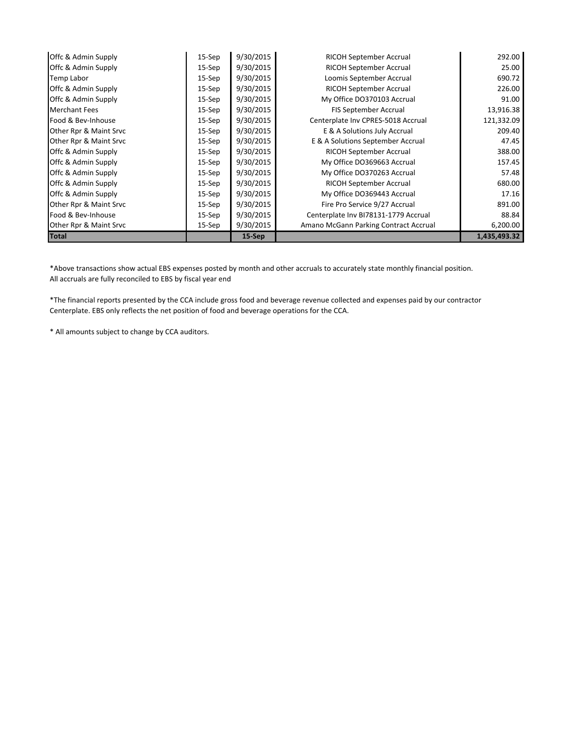| | | | | |
|---|---|---|---|---|
| Offc & Admin Supply | 15-Sep | 9/30/2015 | RICOH September Accrual | 292.00 |
| Offc & Admin Supply | 15-Sep | 9/30/2015 | RICOH September Accrual | 25.00 |
| Temp Labor | 15-Sep | 9/30/2015 | Loomis September Accrual | 690.72 |
| Offc & Admin Supply | 15-Sep | 9/30/2015 | RICOH September Accrual | 226.00 |
| Offc & Admin Supply | 15-Sep | 9/30/2015 | My Office DO370103 Accrual | 91.00 |
| Merchant Fees | 15-Sep | 9/30/2015 | FIS September Accrual | 13,916.38 |
| Food & Bev-Inhouse | 15-Sep | 9/30/2015 | Centerplate Inv CPRES-5018 Accrual | 121,332.09 |
| Other Rpr & Maint Srvc | 15-Sep | 9/30/2015 | E & A Solutions July Accrual | 209.40 |
| Other Rpr & Maint Srvc | 15-Sep | 9/30/2015 | E & A Solutions September Accrual | 47.45 |
| Offc & Admin Supply | 15-Sep | 9/30/2015 | RICOH September Accrual | 388.00 |
| Offc & Admin Supply | 15-Sep | 9/30/2015 | My Office DO369663 Accrual | 157.45 |
| Offc & Admin Supply | 15-Sep | 9/30/2015 | My Office DO370263 Accrual | 57.48 |
| Offc & Admin Supply | 15-Sep | 9/30/2015 | RICOH September Accrual | 680.00 |
| Offc & Admin Supply | 15-Sep | 9/30/2015 | My Office DO369443 Accrual | 17.16 |
| Other Rpr & Maint Srvc | 15-Sep | 9/30/2015 | Fire Pro Service 9/27 Accrual | 891.00 |
| Food & Bev-Inhouse | 15-Sep | 9/30/2015 | Centerplate Inv BI78131-1779 Accrual | 88.84 |
| Other Rpr & Maint Srvc | 15-Sep | 9/30/2015 | Amano McGann Parking Contract Accrual | 6,200.00 |
| **Total** | | **15-Sep** | | **1,435,493.32** |

*Above transactions show actual EBS expenses posted by month and other accruals to accurately state monthly financial position. All accruals are fully reconciled to EBS by fiscal year end

*The financial reports presented by the CCA include gross food and beverage revenue collected and expenses paid by our contractor Centerplate. EBS only reflects the net position of food and beverage operations for the CCA.

* All amounts subject to change by CCA auditors.